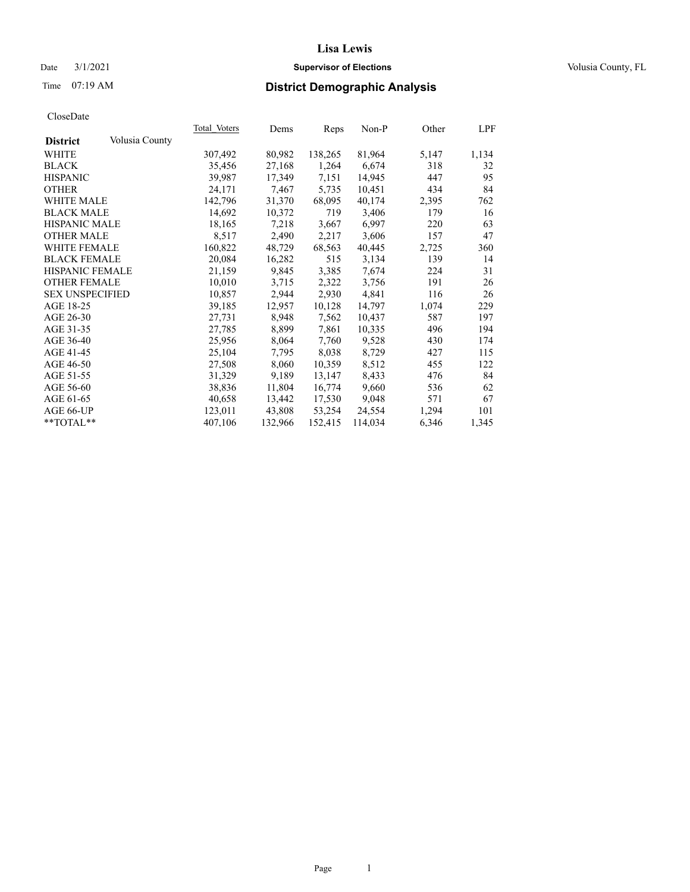# Lisa Lewis

Date 3/1/2021 **Supervisor of Elections** Volusia County, FL

Time 07:19 AM

## District Demographic Analysis

CloseDate

| **District** Volusia County | Total Voters | Dems | Reps | Non-P | Other | LPF |
|---|---|---|---|---|---|---|
| WHITE | 307,492 | 80,982 | 138,265 | 81,964 | 5,147 | 1,134 |
| BLACK | 35,456 | 27,168 | 1,264 | 6,674 | 318 | 32 |
| HISPANIC | 39,987 | 17,349 | 7,151 | 14,945 | 447 | 95 |
| OTHER | 24,171 | 7,467 | 5,735 | 10,451 | 434 | 84 |
| WHITE MALE | 142,796 | 31,370 | 68,095 | 40,174 | 2,395 | 762 |
| BLACK MALE | 14,692 | 10,372 | 719 | 3,406 | 179 | 16 |
| HISPANIC MALE | 18,165 | 7,218 | 3,667 | 6,997 | 220 | 63 |
| OTHER MALE | 8,517 | 2,490 | 2,217 | 3,606 | 157 | 47 |
| WHITE FEMALE | 160,822 | 48,729 | 68,563 | 40,445 | 2,725 | 360 |
| BLACK FEMALE | 20,084 | 16,282 | 515 | 3,134 | 139 | 14 |
| HISPANIC FEMALE | 21,159 | 9,845 | 3,385 | 7,674 | 224 | 31 |
| OTHER FEMALE | 10,010 | 3,715 | 2,322 | 3,756 | 191 | 26 |
| SEX UNSPECIFIED | 10,857 | 2,944 | 2,930 | 4,841 | 116 | 26 |
| AGE 18-25 | 39,185 | 12,957 | 10,128 | 14,797 | 1,074 | 229 |
| AGE 26-30 | 27,731 | 8,948 | 7,562 | 10,437 | 587 | 197 |
| AGE 31-35 | 27,785 | 8,899 | 7,861 | 10,335 | 496 | 194 |
| AGE 36-40 | 25,956 | 8,064 | 7,760 | 9,528 | 430 | 174 |
| AGE 41-45 | 25,104 | 7,795 | 8,038 | 8,729 | 427 | 115 |
| AGE 46-50 | 27,508 | 8,060 | 10,359 | 8,512 | 455 | 122 |
| AGE 51-55 | 31,329 | 9,189 | 13,147 | 8,433 | 476 | 84 |
| AGE 56-60 | 38,836 | 11,804 | 16,774 | 9,660 | 536 | 62 |
| AGE 61-65 | 40,658 | 13,442 | 17,530 | 9,048 | 571 | 67 |
| AGE 66-UP | 123,011 | 43,808 | 53,254 | 24,554 | 1,294 | 101 |
| **TOTAL** | 407,106 | 132,966 | 152,415 | 114,034 | 6,346 | 1,345 |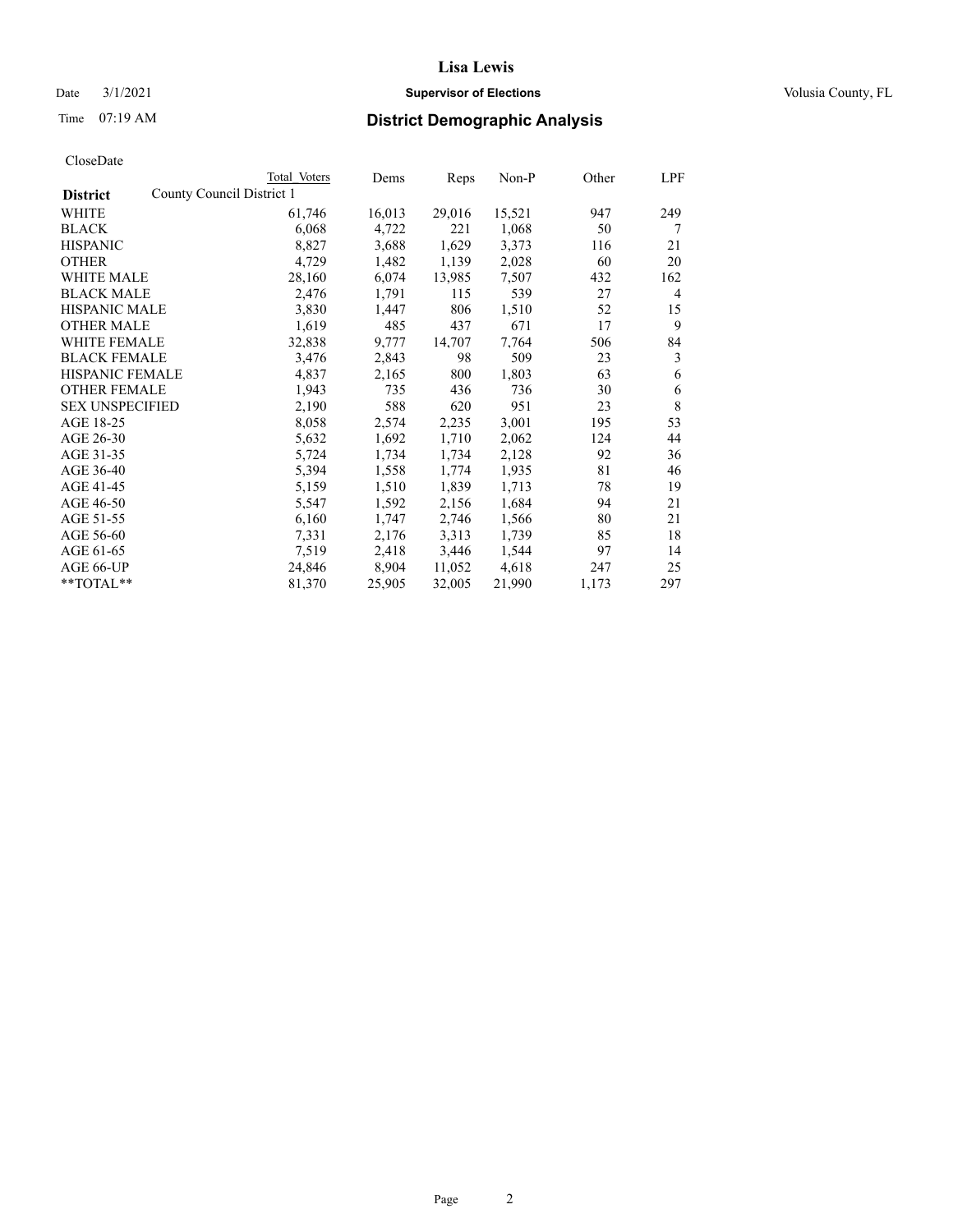CloseDate

| District | County Council District 1 | Total Voters | Dems | Reps | Non-P | Other | LPF |
|---|---|---|---|---|---|---|---|
| WHITE | | 61,746 | 16,013 | 29,016 | 15,521 | 947 | 249 |
| BLACK | | 6,068 | 4,722 | 221 | 1,068 | 50 | 7 |
| HISPANIC | | 8,827 | 3,688 | 1,629 | 3,373 | 116 | 21 |
| OTHER | | 4,729 | 1,482 | 1,139 | 2,028 | 60 | 20 |
| WHITE MALE | | 28,160 | 6,074 | 13,985 | 7,507 | 432 | 162 |
| BLACK MALE | | 2,476 | 1,791 | 115 | 539 | 27 | 4 |
| HISPANIC MALE | | 3,830 | 1,447 | 806 | 1,510 | 52 | 15 |
| OTHER MALE | | 1,619 | 485 | 437 | 671 | 17 | 9 |
| WHITE FEMALE | | 32,838 | 9,777 | 14,707 | 7,764 | 506 | 84 |
| BLACK FEMALE | | 3,476 | 2,843 | 98 | 509 | 23 | 3 |
| HISPANIC FEMALE | | 4,837 | 2,165 | 800 | 1,803 | 63 | 6 |
| OTHER FEMALE | | 1,943 | 735 | 436 | 736 | 30 | 6 |
| SEX UNSPECIFIED | | 2,190 | 588 | 620 | 951 | 23 | 8 |
| AGE 18-25 | | 8,058 | 2,574 | 2,235 | 3,001 | 195 | 53 |
| AGE 26-30 | | 5,632 | 1,692 | 1,710 | 2,062 | 124 | 44 |
| AGE 31-35 | | 5,724 | 1,734 | 1,734 | 2,128 | 92 | 36 |
| AGE 36-40 | | 5,394 | 1,558 | 1,774 | 1,935 | 81 | 46 |
| AGE 41-45 | | 5,159 | 1,510 | 1,839 | 1,713 | 78 | 19 |
| AGE 46-50 | | 5,547 | 1,592 | 2,156 | 1,684 | 94 | 21 |
| AGE 51-55 | | 6,160 | 1,747 | 2,746 | 1,566 | 80 | 21 |
| AGE 56-60 | | 7,331 | 2,176 | 3,313 | 1,739 | 85 | 18 |
| AGE 61-65 | | 7,519 | 2,418 | 3,446 | 1,544 | 97 | 14 |
| AGE 66-UP | | 24,846 | 8,904 | 11,052 | 4,618 | 247 | 25 |
| **TOTAL** | | 81,370 | 25,905 | 32,005 | 21,990 | 1,173 | 297 |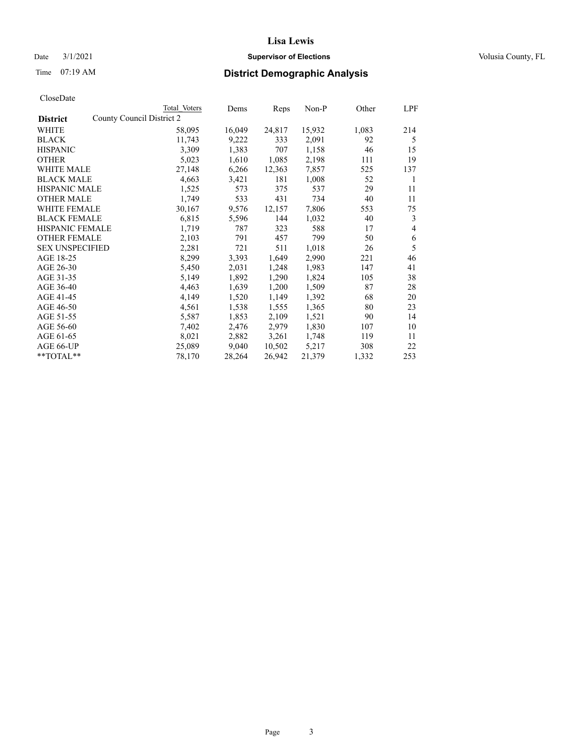# Lisa Lewis

Date 3/1/2021 **Supervisor of Elections** Volusia County, FL

Time 07:19 AM **District Demographic Analysis**

CloseDate

| **District** | County Council District 2 | Total Voters | Dems | Reps | Non-P | Other | LPF |
|---|---|---|---|---|---|---|---|
| WHITE | | 58,095 | 16,049 | 24,817 | 15,932 | 1,083 | 214 |
| BLACK | | 11,743 | 9,222 | 333 | 2,091 | 92 | 5 |
| HISPANIC | | 3,309 | 1,383 | 707 | 1,158 | 46 | 15 |
| OTHER | | 5,023 | 1,610 | 1,085 | 2,198 | 111 | 19 |
| WHITE MALE | | 27,148 | 6,266 | 12,363 | 7,857 | 525 | 137 |
| BLACK MALE | | 4,663 | 3,421 | 181 | 1,008 | 52 | 1 |
| HISPANIC MALE | | 1,525 | 573 | 375 | 537 | 29 | 11 |
| OTHER MALE | | 1,749 | 533 | 431 | 734 | 40 | 11 |
| WHITE FEMALE | | 30,167 | 9,576 | 12,157 | 7,806 | 553 | 75 |
| BLACK FEMALE | | 6,815 | 5,596 | 144 | 1,032 | 40 | 3 |
| HISPANIC FEMALE | | 1,719 | 787 | 323 | 588 | 17 | 4 |
| OTHER FEMALE | | 2,103 | 791 | 457 | 799 | 50 | 6 |
| SEX UNSPECIFIED | | 2,281 | 721 | 511 | 1,018 | 26 | 5 |
| AGE 18-25 | | 8,299 | 3,393 | 1,649 | 2,990 | 221 | 46 |
| AGE 26-30 | | 5,450 | 2,031 | 1,248 | 1,983 | 147 | 41 |
| AGE 31-35 | | 5,149 | 1,892 | 1,290 | 1,824 | 105 | 38 |
| AGE 36-40 | | 4,463 | 1,639 | 1,200 | 1,509 | 87 | 28 |
| AGE 41-45 | | 4,149 | 1,520 | 1,149 | 1,392 | 68 | 20 |
| AGE 46-50 | | 4,561 | 1,538 | 1,555 | 1,365 | 80 | 23 |
| AGE 51-55 | | 5,587 | 1,853 | 2,109 | 1,521 | 90 | 14 |
| AGE 56-60 | | 7,402 | 2,476 | 2,979 | 1,830 | 107 | 10 |
| AGE 61-65 | | 8,021 | 2,882 | 3,261 | 1,748 | 119 | 11 |
| AGE 66-UP | | 25,089 | 9,040 | 10,502 | 5,217 | 308 | 22 |
| **TOTAL** | | 78,170 | 28,264 | 26,942 | 21,379 | 1,332 | 253 |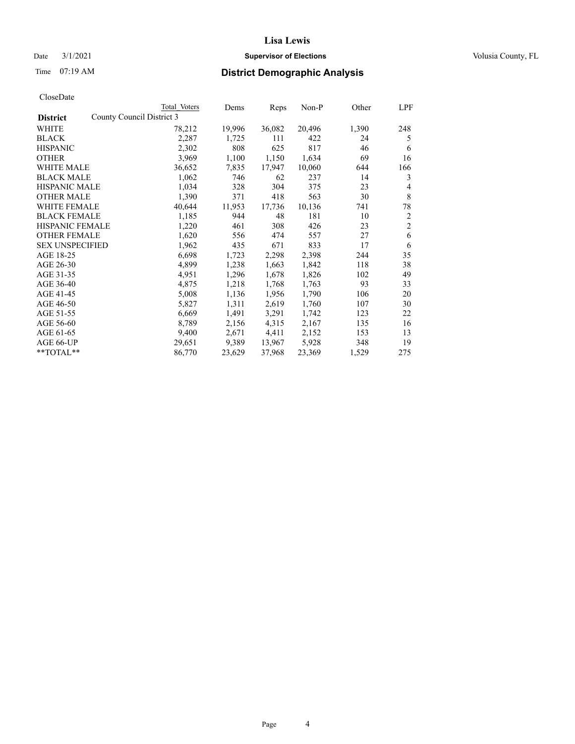CloseDate

| District | County Council District 3 | Total Voters | Dems | Reps | Non-P | Other | LPF |
|---|---|---|---|---|---|---|---|
| WHITE | | 78,212 | 19,996 | 36,082 | 20,496 | 1,390 | 248 |
| BLACK | | 2,287 | 1,725 | 111 | 422 | 24 | 5 |
| HISPANIC | | 2,302 | 808 | 625 | 817 | 46 | 6 |
| OTHER | | 3,969 | 1,100 | 1,150 | 1,634 | 69 | 16 |
| WHITE MALE | | 36,652 | 7,835 | 17,947 | 10,060 | 644 | 166 |
| BLACK MALE | | 1,062 | 746 | 62 | 237 | 14 | 3 |
| HISPANIC MALE | | 1,034 | 328 | 304 | 375 | 23 | 4 |
| OTHER MALE | | 1,390 | 371 | 418 | 563 | 30 | 8 |
| WHITE FEMALE | | 40,644 | 11,953 | 17,736 | 10,136 | 741 | 78 |
| BLACK FEMALE | | 1,185 | 944 | 48 | 181 | 10 | 2 |
| HISPANIC FEMALE | | 1,220 | 461 | 308 | 426 | 23 | 2 |
| OTHER FEMALE | | 1,620 | 556 | 474 | 557 | 27 | 6 |
| SEX UNSPECIFIED | | 1,962 | 435 | 671 | 833 | 17 | 6 |
| AGE 18-25 | | 6,698 | 1,723 | 2,298 | 2,398 | 244 | 35 |
| AGE 26-30 | | 4,899 | 1,238 | 1,663 | 1,842 | 118 | 38 |
| AGE 31-35 | | 4,951 | 1,296 | 1,678 | 1,826 | 102 | 49 |
| AGE 36-40 | | 4,875 | 1,218 | 1,768 | 1,763 | 93 | 33 |
| AGE 41-45 | | 5,008 | 1,136 | 1,956 | 1,790 | 106 | 20 |
| AGE 46-50 | | 5,827 | 1,311 | 2,619 | 1,760 | 107 | 30 |
| AGE 51-55 | | 6,669 | 1,491 | 3,291 | 1,742 | 123 | 22 |
| AGE 56-60 | | 8,789 | 2,156 | 4,315 | 2,167 | 135 | 16 |
| AGE 61-65 | | 9,400 | 2,671 | 4,411 | 2,152 | 153 | 13 |
| AGE 66-UP | | 29,651 | 9,389 | 13,967 | 5,928 | 348 | 19 |
| **TOTAL** | | 86,770 | 23,629 | 37,968 | 23,369 | 1,529 | 275 |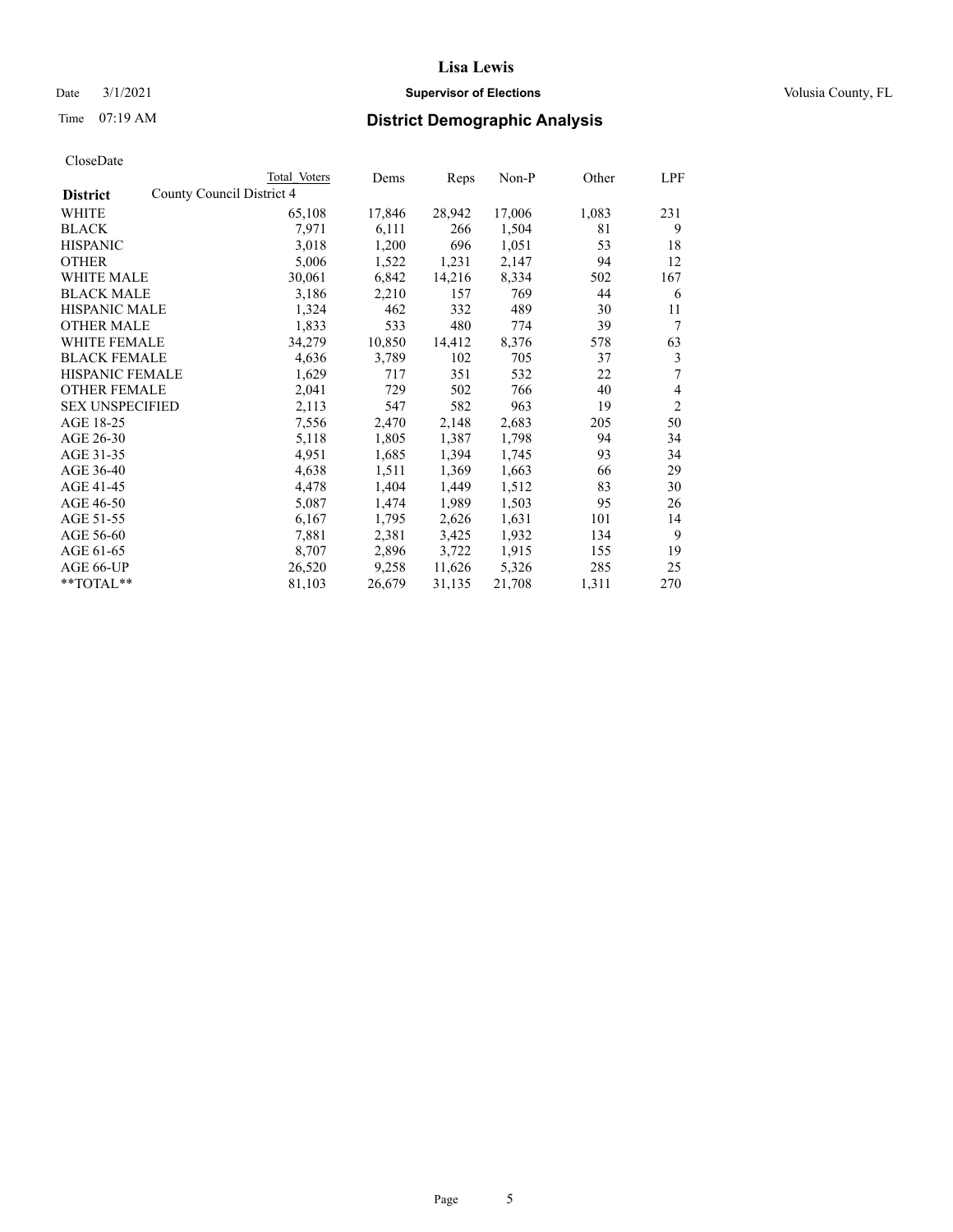Lisa Lewis

Date 3/1/2021 **Supervisor of Elections** Volusia County, FL

Time 07:19 AM **District Demographic Analysis**

CloseDate

| **District** | Total Voters | Dems | Reps | Non-P | Other | LPF |
|---|---|---|---|---|---|---|
| County Council District 4 | | | | | | |
| WHITE | 65,108 | 17,846 | 28,942 | 17,006 | 1,083 | 231 |
| BLACK | 7,971 | 6,111 | 266 | 1,504 | 81 | 9 |
| HISPANIC | 3,018 | 1,200 | 696 | 1,051 | 53 | 18 |
| OTHER | 5,006 | 1,522 | 1,231 | 2,147 | 94 | 12 |
| WHITE MALE | 30,061 | 6,842 | 14,216 | 8,334 | 502 | 167 |
| BLACK MALE | 3,186 | 2,210 | 157 | 769 | 44 | 6 |
| HISPANIC MALE | 1,324 | 462 | 332 | 489 | 30 | 11 |
| OTHER MALE | 1,833 | 533 | 480 | 774 | 39 | 7 |
| WHITE FEMALE | 34,279 | 10,850 | 14,412 | 8,376 | 578 | 63 |
| BLACK FEMALE | 4,636 | 3,789 | 102 | 705 | 37 | 3 |
| HISPANIC FEMALE | 1,629 | 717 | 351 | 532 | 22 | 7 |
| OTHER FEMALE | 2,041 | 729 | 502 | 766 | 40 | 4 |
| SEX UNSPECIFIED | 2,113 | 547 | 582 | 963 | 19 | 2 |
| AGE 18-25 | 7,556 | 2,470 | 2,148 | 2,683 | 205 | 50 |
| AGE 26-30 | 5,118 | 1,805 | 1,387 | 1,798 | 94 | 34 |
| AGE 31-35 | 4,951 | 1,685 | 1,394 | 1,745 | 93 | 34 |
| AGE 36-40 | 4,638 | 1,511 | 1,369 | 1,663 | 66 | 29 |
| AGE 41-45 | 4,478 | 1,404 | 1,449 | 1,512 | 83 | 30 |
| AGE 46-50 | 5,087 | 1,474 | 1,989 | 1,503 | 95 | 26 |
| AGE 51-55 | 6,167 | 1,795 | 2,626 | 1,631 | 101 | 14 |
| AGE 56-60 | 7,881 | 2,381 | 3,425 | 1,932 | 134 | 9 |
| AGE 61-65 | 8,707 | 2,896 | 3,722 | 1,915 | 155 | 19 |
| AGE 66-UP | 26,520 | 9,258 | 11,626 | 5,326 | 285 | 25 |
| **TOTAL** | 81,103 | 26,679 | 31,135 | 21,708 | 1,311 | 270 |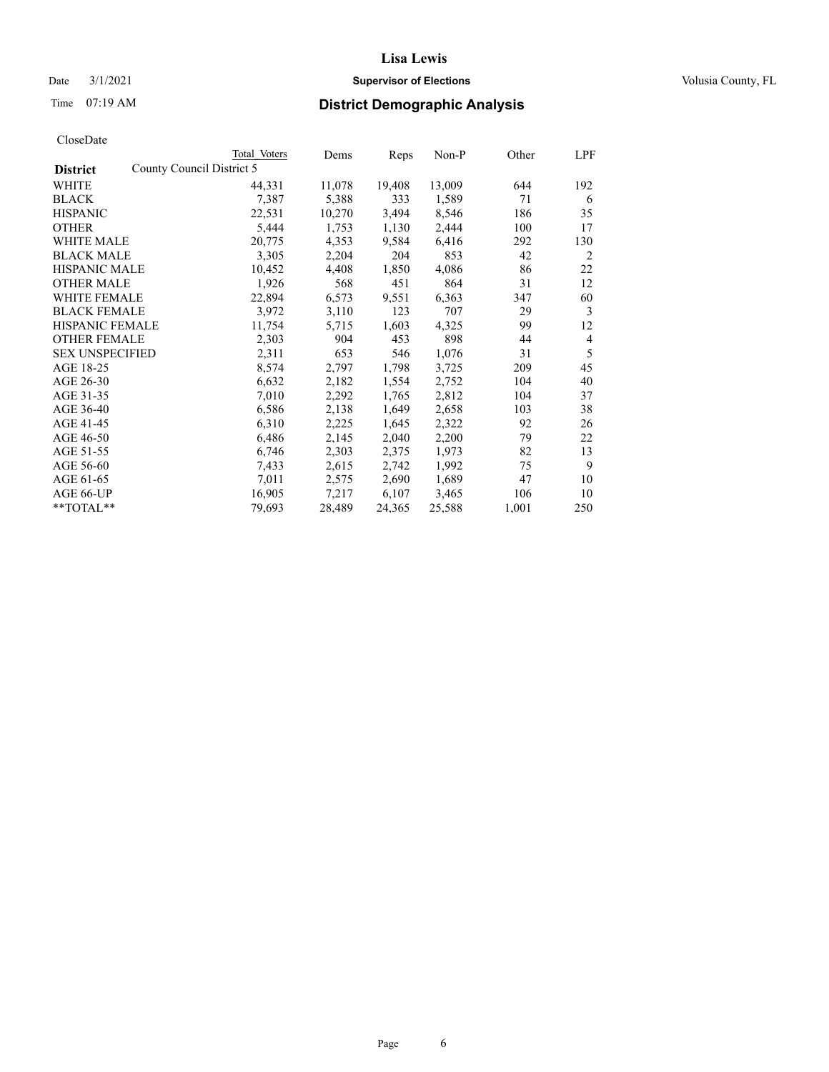# Lisa Lewis

Date 3/1/2021 **Supervisor of Elections** Volusia County, FL

Time 07:19 AM **District Demographic Analysis**

CloseDate

| District | Total Voters | Dems | Reps | Non-P | Other | LPF |
|---|---|---|---|---|---|---|
| County Council District 5 | | | | | | |
| WHITE | 44,331 | 11,078 | 19,408 | 13,009 | 644 | 192 |
| BLACK | 7,387 | 5,388 | 333 | 1,589 | 71 | 6 |
| HISPANIC | 22,531 | 10,270 | 3,494 | 8,546 | 186 | 35 |
| OTHER | 5,444 | 1,753 | 1,130 | 2,444 | 100 | 17 |
| WHITE MALE | 20,775 | 4,353 | 9,584 | 6,416 | 292 | 130 |
| BLACK MALE | 3,305 | 2,204 | 204 | 853 | 42 | 2 |
| HISPANIC MALE | 10,452 | 4,408 | 1,850 | 4,086 | 86 | 22 |
| OTHER MALE | 1,926 | 568 | 451 | 864 | 31 | 12 |
| WHITE FEMALE | 22,894 | 6,573 | 9,551 | 6,363 | 347 | 60 |
| BLACK FEMALE | 3,972 | 3,110 | 123 | 707 | 29 | 3 |
| HISPANIC FEMALE | 11,754 | 5,715 | 1,603 | 4,325 | 99 | 12 |
| OTHER FEMALE | 2,303 | 904 | 453 | 898 | 44 | 4 |
| SEX UNSPECIFIED | 2,311 | 653 | 546 | 1,076 | 31 | 5 |
| AGE 18-25 | 8,574 | 2,797 | 1,798 | 3,725 | 209 | 45 |
| AGE 26-30 | 6,632 | 2,182 | 1,554 | 2,752 | 104 | 40 |
| AGE 31-35 | 7,010 | 2,292 | 1,765 | 2,812 | 104 | 37 |
| AGE 36-40 | 6,586 | 2,138 | 1,649 | 2,658 | 103 | 38 |
| AGE 41-45 | 6,310 | 2,225 | 1,645 | 2,322 | 92 | 26 |
| AGE 46-50 | 6,486 | 2,145 | 2,040 | 2,200 | 79 | 22 |
| AGE 51-55 | 6,746 | 2,303 | 2,375 | 1,973 | 82 | 13 |
| AGE 56-60 | 7,433 | 2,615 | 2,742 | 1,992 | 75 | 9 |
| AGE 61-65 | 7,011 | 2,575 | 2,690 | 1,689 | 47 | 10 |
| AGE 66-UP | 16,905 | 7,217 | 6,107 | 3,465 | 106 | 10 |
| **TOTAL** | 79,693 | 28,489 | 24,365 | 25,588 | 1,001 | 250 |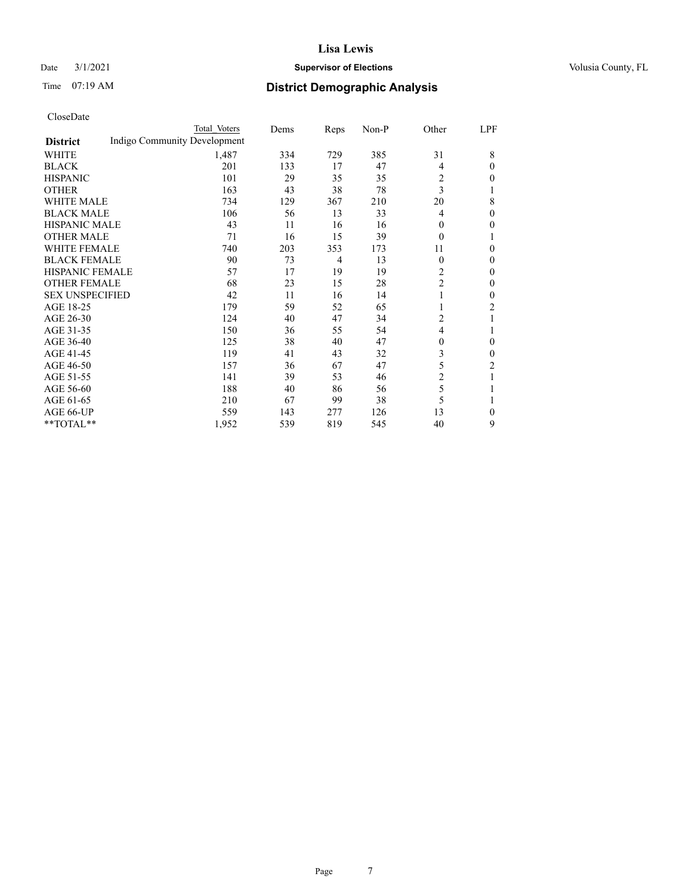# Lisa Lewis

Date 3/1/2021 **Supervisor of Elections** Volusia County, FL

Time 07:19 AM **District Demographic Analysis**

CloseDate

| District | Total Voters | Dems | Reps | Non-P | Other | LPF |
|---|---|---|---|---|---|---|
| | Indigo Community Development | | | | | |
| WHITE | 1,487 | 334 | 729 | 385 | 31 | 8 |
| BLACK | 201 | 133 | 17 | 47 | 4 | 0 |
| HISPANIC | 101 | 29 | 35 | 35 | 2 | 0 |
| OTHER | 163 | 43 | 38 | 78 | 3 | 1 |
| WHITE MALE | 734 | 129 | 367 | 210 | 20 | 8 |
| BLACK MALE | 106 | 56 | 13 | 33 | 4 | 0 |
| HISPANIC MALE | 43 | 11 | 16 | 16 | 0 | 0 |
| OTHER MALE | 71 | 16 | 15 | 39 | 0 | 1 |
| WHITE FEMALE | 740 | 203 | 353 | 173 | 11 | 0 |
| BLACK FEMALE | 90 | 73 | 4 | 13 | 0 | 0 |
| HISPANIC FEMALE | 57 | 17 | 19 | 19 | 2 | 0 |
| OTHER FEMALE | 68 | 23 | 15 | 28 | 2 | 0 |
| SEX UNSPECIFIED | 42 | 11 | 16 | 14 | 1 | 0 |
| AGE 18-25 | 179 | 59 | 52 | 65 | 1 | 2 |
| AGE 26-30 | 124 | 40 | 47 | 34 | 2 | 1 |
| AGE 31-35 | 150 | 36 | 55 | 54 | 4 | 1 |
| AGE 36-40 | 125 | 38 | 40 | 47 | 0 | 0 |
| AGE 41-45 | 119 | 41 | 43 | 32 | 3 | 0 |
| AGE 46-50 | 157 | 36 | 67 | 47 | 5 | 2 |
| AGE 51-55 | 141 | 39 | 53 | 46 | 2 | 1 |
| AGE 56-60 | 188 | 40 | 86 | 56 | 5 | 1 |
| AGE 61-65 | 210 | 67 | 99 | 38 | 5 | 1 |
| AGE 66-UP | 559 | 143 | 277 | 126 | 13 | 0 |
| **TOTAL** | 1,952 | 539 | 819 | 545 | 40 | 9 |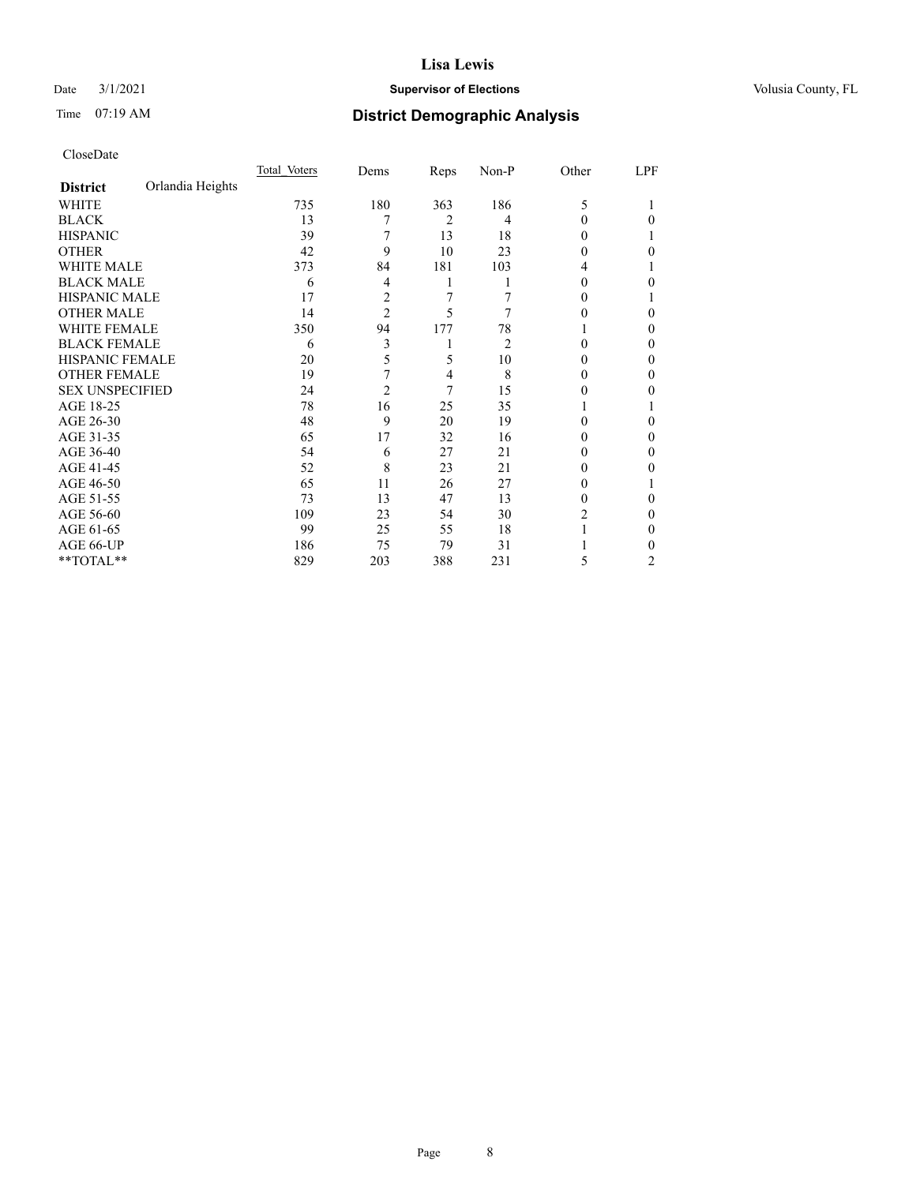CloseDate

| District | Orlandia Heights | Total Voters | Dems | Reps | Non-P | Other | LPF |
|---|---|---|---|---|---|---|---|
| WHITE | | 735 | 180 | 363 | 186 | 5 | 1 |
| BLACK | | 13 | 7 | 2 | 4 | 0 | 0 |
| HISPANIC | | 39 | 7 | 13 | 18 | 0 | 1 |
| OTHER | | 42 | 9 | 10 | 23 | 0 | 0 |
| WHITE MALE | | 373 | 84 | 181 | 103 | 4 | 1 |
| BLACK MALE | | 6 | 4 | 1 | 1 | 0 | 0 |
| HISPANIC MALE | | 17 | 2 | 7 | 7 | 0 | 1 |
| OTHER MALE | | 14 | 2 | 5 | 7 | 0 | 0 |
| WHITE FEMALE | | 350 | 94 | 177 | 78 | 1 | 0 |
| BLACK FEMALE | | 6 | 3 | 1 | 2 | 0 | 0 |
| HISPANIC FEMALE | | 20 | 5 | 5 | 10 | 0 | 0 |
| OTHER FEMALE | | 19 | 7 | 4 | 8 | 0 | 0 |
| SEX UNSPECIFIED | | 24 | 2 | 7 | 15 | 0 | 0 |
| AGE 18-25 | | 78 | 16 | 25 | 35 | 1 | 1 |
| AGE 26-30 | | 48 | 9 | 20 | 19 | 0 | 0 |
| AGE 31-35 | | 65 | 17 | 32 | 16 | 0 | 0 |
| AGE 36-40 | | 54 | 6 | 27 | 21 | 0 | 0 |
| AGE 41-45 | | 52 | 8 | 23 | 21 | 0 | 0 |
| AGE 46-50 | | 65 | 11 | 26 | 27 | 0 | 1 |
| AGE 51-55 | | 73 | 13 | 47 | 13 | 0 | 0 |
| AGE 56-60 | | 109 | 23 | 54 | 30 | 2 | 0 |
| AGE 61-65 | | 99 | 25 | 55 | 18 | 1 | 0 |
| AGE 66-UP | | 186 | 75 | 79 | 31 | 1 | 0 |
| **TOTAL** | | 829 | 203 | 388 | 231 | 5 | 2 |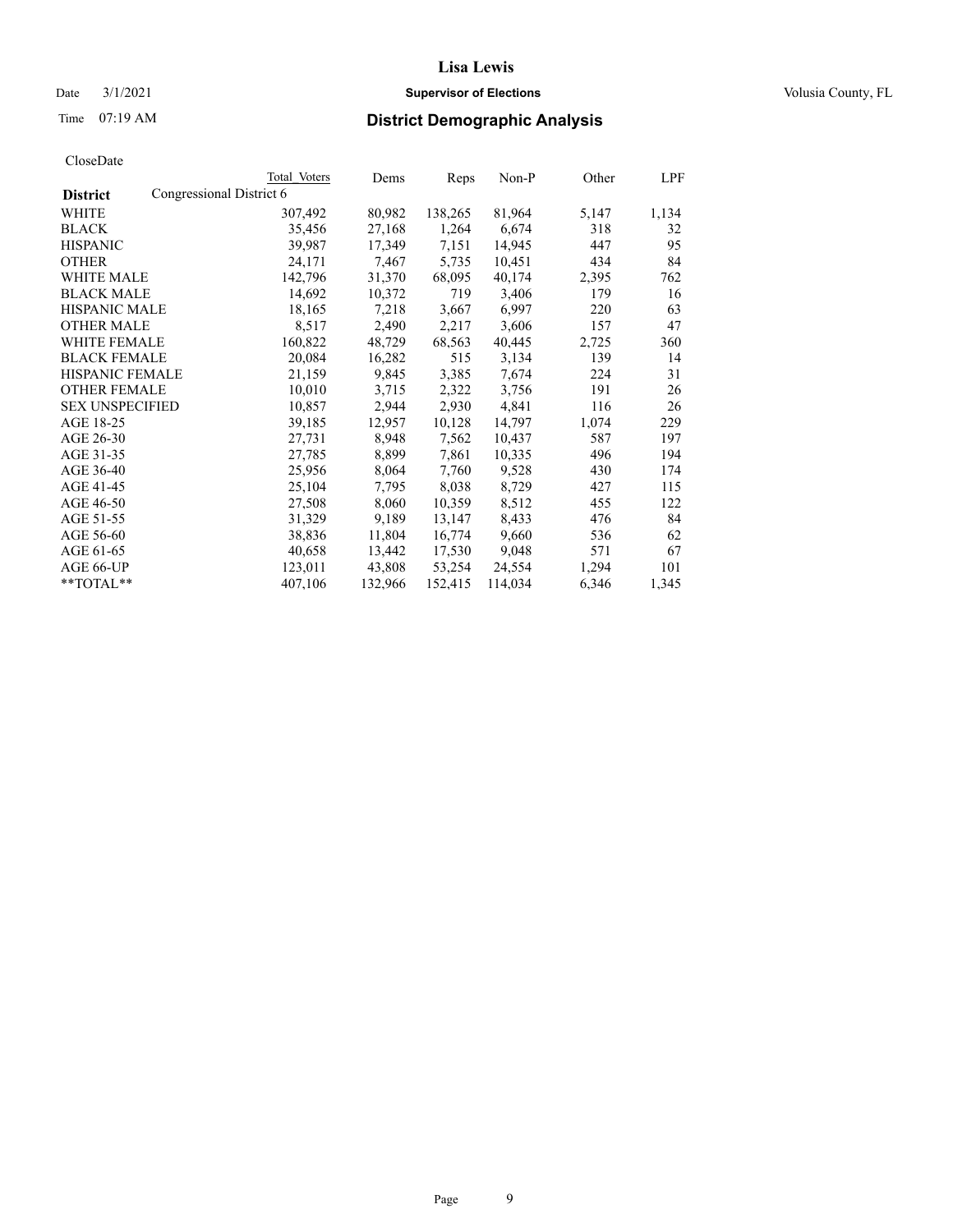# Lisa Lewis

Date 3/1/2021 **Supervisor of Elections** Volusia County, FL

Time 07:19 AM **District Demographic Analysis**

CloseDate

| | Total Voters | Dems | Reps | Non-P | Other | LPF |
|---|---|---|---|---|---|---|
| **District** Congressional District 6 | | | | | | |
| WHITE | 307,492 | 80,982 | 138,265 | 81,964 | 5,147 | 1,134 |
| BLACK | 35,456 | 27,168 | 1,264 | 6,674 | 318 | 32 |
| HISPANIC | 39,987 | 17,349 | 7,151 | 14,945 | 447 | 95 |
| OTHER | 24,171 | 7,467 | 5,735 | 10,451 | 434 | 84 |
| WHITE MALE | 142,796 | 31,370 | 68,095 | 40,174 | 2,395 | 762 |
| BLACK MALE | 14,692 | 10,372 | 719 | 3,406 | 179 | 16 |
| HISPANIC MALE | 18,165 | 7,218 | 3,667 | 6,997 | 220 | 63 |
| OTHER MALE | 8,517 | 2,490 | 2,217 | 3,606 | 157 | 47 |
| WHITE FEMALE | 160,822 | 48,729 | 68,563 | 40,445 | 2,725 | 360 |
| BLACK FEMALE | 20,084 | 16,282 | 515 | 3,134 | 139 | 14 |
| HISPANIC FEMALE | 21,159 | 9,845 | 3,385 | 7,674 | 224 | 31 |
| OTHER FEMALE | 10,010 | 3,715 | 2,322 | 3,756 | 191 | 26 |
| SEX UNSPECIFIED | 10,857 | 2,944 | 2,930 | 4,841 | 116 | 26 |
| AGE 18-25 | 39,185 | 12,957 | 10,128 | 14,797 | 1,074 | 229 |
| AGE 26-30 | 27,731 | 8,948 | 7,562 | 10,437 | 587 | 197 |
| AGE 31-35 | 27,785 | 8,899 | 7,861 | 10,335 | 496 | 194 |
| AGE 36-40 | 25,956 | 8,064 | 7,760 | 9,528 | 430 | 174 |
| AGE 41-45 | 25,104 | 7,795 | 8,038 | 8,729 | 427 | 115 |
| AGE 46-50 | 27,508 | 8,060 | 10,359 | 8,512 | 455 | 122 |
| AGE 51-55 | 31,329 | 9,189 | 13,147 | 8,433 | 476 | 84 |
| AGE 56-60 | 38,836 | 11,804 | 16,774 | 9,660 | 536 | 62 |
| AGE 61-65 | 40,658 | 13,442 | 17,530 | 9,048 | 571 | 67 |
| AGE 66-UP | 123,011 | 43,808 | 53,254 | 24,554 | 1,294 | 101 |
| **TOTAL** | 407,106 | 132,966 | 152,415 | 114,034 | 6,346 | 1,345 |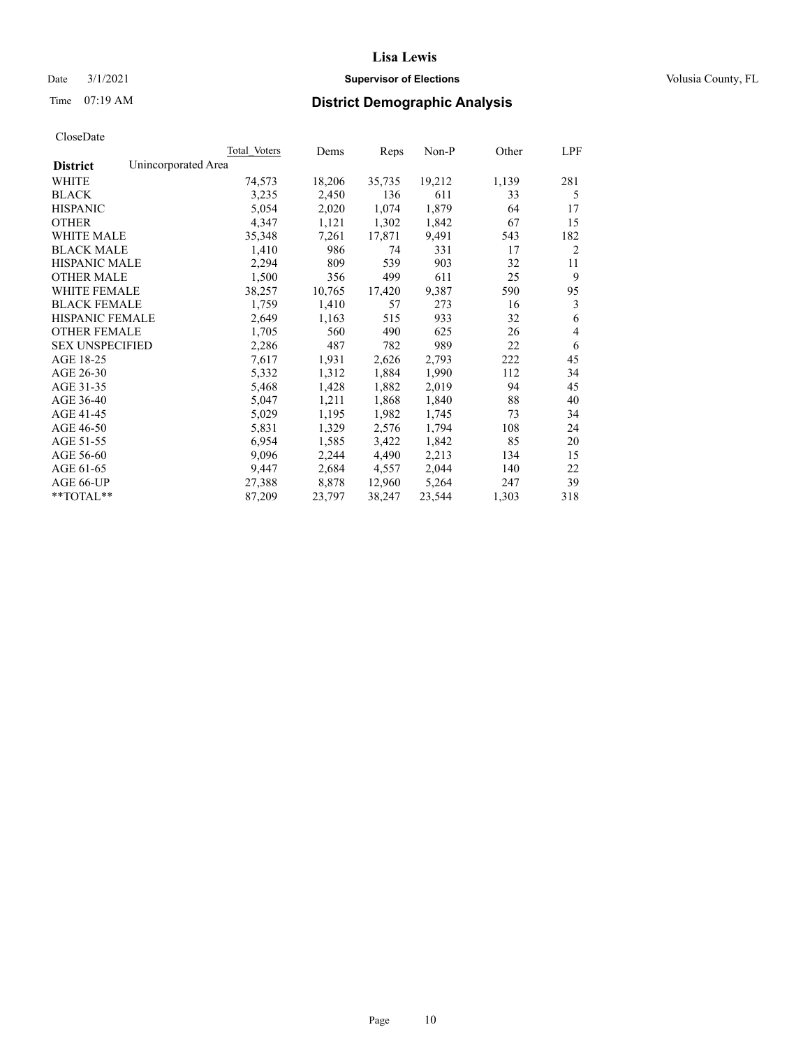**Lisa Lewis**

Date 3/1/2021 **Supervisor of Elections** Volusia County, FL

Time 07:19 AM **District Demographic Analysis**

CloseDate

| | Total Voters | Dems | Reps | Non-P | Other | LPF |
|---|---|---|---|---|---|---|
| **District** Unincorporated Area | | | | | | |
| WHITE | 74,573 | 18,206 | 35,735 | 19,212 | 1,139 | 281 |
| BLACK | 3,235 | 2,450 | 136 | 611 | 33 | 5 |
| HISPANIC | 5,054 | 2,020 | 1,074 | 1,879 | 64 | 17 |
| OTHER | 4,347 | 1,121 | 1,302 | 1,842 | 67 | 15 |
| WHITE MALE | 35,348 | 7,261 | 17,871 | 9,491 | 543 | 182 |
| BLACK MALE | 1,410 | 986 | 74 | 331 | 17 | 2 |
| HISPANIC MALE | 2,294 | 809 | 539 | 903 | 32 | 11 |
| OTHER MALE | 1,500 | 356 | 499 | 611 | 25 | 9 |
| WHITE FEMALE | 38,257 | 10,765 | 17,420 | 9,387 | 590 | 95 |
| BLACK FEMALE | 1,759 | 1,410 | 57 | 273 | 16 | 3 |
| HISPANIC FEMALE | 2,649 | 1,163 | 515 | 933 | 32 | 6 |
| OTHER FEMALE | 1,705 | 560 | 490 | 625 | 26 | 4 |
| SEX UNSPECIFIED | 2,286 | 487 | 782 | 989 | 22 | 6 |
| AGE 18-25 | 7,617 | 1,931 | 2,626 | 2,793 | 222 | 45 |
| AGE 26-30 | 5,332 | 1,312 | 1,884 | 1,990 | 112 | 34 |
| AGE 31-35 | 5,468 | 1,428 | 1,882 | 2,019 | 94 | 45 |
| AGE 36-40 | 5,047 | 1,211 | 1,868 | 1,840 | 88 | 40 |
| AGE 41-45 | 5,029 | 1,195 | 1,982 | 1,745 | 73 | 34 |
| AGE 46-50 | 5,831 | 1,329 | 2,576 | 1,794 | 108 | 24 |
| AGE 51-55 | 6,954 | 1,585 | 3,422 | 1,842 | 85 | 20 |
| AGE 56-60 | 9,096 | 2,244 | 4,490 | 2,213 | 134 | 15 |
| AGE 61-65 | 9,447 | 2,684 | 4,557 | 2,044 | 140 | 22 |
| AGE 66-UP | 27,388 | 8,878 | 12,960 | 5,264 | 247 | 39 |
| **TOTAL** | 87,209 | 23,797 | 38,247 | 23,544 | 1,303 | 318 |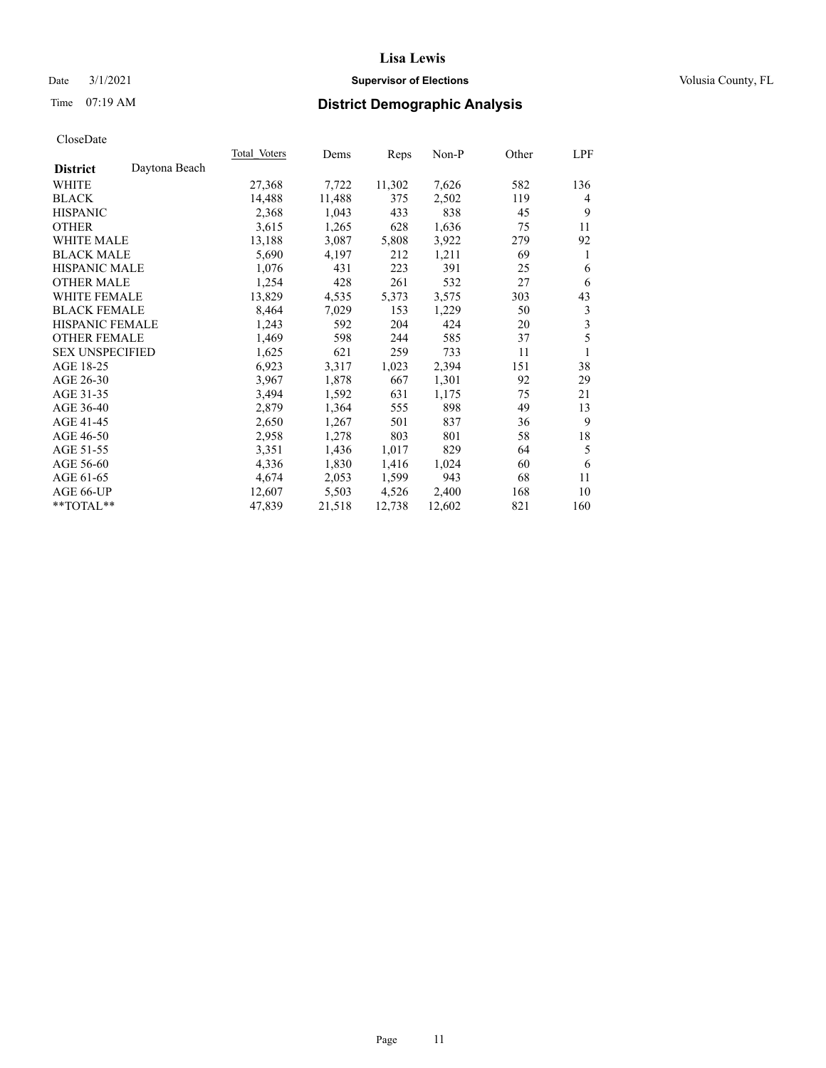# Lisa Lewis

Date 3/1/2021 **Supervisor of Elections** Volusia County, FL

Time 07:19 AM **District Demographic Analysis**

CloseDate

| **District** Daytona Beach | Total Voters | Dems | Reps | Non-P | Other | LPF |
|---|---|---|---|---|---|---|
| WHITE | 27,368 | 7,722 | 11,302 | 7,626 | 582 | 136 |
| BLACK | 14,488 | 11,488 | 375 | 2,502 | 119 | 4 |
| HISPANIC | 2,368 | 1,043 | 433 | 838 | 45 | 9 |
| OTHER | 3,615 | 1,265 | 628 | 1,636 | 75 | 11 |
| WHITE MALE | 13,188 | 3,087 | 5,808 | 3,922 | 279 | 92 |
| BLACK MALE | 5,690 | 4,197 | 212 | 1,211 | 69 | 1 |
| HISPANIC MALE | 1,076 | 431 | 223 | 391 | 25 | 6 |
| OTHER MALE | 1,254 | 428 | 261 | 532 | 27 | 6 |
| WHITE FEMALE | 13,829 | 4,535 | 5,373 | 3,575 | 303 | 43 |
| BLACK FEMALE | 8,464 | 7,029 | 153 | 1,229 | 50 | 3 |
| HISPANIC FEMALE | 1,243 | 592 | 204 | 424 | 20 | 3 |
| OTHER FEMALE | 1,469 | 598 | 244 | 585 | 37 | 5 |
| SEX UNSPECIFIED | 1,625 | 621 | 259 | 733 | 11 | 1 |
| AGE 18-25 | 6,923 | 3,317 | 1,023 | 2,394 | 151 | 38 |
| AGE 26-30 | 3,967 | 1,878 | 667 | 1,301 | 92 | 29 |
| AGE 31-35 | 3,494 | 1,592 | 631 | 1,175 | 75 | 21 |
| AGE 36-40 | 2,879 | 1,364 | 555 | 898 | 49 | 13 |
| AGE 41-45 | 2,650 | 1,267 | 501 | 837 | 36 | 9 |
| AGE 46-50 | 2,958 | 1,278 | 803 | 801 | 58 | 18 |
| AGE 51-55 | 3,351 | 1,436 | 1,017 | 829 | 64 | 5 |
| AGE 56-60 | 4,336 | 1,830 | 1,416 | 1,024 | 60 | 6 |
| AGE 61-65 | 4,674 | 2,053 | 1,599 | 943 | 68 | 11 |
| AGE 66-UP | 12,607 | 5,503 | 4,526 | 2,400 | 168 | 10 |
| **TOTAL** | 47,839 | 21,518 | 12,738 | 12,602 | 821 | 160 |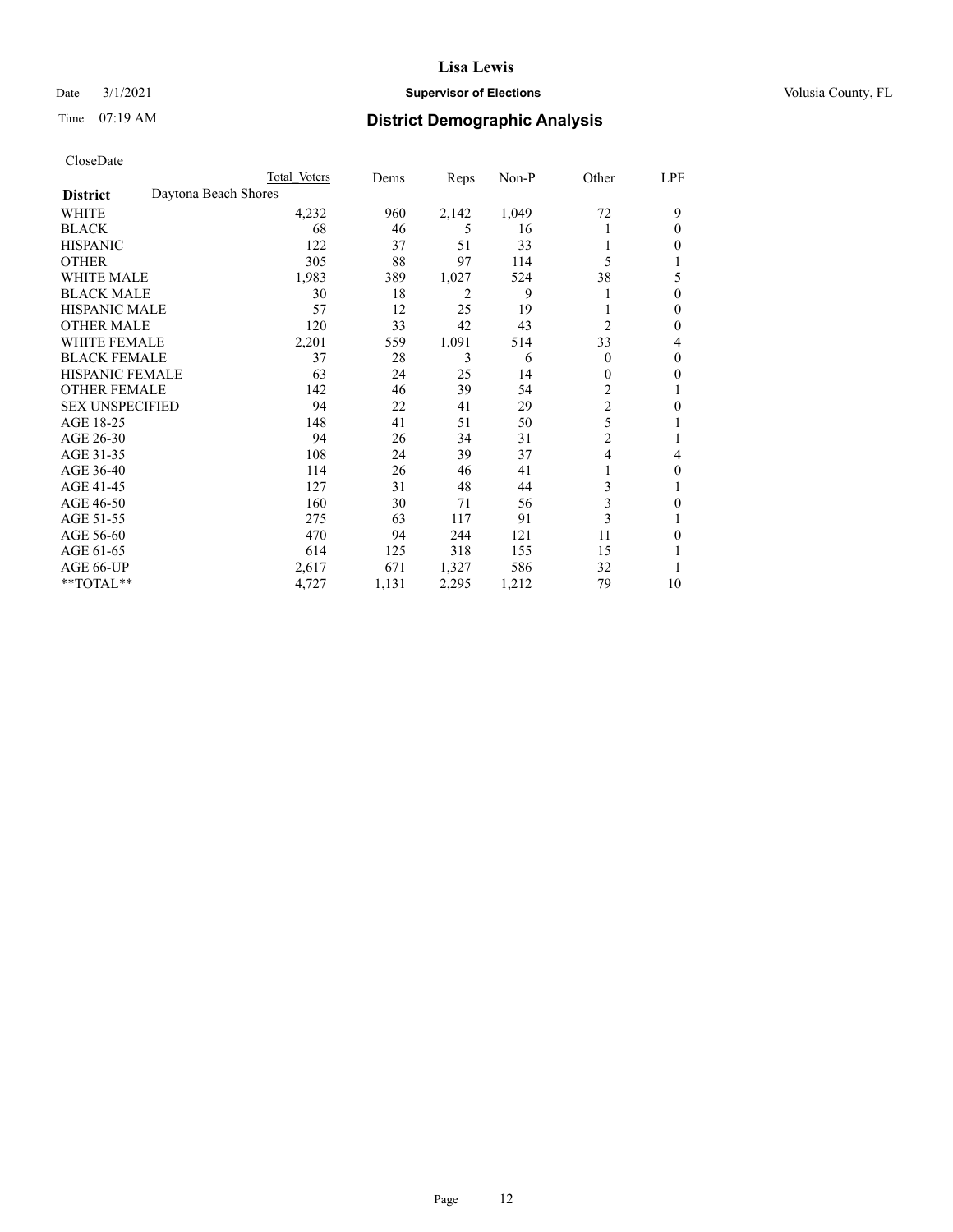# Lisa Lewis

Date 3/1/2021 **Supervisor of Elections** Volusia County, FL

Time 07:19 AM **District Demographic Analysis**

CloseDate

| | Total Voters | Dems | Reps | Non-P | Other | LPF |
|---|---|---|---|---|---|---|
| **District** Daytona Beach Shores | | | | | | |
| WHITE | 4,232 | 960 | 2,142 | 1,049 | 72 | 9 |
| BLACK | 68 | 46 | 5 | 16 | 1 | 0 |
| HISPANIC | 122 | 37 | 51 | 33 | 1 | 0 |
| OTHER | 305 | 88 | 97 | 114 | 5 | 1 |
| WHITE MALE | 1,983 | 389 | 1,027 | 524 | 38 | 5 |
| BLACK MALE | 30 | 18 | 2 | 9 | 1 | 0 |
| HISPANIC MALE | 57 | 12 | 25 | 19 | 1 | 0 |
| OTHER MALE | 120 | 33 | 42 | 43 | 2 | 0 |
| WHITE FEMALE | 2,201 | 559 | 1,091 | 514 | 33 | 4 |
| BLACK FEMALE | 37 | 28 | 3 | 6 | 0 | 0 |
| HISPANIC FEMALE | 63 | 24 | 25 | 14 | 0 | 0 |
| OTHER FEMALE | 142 | 46 | 39 | 54 | 2 | 1 |
| SEX UNSPECIFIED | 94 | 22 | 41 | 29 | 2 | 0 |
| AGE 18-25 | 148 | 41 | 51 | 50 | 5 | 1 |
| AGE 26-30 | 94 | 26 | 34 | 31 | 2 | 1 |
| AGE 31-35 | 108 | 24 | 39 | 37 | 4 | 4 |
| AGE 36-40 | 114 | 26 | 46 | 41 | 1 | 0 |
| AGE 41-45 | 127 | 31 | 48 | 44 | 3 | 1 |
| AGE 46-50 | 160 | 30 | 71 | 56 | 3 | 0 |
| AGE 51-55 | 275 | 63 | 117 | 91 | 3 | 1 |
| AGE 56-60 | 470 | 94 | 244 | 121 | 11 | 0 |
| AGE 61-65 | 614 | 125 | 318 | 155 | 15 | 1 |
| AGE 66-UP | 2,617 | 671 | 1,327 | 586 | 32 | 1 |
| **TOTAL** | 4,727 | 1,131 | 2,295 | 1,212 | 79 | 10 |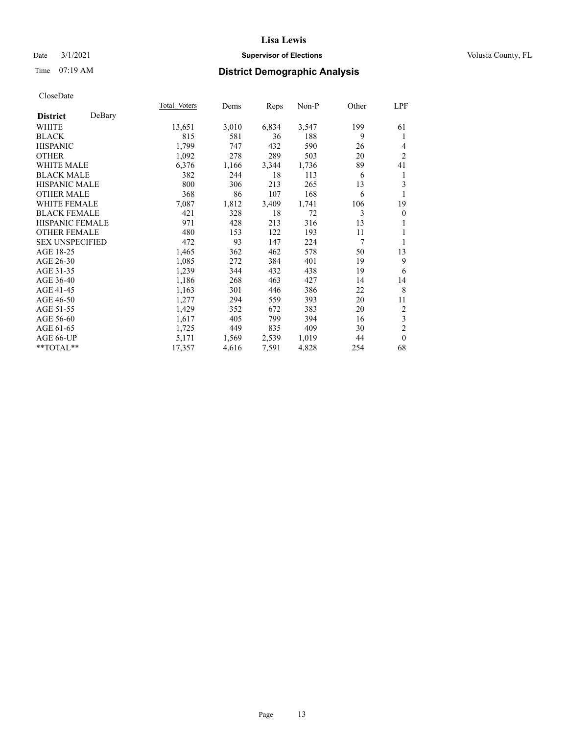# Lisa Lewis

Date 3/1/2021 **Supervisor of Elections** Volusia County, FL

Time 07:19 AM **District Demographic Analysis**

CloseDate

| **District** DeBary | Total Voters | Dems | Reps | Non-P | Other | LPF |
|---|---|---|---|---|---|---|
| WHITE | 13,651 | 3,010 | 6,834 | 3,547 | 199 | 61 |
| BLACK | 815 | 581 | 36 | 188 | 9 | 1 |
| HISPANIC | 1,799 | 747 | 432 | 590 | 26 | 4 |
| OTHER | 1,092 | 278 | 289 | 503 | 20 | 2 |
| WHITE MALE | 6,376 | 1,166 | 3,344 | 1,736 | 89 | 41 |
| BLACK MALE | 382 | 244 | 18 | 113 | 6 | 1 |
| HISPANIC MALE | 800 | 306 | 213 | 265 | 13 | 3 |
| OTHER MALE | 368 | 86 | 107 | 168 | 6 | 1 |
| WHITE FEMALE | 7,087 | 1,812 | 3,409 | 1,741 | 106 | 19 |
| BLACK FEMALE | 421 | 328 | 18 | 72 | 3 | 0 |
| HISPANIC FEMALE | 971 | 428 | 213 | 316 | 13 | 1 |
| OTHER FEMALE | 480 | 153 | 122 | 193 | 11 | 1 |
| SEX UNSPECIFIED | 472 | 93 | 147 | 224 | 7 | 1 |
| AGE 18-25 | 1,465 | 362 | 462 | 578 | 50 | 13 |
| AGE 26-30 | 1,085 | 272 | 384 | 401 | 19 | 9 |
| AGE 31-35 | 1,239 | 344 | 432 | 438 | 19 | 6 |
| AGE 36-40 | 1,186 | 268 | 463 | 427 | 14 | 14 |
| AGE 41-45 | 1,163 | 301 | 446 | 386 | 22 | 8 |
| AGE 46-50 | 1,277 | 294 | 559 | 393 | 20 | 11 |
| AGE 51-55 | 1,429 | 352 | 672 | 383 | 20 | 2 |
| AGE 56-60 | 1,617 | 405 | 799 | 394 | 16 | 3 |
| AGE 61-65 | 1,725 | 449 | 835 | 409 | 30 | 2 |
| AGE 66-UP | 5,171 | 1,569 | 2,539 | 1,019 | 44 | 0 |
| **TOTAL** | 17,357 | 4,616 | 7,591 | 4,828 | 254 | 68 |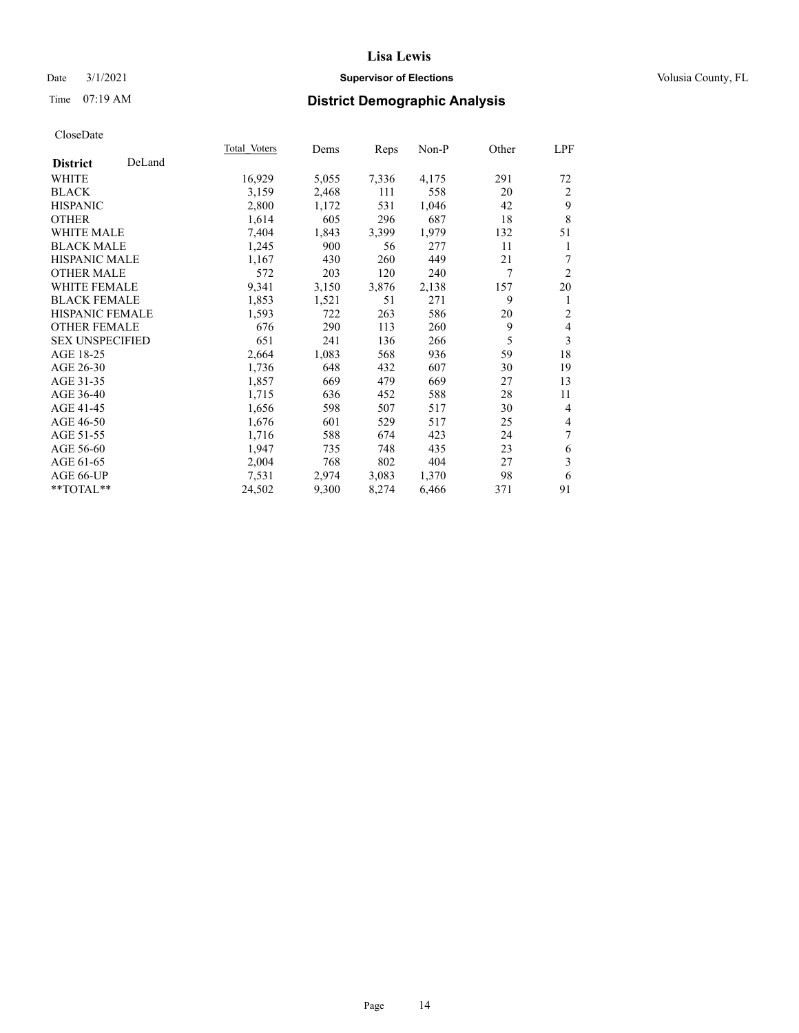# Lisa Lewis

Date 3/1/2021 **Supervisor of Elections** Volusia County, FL

Time 07:19 AM **District Demographic Analysis**

CloseDate

| **District** DeLand | Total Voters | Dems | Reps | Non-P | Other | LPF |
|---|---|---|---|---|---|---|
| WHITE | 16,929 | 5,055 | 7,336 | 4,175 | 291 | 72 |
| BLACK | 3,159 | 2,468 | 111 | 558 | 20 | 2 |
| HISPANIC | 2,800 | 1,172 | 531 | 1,046 | 42 | 9 |
| OTHER | 1,614 | 605 | 296 | 687 | 18 | 8 |
| WHITE MALE | 7,404 | 1,843 | 3,399 | 1,979 | 132 | 51 |
| BLACK MALE | 1,245 | 900 | 56 | 277 | 11 | 1 |
| HISPANIC MALE | 1,167 | 430 | 260 | 449 | 21 | 7 |
| OTHER MALE | 572 | 203 | 120 | 240 | 7 | 2 |
| WHITE FEMALE | 9,341 | 3,150 | 3,876 | 2,138 | 157 | 20 |
| BLACK FEMALE | 1,853 | 1,521 | 51 | 271 | 9 | 1 |
| HISPANIC FEMALE | 1,593 | 722 | 263 | 586 | 20 | 2 |
| OTHER FEMALE | 676 | 290 | 113 | 260 | 9 | 4 |
| SEX UNSPECIFIED | 651 | 241 | 136 | 266 | 5 | 3 |
| AGE 18-25 | 2,664 | 1,083 | 568 | 936 | 59 | 18 |
| AGE 26-30 | 1,736 | 648 | 432 | 607 | 30 | 19 |
| AGE 31-35 | 1,857 | 669 | 479 | 669 | 27 | 13 |
| AGE 36-40 | 1,715 | 636 | 452 | 588 | 28 | 11 |
| AGE 41-45 | 1,656 | 598 | 507 | 517 | 30 | 4 |
| AGE 46-50 | 1,676 | 601 | 529 | 517 | 25 | 4 |
| AGE 51-55 | 1,716 | 588 | 674 | 423 | 24 | 7 |
| AGE 56-60 | 1,947 | 735 | 748 | 435 | 23 | 6 |
| AGE 61-65 | 2,004 | 768 | 802 | 404 | 27 | 3 |
| AGE 66-UP | 7,531 | 2,974 | 3,083 | 1,370 | 98 | 6 |
| **TOTAL** | 24,502 | 9,300 | 8,274 | 6,466 | 371 | 91 |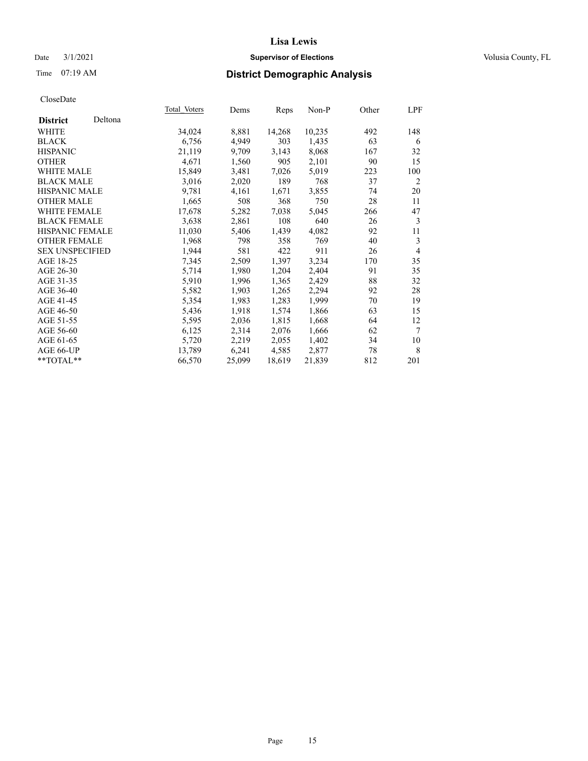# Lisa Lewis

Date 3/1/2021 **Supervisor of Elections** Volusia County, FL

Time 07:19 AM **District Demographic Analysis**

CloseDate

| **District** Deltona | Total Voters | Dems | Reps | Non-P | Other | LPF |
|---|---|---|---|---|---|---|
| WHITE | 34,024 | 8,881 | 14,268 | 10,235 | 492 | 148 |
| BLACK | 6,756 | 4,949 | 303 | 1,435 | 63 | 6 |
| HISPANIC | 21,119 | 9,709 | 3,143 | 8,068 | 167 | 32 |
| OTHER | 4,671 | 1,560 | 905 | 2,101 | 90 | 15 |
| WHITE MALE | 15,849 | 3,481 | 7,026 | 5,019 | 223 | 100 |
| BLACK MALE | 3,016 | 2,020 | 189 | 768 | 37 | 2 |
| HISPANIC MALE | 9,781 | 4,161 | 1,671 | 3,855 | 74 | 20 |
| OTHER MALE | 1,665 | 508 | 368 | 750 | 28 | 11 |
| WHITE FEMALE | 17,678 | 5,282 | 7,038 | 5,045 | 266 | 47 |
| BLACK FEMALE | 3,638 | 2,861 | 108 | 640 | 26 | 3 |
| HISPANIC FEMALE | 11,030 | 5,406 | 1,439 | 4,082 | 92 | 11 |
| OTHER FEMALE | 1,968 | 798 | 358 | 769 | 40 | 3 |
| SEX UNSPECIFIED | 1,944 | 581 | 422 | 911 | 26 | 4 |
| AGE 18-25 | 7,345 | 2,509 | 1,397 | 3,234 | 170 | 35 |
| AGE 26-30 | 5,714 | 1,980 | 1,204 | 2,404 | 91 | 35 |
| AGE 31-35 | 5,910 | 1,996 | 1,365 | 2,429 | 88 | 32 |
| AGE 36-40 | 5,582 | 1,903 | 1,265 | 2,294 | 92 | 28 |
| AGE 41-45 | 5,354 | 1,983 | 1,283 | 1,999 | 70 | 19 |
| AGE 46-50 | 5,436 | 1,918 | 1,574 | 1,866 | 63 | 15 |
| AGE 51-55 | 5,595 | 2,036 | 1,815 | 1,668 | 64 | 12 |
| AGE 56-60 | 6,125 | 2,314 | 2,076 | 1,666 | 62 | 7 |
| AGE 61-65 | 5,720 | 2,219 | 2,055 | 1,402 | 34 | 10 |
| AGE 66-UP | 13,789 | 6,241 | 4,585 | 2,877 | 78 | 8 |
| **TOTAL** | 66,570 | 25,099 | 18,619 | 21,839 | 812 | 201 |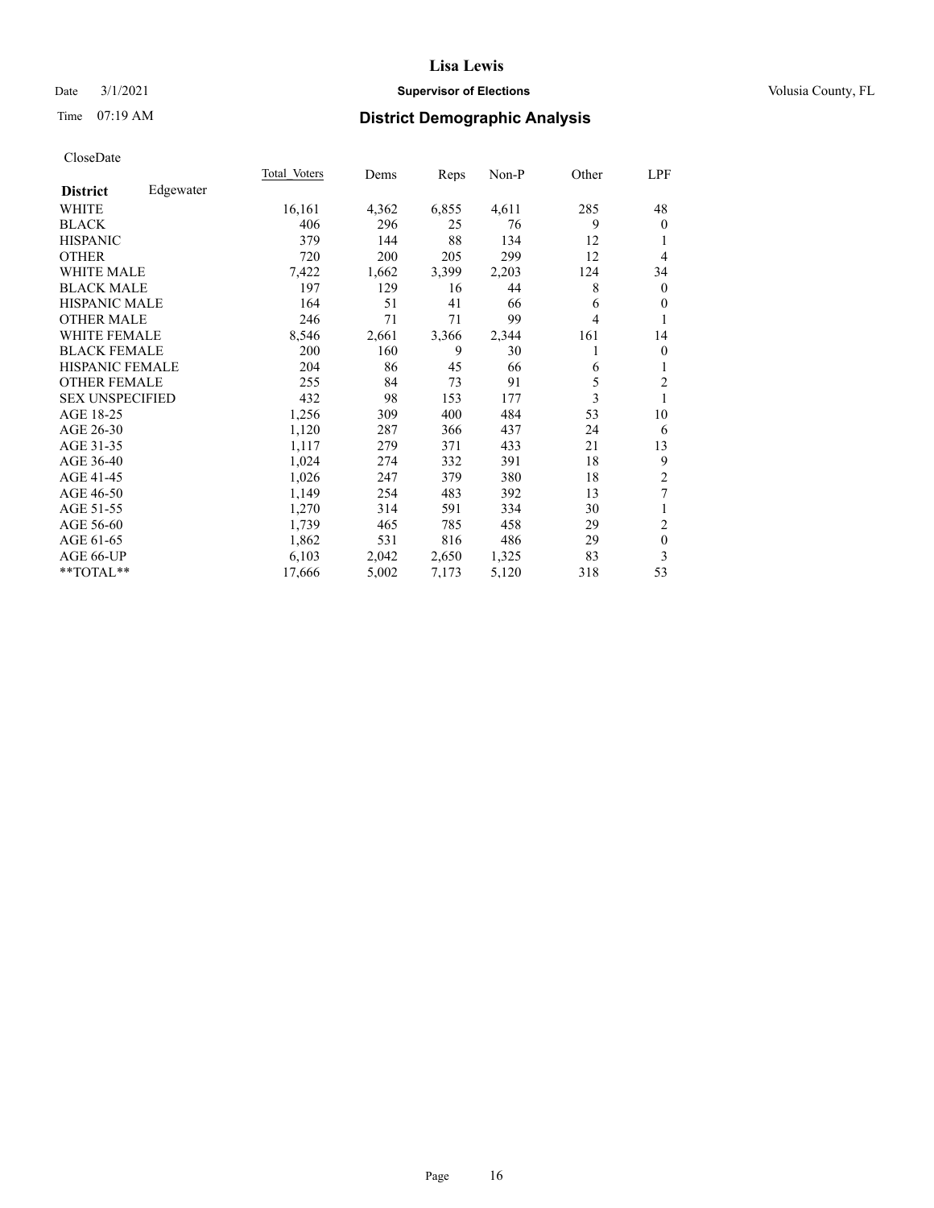# Lisa Lewis

Date 3/1/2021 **Supervisor of Elections** Volusia County, FL

Time 07:19 AM **District Demographic Analysis**

CloseDate

| **District** Edgewater | Total Voters | Dems | Reps | Non-P | Other | LPF |
|---|---|---|---|---|---|---|
| WHITE | 16,161 | 4,362 | 6,855 | 4,611 | 285 | 48 |
| BLACK | 406 | 296 | 25 | 76 | 9 | 0 |
| HISPANIC | 379 | 144 | 88 | 134 | 12 | 1 |
| OTHER | 720 | 200 | 205 | 299 | 12 | 4 |
| WHITE MALE | 7,422 | 1,662 | 3,399 | 2,203 | 124 | 34 |
| BLACK MALE | 197 | 129 | 16 | 44 | 8 | 0 |
| HISPANIC MALE | 164 | 51 | 41 | 66 | 6 | 0 |
| OTHER MALE | 246 | 71 | 71 | 99 | 4 | 1 |
| WHITE FEMALE | 8,546 | 2,661 | 3,366 | 2,344 | 161 | 14 |
| BLACK FEMALE | 200 | 160 | 9 | 30 | 1 | 0 |
| HISPANIC FEMALE | 204 | 86 | 45 | 66 | 6 | 1 |
| OTHER FEMALE | 255 | 84 | 73 | 91 | 5 | 2 |
| SEX UNSPECIFIED | 432 | 98 | 153 | 177 | 3 | 1 |
| AGE 18-25 | 1,256 | 309 | 400 | 484 | 53 | 10 |
| AGE 26-30 | 1,120 | 287 | 366 | 437 | 24 | 6 |
| AGE 31-35 | 1,117 | 279 | 371 | 433 | 21 | 13 |
| AGE 36-40 | 1,024 | 274 | 332 | 391 | 18 | 9 |
| AGE 41-45 | 1,026 | 247 | 379 | 380 | 18 | 2 |
| AGE 46-50 | 1,149 | 254 | 483 | 392 | 13 | 7 |
| AGE 51-55 | 1,270 | 314 | 591 | 334 | 30 | 1 |
| AGE 56-60 | 1,739 | 465 | 785 | 458 | 29 | 2 |
| AGE 61-65 | 1,862 | 531 | 816 | 486 | 29 | 0 |
| AGE 66-UP | 6,103 | 2,042 | 2,650 | 1,325 | 83 | 3 |
| **TOTAL** | 17,666 | 5,002 | 7,173 | 5,120 | 318 | 53 |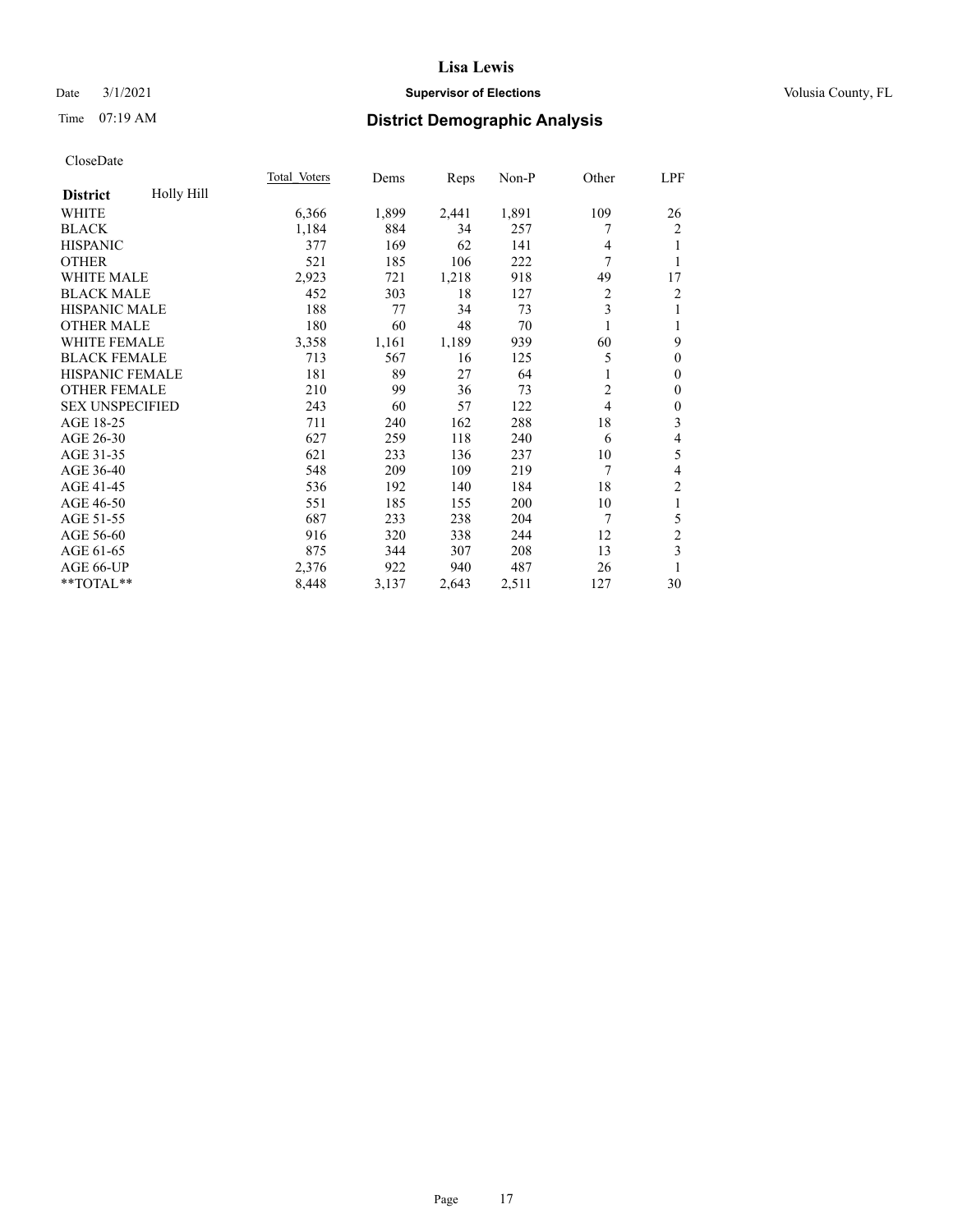# Lisa Lewis

Date 3/1/2021 **Supervisor of Elections** Volusia County, FL

Time 07:19 AM **District Demographic Analysis**

CloseDate

| **District** Holly Hill | Total Voters | Dems | Reps | Non-P | Other | LPF |
|---|---|---|---|---|---|---|
| WHITE | 6,366 | 1,899 | 2,441 | 1,891 | 109 | 26 |
| BLACK | 1,184 | 884 | 34 | 257 | 7 | 2 |
| HISPANIC | 377 | 169 | 62 | 141 | 4 | 1 |
| OTHER | 521 | 185 | 106 | 222 | 7 | 1 |
| WHITE MALE | 2,923 | 721 | 1,218 | 918 | 49 | 17 |
| BLACK MALE | 452 | 303 | 18 | 127 | 2 | 2 |
| HISPANIC MALE | 188 | 77 | 34 | 73 | 3 | 1 |
| OTHER MALE | 180 | 60 | 48 | 70 | 1 | 1 |
| WHITE FEMALE | 3,358 | 1,161 | 1,189 | 939 | 60 | 9 |
| BLACK FEMALE | 713 | 567 | 16 | 125 | 5 | 0 |
| HISPANIC FEMALE | 181 | 89 | 27 | 64 | 1 | 0 |
| OTHER FEMALE | 210 | 99 | 36 | 73 | 2 | 0 |
| SEX UNSPECIFIED | 243 | 60 | 57 | 122 | 4 | 0 |
| AGE 18-25 | 711 | 240 | 162 | 288 | 18 | 3 |
| AGE 26-30 | 627 | 259 | 118 | 240 | 6 | 4 |
| AGE 31-35 | 621 | 233 | 136 | 237 | 10 | 5 |
| AGE 36-40 | 548 | 209 | 109 | 219 | 7 | 4 |
| AGE 41-45 | 536 | 192 | 140 | 184 | 18 | 2 |
| AGE 46-50 | 551 | 185 | 155 | 200 | 10 | 1 |
| AGE 51-55 | 687 | 233 | 238 | 204 | 7 | 5 |
| AGE 56-60 | 916 | 320 | 338 | 244 | 12 | 2 |
| AGE 61-65 | 875 | 344 | 307 | 208 | 13 | 3 |
| AGE 66-UP | 2,376 | 922 | 940 | 487 | 26 | 1 |
| **TOTAL** | 8,448 | 3,137 | 2,643 | 2,511 | 127 | 30 |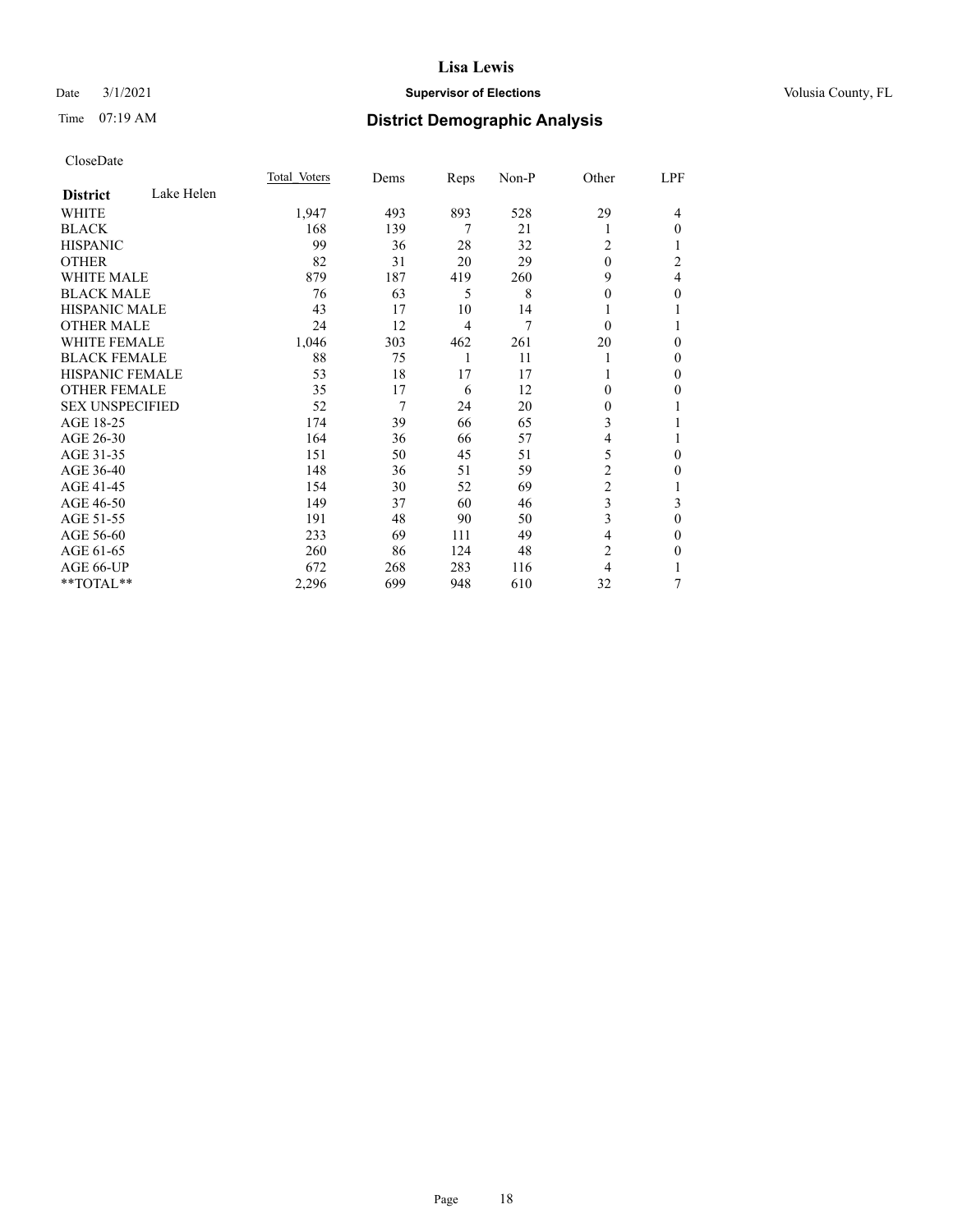# Lisa Lewis

Date 3/1/2021 **Supervisor of Elections** Volusia County, FL

Time 07:19 AM **District Demographic Analysis**

CloseDate

| **District** Lake Helen | Total Voters | Dems | Reps | Non-P | Other | LPF |
|---|---|---|---|---|---|---|
| WHITE | 1,947 | 493 | 893 | 528 | 29 | 4 |
| BLACK | 168 | 139 | 7 | 21 | 1 | 0 |
| HISPANIC | 99 | 36 | 28 | 32 | 2 | 1 |
| OTHER | 82 | 31 | 20 | 29 | 0 | 2 |
| WHITE MALE | 879 | 187 | 419 | 260 | 9 | 4 |
| BLACK MALE | 76 | 63 | 5 | 8 | 0 | 0 |
| HISPANIC MALE | 43 | 17 | 10 | 14 | 1 | 1 |
| OTHER MALE | 24 | 12 | 4 | 7 | 0 | 1 |
| WHITE FEMALE | 1,046 | 303 | 462 | 261 | 20 | 0 |
| BLACK FEMALE | 88 | 75 | 1 | 11 | 1 | 0 |
| HISPANIC FEMALE | 53 | 18 | 17 | 17 | 1 | 0 |
| OTHER FEMALE | 35 | 17 | 6 | 12 | 0 | 0 |
| SEX UNSPECIFIED | 52 | 7 | 24 | 20 | 0 | 1 |
| AGE 18-25 | 174 | 39 | 66 | 65 | 3 | 1 |
| AGE 26-30 | 164 | 36 | 66 | 57 | 4 | 1 |
| AGE 31-35 | 151 | 50 | 45 | 51 | 5 | 0 |
| AGE 36-40 | 148 | 36 | 51 | 59 | 2 | 0 |
| AGE 41-45 | 154 | 30 | 52 | 69 | 2 | 1 |
| AGE 46-50 | 149 | 37 | 60 | 46 | 3 | 3 |
| AGE 51-55 | 191 | 48 | 90 | 50 | 3 | 0 |
| AGE 56-60 | 233 | 69 | 111 | 49 | 4 | 0 |
| AGE 61-65 | 260 | 86 | 124 | 48 | 2 | 0 |
| AGE 66-UP | 672 | 268 | 283 | 116 | 4 | 1 |
| **TOTAL** | 2,296 | 699 | 948 | 610 | 32 | 7 |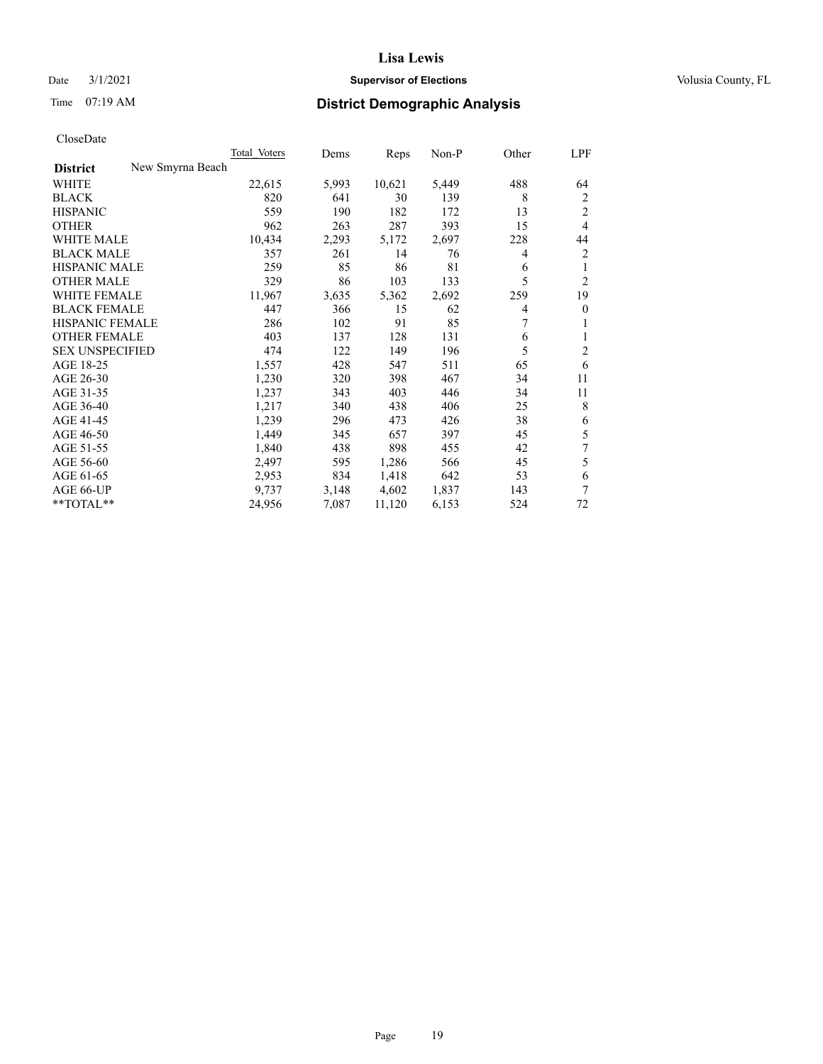CloseDate

| District | New Smyrna Beach | Total Voters | Dems | Reps | Non-P | Other | LPF |
|---|---|---|---|---|---|---|---|
| WHITE | | 22,615 | 5,993 | 10,621 | 5,449 | 488 | 64 |
| BLACK | | 820 | 641 | 30 | 139 | 8 | 2 |
| HISPANIC | | 559 | 190 | 182 | 172 | 13 | 2 |
| OTHER | | 962 | 263 | 287 | 393 | 15 | 4 |
| WHITE MALE | | 10,434 | 2,293 | 5,172 | 2,697 | 228 | 44 |
| BLACK MALE | | 357 | 261 | 14 | 76 | 4 | 2 |
| HISPANIC MALE | | 259 | 85 | 86 | 81 | 6 | 1 |
| OTHER MALE | | 329 | 86 | 103 | 133 | 5 | 2 |
| WHITE FEMALE | | 11,967 | 3,635 | 5,362 | 2,692 | 259 | 19 |
| BLACK FEMALE | | 447 | 366 | 15 | 62 | 4 | 0 |
| HISPANIC FEMALE | | 286 | 102 | 91 | 85 | 7 | 1 |
| OTHER FEMALE | | 403 | 137 | 128 | 131 | 6 | 1 |
| SEX UNSPECIFIED | | 474 | 122 | 149 | 196 | 5 | 2 |
| AGE 18-25 | | 1,557 | 428 | 547 | 511 | 65 | 6 |
| AGE 26-30 | | 1,230 | 320 | 398 | 467 | 34 | 11 |
| AGE 31-35 | | 1,237 | 343 | 403 | 446 | 34 | 11 |
| AGE 36-40 | | 1,217 | 340 | 438 | 406 | 25 | 8 |
| AGE 41-45 | | 1,239 | 296 | 473 | 426 | 38 | 6 |
| AGE 46-50 | | 1,449 | 345 | 657 | 397 | 45 | 5 |
| AGE 51-55 | | 1,840 | 438 | 898 | 455 | 42 | 7 |
| AGE 56-60 | | 2,497 | 595 | 1,286 | 566 | 45 | 5 |
| AGE 61-65 | | 2,953 | 834 | 1,418 | 642 | 53 | 6 |
| AGE 66-UP | | 9,737 | 3,148 | 4,602 | 1,837 | 143 | 7 |
| **TOTAL** | | 24,956 | 7,087 | 11,120 | 6,153 | 524 | 72 |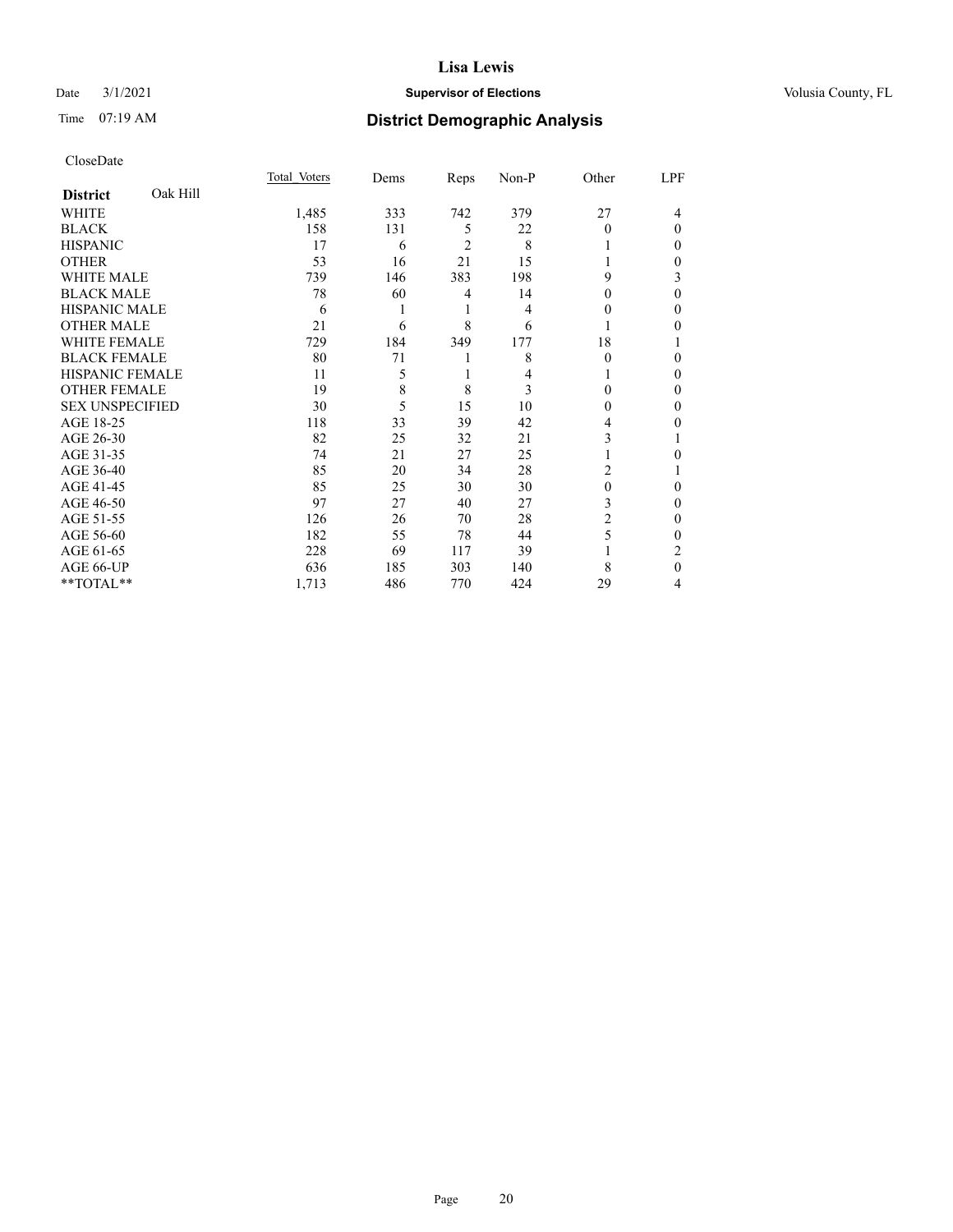CloseDate

| District Oak Hill | Total Voters | Dems | Reps | Non-P | Other | LPF |
|---|---|---|---|---|---|---|
| WHITE | 1,485 | 333 | 742 | 379 | 27 | 4 |
| BLACK | 158 | 131 | 5 | 22 | 0 | 0 |
| HISPANIC | 17 | 6 | 2 | 8 | 1 | 0 |
| OTHER | 53 | 16 | 21 | 15 | 1 | 0 |
| WHITE MALE | 739 | 146 | 383 | 198 | 9 | 3 |
| BLACK MALE | 78 | 60 | 4 | 14 | 0 | 0 |
| HISPANIC MALE | 6 | 1 | 1 | 4 | 0 | 0 |
| OTHER MALE | 21 | 6 | 8 | 6 | 1 | 0 |
| WHITE FEMALE | 729 | 184 | 349 | 177 | 18 | 1 |
| BLACK FEMALE | 80 | 71 | 1 | 8 | 0 | 0 |
| HISPANIC FEMALE | 11 | 5 | 1 | 4 | 1 | 0 |
| OTHER FEMALE | 19 | 8 | 8 | 3 | 0 | 0 |
| SEX UNSPECIFIED | 30 | 5 | 15 | 10 | 0 | 0 |
| AGE 18-25 | 118 | 33 | 39 | 42 | 4 | 0 |
| AGE 26-30 | 82 | 25 | 32 | 21 | 3 | 1 |
| AGE 31-35 | 74 | 21 | 27 | 25 | 1 | 0 |
| AGE 36-40 | 85 | 20 | 34 | 28 | 2 | 1 |
| AGE 41-45 | 85 | 25 | 30 | 30 | 0 | 0 |
| AGE 46-50 | 97 | 27 | 40 | 27 | 3 | 0 |
| AGE 51-55 | 126 | 26 | 70 | 28 | 2 | 0 |
| AGE 56-60 | 182 | 55 | 78 | 44 | 5 | 0 |
| AGE 61-65 | 228 | 69 | 117 | 39 | 1 | 2 |
| AGE 66-UP | 636 | 185 | 303 | 140 | 8 | 0 |
| **TOTAL** | 1,713 | 486 | 770 | 424 | 29 | 4 |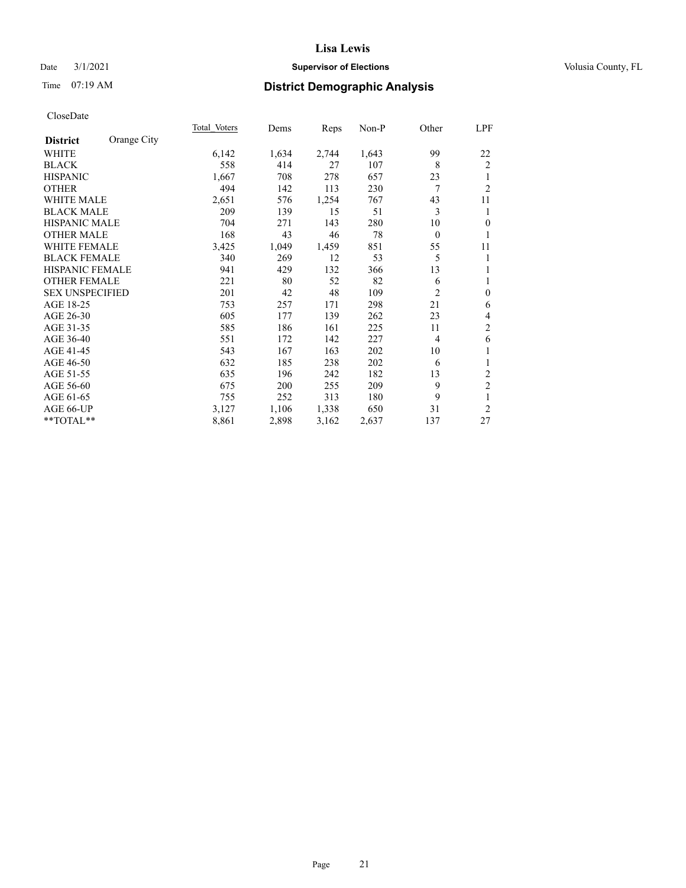# Lisa Lewis

Date 3/1/2021 **Supervisor of Elections** Volusia County, FL

Time 07:19 AM **District Demographic Analysis**

CloseDate

| **District** Orange City | Total Voters | Dems | Reps | Non-P | Other | LPF |
|---|---|---|---|---|---|---|
| WHITE | 6,142 | 1,634 | 2,744 | 1,643 | 99 | 22 |
| BLACK | 558 | 414 | 27 | 107 | 8 | 2 |
| HISPANIC | 1,667 | 708 | 278 | 657 | 23 | 1 |
| OTHER | 494 | 142 | 113 | 230 | 7 | 2 |
| WHITE MALE | 2,651 | 576 | 1,254 | 767 | 43 | 11 |
| BLACK MALE | 209 | 139 | 15 | 51 | 3 | 1 |
| HISPANIC MALE | 704 | 271 | 143 | 280 | 10 | 0 |
| OTHER MALE | 168 | 43 | 46 | 78 | 0 | 1 |
| WHITE FEMALE | 3,425 | 1,049 | 1,459 | 851 | 55 | 11 |
| BLACK FEMALE | 340 | 269 | 12 | 53 | 5 | 1 |
| HISPANIC FEMALE | 941 | 429 | 132 | 366 | 13 | 1 |
| OTHER FEMALE | 221 | 80 | 52 | 82 | 6 | 1 |
| SEX UNSPECIFIED | 201 | 42 | 48 | 109 | 2 | 0 |
| AGE 18-25 | 753 | 257 | 171 | 298 | 21 | 6 |
| AGE 26-30 | 605 | 177 | 139 | 262 | 23 | 4 |
| AGE 31-35 | 585 | 186 | 161 | 225 | 11 | 2 |
| AGE 36-40 | 551 | 172 | 142 | 227 | 4 | 6 |
| AGE 41-45 | 543 | 167 | 163 | 202 | 10 | 1 |
| AGE 46-50 | 632 | 185 | 238 | 202 | 6 | 1 |
| AGE 51-55 | 635 | 196 | 242 | 182 | 13 | 2 |
| AGE 56-60 | 675 | 200 | 255 | 209 | 9 | 2 |
| AGE 61-65 | 755 | 252 | 313 | 180 | 9 | 1 |
| AGE 66-UP | 3,127 | 1,106 | 1,338 | 650 | 31 | 2 |
| **TOTAL** | 8,861 | 2,898 | 3,162 | 2,637 | 137 | 27 |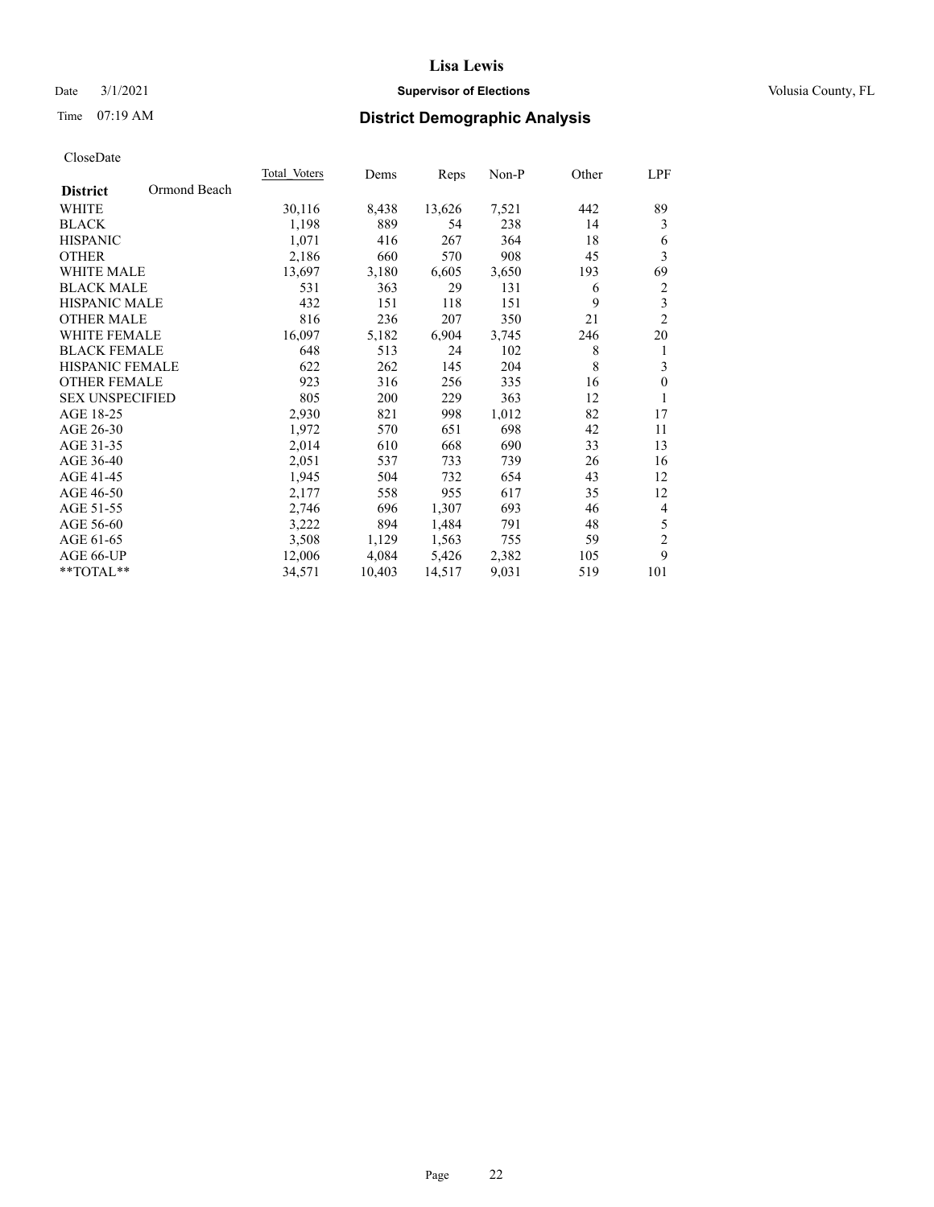# Lisa Lewis

Date 3/1/2021 **Supervisor of Elections** Volusia County, FL

Time 07:19 AM **District Demographic Analysis**

CloseDate

| **District** Ormond Beach | Total Voters | Dems | Reps | Non-P | Other | LPF |
|---|---|---|---|---|---|---|
| WHITE | 30,116 | 8,438 | 13,626 | 7,521 | 442 | 89 |
| BLACK | 1,198 | 889 | 54 | 238 | 14 | 3 |
| HISPANIC | 1,071 | 416 | 267 | 364 | 18 | 6 |
| OTHER | 2,186 | 660 | 570 | 908 | 45 | 3 |
| WHITE MALE | 13,697 | 3,180 | 6,605 | 3,650 | 193 | 69 |
| BLACK MALE | 531 | 363 | 29 | 131 | 6 | 2 |
| HISPANIC MALE | 432 | 151 | 118 | 151 | 9 | 3 |
| OTHER MALE | 816 | 236 | 207 | 350 | 21 | 2 |
| WHITE FEMALE | 16,097 | 5,182 | 6,904 | 3,745 | 246 | 20 |
| BLACK FEMALE | 648 | 513 | 24 | 102 | 8 | 1 |
| HISPANIC FEMALE | 622 | 262 | 145 | 204 | 8 | 3 |
| OTHER FEMALE | 923 | 316 | 256 | 335 | 16 | 0 |
| SEX UNSPECIFIED | 805 | 200 | 229 | 363 | 12 | 1 |
| AGE 18-25 | 2,930 | 821 | 998 | 1,012 | 82 | 17 |
| AGE 26-30 | 1,972 | 570 | 651 | 698 | 42 | 11 |
| AGE 31-35 | 2,014 | 610 | 668 | 690 | 33 | 13 |
| AGE 36-40 | 2,051 | 537 | 733 | 739 | 26 | 16 |
| AGE 41-45 | 1,945 | 504 | 732 | 654 | 43 | 12 |
| AGE 46-50 | 2,177 | 558 | 955 | 617 | 35 | 12 |
| AGE 51-55 | 2,746 | 696 | 1,307 | 693 | 46 | 4 |
| AGE 56-60 | 3,222 | 894 | 1,484 | 791 | 48 | 5 |
| AGE 61-65 | 3,508 | 1,129 | 1,563 | 755 | 59 | 2 |
| AGE 66-UP | 12,006 | 4,084 | 5,426 | 2,382 | 105 | 9 |
| **TOTAL** | 34,571 | 10,403 | 14,517 | 9,031 | 519 | 101 |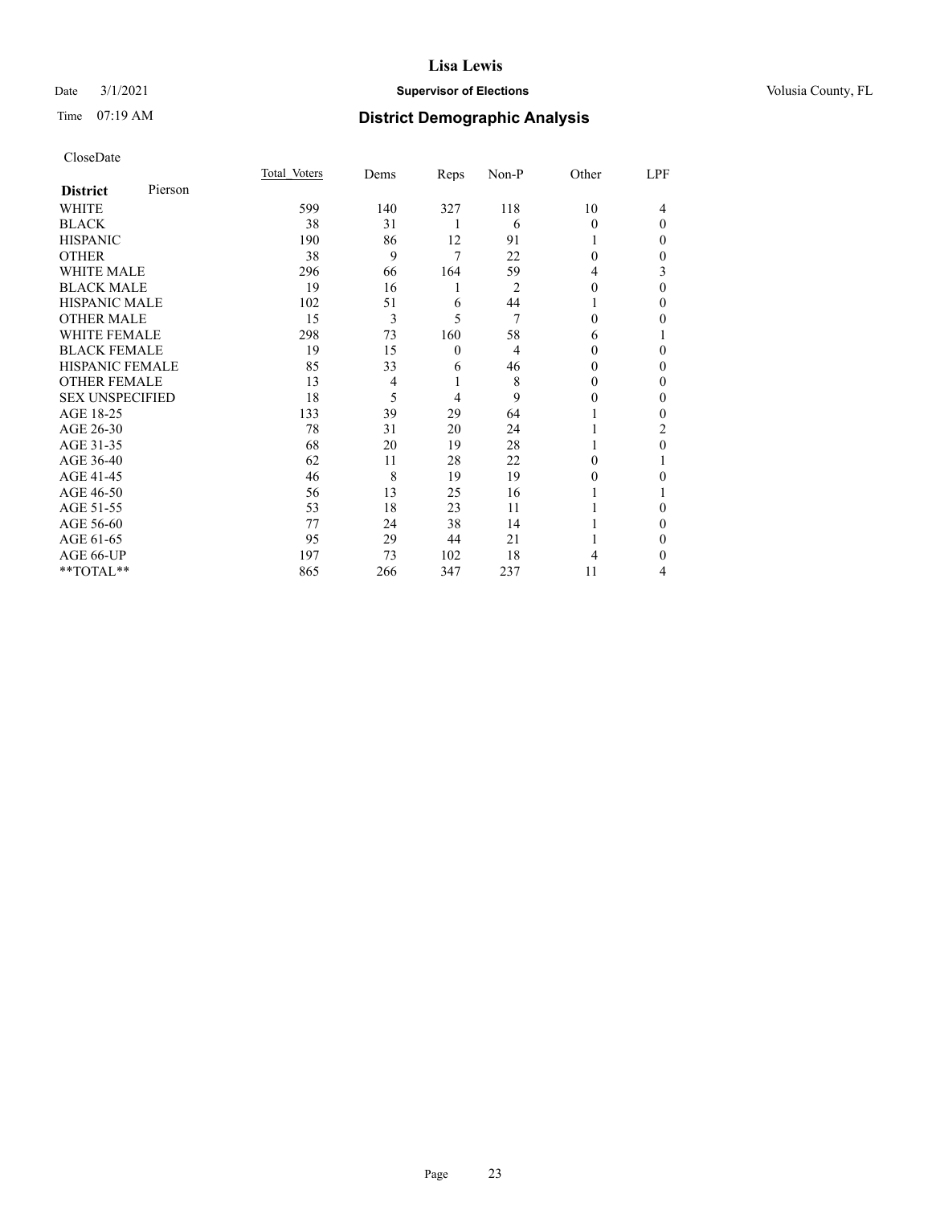# Lisa Lewis

Date 3/1/2021 **Supervisor of Elections** Volusia County, FL

Time 07:19 AM **District Demographic Analysis**

CloseDate

| **District** Pierson | Total Voters | Dems | Reps | Non-P | Other | LPF |
|---|---|---|---|---|---|---|
| WHITE | 599 | 140 | 327 | 118 | 10 | 4 |
| BLACK | 38 | 31 | 1 | 6 | 0 | 0 |
| HISPANIC | 190 | 86 | 12 | 91 | 1 | 0 |
| OTHER | 38 | 9 | 7 | 22 | 0 | 0 |
| WHITE MALE | 296 | 66 | 164 | 59 | 4 | 3 |
| BLACK MALE | 19 | 16 | 1 | 2 | 0 | 0 |
| HISPANIC MALE | 102 | 51 | 6 | 44 | 1 | 0 |
| OTHER MALE | 15 | 3 | 5 | 7 | 0 | 0 |
| WHITE FEMALE | 298 | 73 | 160 | 58 | 6 | 1 |
| BLACK FEMALE | 19 | 15 | 0 | 4 | 0 | 0 |
| HISPANIC FEMALE | 85 | 33 | 6 | 46 | 0 | 0 |
| OTHER FEMALE | 13 | 4 | 1 | 8 | 0 | 0 |
| SEX UNSPECIFIED | 18 | 5 | 4 | 9 | 0 | 0 |
| AGE 18-25 | 133 | 39 | 29 | 64 | 1 | 0 |
| AGE 26-30 | 78 | 31 | 20 | 24 | 1 | 2 |
| AGE 31-35 | 68 | 20 | 19 | 28 | 1 | 0 |
| AGE 36-40 | 62 | 11 | 28 | 22 | 0 | 1 |
| AGE 41-45 | 46 | 8 | 19 | 19 | 0 | 0 |
| AGE 46-50 | 56 | 13 | 25 | 16 | 1 | 1 |
| AGE 51-55 | 53 | 18 | 23 | 11 | 1 | 0 |
| AGE 56-60 | 77 | 24 | 38 | 14 | 1 | 0 |
| AGE 61-65 | 95 | 29 | 44 | 21 | 1 | 0 |
| AGE 66-UP | 197 | 73 | 102 | 18 | 4 | 0 |
| **TOTAL** | 865 | 266 | 347 | 237 | 11 | 4 |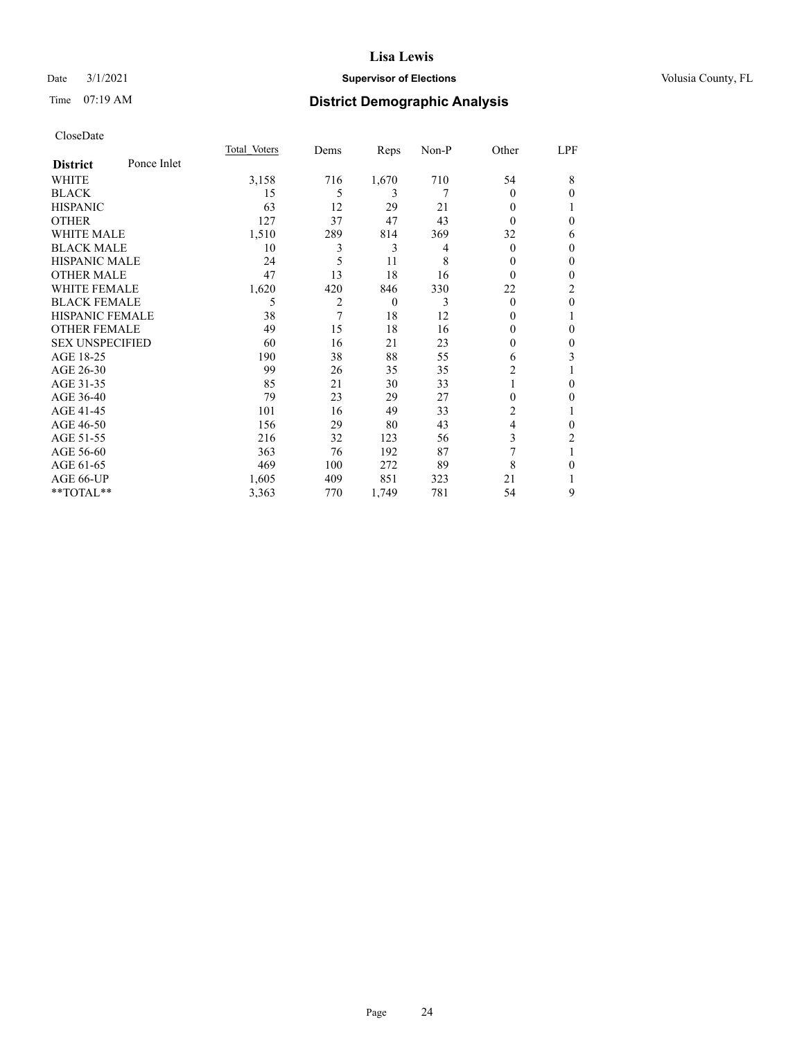# Lisa Lewis

Date 3/1/2021 **Supervisor of Elections** Volusia County, FL

Time 07:19 AM **District Demographic Analysis**

CloseDate

| **District** Ponce Inlet | Total Voters | Dems | Reps | Non-P | Other | LPF |
|---|---|---|---|---|---|---|
| WHITE | 3,158 | 716 | 1,670 | 710 | 54 | 8 |
| BLACK | 15 | 5 | 3 | 7 | 0 | 0 |
| HISPANIC | 63 | 12 | 29 | 21 | 0 | 1 |
| OTHER | 127 | 37 | 47 | 43 | 0 | 0 |
| WHITE MALE | 1,510 | 289 | 814 | 369 | 32 | 6 |
| BLACK MALE | 10 | 3 | 3 | 4 | 0 | 0 |
| HISPANIC MALE | 24 | 5 | 11 | 8 | 0 | 0 |
| OTHER MALE | 47 | 13 | 18 | 16 | 0 | 0 |
| WHITE FEMALE | 1,620 | 420 | 846 | 330 | 22 | 2 |
| BLACK FEMALE | 5 | 2 | 0 | 3 | 0 | 0 |
| HISPANIC FEMALE | 38 | 7 | 18 | 12 | 0 | 1 |
| OTHER FEMALE | 49 | 15 | 18 | 16 | 0 | 0 |
| SEX UNSPECIFIED | 60 | 16 | 21 | 23 | 0 | 0 |
| AGE 18-25 | 190 | 38 | 88 | 55 | 6 | 3 |
| AGE 26-30 | 99 | 26 | 35 | 35 | 2 | 1 |
| AGE 31-35 | 85 | 21 | 30 | 33 | 1 | 0 |
| AGE 36-40 | 79 | 23 | 29 | 27 | 0 | 0 |
| AGE 41-45 | 101 | 16 | 49 | 33 | 2 | 1 |
| AGE 46-50 | 156 | 29 | 80 | 43 | 4 | 0 |
| AGE 51-55 | 216 | 32 | 123 | 56 | 3 | 2 |
| AGE 56-60 | 363 | 76 | 192 | 87 | 7 | 1 |
| AGE 61-65 | 469 | 100 | 272 | 89 | 8 | 0 |
| AGE 66-UP | 1,605 | 409 | 851 | 323 | 21 | 1 |
| **TOTAL** | 3,363 | 770 | 1,749 | 781 | 54 | 9 |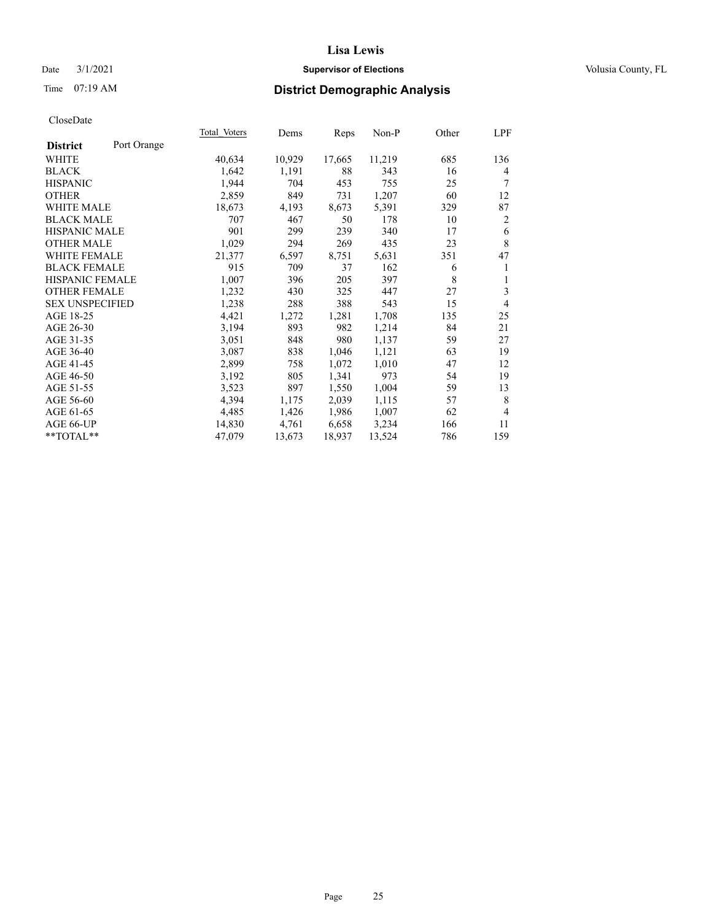# Lisa Lewis

Date 3/1/2021 **Supervisor of Elections** Volusia County, FL

Time 07:19 AM **District Demographic Analysis**

CloseDate

| **District** Port Orange | Total Voters | Dems | Reps | Non-P | Other | LPF |
|---|---|---|---|---|---|---|
| WHITE | 40,634 | 10,929 | 17,665 | 11,219 | 685 | 136 |
| BLACK | 1,642 | 1,191 | 88 | 343 | 16 | 4 |
| HISPANIC | 1,944 | 704 | 453 | 755 | 25 | 7 |
| OTHER | 2,859 | 849 | 731 | 1,207 | 60 | 12 |
| WHITE MALE | 18,673 | 4,193 | 8,673 | 5,391 | 329 | 87 |
| BLACK MALE | 707 | 467 | 50 | 178 | 10 | 2 |
| HISPANIC MALE | 901 | 299 | 239 | 340 | 17 | 6 |
| OTHER MALE | 1,029 | 294 | 269 | 435 | 23 | 8 |
| WHITE FEMALE | 21,377 | 6,597 | 8,751 | 5,631 | 351 | 47 |
| BLACK FEMALE | 915 | 709 | 37 | 162 | 6 | 1 |
| HISPANIC FEMALE | 1,007 | 396 | 205 | 397 | 8 | 1 |
| OTHER FEMALE | 1,232 | 430 | 325 | 447 | 27 | 3 |
| SEX UNSPECIFIED | 1,238 | 288 | 388 | 543 | 15 | 4 |
| AGE 18-25 | 4,421 | 1,272 | 1,281 | 1,708 | 135 | 25 |
| AGE 26-30 | 3,194 | 893 | 982 | 1,214 | 84 | 21 |
| AGE 31-35 | 3,051 | 848 | 980 | 1,137 | 59 | 27 |
| AGE 36-40 | 3,087 | 838 | 1,046 | 1,121 | 63 | 19 |
| AGE 41-45 | 2,899 | 758 | 1,072 | 1,010 | 47 | 12 |
| AGE 46-50 | 3,192 | 805 | 1,341 | 973 | 54 | 19 |
| AGE 51-55 | 3,523 | 897 | 1,550 | 1,004 | 59 | 13 |
| AGE 56-60 | 4,394 | 1,175 | 2,039 | 1,115 | 57 | 8 |
| AGE 61-65 | 4,485 | 1,426 | 1,986 | 1,007 | 62 | 4 |
| AGE 66-UP | 14,830 | 4,761 | 6,658 | 3,234 | 166 | 11 |
| **TOTAL** | 47,079 | 13,673 | 18,937 | 13,524 | 786 | 159 |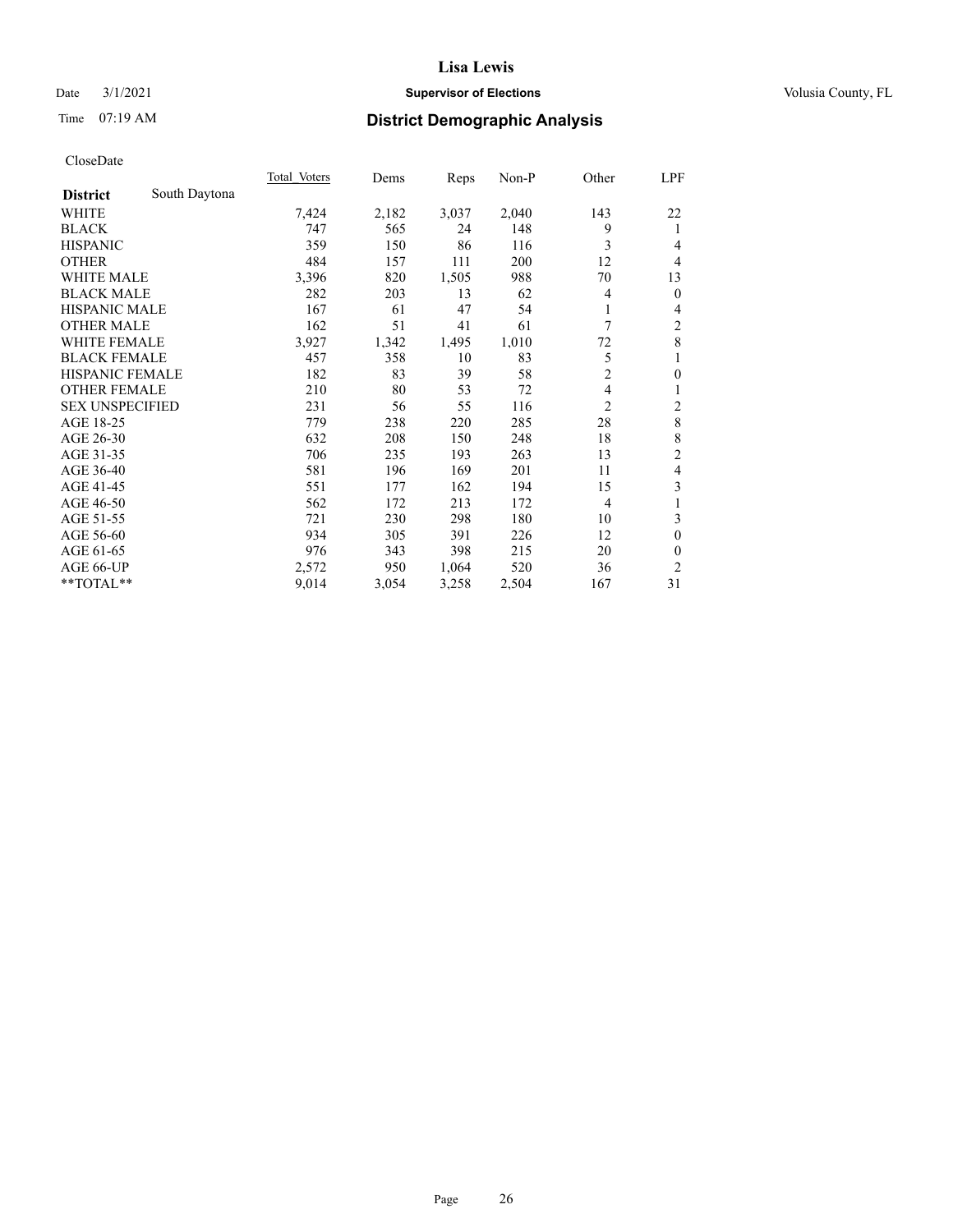# Lisa Lewis

Date 3/1/2021 **Supervisor of Elections** Volusia County, FL

Time 07:19 AM **District Demographic Analysis**

CloseDate

| **District** South Daytona | Total Voters | Dems | Reps | Non-P | Other | LPF |
|---|---|---|---|---|---|---|
| WHITE | 7,424 | 2,182 | 3,037 | 2,040 | 143 | 22 |
| BLACK | 747 | 565 | 24 | 148 | 9 | 1 |
| HISPANIC | 359 | 150 | 86 | 116 | 3 | 4 |
| OTHER | 484 | 157 | 111 | 200 | 12 | 4 |
| WHITE MALE | 3,396 | 820 | 1,505 | 988 | 70 | 13 |
| BLACK MALE | 282 | 203 | 13 | 62 | 4 | 0 |
| HISPANIC MALE | 167 | 61 | 47 | 54 | 1 | 4 |
| OTHER MALE | 162 | 51 | 41 | 61 | 7 | 2 |
| WHITE FEMALE | 3,927 | 1,342 | 1,495 | 1,010 | 72 | 8 |
| BLACK FEMALE | 457 | 358 | 10 | 83 | 5 | 1 |
| HISPANIC FEMALE | 182 | 83 | 39 | 58 | 2 | 0 |
| OTHER FEMALE | 210 | 80 | 53 | 72 | 4 | 1 |
| SEX UNSPECIFIED | 231 | 56 | 55 | 116 | 2 | 2 |
| AGE 18-25 | 779 | 238 | 220 | 285 | 28 | 8 |
| AGE 26-30 | 632 | 208 | 150 | 248 | 18 | 8 |
| AGE 31-35 | 706 | 235 | 193 | 263 | 13 | 2 |
| AGE 36-40 | 581 | 196 | 169 | 201 | 11 | 4 |
| AGE 41-45 | 551 | 177 | 162 | 194 | 15 | 3 |
| AGE 46-50 | 562 | 172 | 213 | 172 | 4 | 1 |
| AGE 51-55 | 721 | 230 | 298 | 180 | 10 | 3 |
| AGE 56-60 | 934 | 305 | 391 | 226 | 12 | 0 |
| AGE 61-65 | 976 | 343 | 398 | 215 | 20 | 0 |
| AGE 66-UP | 2,572 | 950 | 1,064 | 520 | 36 | 2 |
| **TOTAL** | 9,014 | 3,054 | 3,258 | 2,504 | 167 | 31 |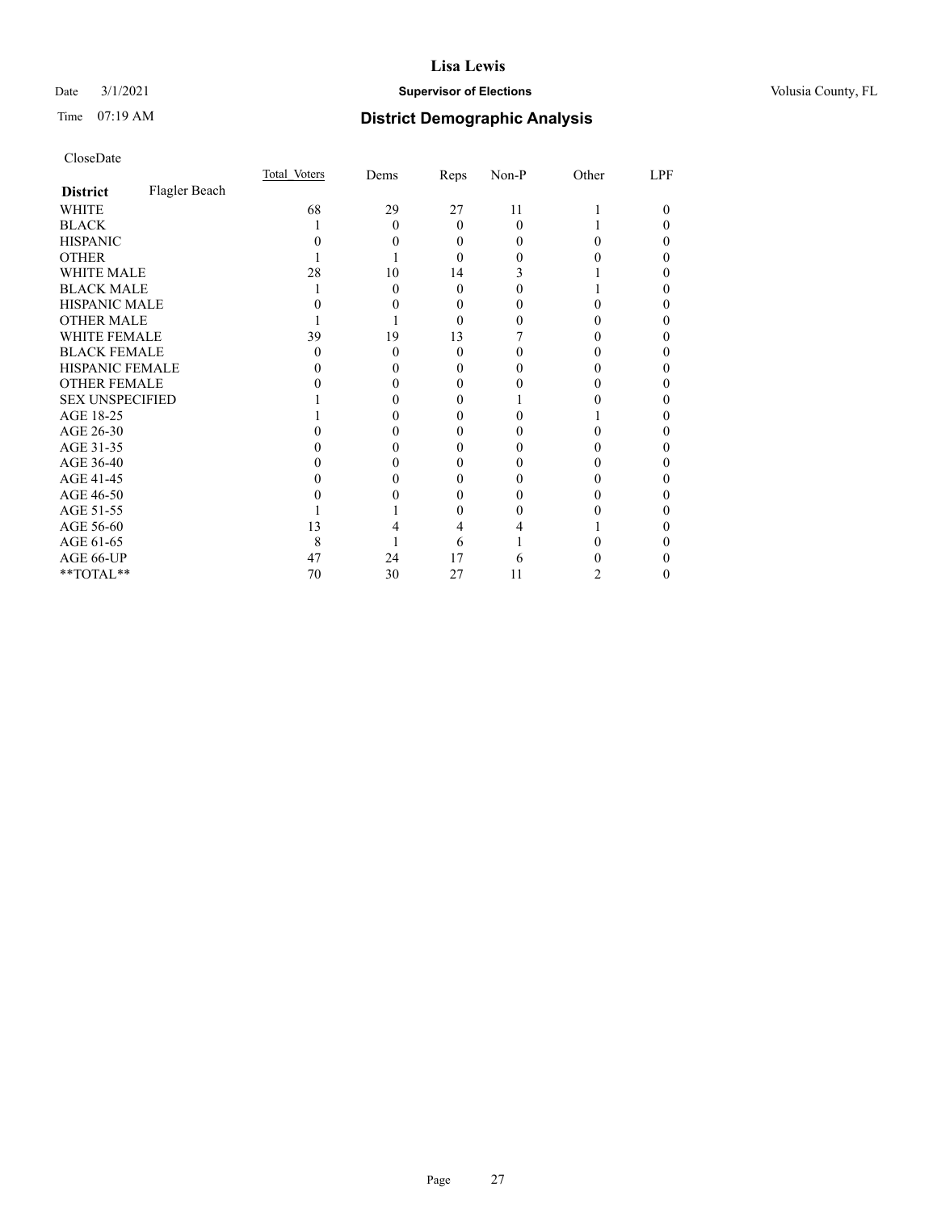# Lisa Lewis

Date 3/1/2021 **Supervisor of Elections** Volusia County, FL

Time 07:19 AM **District Demographic Analysis**

CloseDate

| **District** Flagler Beach | Total Voters | Dems | Reps | Non-P | Other | LPF |
|---|---|---|---|---|---|---|
| WHITE | 68 | 29 | 27 | 11 | 1 | 0 |
| BLACK | 1 | 0 | 0 | 0 | 1 | 0 |
| HISPANIC | 0 | 0 | 0 | 0 | 0 | 0 |
| OTHER | 1 | 1 | 0 | 0 | 0 | 0 |
| WHITE MALE | 28 | 10 | 14 | 3 | 1 | 0 |
| BLACK MALE | 1 | 0 | 0 | 0 | 1 | 0 |
| HISPANIC MALE | 0 | 0 | 0 | 0 | 0 | 0 |
| OTHER MALE | 1 | 1 | 0 | 0 | 0 | 0 |
| WHITE FEMALE | 39 | 19 | 13 | 7 | 0 | 0 |
| BLACK FEMALE | 0 | 0 | 0 | 0 | 0 | 0 |
| HISPANIC FEMALE | 0 | 0 | 0 | 0 | 0 | 0 |
| OTHER FEMALE | 0 | 0 | 0 | 0 | 0 | 0 |
| SEX UNSPECIFIED | 1 | 0 | 0 | 1 | 0 | 0 |
| AGE 18-25 | 1 | 0 | 0 | 0 | 1 | 0 |
| AGE 26-30 | 0 | 0 | 0 | 0 | 0 | 0 |
| AGE 31-35 | 0 | 0 | 0 | 0 | 0 | 0 |
| AGE 36-40 | 0 | 0 | 0 | 0 | 0 | 0 |
| AGE 41-45 | 0 | 0 | 0 | 0 | 0 | 0 |
| AGE 46-50 | 0 | 0 | 0 | 0 | 0 | 0 |
| AGE 51-55 | 1 | 1 | 0 | 0 | 0 | 0 |
| AGE 56-60 | 13 | 4 | 4 | 4 | 1 | 0 |
| AGE 61-65 | 8 | 1 | 6 | 1 | 0 | 0 |
| AGE 66-UP | 47 | 24 | 17 | 6 | 0 | 0 |
| **TOTAL** | 70 | 30 | 27 | 11 | 2 | 0 |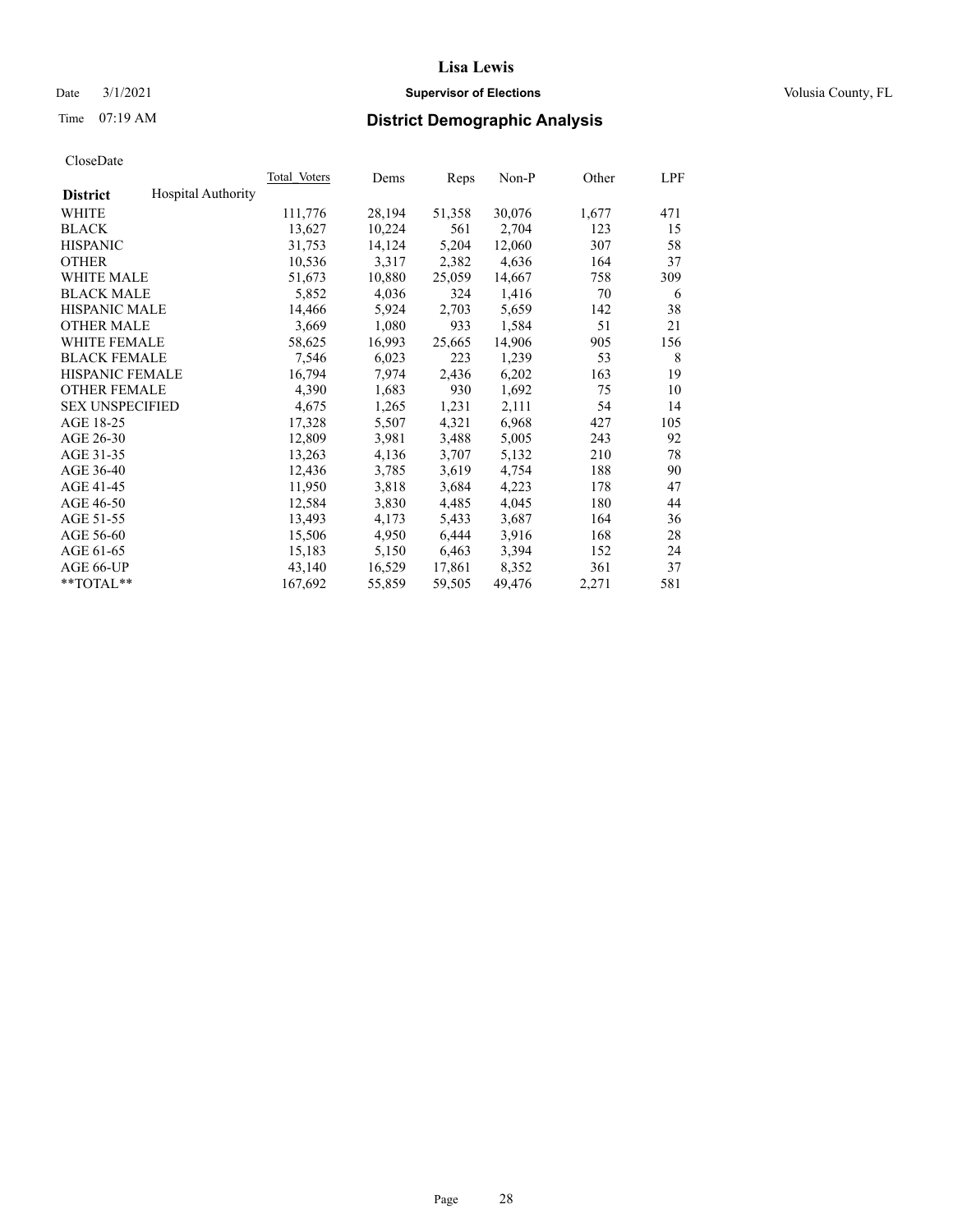# Lisa Lewis

Date 3/1/2021 **Supervisor of Elections** Volusia County, FL

Time 07:19 AM **District Demographic Analysis**

CloseDate

| **District** Hospital Authority | Total Voters | Dems | Reps | Non-P | Other | LPF |
|---|---|---|---|---|---|---|
| WHITE | 111,776 | 28,194 | 51,358 | 30,076 | 1,677 | 471 |
| BLACK | 13,627 | 10,224 | 561 | 2,704 | 123 | 15 |
| HISPANIC | 31,753 | 14,124 | 5,204 | 12,060 | 307 | 58 |
| OTHER | 10,536 | 3,317 | 2,382 | 4,636 | 164 | 37 |
| WHITE MALE | 51,673 | 10,880 | 25,059 | 14,667 | 758 | 309 |
| BLACK MALE | 5,852 | 4,036 | 324 | 1,416 | 70 | 6 |
| HISPANIC MALE | 14,466 | 5,924 | 2,703 | 5,659 | 142 | 38 |
| OTHER MALE | 3,669 | 1,080 | 933 | 1,584 | 51 | 21 |
| WHITE FEMALE | 58,625 | 16,993 | 25,665 | 14,906 | 905 | 156 |
| BLACK FEMALE | 7,546 | 6,023 | 223 | 1,239 | 53 | 8 |
| HISPANIC FEMALE | 16,794 | 7,974 | 2,436 | 6,202 | 163 | 19 |
| OTHER FEMALE | 4,390 | 1,683 | 930 | 1,692 | 75 | 10 |
| SEX UNSPECIFIED | 4,675 | 1,265 | 1,231 | 2,111 | 54 | 14 |
| AGE 18-25 | 17,328 | 5,507 | 4,321 | 6,968 | 427 | 105 |
| AGE 26-30 | 12,809 | 3,981 | 3,488 | 5,005 | 243 | 92 |
| AGE 31-35 | 13,263 | 4,136 | 3,707 | 5,132 | 210 | 78 |
| AGE 36-40 | 12,436 | 3,785 | 3,619 | 4,754 | 188 | 90 |
| AGE 41-45 | 11,950 | 3,818 | 3,684 | 4,223 | 178 | 47 |
| AGE 46-50 | 12,584 | 3,830 | 4,485 | 4,045 | 180 | 44 |
| AGE 51-55 | 13,493 | 4,173 | 5,433 | 3,687 | 164 | 36 |
| AGE 56-60 | 15,506 | 4,950 | 6,444 | 3,916 | 168 | 28 |
| AGE 61-65 | 15,183 | 5,150 | 6,463 | 3,394 | 152 | 24 |
| AGE 66-UP | 43,140 | 16,529 | 17,861 | 8,352 | 361 | 37 |
| **TOTAL** | 167,692 | 55,859 | 59,505 | 49,476 | 2,271 | 581 |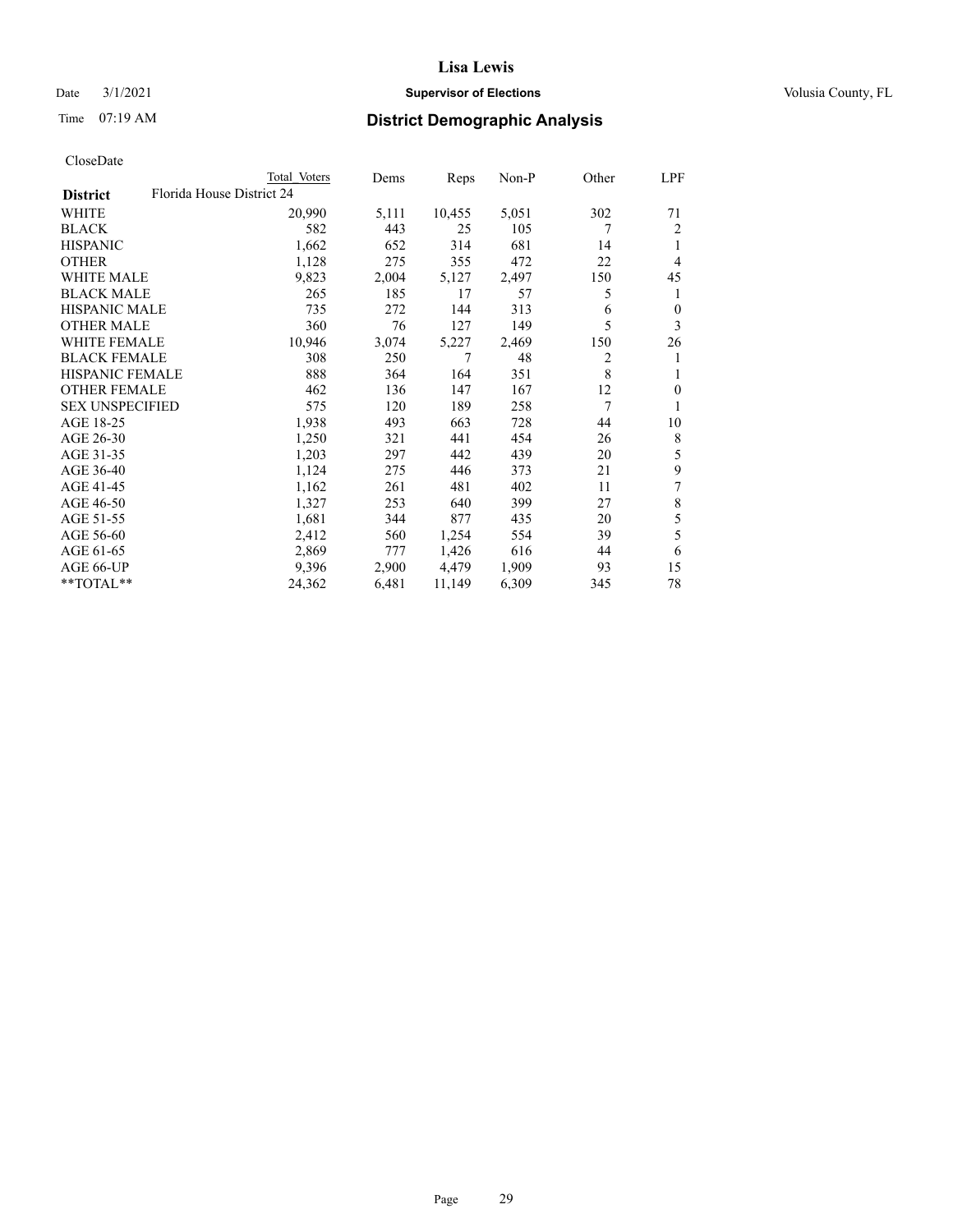# Lisa Lewis

Date 3/1/2021 **Supervisor of Elections** Volusia County, FL

Time 07:19 AM **District Demographic Analysis**

CloseDate

| District | Florida House District 24 Total Voters | Dems | Reps | Non-P | Other | LPF |
|---|---|---|---|---|---|---|
| WHITE | 20,990 | 5,111 | 10,455 | 5,051 | 302 | 71 |
| BLACK | 582 | 443 | 25 | 105 | 7 | 2 |
| HISPANIC | 1,662 | 652 | 314 | 681 | 14 | 1 |
| OTHER | 1,128 | 275 | 355 | 472 | 22 | 4 |
| WHITE MALE | 9,823 | 2,004 | 5,127 | 2,497 | 150 | 45 |
| BLACK MALE | 265 | 185 | 17 | 57 | 5 | 1 |
| HISPANIC MALE | 735 | 272 | 144 | 313 | 6 | 0 |
| OTHER MALE | 360 | 76 | 127 | 149 | 5 | 3 |
| WHITE FEMALE | 10,946 | 3,074 | 5,227 | 2,469 | 150 | 26 |
| BLACK FEMALE | 308 | 250 | 7 | 48 | 2 | 1 |
| HISPANIC FEMALE | 888 | 364 | 164 | 351 | 8 | 1 |
| OTHER FEMALE | 462 | 136 | 147 | 167 | 12 | 0 |
| SEX UNSPECIFIED | 575 | 120 | 189 | 258 | 7 | 1 |
| AGE 18-25 | 1,938 | 493 | 663 | 728 | 44 | 10 |
| AGE 26-30 | 1,250 | 321 | 441 | 454 | 26 | 8 |
| AGE 31-35 | 1,203 | 297 | 442 | 439 | 20 | 5 |
| AGE 36-40 | 1,124 | 275 | 446 | 373 | 21 | 9 |
| AGE 41-45 | 1,162 | 261 | 481 | 402 | 11 | 7 |
| AGE 46-50 | 1,327 | 253 | 640 | 399 | 27 | 8 |
| AGE 51-55 | 1,681 | 344 | 877 | 435 | 20 | 5 |
| AGE 56-60 | 2,412 | 560 | 1,254 | 554 | 39 | 5 |
| AGE 61-65 | 2,869 | 777 | 1,426 | 616 | 44 | 6 |
| AGE 66-UP | 9,396 | 2,900 | 4,479 | 1,909 | 93 | 15 |
| **TOTAL** | 24,362 | 6,481 | 11,149 | 6,309 | 345 | 78 |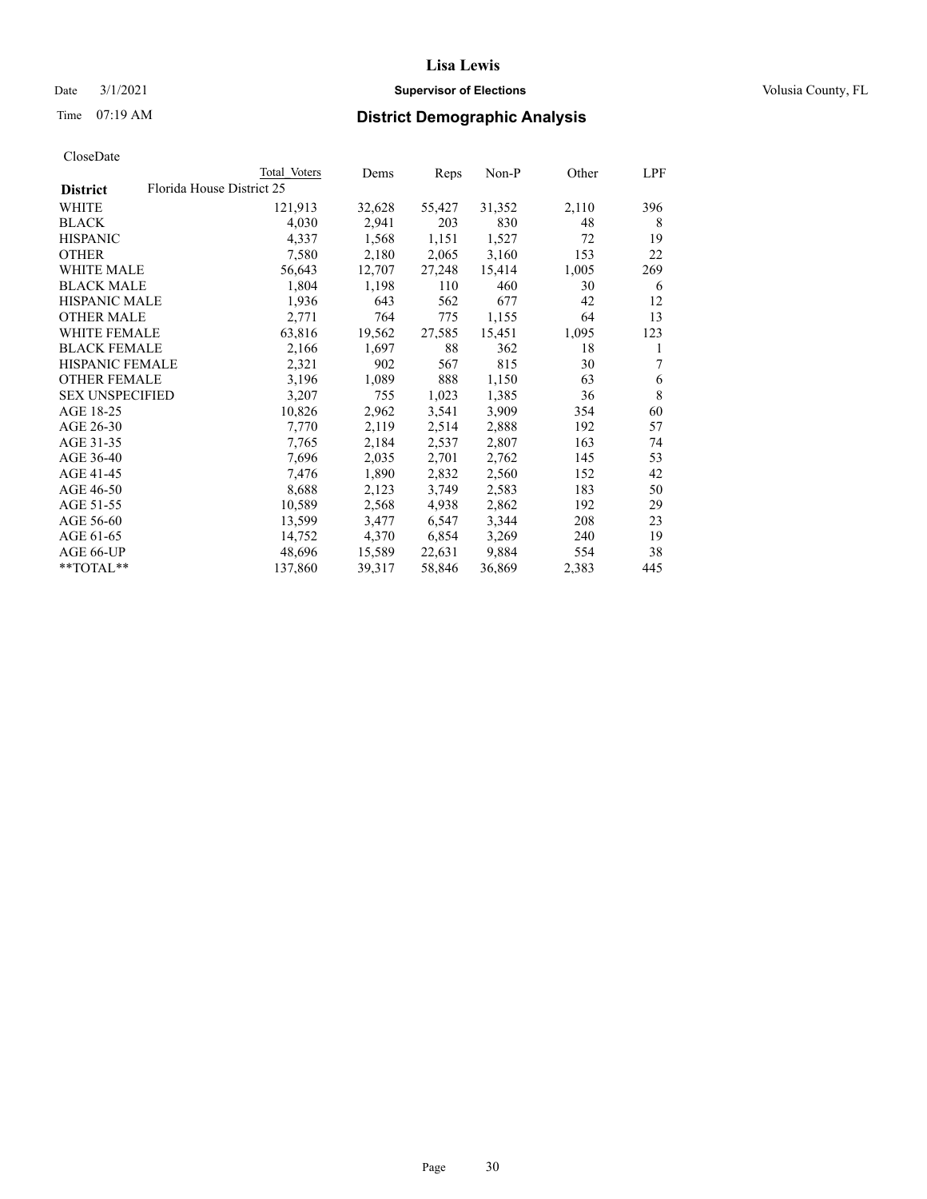# Lisa Lewis

Date 3/1/2021 **Supervisor of Elections** Volusia County, FL

Time 07:19 AM **District Demographic Analysis**

CloseDate

| District | Total Voters | Dems | Reps | Non-P | Other | LPF |
|---|---|---|---|---|---|---|
| **Florida House District 25** | | | | | | |
| WHITE | 121,913 | 32,628 | 55,427 | 31,352 | 2,110 | 396 |
| BLACK | 4,030 | 2,941 | 203 | 830 | 48 | 8 |
| HISPANIC | 4,337 | 1,568 | 1,151 | 1,527 | 72 | 19 |
| OTHER | 7,580 | 2,180 | 2,065 | 3,160 | 153 | 22 |
| WHITE MALE | 56,643 | 12,707 | 27,248 | 15,414 | 1,005 | 269 |
| BLACK MALE | 1,804 | 1,198 | 110 | 460 | 30 | 6 |
| HISPANIC MALE | 1,936 | 643 | 562 | 677 | 42 | 12 |
| OTHER MALE | 2,771 | 764 | 775 | 1,155 | 64 | 13 |
| WHITE FEMALE | 63,816 | 19,562 | 27,585 | 15,451 | 1,095 | 123 |
| BLACK FEMALE | 2,166 | 1,697 | 88 | 362 | 18 | 1 |
| HISPANIC FEMALE | 2,321 | 902 | 567 | 815 | 30 | 7 |
| OTHER FEMALE | 3,196 | 1,089 | 888 | 1,150 | 63 | 6 |
| SEX UNSPECIFIED | 3,207 | 755 | 1,023 | 1,385 | 36 | 8 |
| AGE 18-25 | 10,826 | 2,962 | 3,541 | 3,909 | 354 | 60 |
| AGE 26-30 | 7,770 | 2,119 | 2,514 | 2,888 | 192 | 57 |
| AGE 31-35 | 7,765 | 2,184 | 2,537 | 2,807 | 163 | 74 |
| AGE 36-40 | 7,696 | 2,035 | 2,701 | 2,762 | 145 | 53 |
| AGE 41-45 | 7,476 | 1,890 | 2,832 | 2,560 | 152 | 42 |
| AGE 46-50 | 8,688 | 2,123 | 3,749 | 2,583 | 183 | 50 |
| AGE 51-55 | 10,589 | 2,568 | 4,938 | 2,862 | 192 | 29 |
| AGE 56-60 | 13,599 | 3,477 | 6,547 | 3,344 | 208 | 23 |
| AGE 61-65 | 14,752 | 4,370 | 6,854 | 3,269 | 240 | 19 |
| AGE 66-UP | 48,696 | 15,589 | 22,631 | 9,884 | 554 | 38 |
| **TOTAL** | 137,860 | 39,317 | 58,846 | 36,869 | 2,383 | 445 |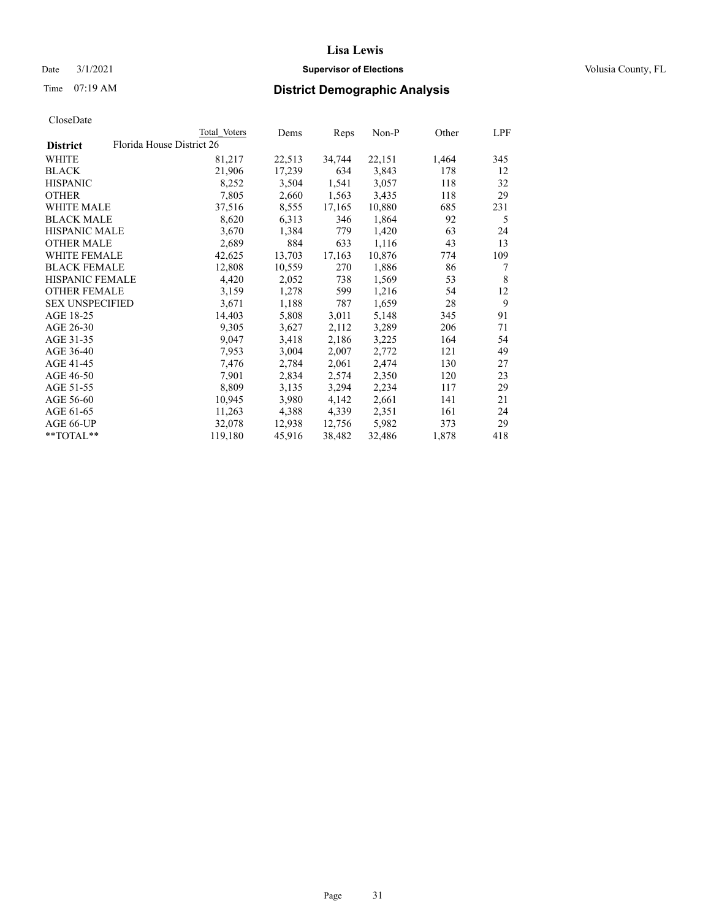# Lisa Lewis

Date 3/1/2021 **Supervisor of Elections** Volusia County, FL

Time 07:19 AM **District Demographic Analysis**

CloseDate

| District | Florida House District 26 Total Voters | Dems | Reps | Non-P | Other | LPF |
|---|---|---|---|---|---|---|
| WHITE | 81,217 | 22,513 | 34,744 | 22,151 | 1,464 | 345 |
| BLACK | 21,906 | 17,239 | 634 | 3,843 | 178 | 12 |
| HISPANIC | 8,252 | 3,504 | 1,541 | 3,057 | 118 | 32 |
| OTHER | 7,805 | 2,660 | 1,563 | 3,435 | 118 | 29 |
| WHITE MALE | 37,516 | 8,555 | 17,165 | 10,880 | 685 | 231 |
| BLACK MALE | 8,620 | 6,313 | 346 | 1,864 | 92 | 5 |
| HISPANIC MALE | 3,670 | 1,384 | 779 | 1,420 | 63 | 24 |
| OTHER MALE | 2,689 | 884 | 633 | 1,116 | 43 | 13 |
| WHITE FEMALE | 42,625 | 13,703 | 17,163 | 10,876 | 774 | 109 |
| BLACK FEMALE | 12,808 | 10,559 | 270 | 1,886 | 86 | 7 |
| HISPANIC FEMALE | 4,420 | 2,052 | 738 | 1,569 | 53 | 8 |
| OTHER FEMALE | 3,159 | 1,278 | 599 | 1,216 | 54 | 12 |
| SEX UNSPECIFIED | 3,671 | 1,188 | 787 | 1,659 | 28 | 9 |
| AGE 18-25 | 14,403 | 5,808 | 3,011 | 5,148 | 345 | 91 |
| AGE 26-30 | 9,305 | 3,627 | 2,112 | 3,289 | 206 | 71 |
| AGE 31-35 | 9,047 | 3,418 | 2,186 | 3,225 | 164 | 54 |
| AGE 36-40 | 7,953 | 3,004 | 2,007 | 2,772 | 121 | 49 |
| AGE 41-45 | 7,476 | 2,784 | 2,061 | 2,474 | 130 | 27 |
| AGE 46-50 | 7,901 | 2,834 | 2,574 | 2,350 | 120 | 23 |
| AGE 51-55 | 8,809 | 3,135 | 3,294 | 2,234 | 117 | 29 |
| AGE 56-60 | 10,945 | 3,980 | 4,142 | 2,661 | 141 | 21 |
| AGE 61-65 | 11,263 | 4,388 | 4,339 | 2,351 | 161 | 24 |
| AGE 66-UP | 32,078 | 12,938 | 12,756 | 5,982 | 373 | 29 |
| **TOTAL** | 119,180 | 45,916 | 38,482 | 32,486 | 1,878 | 418 |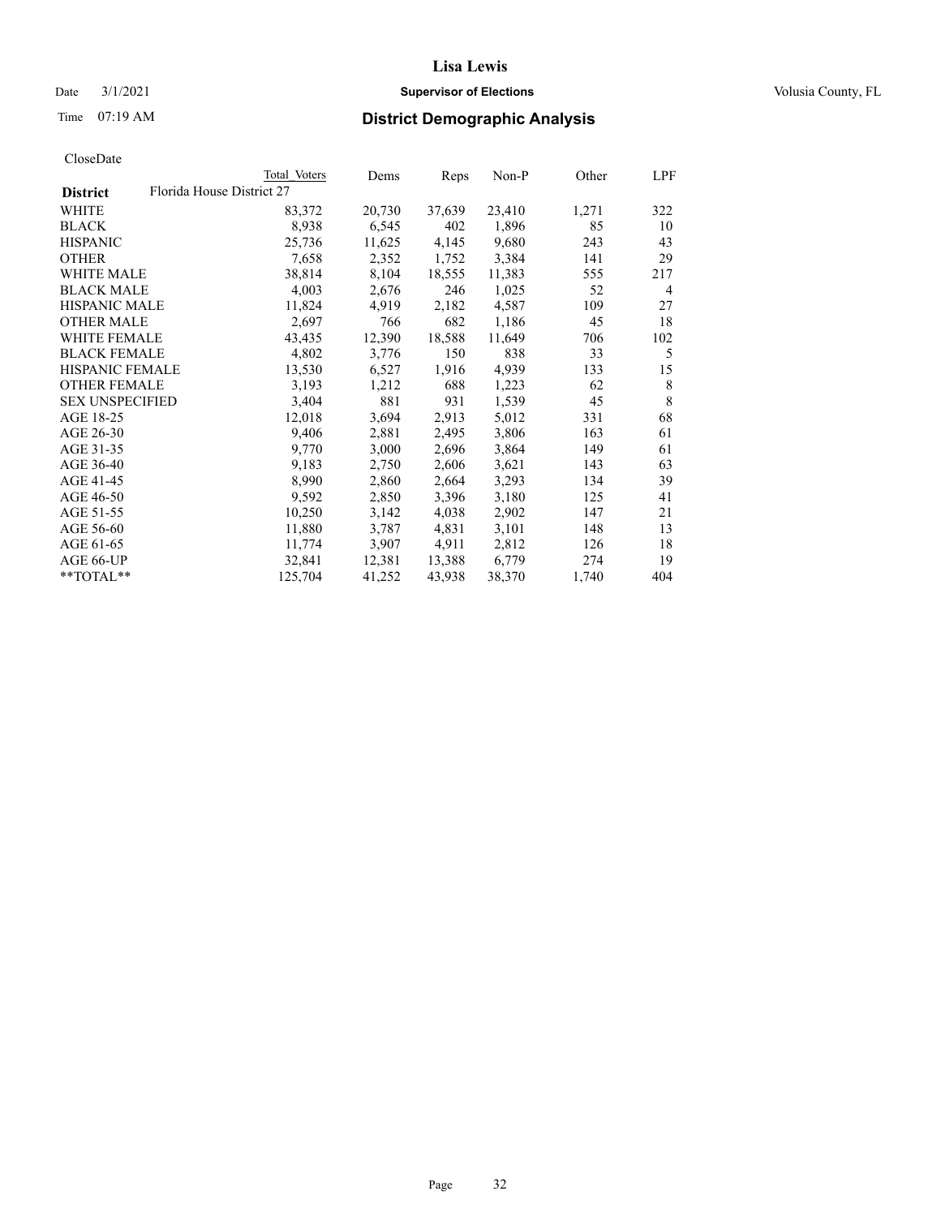# Lisa Lewis

Date 3/1/2021 **Supervisor of Elections** Volusia County, FL

Time 07:19 AM **District Demographic Analysis**

CloseDate

| District | Total Voters | Dems | Reps | Non-P | Other | LPF |
|---|---|---|---|---|---|---|
| Florida House District 27 | | | | | | |
| WHITE | 83,372 | 20,730 | 37,639 | 23,410 | 1,271 | 322 |
| BLACK | 8,938 | 6,545 | 402 | 1,896 | 85 | 10 |
| HISPANIC | 25,736 | 11,625 | 4,145 | 9,680 | 243 | 43 |
| OTHER | 7,658 | 2,352 | 1,752 | 3,384 | 141 | 29 |
| WHITE MALE | 38,814 | 8,104 | 18,555 | 11,383 | 555 | 217 |
| BLACK MALE | 4,003 | 2,676 | 246 | 1,025 | 52 | 4 |
| HISPANIC MALE | 11,824 | 4,919 | 2,182 | 4,587 | 109 | 27 |
| OTHER MALE | 2,697 | 766 | 682 | 1,186 | 45 | 18 |
| WHITE FEMALE | 43,435 | 12,390 | 18,588 | 11,649 | 706 | 102 |
| BLACK FEMALE | 4,802 | 3,776 | 150 | 838 | 33 | 5 |
| HISPANIC FEMALE | 13,530 | 6,527 | 1,916 | 4,939 | 133 | 15 |
| OTHER FEMALE | 3,193 | 1,212 | 688 | 1,223 | 62 | 8 |
| SEX UNSPECIFIED | 3,404 | 881 | 931 | 1,539 | 45 | 8 |
| AGE 18-25 | 12,018 | 3,694 | 2,913 | 5,012 | 331 | 68 |
| AGE 26-30 | 9,406 | 2,881 | 2,495 | 3,806 | 163 | 61 |
| AGE 31-35 | 9,770 | 3,000 | 2,696 | 3,864 | 149 | 61 |
| AGE 36-40 | 9,183 | 2,750 | 2,606 | 3,621 | 143 | 63 |
| AGE 41-45 | 8,990 | 2,860 | 2,664 | 3,293 | 134 | 39 |
| AGE 46-50 | 9,592 | 2,850 | 3,396 | 3,180 | 125 | 41 |
| AGE 51-55 | 10,250 | 3,142 | 4,038 | 2,902 | 147 | 21 |
| AGE 56-60 | 11,880 | 3,787 | 4,831 | 3,101 | 148 | 13 |
| AGE 61-65 | 11,774 | 3,907 | 4,911 | 2,812 | 126 | 18 |
| AGE 66-UP | 32,841 | 12,381 | 13,388 | 6,779 | 274 | 19 |
| **TOTAL** | 125,704 | 41,252 | 43,938 | 38,370 | 1,740 | 404 |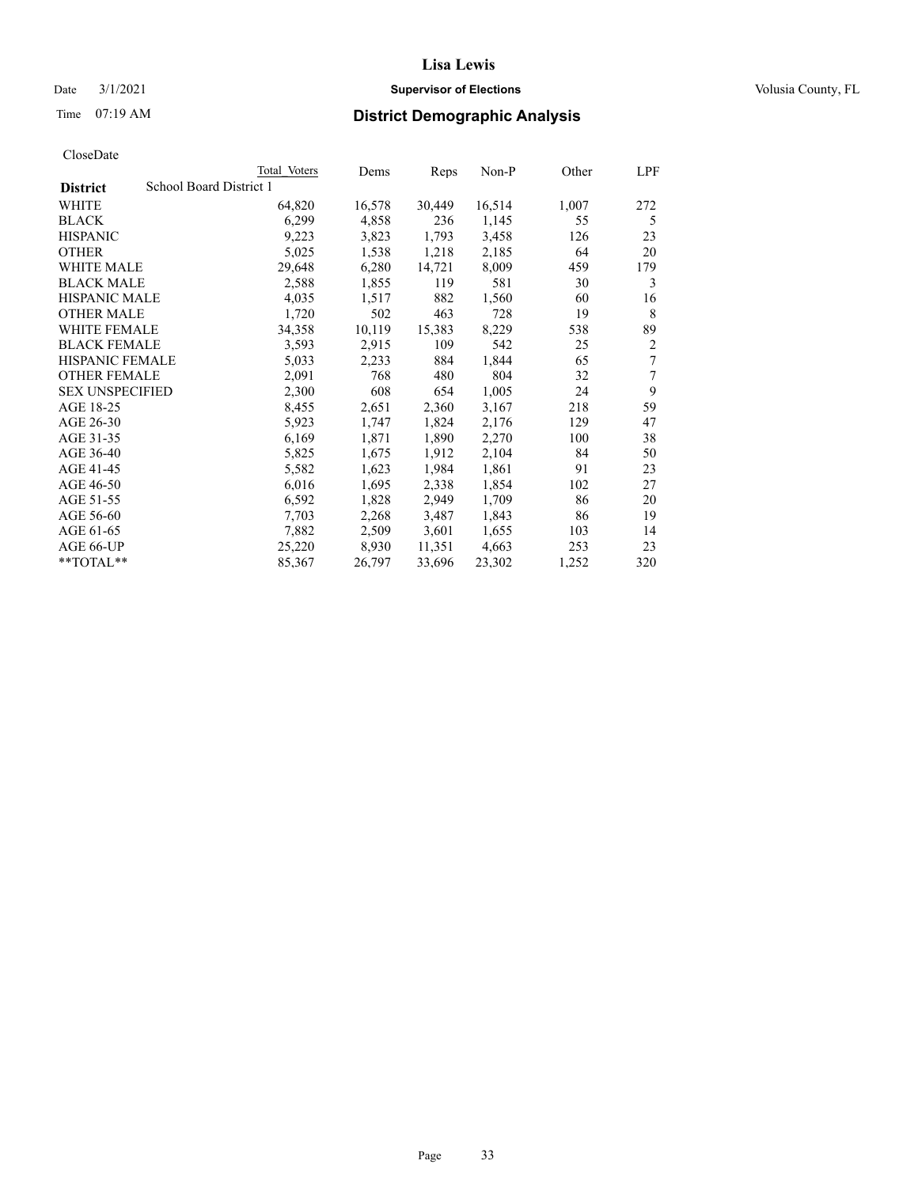Lisa Lewis

Date 3/1/2021 **Supervisor of Elections** Volusia County, FL

Time 07:19 AM **District Demographic Analysis**

CloseDate

| **District** | School Board District 1 | Total Voters | Dems | Reps | Non-P | Other | LPF |
|---|---|---|---|---|---|---|---|
| WHITE | | 64,820 | 16,578 | 30,449 | 16,514 | 1,007 | 272 |
| BLACK | | 6,299 | 4,858 | 236 | 1,145 | 55 | 5 |
| HISPANIC | | 9,223 | 3,823 | 1,793 | 3,458 | 126 | 23 |
| OTHER | | 5,025 | 1,538 | 1,218 | 2,185 | 64 | 20 |
| WHITE MALE | | 29,648 | 6,280 | 14,721 | 8,009 | 459 | 179 |
| BLACK MALE | | 2,588 | 1,855 | 119 | 581 | 30 | 3 |
| HISPANIC MALE | | 4,035 | 1,517 | 882 | 1,560 | 60 | 16 |
| OTHER MALE | | 1,720 | 502 | 463 | 728 | 19 | 8 |
| WHITE FEMALE | | 34,358 | 10,119 | 15,383 | 8,229 | 538 | 89 |
| BLACK FEMALE | | 3,593 | 2,915 | 109 | 542 | 25 | 2 |
| HISPANIC FEMALE | | 5,033 | 2,233 | 884 | 1,844 | 65 | 7 |
| OTHER FEMALE | | 2,091 | 768 | 480 | 804 | 32 | 7 |
| SEX UNSPECIFIED | | 2,300 | 608 | 654 | 1,005 | 24 | 9 |
| AGE 18-25 | | 8,455 | 2,651 | 2,360 | 3,167 | 218 | 59 |
| AGE 26-30 | | 5,923 | 1,747 | 1,824 | 2,176 | 129 | 47 |
| AGE 31-35 | | 6,169 | 1,871 | 1,890 | 2,270 | 100 | 38 |
| AGE 36-40 | | 5,825 | 1,675 | 1,912 | 2,104 | 84 | 50 |
| AGE 41-45 | | 5,582 | 1,623 | 1,984 | 1,861 | 91 | 23 |
| AGE 46-50 | | 6,016 | 1,695 | 2,338 | 1,854 | 102 | 27 |
| AGE 51-55 | | 6,592 | 1,828 | 2,949 | 1,709 | 86 | 20 |
| AGE 56-60 | | 7,703 | 2,268 | 3,487 | 1,843 | 86 | 19 |
| AGE 61-65 | | 7,882 | 2,509 | 3,601 | 1,655 | 103 | 14 |
| AGE 66-UP | | 25,220 | 8,930 | 11,351 | 4,663 | 253 | 23 |
| **TOTAL** | | 85,367 | 26,797 | 33,696 | 23,302 | 1,252 | 320 |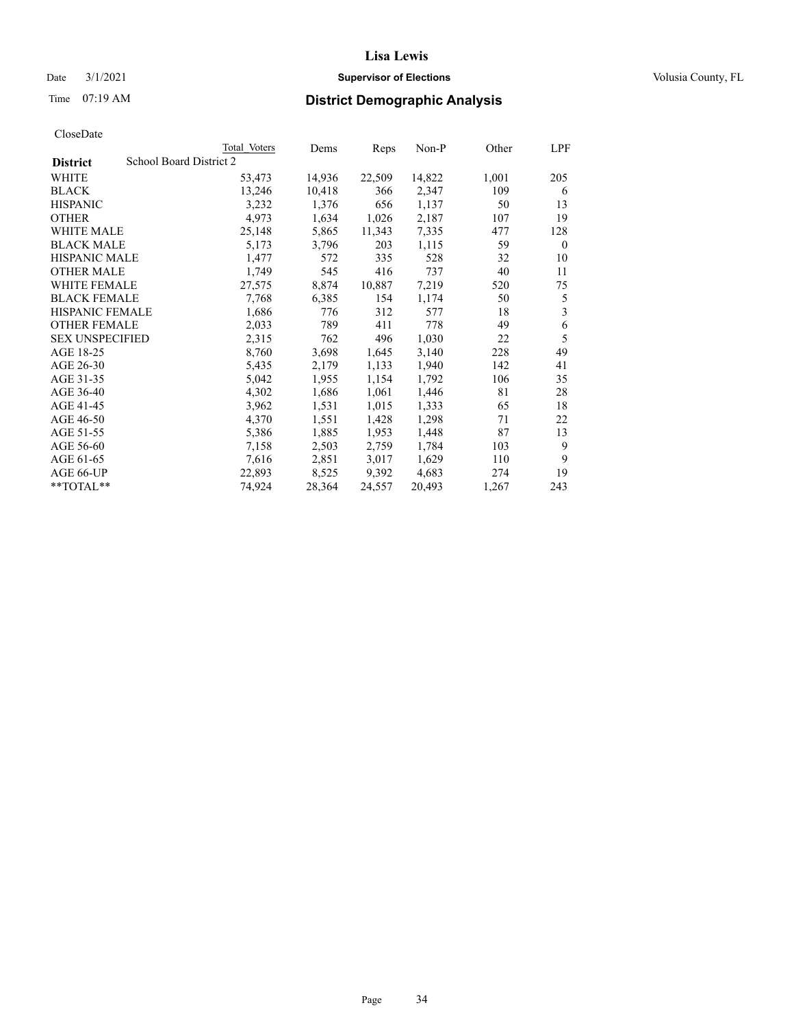**Lisa Lewis**

Date 3/1/2021 **Supervisor of Elections** Volusia County, FL

Time 07:19 AM

## District Demographic Analysis

CloseDate

| | Total Voters | Dems | Reps | Non-P | Other | LPF |
|---|---|---|---|---|---|---|
| **District** School Board District 2 | | | | | | |
| WHITE | 53,473 | 14,936 | 22,509 | 14,822 | 1,001 | 205 |
| BLACK | 13,246 | 10,418 | 366 | 2,347 | 109 | 6 |
| HISPANIC | 3,232 | 1,376 | 656 | 1,137 | 50 | 13 |
| OTHER | 4,973 | 1,634 | 1,026 | 2,187 | 107 | 19 |
| WHITE MALE | 25,148 | 5,865 | 11,343 | 7,335 | 477 | 128 |
| BLACK MALE | 5,173 | 3,796 | 203 | 1,115 | 59 | 0 |
| HISPANIC MALE | 1,477 | 572 | 335 | 528 | 32 | 10 |
| OTHER MALE | 1,749 | 545 | 416 | 737 | 40 | 11 |
| WHITE FEMALE | 27,575 | 8,874 | 10,887 | 7,219 | 520 | 75 |
| BLACK FEMALE | 7,768 | 6,385 | 154 | 1,174 | 50 | 5 |
| HISPANIC FEMALE | 1,686 | 776 | 312 | 577 | 18 | 3 |
| OTHER FEMALE | 2,033 | 789 | 411 | 778 | 49 | 6 |
| SEX UNSPECIFIED | 2,315 | 762 | 496 | 1,030 | 22 | 5 |
| AGE 18-25 | 8,760 | 3,698 | 1,645 | 3,140 | 228 | 49 |
| AGE 26-30 | 5,435 | 2,179 | 1,133 | 1,940 | 142 | 41 |
| AGE 31-35 | 5,042 | 1,955 | 1,154 | 1,792 | 106 | 35 |
| AGE 36-40 | 4,302 | 1,686 | 1,061 | 1,446 | 81 | 28 |
| AGE 41-45 | 3,962 | 1,531 | 1,015 | 1,333 | 65 | 18 |
| AGE 46-50 | 4,370 | 1,551 | 1,428 | 1,298 | 71 | 22 |
| AGE 51-55 | 5,386 | 1,885 | 1,953 | 1,448 | 87 | 13 |
| AGE 56-60 | 7,158 | 2,503 | 2,759 | 1,784 | 103 | 9 |
| AGE 61-65 | 7,616 | 2,851 | 3,017 | 1,629 | 110 | 9 |
| AGE 66-UP | 22,893 | 8,525 | 9,392 | 4,683 | 274 | 19 |
| **TOTAL** | 74,924 | 28,364 | 24,557 | 20,493 | 1,267 | 243 |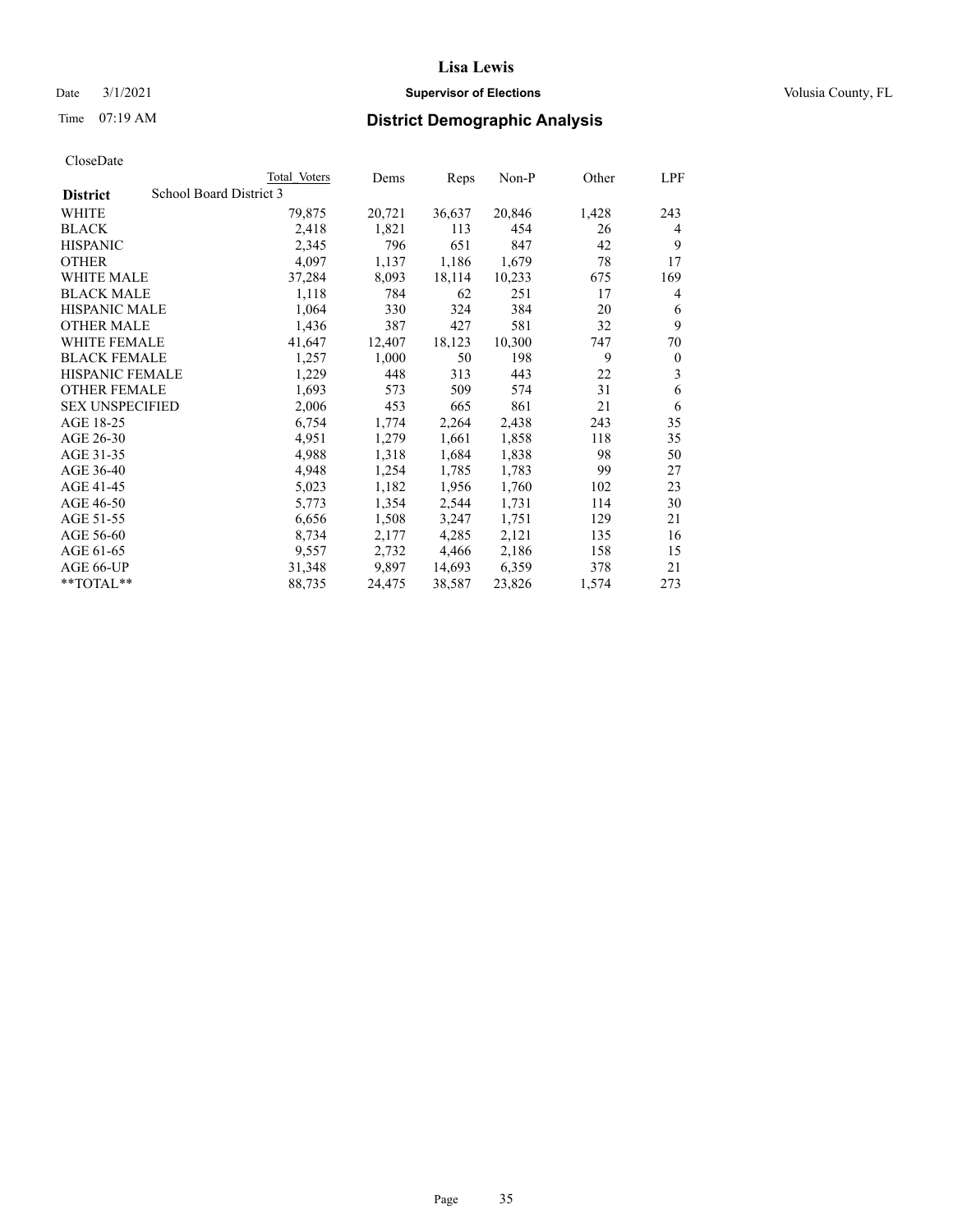CloseDate

| District | School Board District 3 | Total Voters | Dems | Reps | Non-P | Other | LPF |
|---|---|---|---|---|---|---|---|
| WHITE | | 79,875 | 20,721 | 36,637 | 20,846 | 1,428 | 243 |
| BLACK | | 2,418 | 1,821 | 113 | 454 | 26 | 4 |
| HISPANIC | | 2,345 | 796 | 651 | 847 | 42 | 9 |
| OTHER | | 4,097 | 1,137 | 1,186 | 1,679 | 78 | 17 |
| WHITE MALE | | 37,284 | 8,093 | 18,114 | 10,233 | 675 | 169 |
| BLACK MALE | | 1,118 | 784 | 62 | 251 | 17 | 4 |
| HISPANIC MALE | | 1,064 | 330 | 324 | 384 | 20 | 6 |
| OTHER MALE | | 1,436 | 387 | 427 | 581 | 32 | 9 |
| WHITE FEMALE | | 41,647 | 12,407 | 18,123 | 10,300 | 747 | 70 |
| BLACK FEMALE | | 1,257 | 1,000 | 50 | 198 | 9 | 0 |
| HISPANIC FEMALE | | 1,229 | 448 | 313 | 443 | 22 | 3 |
| OTHER FEMALE | | 1,693 | 573 | 509 | 574 | 31 | 6 |
| SEX UNSPECIFIED | | 2,006 | 453 | 665 | 861 | 21 | 6 |
| AGE 18-25 | | 6,754 | 1,774 | 2,264 | 2,438 | 243 | 35 |
| AGE 26-30 | | 4,951 | 1,279 | 1,661 | 1,858 | 118 | 35 |
| AGE 31-35 | | 4,988 | 1,318 | 1,684 | 1,838 | 98 | 50 |
| AGE 36-40 | | 4,948 | 1,254 | 1,785 | 1,783 | 99 | 27 |
| AGE 41-45 | | 5,023 | 1,182 | 1,956 | 1,760 | 102 | 23 |
| AGE 46-50 | | 5,773 | 1,354 | 2,544 | 1,731 | 114 | 30 |
| AGE 51-55 | | 6,656 | 1,508 | 3,247 | 1,751 | 129 | 21 |
| AGE 56-60 | | 8,734 | 2,177 | 4,285 | 2,121 | 135 | 16 |
| AGE 61-65 | | 9,557 | 2,732 | 4,466 | 2,186 | 158 | 15 |
| AGE 66-UP | | 31,348 | 9,897 | 14,693 | 6,359 | 378 | 21 |
| **TOTAL** | | 88,735 | 24,475 | 38,587 | 23,826 | 1,574 | 273 |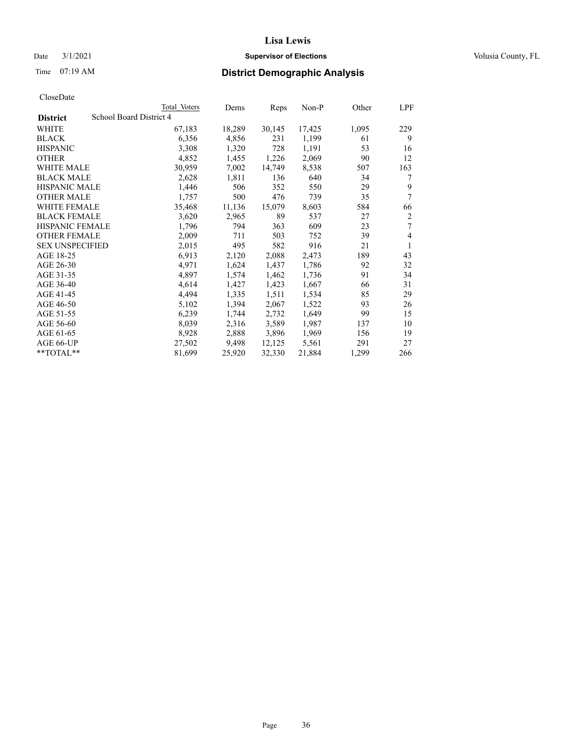# Lisa Lewis

Date 3/1/2021 **Supervisor of Elections** Volusia County, FL

Time 07:19 AM **District Demographic Analysis**

CloseDate

| | Total Voters | Dems | Reps | Non-P | Other | LPF |
|---|---|---|---|---|---|---|
| **District** School Board District 4 | | | | | | |
| WHITE | 67,183 | 18,289 | 30,145 | 17,425 | 1,095 | 229 |
| BLACK | 6,356 | 4,856 | 231 | 1,199 | 61 | 9 |
| HISPANIC | 3,308 | 1,320 | 728 | 1,191 | 53 | 16 |
| OTHER | 4,852 | 1,455 | 1,226 | 2,069 | 90 | 12 |
| WHITE MALE | 30,959 | 7,002 | 14,749 | 8,538 | 507 | 163 |
| BLACK MALE | 2,628 | 1,811 | 136 | 640 | 34 | 7 |
| HISPANIC MALE | 1,446 | 506 | 352 | 550 | 29 | 9 |
| OTHER MALE | 1,757 | 500 | 476 | 739 | 35 | 7 |
| WHITE FEMALE | 35,468 | 11,136 | 15,079 | 8,603 | 584 | 66 |
| BLACK FEMALE | 3,620 | 2,965 | 89 | 537 | 27 | 2 |
| HISPANIC FEMALE | 1,796 | 794 | 363 | 609 | 23 | 7 |
| OTHER FEMALE | 2,009 | 711 | 503 | 752 | 39 | 4 |
| SEX UNSPECIFIED | 2,015 | 495 | 582 | 916 | 21 | 1 |
| AGE 18-25 | 6,913 | 2,120 | 2,088 | 2,473 | 189 | 43 |
| AGE 26-30 | 4,971 | 1,624 | 1,437 | 1,786 | 92 | 32 |
| AGE 31-35 | 4,897 | 1,574 | 1,462 | 1,736 | 91 | 34 |
| AGE 36-40 | 4,614 | 1,427 | 1,423 | 1,667 | 66 | 31 |
| AGE 41-45 | 4,494 | 1,335 | 1,511 | 1,534 | 85 | 29 |
| AGE 46-50 | 5,102 | 1,394 | 2,067 | 1,522 | 93 | 26 |
| AGE 51-55 | 6,239 | 1,744 | 2,732 | 1,649 | 99 | 15 |
| AGE 56-60 | 8,039 | 2,316 | 3,589 | 1,987 | 137 | 10 |
| AGE 61-65 | 8,928 | 2,888 | 3,896 | 1,969 | 156 | 19 |
| AGE 66-UP | 27,502 | 9,498 | 12,125 | 5,561 | 291 | 27 |
| **TOTAL** | 81,699 | 25,920 | 32,330 | 21,884 | 1,299 | 266 |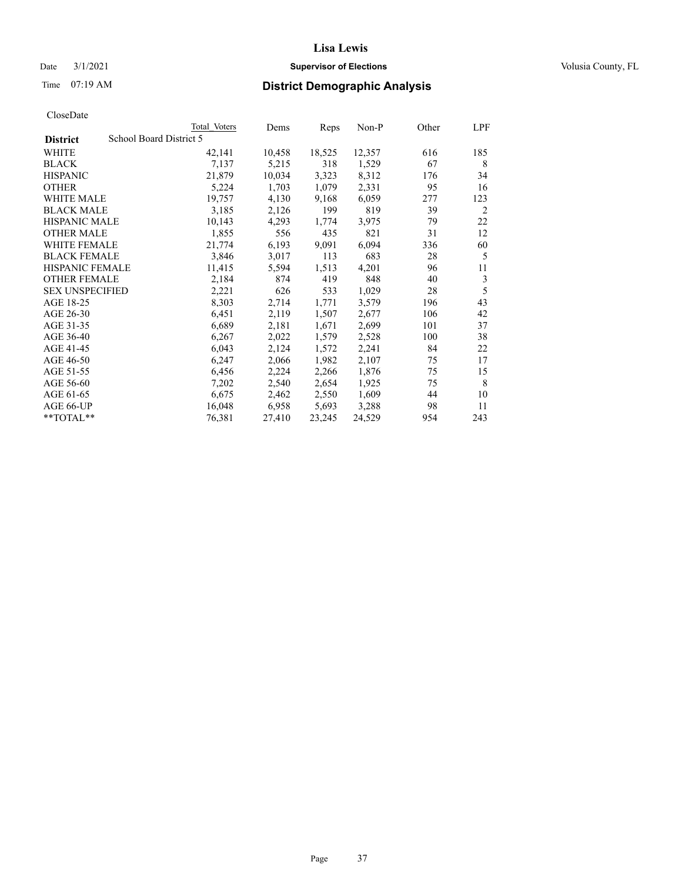# Lisa Lewis

Date 3/1/2021 **Supervisor of Elections** Volusia County, FL

Time 07:19 AM **District Demographic Analysis**

CloseDate

| District | School Board District 5 | Total Voters | Dems | Reps | Non-P | Other | LPF |
|---|---|---|---|---|---|---|---|
| WHITE | | 42,141 | 10,458 | 18,525 | 12,357 | 616 | 185 |
| BLACK | | 7,137 | 5,215 | 318 | 1,529 | 67 | 8 |
| HISPANIC | | 21,879 | 10,034 | 3,323 | 8,312 | 176 | 34 |
| OTHER | | 5,224 | 1,703 | 1,079 | 2,331 | 95 | 16 |
| WHITE MALE | | 19,757 | 4,130 | 9,168 | 6,059 | 277 | 123 |
| BLACK MALE | | 3,185 | 2,126 | 199 | 819 | 39 | 2 |
| HISPANIC MALE | | 10,143 | 4,293 | 1,774 | 3,975 | 79 | 22 |
| OTHER MALE | | 1,855 | 556 | 435 | 821 | 31 | 12 |
| WHITE FEMALE | | 21,774 | 6,193 | 9,091 | 6,094 | 336 | 60 |
| BLACK FEMALE | | 3,846 | 3,017 | 113 | 683 | 28 | 5 |
| HISPANIC FEMALE | | 11,415 | 5,594 | 1,513 | 4,201 | 96 | 11 |
| OTHER FEMALE | | 2,184 | 874 | 419 | 848 | 40 | 3 |
| SEX UNSPECIFIED | | 2,221 | 626 | 533 | 1,029 | 28 | 5 |
| AGE 18-25 | | 8,303 | 2,714 | 1,771 | 3,579 | 196 | 43 |
| AGE 26-30 | | 6,451 | 2,119 | 1,507 | 2,677 | 106 | 42 |
| AGE 31-35 | | 6,689 | 2,181 | 1,671 | 2,699 | 101 | 37 |
| AGE 36-40 | | 6,267 | 2,022 | 1,579 | 2,528 | 100 | 38 |
| AGE 41-45 | | 6,043 | 2,124 | 1,572 | 2,241 | 84 | 22 |
| AGE 46-50 | | 6,247 | 2,066 | 1,982 | 2,107 | 75 | 17 |
| AGE 51-55 | | 6,456 | 2,224 | 2,266 | 1,876 | 75 | 15 |
| AGE 56-60 | | 7,202 | 2,540 | 2,654 | 1,925 | 75 | 8 |
| AGE 61-65 | | 6,675 | 2,462 | 2,550 | 1,609 | 44 | 10 |
| AGE 66-UP | | 16,048 | 6,958 | 5,693 | 3,288 | 98 | 11 |
| **TOTAL** | | 76,381 | 27,410 | 23,245 | 24,529 | 954 | 243 |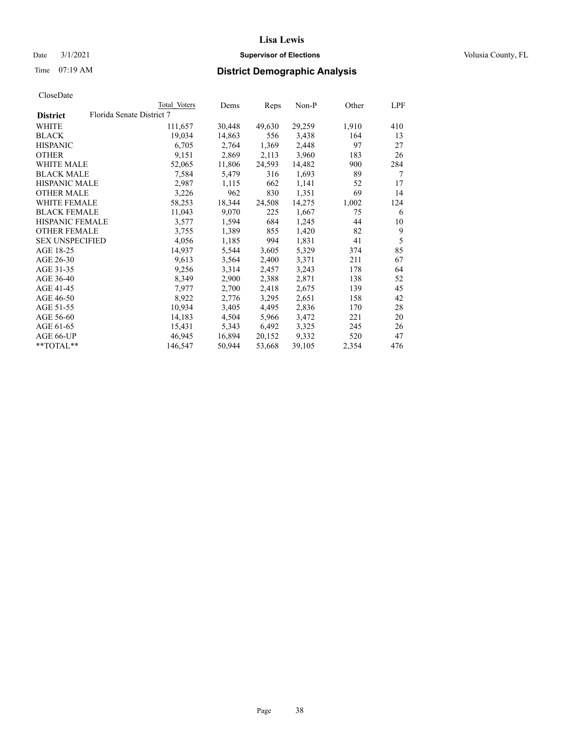# Lisa Lewis

Date 3/1/2021 **Supervisor of Elections** Volusia County, FL

Time 07:19 AM **District Demographic Analysis**

CloseDate

| District | Total Voters | Dems | Reps | Non-P | Other | LPF |
|---|---|---|---|---|---|---|
| Florida Senate District 7 | | | | | | |
| WHITE | 111,657 | 30,448 | 49,630 | 29,259 | 1,910 | 410 |
| BLACK | 19,034 | 14,863 | 556 | 3,438 | 164 | 13 |
| HISPANIC | 6,705 | 2,764 | 1,369 | 2,448 | 97 | 27 |
| OTHER | 9,151 | 2,869 | 2,113 | 3,960 | 183 | 26 |
| WHITE MALE | 52,065 | 11,806 | 24,593 | 14,482 | 900 | 284 |
| BLACK MALE | 7,584 | 5,479 | 316 | 1,693 | 89 | 7 |
| HISPANIC MALE | 2,987 | 1,115 | 662 | 1,141 | 52 | 17 |
| OTHER MALE | 3,226 | 962 | 830 | 1,351 | 69 | 14 |
| WHITE FEMALE | 58,253 | 18,344 | 24,508 | 14,275 | 1,002 | 124 |
| BLACK FEMALE | 11,043 | 9,070 | 225 | 1,667 | 75 | 6 |
| HISPANIC FEMALE | 3,577 | 1,594 | 684 | 1,245 | 44 | 10 |
| OTHER FEMALE | 3,755 | 1,389 | 855 | 1,420 | 82 | 9 |
| SEX UNSPECIFIED | 4,056 | 1,185 | 994 | 1,831 | 41 | 5 |
| AGE 18-25 | 14,937 | 5,544 | 3,605 | 5,329 | 374 | 85 |
| AGE 26-30 | 9,613 | 3,564 | 2,400 | 3,371 | 211 | 67 |
| AGE 31-35 | 9,256 | 3,314 | 2,457 | 3,243 | 178 | 64 |
| AGE 36-40 | 8,349 | 2,900 | 2,388 | 2,871 | 138 | 52 |
| AGE 41-45 | 7,977 | 2,700 | 2,418 | 2,675 | 139 | 45 |
| AGE 46-50 | 8,922 | 2,776 | 3,295 | 2,651 | 158 | 42 |
| AGE 51-55 | 10,934 | 3,405 | 4,495 | 2,836 | 170 | 28 |
| AGE 56-60 | 14,183 | 4,504 | 5,966 | 3,472 | 221 | 20 |
| AGE 61-65 | 15,431 | 5,343 | 6,492 | 3,325 | 245 | 26 |
| AGE 66-UP | 46,945 | 16,894 | 20,152 | 9,332 | 520 | 47 |
| **TOTAL** | 146,547 | 50,944 | 53,668 | 39,105 | 2,354 | 476 |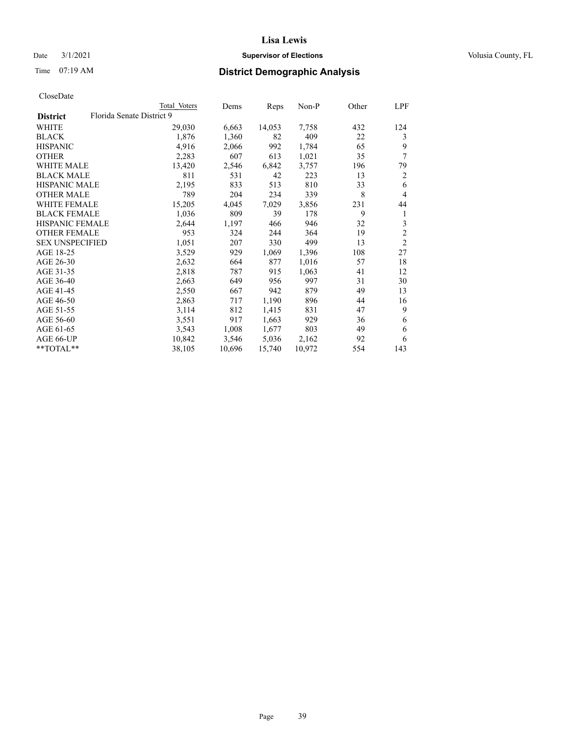# Lisa Lewis

Date 3/1/2021 **Supervisor of Elections** Volusia County, FL

Time 07:19 AM **District Demographic Analysis**

CloseDate

| District | Total Voters | Dems | Reps | Non-P | Other | LPF |
|---|---|---|---|---|---|---|
| **Florida Senate District 9** | | | | | | |
| WHITE | 29,030 | 6,663 | 14,053 | 7,758 | 432 | 124 |
| BLACK | 1,876 | 1,360 | 82 | 409 | 22 | 3 |
| HISPANIC | 4,916 | 2,066 | 992 | 1,784 | 65 | 9 |
| OTHER | 2,283 | 607 | 613 | 1,021 | 35 | 7 |
| WHITE MALE | 13,420 | 2,546 | 6,842 | 3,757 | 196 | 79 |
| BLACK MALE | 811 | 531 | 42 | 223 | 13 | 2 |
| HISPANIC MALE | 2,195 | 833 | 513 | 810 | 33 | 6 |
| OTHER MALE | 789 | 204 | 234 | 339 | 8 | 4 |
| WHITE FEMALE | 15,205 | 4,045 | 7,029 | 3,856 | 231 | 44 |
| BLACK FEMALE | 1,036 | 809 | 39 | 178 | 9 | 1 |
| HISPANIC FEMALE | 2,644 | 1,197 | 466 | 946 | 32 | 3 |
| OTHER FEMALE | 953 | 324 | 244 | 364 | 19 | 2 |
| SEX UNSPECIFIED | 1,051 | 207 | 330 | 499 | 13 | 2 |
| AGE 18-25 | 3,529 | 929 | 1,069 | 1,396 | 108 | 27 |
| AGE 26-30 | 2,632 | 664 | 877 | 1,016 | 57 | 18 |
| AGE 31-35 | 2,818 | 787 | 915 | 1,063 | 41 | 12 |
| AGE 36-40 | 2,663 | 649 | 956 | 997 | 31 | 30 |
| AGE 41-45 | 2,550 | 667 | 942 | 879 | 49 | 13 |
| AGE 46-50 | 2,863 | 717 | 1,190 | 896 | 44 | 16 |
| AGE 51-55 | 3,114 | 812 | 1,415 | 831 | 47 | 9 |
| AGE 56-60 | 3,551 | 917 | 1,663 | 929 | 36 | 6 |
| AGE 61-65 | 3,543 | 1,008 | 1,677 | 803 | 49 | 6 |
| AGE 66-UP | 10,842 | 3,546 | 5,036 | 2,162 | 92 | 6 |
| **TOTAL** | 38,105 | 10,696 | 15,740 | 10,972 | 554 | 143 |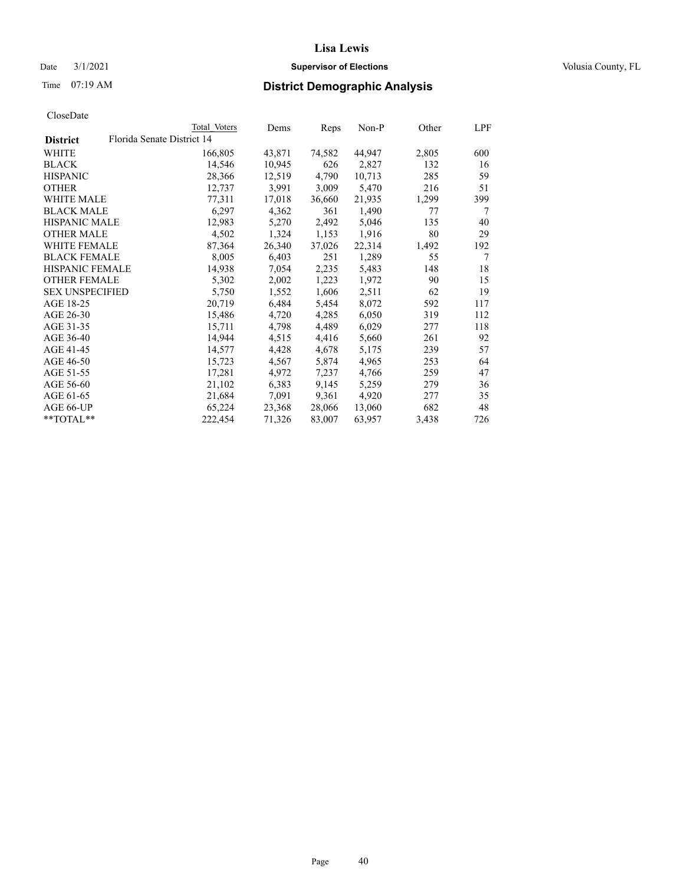# Lisa Lewis

Date 3/1/2021 **Supervisor of Elections** Volusia County, FL

Time 07:19 AM **District Demographic Analysis**

CloseDate

| | Total Voters | Dems | Reps | Non-P | Other | LPF |
|---|---|---|---|---|---|---|
| **District** Florida Senate District 14 | | | | | | |
| WHITE | 166,805 | 43,871 | 74,582 | 44,947 | 2,805 | 600 |
| BLACK | 14,546 | 10,945 | 626 | 2,827 | 132 | 16 |
| HISPANIC | 28,366 | 12,519 | 4,790 | 10,713 | 285 | 59 |
| OTHER | 12,737 | 3,991 | 3,009 | 5,470 | 216 | 51 |
| WHITE MALE | 77,311 | 17,018 | 36,660 | 21,935 | 1,299 | 399 |
| BLACK MALE | 6,297 | 4,362 | 361 | 1,490 | 77 | 7 |
| HISPANIC MALE | 12,983 | 5,270 | 2,492 | 5,046 | 135 | 40 |
| OTHER MALE | 4,502 | 1,324 | 1,153 | 1,916 | 80 | 29 |
| WHITE FEMALE | 87,364 | 26,340 | 37,026 | 22,314 | 1,492 | 192 |
| BLACK FEMALE | 8,005 | 6,403 | 251 | 1,289 | 55 | 7 |
| HISPANIC FEMALE | 14,938 | 7,054 | 2,235 | 5,483 | 148 | 18 |
| OTHER FEMALE | 5,302 | 2,002 | 1,223 | 1,972 | 90 | 15 |
| SEX UNSPECIFIED | 5,750 | 1,552 | 1,606 | 2,511 | 62 | 19 |
| AGE 18-25 | 20,719 | 6,484 | 5,454 | 8,072 | 592 | 117 |
| AGE 26-30 | 15,486 | 4,720 | 4,285 | 6,050 | 319 | 112 |
| AGE 31-35 | 15,711 | 4,798 | 4,489 | 6,029 | 277 | 118 |
| AGE 36-40 | 14,944 | 4,515 | 4,416 | 5,660 | 261 | 92 |
| AGE 41-45 | 14,577 | 4,428 | 4,678 | 5,175 | 239 | 57 |
| AGE 46-50 | 15,723 | 4,567 | 5,874 | 4,965 | 253 | 64 |
| AGE 51-55 | 17,281 | 4,972 | 7,237 | 4,766 | 259 | 47 |
| AGE 56-60 | 21,102 | 6,383 | 9,145 | 5,259 | 279 | 36 |
| AGE 61-65 | 21,684 | 7,091 | 9,361 | 4,920 | 277 | 35 |
| AGE 66-UP | 65,224 | 23,368 | 28,066 | 13,060 | 682 | 48 |
| **TOTAL** | 222,454 | 71,326 | 83,007 | 63,957 | 3,438 | 726 |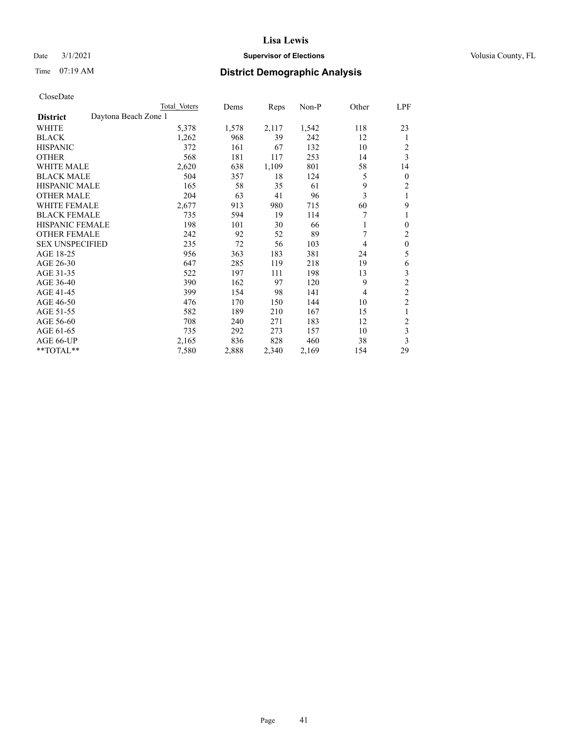# District Demographic Analysis

CloseDate

| District | Total Voters | Dems | Reps | Non-P | Other | LPF |
|---|---|---|---|---|---|---|
| **Daytona Beach Zone 1** | | | | | | |
| WHITE | 5,378 | 1,578 | 2,117 | 1,542 | 118 | 23 |
| BLACK | 1,262 | 968 | 39 | 242 | 12 | 1 |
| HISPANIC | 372 | 161 | 67 | 132 | 10 | 2 |
| OTHER | 568 | 181 | 117 | 253 | 14 | 3 |
| WHITE MALE | 2,620 | 638 | 1,109 | 801 | 58 | 14 |
| BLACK MALE | 504 | 357 | 18 | 124 | 5 | 0 |
| HISPANIC MALE | 165 | 58 | 35 | 61 | 9 | 2 |
| OTHER MALE | 204 | 63 | 41 | 96 | 3 | 1 |
| WHITE FEMALE | 2,677 | 913 | 980 | 715 | 60 | 9 |
| BLACK FEMALE | 735 | 594 | 19 | 114 | 7 | 1 |
| HISPANIC FEMALE | 198 | 101 | 30 | 66 | 1 | 0 |
| OTHER FEMALE | 242 | 92 | 52 | 89 | 7 | 2 |
| SEX UNSPECIFIED | 235 | 72 | 56 | 103 | 4 | 0 |
| AGE 18-25 | 956 | 363 | 183 | 381 | 24 | 5 |
| AGE 26-30 | 647 | 285 | 119 | 218 | 19 | 6 |
| AGE 31-35 | 522 | 197 | 111 | 198 | 13 | 3 |
| AGE 36-40 | 390 | 162 | 97 | 120 | 9 | 2 |
| AGE 41-45 | 399 | 154 | 98 | 141 | 4 | 2 |
| AGE 46-50 | 476 | 170 | 150 | 144 | 10 | 2 |
| AGE 51-55 | 582 | 189 | 210 | 167 | 15 | 1 |
| AGE 56-60 | 708 | 240 | 271 | 183 | 12 | 2 |
| AGE 61-65 | 735 | 292 | 273 | 157 | 10 | 3 |
| AGE 66-UP | 2,165 | 836 | 828 | 460 | 38 | 3 |
| **TOTAL** | 7,580 | 2,888 | 2,340 | 2,169 | 154 | 29 |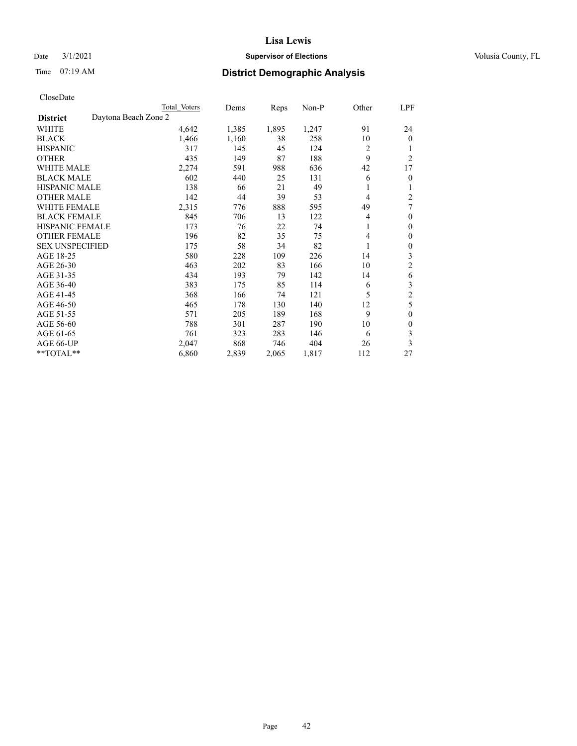# Lisa Lewis

Date 3/1/2021 **Supervisor of Elections** Volusia County, FL

Time 07:19 AM **District Demographic Analysis**

CloseDate

| | Total Voters | Dems | Reps | Non-P | Other | LPF |
|---|---|---|---|---|---|---|
| **District** Daytona Beach Zone 2 | | | | | | |
| WHITE | 4,642 | 1,385 | 1,895 | 1,247 | 91 | 24 |
| BLACK | 1,466 | 1,160 | 38 | 258 | 10 | 0 |
| HISPANIC | 317 | 145 | 45 | 124 | 2 | 1 |
| OTHER | 435 | 149 | 87 | 188 | 9 | 2 |
| WHITE MALE | 2,274 | 591 | 988 | 636 | 42 | 17 |
| BLACK MALE | 602 | 440 | 25 | 131 | 6 | 0 |
| HISPANIC MALE | 138 | 66 | 21 | 49 | 1 | 1 |
| OTHER MALE | 142 | 44 | 39 | 53 | 4 | 2 |
| WHITE FEMALE | 2,315 | 776 | 888 | 595 | 49 | 7 |
| BLACK FEMALE | 845 | 706 | 13 | 122 | 4 | 0 |
| HISPANIC FEMALE | 173 | 76 | 22 | 74 | 1 | 0 |
| OTHER FEMALE | 196 | 82 | 35 | 75 | 4 | 0 |
| SEX UNSPECIFIED | 175 | 58 | 34 | 82 | 1 | 0 |
| AGE 18-25 | 580 | 228 | 109 | 226 | 14 | 3 |
| AGE 26-30 | 463 | 202 | 83 | 166 | 10 | 2 |
| AGE 31-35 | 434 | 193 | 79 | 142 | 14 | 6 |
| AGE 36-40 | 383 | 175 | 85 | 114 | 6 | 3 |
| AGE 41-45 | 368 | 166 | 74 | 121 | 5 | 2 |
| AGE 46-50 | 465 | 178 | 130 | 140 | 12 | 5 |
| AGE 51-55 | 571 | 205 | 189 | 168 | 9 | 0 |
| AGE 56-60 | 788 | 301 | 287 | 190 | 10 | 0 |
| AGE 61-65 | 761 | 323 | 283 | 146 | 6 | 3 |
| AGE 66-UP | 2,047 | 868 | 746 | 404 | 26 | 3 |
| **TOTAL** | 6,860 | 2,839 | 2,065 | 1,817 | 112 | 27 |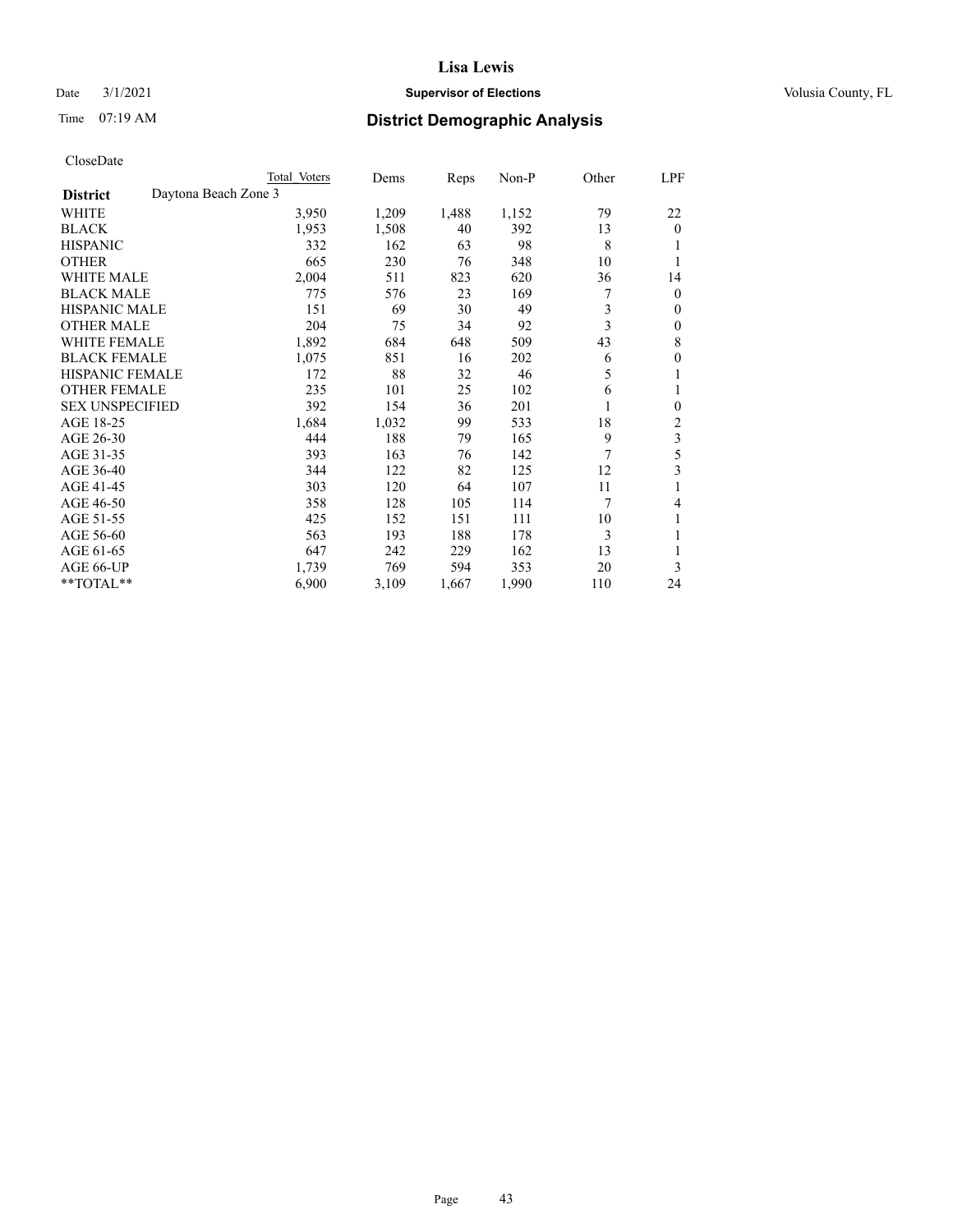# Lisa Lewis

Date 3/1/2021 **Supervisor of Elections** Volusia County, FL

Time 07:19 AM **District Demographic Analysis**

CloseDate

| | Total Voters | Dems | Reps | Non-P | Other | LPF |
|---|---|---|---|---|---|---|
| **District** Daytona Beach Zone 3 | | | | | | |
| WHITE | 3,950 | 1,209 | 1,488 | 1,152 | 79 | 22 |
| BLACK | 1,953 | 1,508 | 40 | 392 | 13 | 0 |
| HISPANIC | 332 | 162 | 63 | 98 | 8 | 1 |
| OTHER | 665 | 230 | 76 | 348 | 10 | 1 |
| WHITE MALE | 2,004 | 511 | 823 | 620 | 36 | 14 |
| BLACK MALE | 775 | 576 | 23 | 169 | 7 | 0 |
| HISPANIC MALE | 151 | 69 | 30 | 49 | 3 | 0 |
| OTHER MALE | 204 | 75 | 34 | 92 | 3 | 0 |
| WHITE FEMALE | 1,892 | 684 | 648 | 509 | 43 | 8 |
| BLACK FEMALE | 1,075 | 851 | 16 | 202 | 6 | 0 |
| HISPANIC FEMALE | 172 | 88 | 32 | 46 | 5 | 1 |
| OTHER FEMALE | 235 | 101 | 25 | 102 | 6 | 1 |
| SEX UNSPECIFIED | 392 | 154 | 36 | 201 | 1 | 0 |
| AGE 18-25 | 1,684 | 1,032 | 99 | 533 | 18 | 2 |
| AGE 26-30 | 444 | 188 | 79 | 165 | 9 | 3 |
| AGE 31-35 | 393 | 163 | 76 | 142 | 7 | 5 |
| AGE 36-40 | 344 | 122 | 82 | 125 | 12 | 3 |
| AGE 41-45 | 303 | 120 | 64 | 107 | 11 | 1 |
| AGE 46-50 | 358 | 128 | 105 | 114 | 7 | 4 |
| AGE 51-55 | 425 | 152 | 151 | 111 | 10 | 1 |
| AGE 56-60 | 563 | 193 | 188 | 178 | 3 | 1 |
| AGE 61-65 | 647 | 242 | 229 | 162 | 13 | 1 |
| AGE 66-UP | 1,739 | 769 | 594 | 353 | 20 | 3 |
| **TOTAL** | 6,900 | 3,109 | 1,667 | 1,990 | 110 | 24 |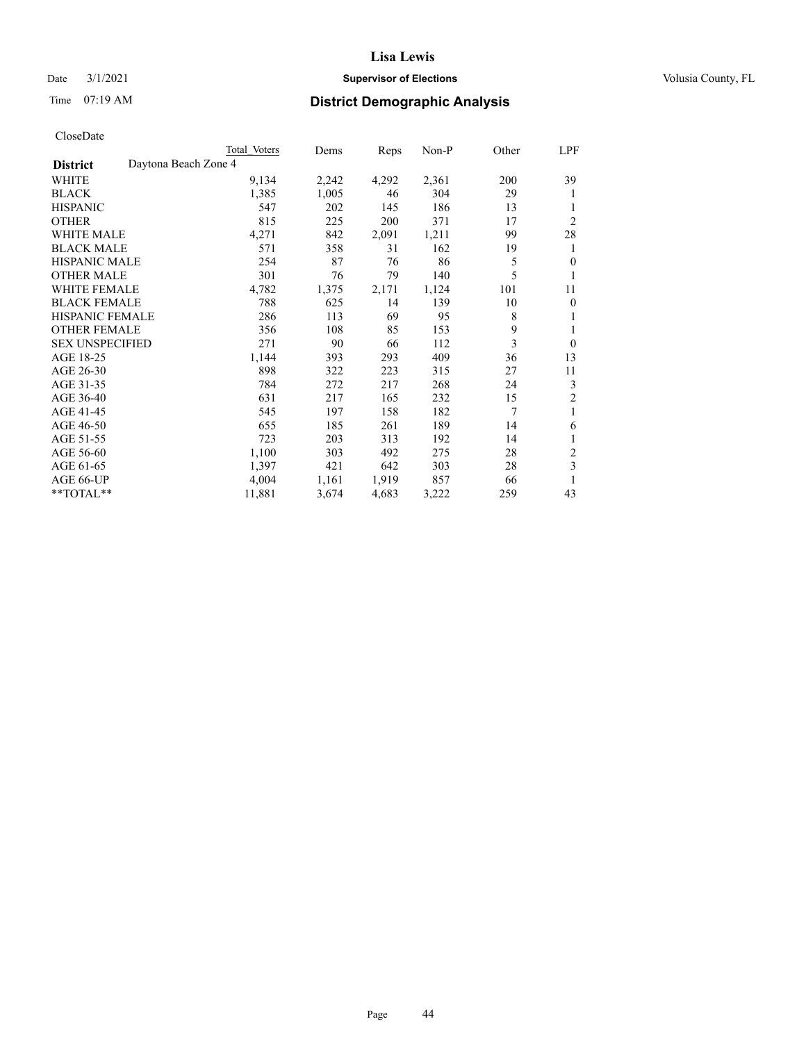Date 3/1/2021

Time 07:19 AM

# Lisa Lewis

## Supervisor of Elections

Volusia County, FL

## District Demographic Analysis

CloseDate

| District | Daytona Beach Zone 4 | Total Voters | Dems | Reps | Non-P | Other | LPF |
|---|---|---|---|---|---|---|---|
| WHITE | | 9,134 | 2,242 | 4,292 | 2,361 | 200 | 39 |
| BLACK | | 1,385 | 1,005 | 46 | 304 | 29 | 1 |
| HISPANIC | | 547 | 202 | 145 | 186 | 13 | 1 |
| OTHER | | 815 | 225 | 200 | 371 | 17 | 2 |
| WHITE MALE | | 4,271 | 842 | 2,091 | 1,211 | 99 | 28 |
| BLACK MALE | | 571 | 358 | 31 | 162 | 19 | 1 |
| HISPANIC MALE | | 254 | 87 | 76 | 86 | 5 | 0 |
| OTHER MALE | | 301 | 76 | 79 | 140 | 5 | 1 |
| WHITE FEMALE | | 4,782 | 1,375 | 2,171 | 1,124 | 101 | 11 |
| BLACK FEMALE | | 788 | 625 | 14 | 139 | 10 | 0 |
| HISPANIC FEMALE | | 286 | 113 | 69 | 95 | 8 | 1 |
| OTHER FEMALE | | 356 | 108 | 85 | 153 | 9 | 1 |
| SEX UNSPECIFIED | | 271 | 90 | 66 | 112 | 3 | 0 |
| AGE 18-25 | | 1,144 | 393 | 293 | 409 | 36 | 13 |
| AGE 26-30 | | 898 | 322 | 223 | 315 | 27 | 11 |
| AGE 31-35 | | 784 | 272 | 217 | 268 | 24 | 3 |
| AGE 36-40 | | 631 | 217 | 165 | 232 | 15 | 2 |
| AGE 41-45 | | 545 | 197 | 158 | 182 | 7 | 1 |
| AGE 46-50 | | 655 | 185 | 261 | 189 | 14 | 6 |
| AGE 51-55 | | 723 | 203 | 313 | 192 | 14 | 1 |
| AGE 56-60 | | 1,100 | 303 | 492 | 275 | 28 | 2 |
| AGE 61-65 | | 1,397 | 421 | 642 | 303 | 28 | 3 |
| AGE 66-UP | | 4,004 | 1,161 | 1,919 | 857 | 66 | 1 |
| **TOTAL** | | 11,881 | 3,674 | 4,683 | 3,222 | 259 | 43 |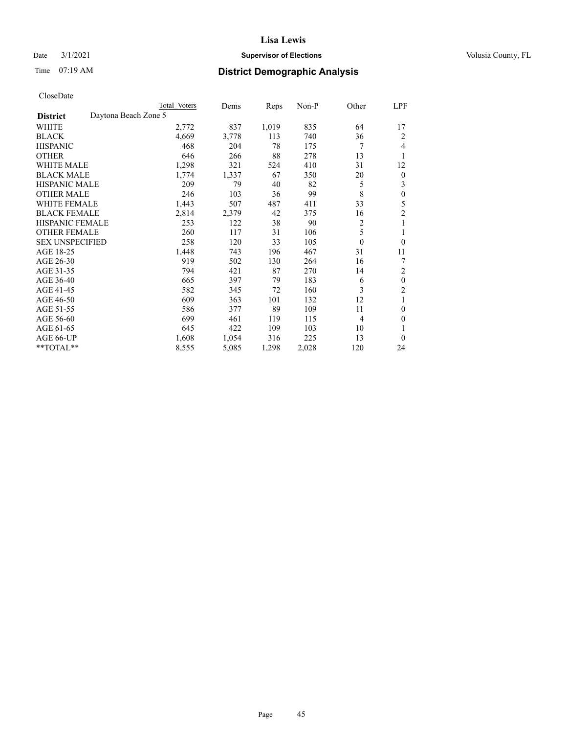CloseDate

| District | Daytona Beach Zone 5 | Total Voters | Dems | Reps | Non-P | Other | LPF |
|---|---|---|---|---|---|---|---|
| WHITE | | 2,772 | 837 | 1,019 | 835 | 64 | 17 |
| BLACK | | 4,669 | 3,778 | 113 | 740 | 36 | 2 |
| HISPANIC | | 468 | 204 | 78 | 175 | 7 | 4 |
| OTHER | | 646 | 266 | 88 | 278 | 13 | 1 |
| WHITE MALE | | 1,298 | 321 | 524 | 410 | 31 | 12 |
| BLACK MALE | | 1,774 | 1,337 | 67 | 350 | 20 | 0 |
| HISPANIC MALE | | 209 | 79 | 40 | 82 | 5 | 3 |
| OTHER MALE | | 246 | 103 | 36 | 99 | 8 | 0 |
| WHITE FEMALE | | 1,443 | 507 | 487 | 411 | 33 | 5 |
| BLACK FEMALE | | 2,814 | 2,379 | 42 | 375 | 16 | 2 |
| HISPANIC FEMALE | | 253 | 122 | 38 | 90 | 2 | 1 |
| OTHER FEMALE | | 260 | 117 | 31 | 106 | 5 | 1 |
| SEX UNSPECIFIED | | 258 | 120 | 33 | 105 | 0 | 0 |
| AGE 18-25 | | 1,448 | 743 | 196 | 467 | 31 | 11 |
| AGE 26-30 | | 919 | 502 | 130 | 264 | 16 | 7 |
| AGE 31-35 | | 794 | 421 | 87 | 270 | 14 | 2 |
| AGE 36-40 | | 665 | 397 | 79 | 183 | 6 | 0 |
| AGE 41-45 | | 582 | 345 | 72 | 160 | 3 | 2 |
| AGE 46-50 | | 609 | 363 | 101 | 132 | 12 | 1 |
| AGE 51-55 | | 586 | 377 | 89 | 109 | 11 | 0 |
| AGE 56-60 | | 699 | 461 | 119 | 115 | 4 | 0 |
| AGE 61-65 | | 645 | 422 | 109 | 103 | 10 | 1 |
| AGE 66-UP | | 1,608 | 1,054 | 316 | 225 | 13 | 0 |
| **TOTAL** | | 8,555 | 5,085 | 1,298 | 2,028 | 120 | 24 |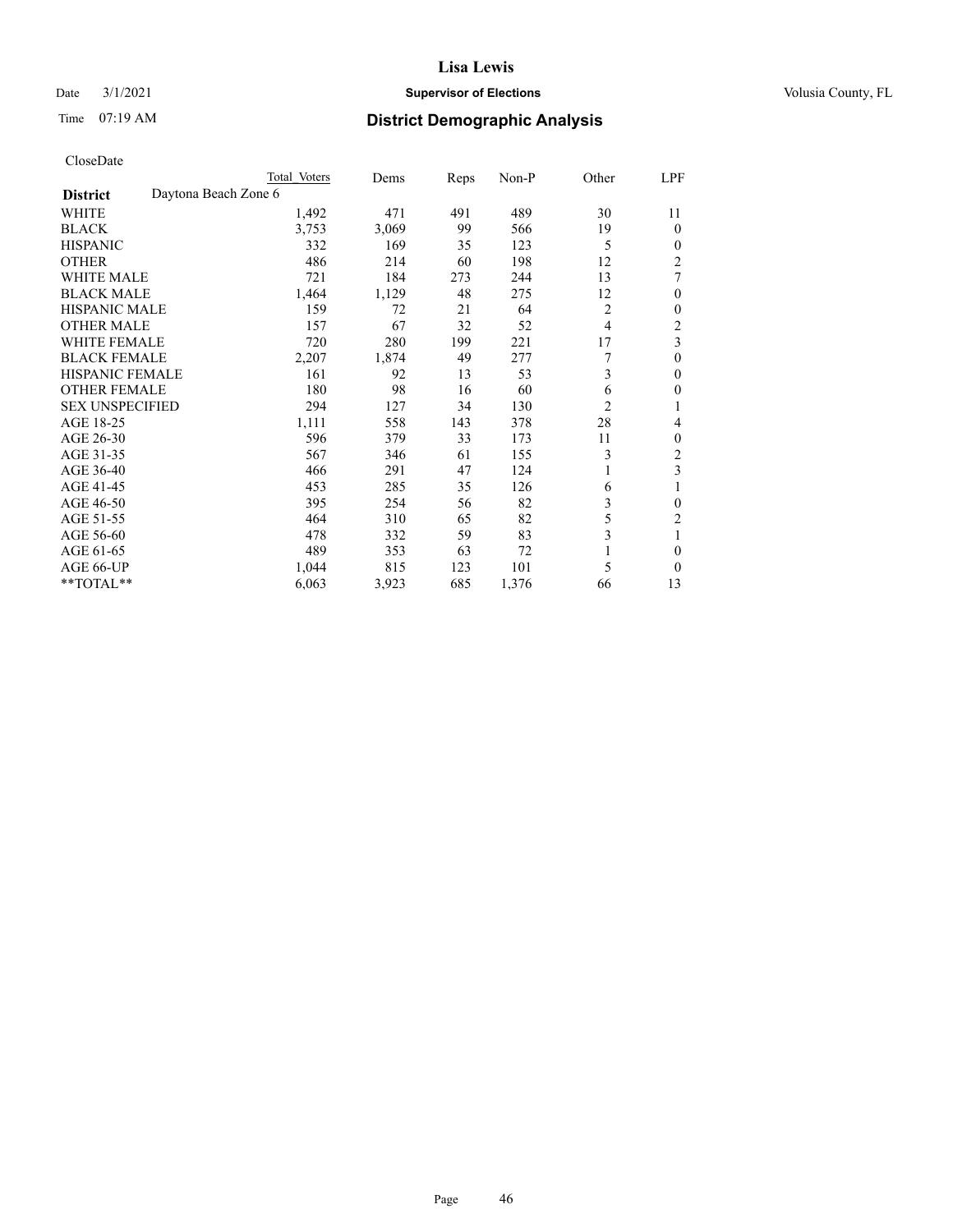# Lisa Lewis

Date 3/1/2021 **Supervisor of Elections** Volusia County, FL

Time 07:19 AM **District Demographic Analysis**

CloseDate

| | Total Voters | Dems | Reps | Non-P | Other | LPF |
|---|---|---|---|---|---|---|
| **District** Daytona Beach Zone 6 | | | | | | |
| WHITE | 1,492 | 471 | 491 | 489 | 30 | 11 |
| BLACK | 3,753 | 3,069 | 99 | 566 | 19 | 0 |
| HISPANIC | 332 | 169 | 35 | 123 | 5 | 0 |
| OTHER | 486 | 214 | 60 | 198 | 12 | 2 |
| WHITE MALE | 721 | 184 | 273 | 244 | 13 | 7 |
| BLACK MALE | 1,464 | 1,129 | 48 | 275 | 12 | 0 |
| HISPANIC MALE | 159 | 72 | 21 | 64 | 2 | 0 |
| OTHER MALE | 157 | 67 | 32 | 52 | 4 | 2 |
| WHITE FEMALE | 720 | 280 | 199 | 221 | 17 | 3 |
| BLACK FEMALE | 2,207 | 1,874 | 49 | 277 | 7 | 0 |
| HISPANIC FEMALE | 161 | 92 | 13 | 53 | 3 | 0 |
| OTHER FEMALE | 180 | 98 | 16 | 60 | 6 | 0 |
| SEX UNSPECIFIED | 294 | 127 | 34 | 130 | 2 | 1 |
| AGE 18-25 | 1,111 | 558 | 143 | 378 | 28 | 4 |
| AGE 26-30 | 596 | 379 | 33 | 173 | 11 | 0 |
| AGE 31-35 | 567 | 346 | 61 | 155 | 3 | 2 |
| AGE 36-40 | 466 | 291 | 47 | 124 | 1 | 3 |
| AGE 41-45 | 453 | 285 | 35 | 126 | 6 | 1 |
| AGE 46-50 | 395 | 254 | 56 | 82 | 3 | 0 |
| AGE 51-55 | 464 | 310 | 65 | 82 | 5 | 2 |
| AGE 56-60 | 478 | 332 | 59 | 83 | 3 | 1 |
| AGE 61-65 | 489 | 353 | 63 | 72 | 1 | 0 |
| AGE 66-UP | 1,044 | 815 | 123 | 101 | 5 | 0 |
| **TOTAL** | 6,063 | 3,923 | 685 | 1,376 | 66 | 13 |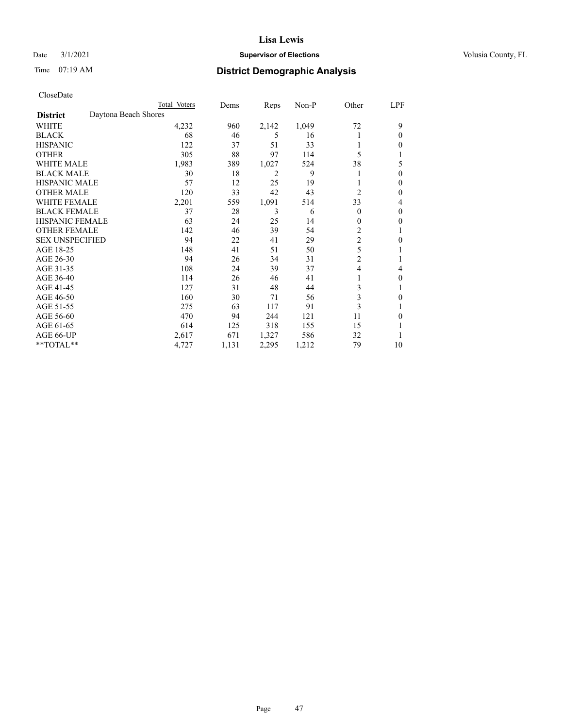# Lisa Lewis

Date 3/1/2021 **Supervisor of Elections** Volusia County, FL

Time 07:19 AM **District Demographic Analysis**

CloseDate

| | Total Voters | Dems | Reps | Non-P | Other | LPF |
|---|---|---|---|---|---|---|
| **District** Daytona Beach Shores | | | | | | |
| WHITE | 4,232 | 960 | 2,142 | 1,049 | 72 | 9 |
| BLACK | 68 | 46 | 5 | 16 | 1 | 0 |
| HISPANIC | 122 | 37 | 51 | 33 | 1 | 0 |
| OTHER | 305 | 88 | 97 | 114 | 5 | 1 |
| WHITE MALE | 1,983 | 389 | 1,027 | 524 | 38 | 5 |
| BLACK MALE | 30 | 18 | 2 | 9 | 1 | 0 |
| HISPANIC MALE | 57 | 12 | 25 | 19 | 1 | 0 |
| OTHER MALE | 120 | 33 | 42 | 43 | 2 | 0 |
| WHITE FEMALE | 2,201 | 559 | 1,091 | 514 | 33 | 4 |
| BLACK FEMALE | 37 | 28 | 3 | 6 | 0 | 0 |
| HISPANIC FEMALE | 63 | 24 | 25 | 14 | 0 | 0 |
| OTHER FEMALE | 142 | 46 | 39 | 54 | 2 | 1 |
| SEX UNSPECIFIED | 94 | 22 | 41 | 29 | 2 | 0 |
| AGE 18-25 | 148 | 41 | 51 | 50 | 5 | 1 |
| AGE 26-30 | 94 | 26 | 34 | 31 | 2 | 1 |
| AGE 31-35 | 108 | 24 | 39 | 37 | 4 | 4 |
| AGE 36-40 | 114 | 26 | 46 | 41 | 1 | 0 |
| AGE 41-45 | 127 | 31 | 48 | 44 | 3 | 1 |
| AGE 46-50 | 160 | 30 | 71 | 56 | 3 | 0 |
| AGE 51-55 | 275 | 63 | 117 | 91 | 3 | 1 |
| AGE 56-60 | 470 | 94 | 244 | 121 | 11 | 0 |
| AGE 61-65 | 614 | 125 | 318 | 155 | 15 | 1 |
| AGE 66-UP | 2,617 | 671 | 1,327 | 586 | 32 | 1 |
| **TOTAL** | 4,727 | 1,131 | 2,295 | 1,212 | 79 | 10 |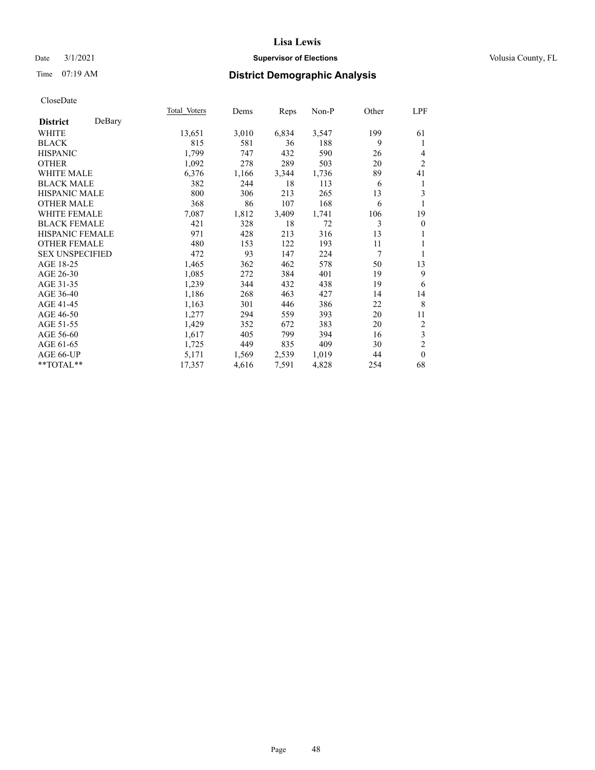# Lisa Lewis

Date 3/1/2021 **Supervisor of Elections** Volusia County, FL

Time 07:19 AM **District Demographic Analysis**

CloseDate

| | Total Voters | Dems | Reps | Non-P | Other | LPF |
|---|---|---|---|---|---|---|
| **District** DeBary | | | | | | |
| WHITE | 13,651 | 3,010 | 6,834 | 3,547 | 199 | 61 |
| BLACK | 815 | 581 | 36 | 188 | 9 | 1 |
| HISPANIC | 1,799 | 747 | 432 | 590 | 26 | 4 |
| OTHER | 1,092 | 278 | 289 | 503 | 20 | 2 |
| WHITE MALE | 6,376 | 1,166 | 3,344 | 1,736 | 89 | 41 |
| BLACK MALE | 382 | 244 | 18 | 113 | 6 | 1 |
| HISPANIC MALE | 800 | 306 | 213 | 265 | 13 | 3 |
| OTHER MALE | 368 | 86 | 107 | 168 | 6 | 1 |
| WHITE FEMALE | 7,087 | 1,812 | 3,409 | 1,741 | 106 | 19 |
| BLACK FEMALE | 421 | 328 | 18 | 72 | 3 | 0 |
| HISPANIC FEMALE | 971 | 428 | 213 | 316 | 13 | 1 |
| OTHER FEMALE | 480 | 153 | 122 | 193 | 11 | 1 |
| SEX UNSPECIFIED | 472 | 93 | 147 | 224 | 7 | 1 |
| AGE 18-25 | 1,465 | 362 | 462 | 578 | 50 | 13 |
| AGE 26-30 | 1,085 | 272 | 384 | 401 | 19 | 9 |
| AGE 31-35 | 1,239 | 344 | 432 | 438 | 19 | 6 |
| AGE 36-40 | 1,186 | 268 | 463 | 427 | 14 | 14 |
| AGE 41-45 | 1,163 | 301 | 446 | 386 | 22 | 8 |
| AGE 46-50 | 1,277 | 294 | 559 | 393 | 20 | 11 |
| AGE 51-55 | 1,429 | 352 | 672 | 383 | 20 | 2 |
| AGE 56-60 | 1,617 | 405 | 799 | 394 | 16 | 3 |
| AGE 61-65 | 1,725 | 449 | 835 | 409 | 30 | 2 |
| AGE 66-UP | 5,171 | 1,569 | 2,539 | 1,019 | 44 | 0 |
| **TOTAL** | 17,357 | 4,616 | 7,591 | 4,828 | 254 | 68 |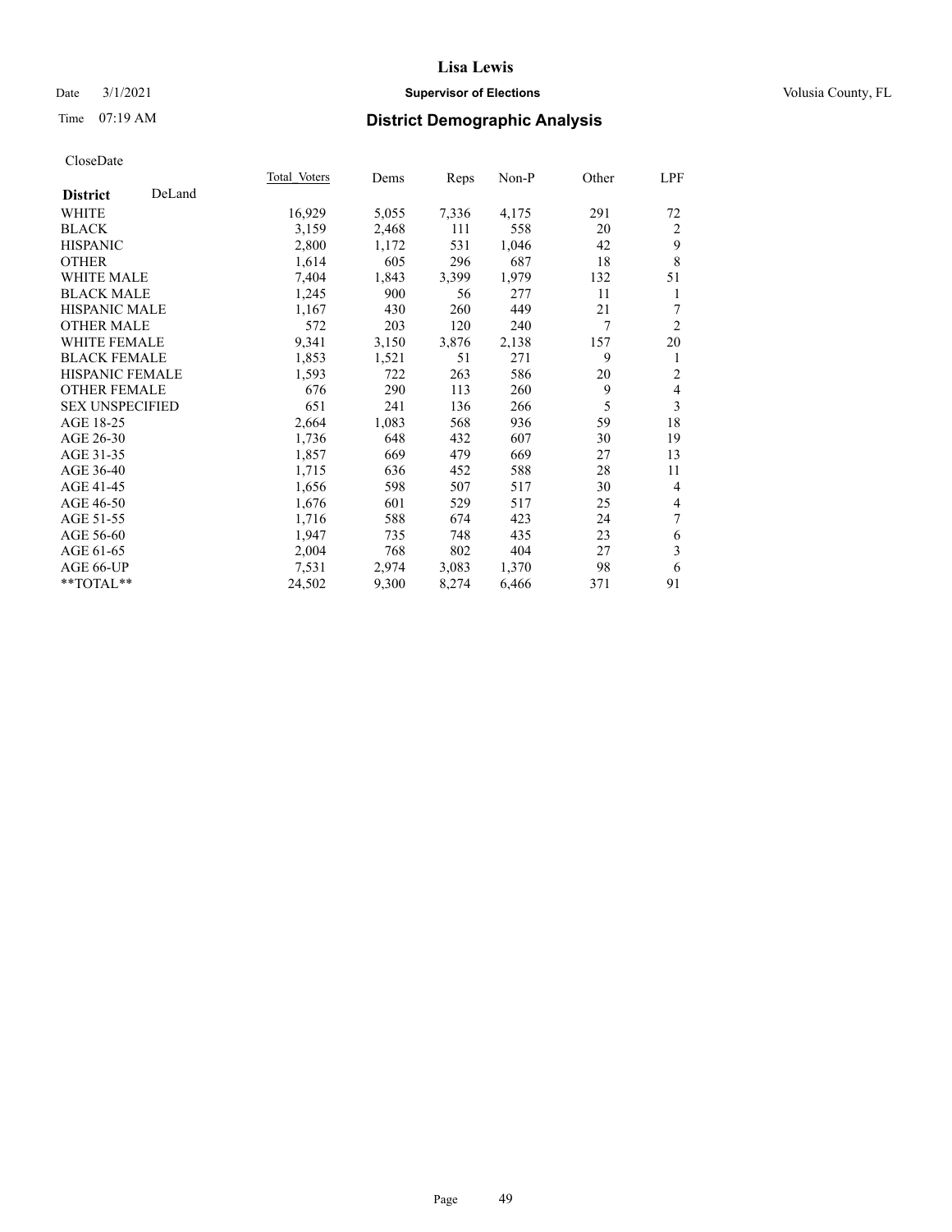# Lisa Lewis

Date 3/1/2021 **Supervisor of Elections** Volusia County, FL

Time 07:19 AM **District Demographic Analysis**

CloseDate

| **District** DeLand | Total Voters | Dems | Reps | Non-P | Other | LPF |
|---|---|---|---|---|---|---|
| WHITE | 16,929 | 5,055 | 7,336 | 4,175 | 291 | 72 |
| BLACK | 3,159 | 2,468 | 111 | 558 | 20 | 2 |
| HISPANIC | 2,800 | 1,172 | 531 | 1,046 | 42 | 9 |
| OTHER | 1,614 | 605 | 296 | 687 | 18 | 8 |
| WHITE MALE | 7,404 | 1,843 | 3,399 | 1,979 | 132 | 51 |
| BLACK MALE | 1,245 | 900 | 56 | 277 | 11 | 1 |
| HISPANIC MALE | 1,167 | 430 | 260 | 449 | 21 | 7 |
| OTHER MALE | 572 | 203 | 120 | 240 | 7 | 2 |
| WHITE FEMALE | 9,341 | 3,150 | 3,876 | 2,138 | 157 | 20 |
| BLACK FEMALE | 1,853 | 1,521 | 51 | 271 | 9 | 1 |
| HISPANIC FEMALE | 1,593 | 722 | 263 | 586 | 20 | 2 |
| OTHER FEMALE | 676 | 290 | 113 | 260 | 9 | 4 |
| SEX UNSPECIFIED | 651 | 241 | 136 | 266 | 5 | 3 |
| AGE 18-25 | 2,664 | 1,083 | 568 | 936 | 59 | 18 |
| AGE 26-30 | 1,736 | 648 | 432 | 607 | 30 | 19 |
| AGE 31-35 | 1,857 | 669 | 479 | 669 | 27 | 13 |
| AGE 36-40 | 1,715 | 636 | 452 | 588 | 28 | 11 |
| AGE 41-45 | 1,656 | 598 | 507 | 517 | 30 | 4 |
| AGE 46-50 | 1,676 | 601 | 529 | 517 | 25 | 4 |
| AGE 51-55 | 1,716 | 588 | 674 | 423 | 24 | 7 |
| AGE 56-60 | 1,947 | 735 | 748 | 435 | 23 | 6 |
| AGE 61-65 | 2,004 | 768 | 802 | 404 | 27 | 3 |
| AGE 66-UP | 7,531 | 2,974 | 3,083 | 1,370 | 98 | 6 |
| **TOTAL** | 24,502 | 9,300 | 8,274 | 6,466 | 371 | 91 |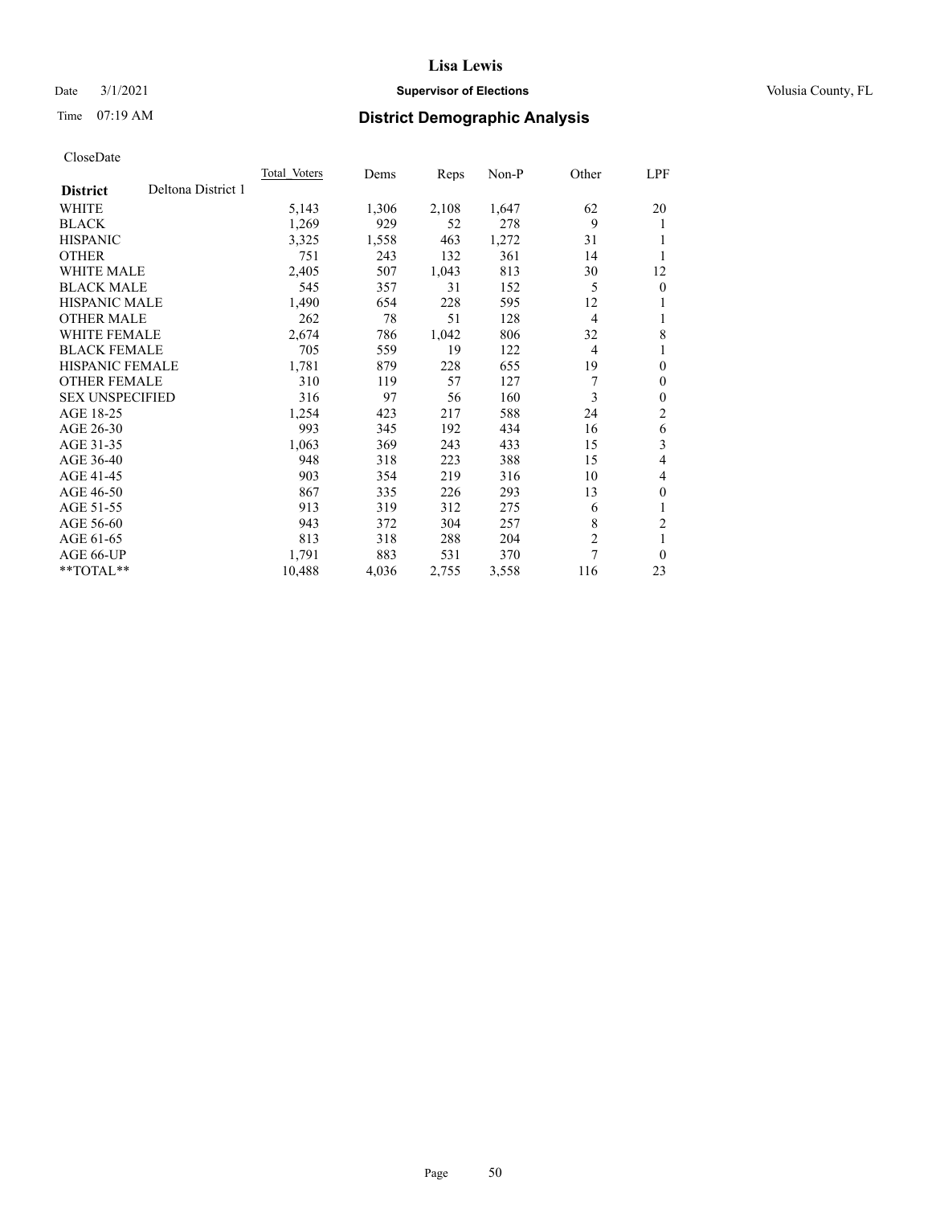CloseDate

| District | Deltona District 1 | Total Voters | Dems | Reps | Non-P | Other | LPF |
|---|---|---|---|---|---|---|---|
| WHITE | | 5,143 | 1,306 | 2,108 | 1,647 | 62 | 20 |
| BLACK | | 1,269 | 929 | 52 | 278 | 9 | 1 |
| HISPANIC | | 3,325 | 1,558 | 463 | 1,272 | 31 | 1 |
| OTHER | | 751 | 243 | 132 | 361 | 14 | 1 |
| WHITE MALE | | 2,405 | 507 | 1,043 | 813 | 30 | 12 |
| BLACK MALE | | 545 | 357 | 31 | 152 | 5 | 0 |
| HISPANIC MALE | | 1,490 | 654 | 228 | 595 | 12 | 1 |
| OTHER MALE | | 262 | 78 | 51 | 128 | 4 | 1 |
| WHITE FEMALE | | 2,674 | 786 | 1,042 | 806 | 32 | 8 |
| BLACK FEMALE | | 705 | 559 | 19 | 122 | 4 | 1 |
| HISPANIC FEMALE | | 1,781 | 879 | 228 | 655 | 19 | 0 |
| OTHER FEMALE | | 310 | 119 | 57 | 127 | 7 | 0 |
| SEX UNSPECIFIED | | 316 | 97 | 56 | 160 | 3 | 0 |
| AGE 18-25 | | 1,254 | 423 | 217 | 588 | 24 | 2 |
| AGE 26-30 | | 993 | 345 | 192 | 434 | 16 | 6 |
| AGE 31-35 | | 1,063 | 369 | 243 | 433 | 15 | 3 |
| AGE 36-40 | | 948 | 318 | 223 | 388 | 15 | 4 |
| AGE 41-45 | | 903 | 354 | 219 | 316 | 10 | 4 |
| AGE 46-50 | | 867 | 335 | 226 | 293 | 13 | 0 |
| AGE 51-55 | | 913 | 319 | 312 | 275 | 6 | 1 |
| AGE 56-60 | | 943 | 372 | 304 | 257 | 8 | 2 |
| AGE 61-65 | | 813 | 318 | 288 | 204 | 2 | 1 |
| AGE 66-UP | | 1,791 | 883 | 531 | 370 | 7 | 0 |
| **TOTAL** | | 10,488 | 4,036 | 2,755 | 3,558 | 116 | 23 |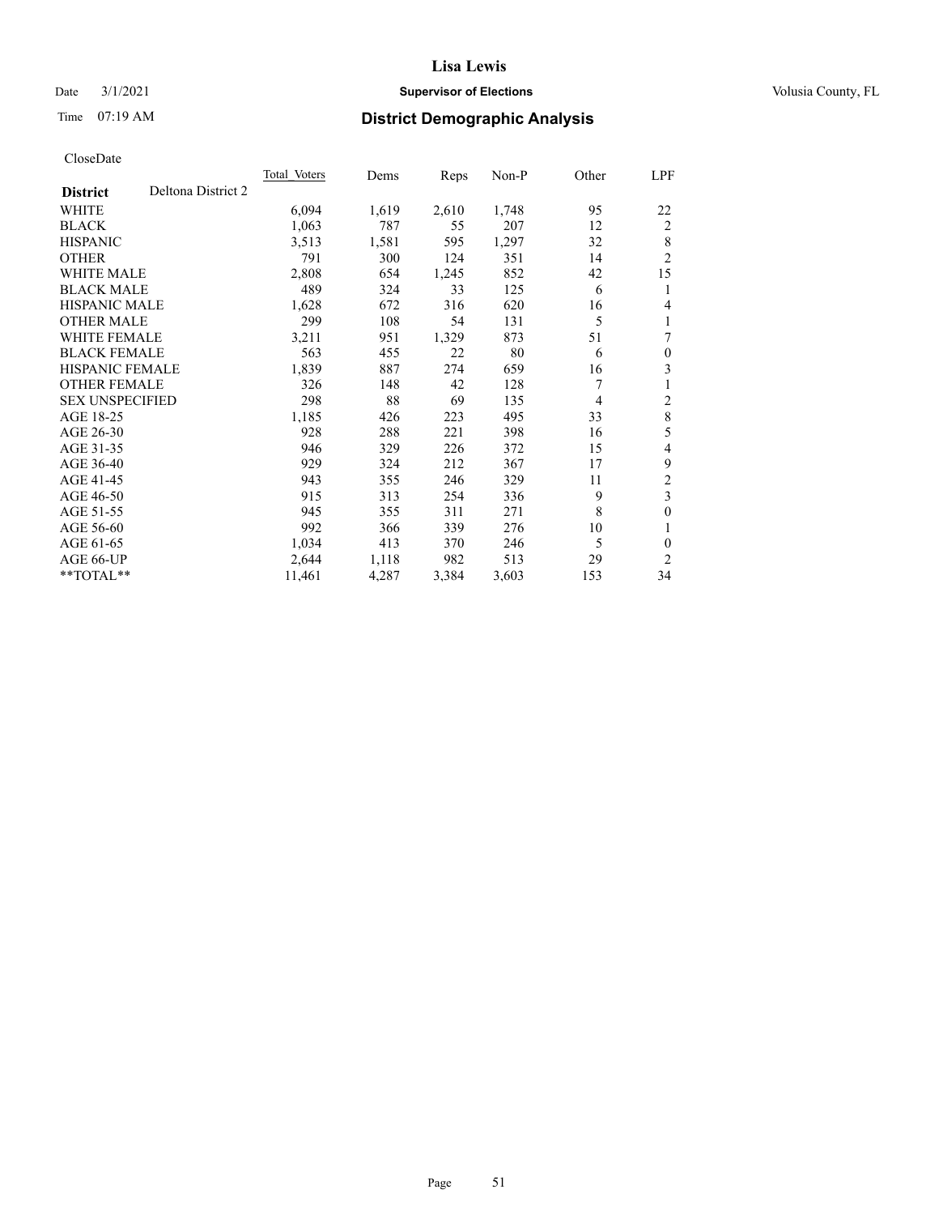# Lisa Lewis

Date 3/1/2021 **Supervisor of Elections** Volusia County, FL

Time 07:19 AM **District Demographic Analysis**

CloseDate

| **District** Deltona District 2 | Total Voters | Dems | Reps | Non-P | Other | LPF |
|---|---|---|---|---|---|---|
| WHITE | 6,094 | 1,619 | 2,610 | 1,748 | 95 | 22 |
| BLACK | 1,063 | 787 | 55 | 207 | 12 | 2 |
| HISPANIC | 3,513 | 1,581 | 595 | 1,297 | 32 | 8 |
| OTHER | 791 | 300 | 124 | 351 | 14 | 2 |
| WHITE MALE | 2,808 | 654 | 1,245 | 852 | 42 | 15 |
| BLACK MALE | 489 | 324 | 33 | 125 | 6 | 1 |
| HISPANIC MALE | 1,628 | 672 | 316 | 620 | 16 | 4 |
| OTHER MALE | 299 | 108 | 54 | 131 | 5 | 1 |
| WHITE FEMALE | 3,211 | 951 | 1,329 | 873 | 51 | 7 |
| BLACK FEMALE | 563 | 455 | 22 | 80 | 6 | 0 |
| HISPANIC FEMALE | 1,839 | 887 | 274 | 659 | 16 | 3 |
| OTHER FEMALE | 326 | 148 | 42 | 128 | 7 | 1 |
| SEX UNSPECIFIED | 298 | 88 | 69 | 135 | 4 | 2 |
| AGE 18-25 | 1,185 | 426 | 223 | 495 | 33 | 8 |
| AGE 26-30 | 928 | 288 | 221 | 398 | 16 | 5 |
| AGE 31-35 | 946 | 329 | 226 | 372 | 15 | 4 |
| AGE 36-40 | 929 | 324 | 212 | 367 | 17 | 9 |
| AGE 41-45 | 943 | 355 | 246 | 329 | 11 | 2 |
| AGE 46-50 | 915 | 313 | 254 | 336 | 9 | 3 |
| AGE 51-55 | 945 | 355 | 311 | 271 | 8 | 0 |
| AGE 56-60 | 992 | 366 | 339 | 276 | 10 | 1 |
| AGE 61-65 | 1,034 | 413 | 370 | 246 | 5 | 0 |
| AGE 66-UP | 2,644 | 1,118 | 982 | 513 | 29 | 2 |
| **TOTAL** | 11,461 | 4,287 | 3,384 | 3,603 | 153 | 34 |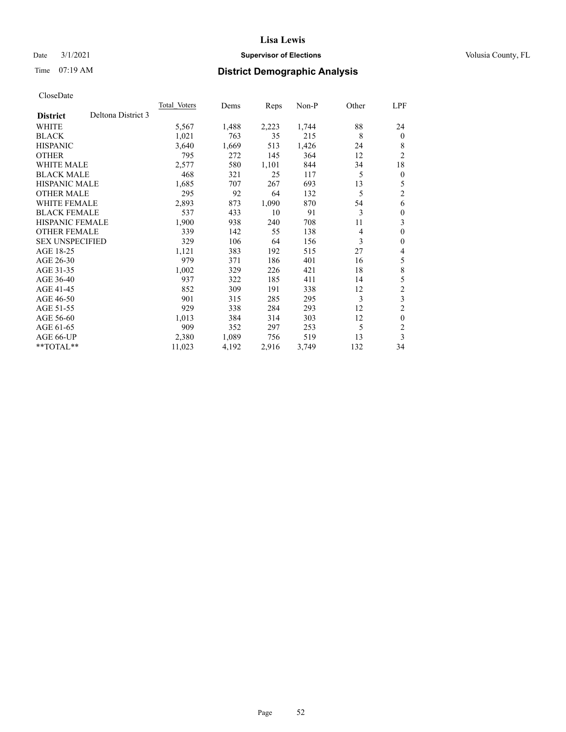# Lisa Lewis

Date 3/1/2021 **Supervisor of Elections** Volusia County, FL

Time 07:19 AM **District Demographic Analysis**

CloseDate

| **District** Deltona District 3 | Total Voters | Dems | Reps | Non-P | Other | LPF |
|---|---|---|---|---|---|---|
| WHITE | 5,567 | 1,488 | 2,223 | 1,744 | 88 | 24 |
| BLACK | 1,021 | 763 | 35 | 215 | 8 | 0 |
| HISPANIC | 3,640 | 1,669 | 513 | 1,426 | 24 | 8 |
| OTHER | 795 | 272 | 145 | 364 | 12 | 2 |
| WHITE MALE | 2,577 | 580 | 1,101 | 844 | 34 | 18 |
| BLACK MALE | 468 | 321 | 25 | 117 | 5 | 0 |
| HISPANIC MALE | 1,685 | 707 | 267 | 693 | 13 | 5 |
| OTHER MALE | 295 | 92 | 64 | 132 | 5 | 2 |
| WHITE FEMALE | 2,893 | 873 | 1,090 | 870 | 54 | 6 |
| BLACK FEMALE | 537 | 433 | 10 | 91 | 3 | 0 |
| HISPANIC FEMALE | 1,900 | 938 | 240 | 708 | 11 | 3 |
| OTHER FEMALE | 339 | 142 | 55 | 138 | 4 | 0 |
| SEX UNSPECIFIED | 329 | 106 | 64 | 156 | 3 | 0 |
| AGE 18-25 | 1,121 | 383 | 192 | 515 | 27 | 4 |
| AGE 26-30 | 979 | 371 | 186 | 401 | 16 | 5 |
| AGE 31-35 | 1,002 | 329 | 226 | 421 | 18 | 8 |
| AGE 36-40 | 937 | 322 | 185 | 411 | 14 | 5 |
| AGE 41-45 | 852 | 309 | 191 | 338 | 12 | 2 |
| AGE 46-50 | 901 | 315 | 285 | 295 | 3 | 3 |
| AGE 51-55 | 929 | 338 | 284 | 293 | 12 | 2 |
| AGE 56-60 | 1,013 | 384 | 314 | 303 | 12 | 0 |
| AGE 61-65 | 909 | 352 | 297 | 253 | 5 | 2 |
| AGE 66-UP | 2,380 | 1,089 | 756 | 519 | 13 | 3 |
| **TOTAL** | 11,023 | 4,192 | 2,916 | 3,749 | 132 | 34 |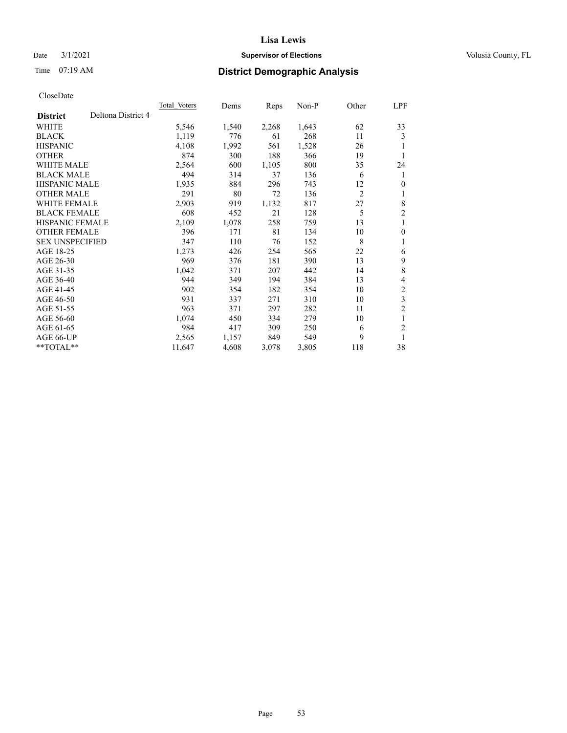Lisa Lewis

Date 3/1/2021 **Supervisor of Elections** Volusia County, FL

Time 07:19 AM **District Demographic Analysis**

CloseDate

| **District** Deltona District 4 | Total Voters | Dems | Reps | Non-P | Other | LPF |
|---|---|---|---|---|---|---|
| WHITE | 5,546 | 1,540 | 2,268 | 1,643 | 62 | 33 |
| BLACK | 1,119 | 776 | 61 | 268 | 11 | 3 |
| HISPANIC | 4,108 | 1,992 | 561 | 1,528 | 26 | 1 |
| OTHER | 874 | 300 | 188 | 366 | 19 | 1 |
| WHITE MALE | 2,564 | 600 | 1,105 | 800 | 35 | 24 |
| BLACK MALE | 494 | 314 | 37 | 136 | 6 | 1 |
| HISPANIC MALE | 1,935 | 884 | 296 | 743 | 12 | 0 |
| OTHER MALE | 291 | 80 | 72 | 136 | 2 | 1 |
| WHITE FEMALE | 2,903 | 919 | 1,132 | 817 | 27 | 8 |
| BLACK FEMALE | 608 | 452 | 21 | 128 | 5 | 2 |
| HISPANIC FEMALE | 2,109 | 1,078 | 258 | 759 | 13 | 1 |
| OTHER FEMALE | 396 | 171 | 81 | 134 | 10 | 0 |
| SEX UNSPECIFIED | 347 | 110 | 76 | 152 | 8 | 1 |
| AGE 18-25 | 1,273 | 426 | 254 | 565 | 22 | 6 |
| AGE 26-30 | 969 | 376 | 181 | 390 | 13 | 9 |
| AGE 31-35 | 1,042 | 371 | 207 | 442 | 14 | 8 |
| AGE 36-40 | 944 | 349 | 194 | 384 | 13 | 4 |
| AGE 41-45 | 902 | 354 | 182 | 354 | 10 | 2 |
| AGE 46-50 | 931 | 337 | 271 | 310 | 10 | 3 |
| AGE 51-55 | 963 | 371 | 297 | 282 | 11 | 2 |
| AGE 56-60 | 1,074 | 450 | 334 | 279 | 10 | 1 |
| AGE 61-65 | 984 | 417 | 309 | 250 | 6 | 2 |
| AGE 66-UP | 2,565 | 1,157 | 849 | 549 | 9 | 1 |
| **TOTAL** | 11,647 | 4,608 | 3,078 | 3,805 | 118 | 38 |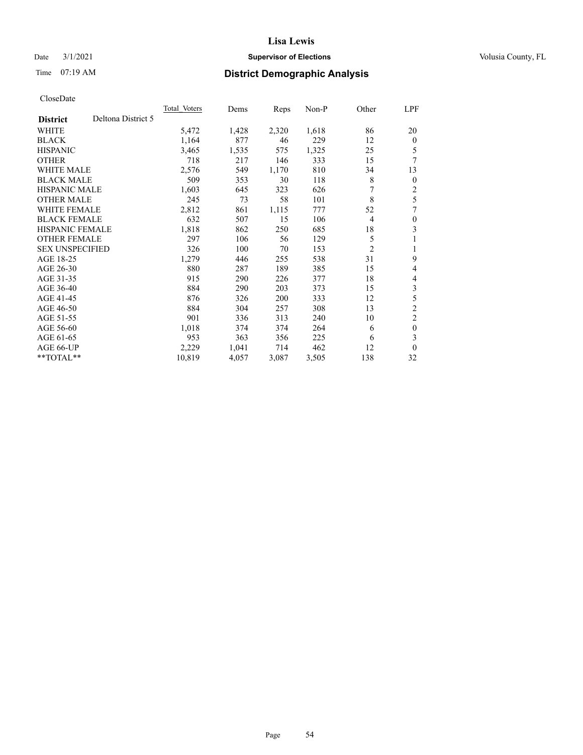# Lisa Lewis

Date 3/1/2021 **Supervisor of Elections** Volusia County, FL

Time 07:19 AM **District Demographic Analysis**

CloseDate

| District | Deltona District 5 | Total Voters | Dems | Reps | Non-P | Other | LPF |
|---|---|---|---|---|---|---|---|
| WHITE | | 5,472 | 1,428 | 2,320 | 1,618 | 86 | 20 |
| BLACK | | 1,164 | 877 | 46 | 229 | 12 | 0 |
| HISPANIC | | 3,465 | 1,535 | 575 | 1,325 | 25 | 5 |
| OTHER | | 718 | 217 | 146 | 333 | 15 | 7 |
| WHITE MALE | | 2,576 | 549 | 1,170 | 810 | 34 | 13 |
| BLACK MALE | | 509 | 353 | 30 | 118 | 8 | 0 |
| HISPANIC MALE | | 1,603 | 645 | 323 | 626 | 7 | 2 |
| OTHER MALE | | 245 | 73 | 58 | 101 | 8 | 5 |
| WHITE FEMALE | | 2,812 | 861 | 1,115 | 777 | 52 | 7 |
| BLACK FEMALE | | 632 | 507 | 15 | 106 | 4 | 0 |
| HISPANIC FEMALE | | 1,818 | 862 | 250 | 685 | 18 | 3 |
| OTHER FEMALE | | 297 | 106 | 56 | 129 | 5 | 1 |
| SEX UNSPECIFIED | | 326 | 100 | 70 | 153 | 2 | 1 |
| AGE 18-25 | | 1,279 | 446 | 255 | 538 | 31 | 9 |
| AGE 26-30 | | 880 | 287 | 189 | 385 | 15 | 4 |
| AGE 31-35 | | 915 | 290 | 226 | 377 | 18 | 4 |
| AGE 36-40 | | 884 | 290 | 203 | 373 | 15 | 3 |
| AGE 41-45 | | 876 | 326 | 200 | 333 | 12 | 5 |
| AGE 46-50 | | 884 | 304 | 257 | 308 | 13 | 2 |
| AGE 51-55 | | 901 | 336 | 313 | 240 | 10 | 2 |
| AGE 56-60 | | 1,018 | 374 | 374 | 264 | 6 | 0 |
| AGE 61-65 | | 953 | 363 | 356 | 225 | 6 | 3 |
| AGE 66-UP | | 2,229 | 1,041 | 714 | 462 | 12 | 0 |
| **TOTAL** | | 10,819 | 4,057 | 3,087 | 3,505 | 138 | 32 |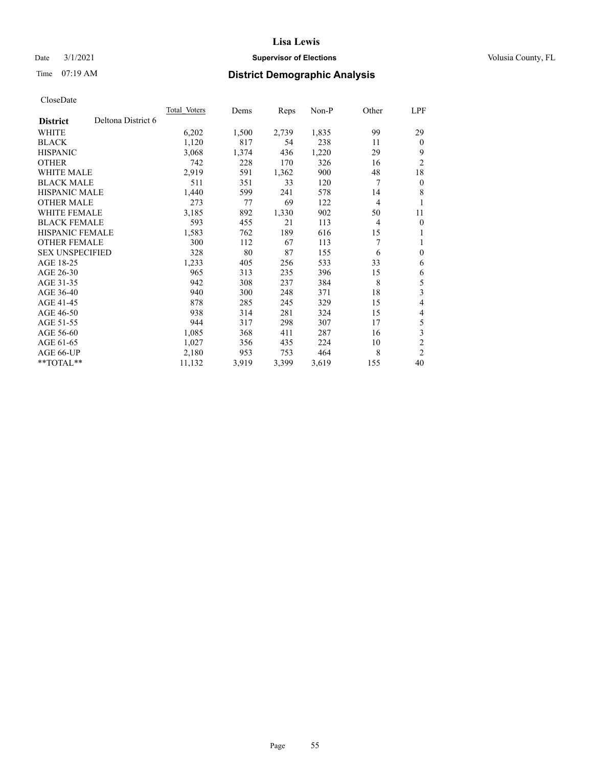# Lisa Lewis

Date 3/1/2021 **Supervisor of Elections** Volusia County, FL

Time 07:19 AM **District Demographic Analysis**

CloseDate

| **District** Deltona District 6 | Total Voters | Dems | Reps | Non-P | Other | LPF |
|---|---|---|---|---|---|---|
| WHITE | 6,202 | 1,500 | 2,739 | 1,835 | 99 | 29 |
| BLACK | 1,120 | 817 | 54 | 238 | 11 | 0 |
| HISPANIC | 3,068 | 1,374 | 436 | 1,220 | 29 | 9 |
| OTHER | 742 | 228 | 170 | 326 | 16 | 2 |
| WHITE MALE | 2,919 | 591 | 1,362 | 900 | 48 | 18 |
| BLACK MALE | 511 | 351 | 33 | 120 | 7 | 0 |
| HISPANIC MALE | 1,440 | 599 | 241 | 578 | 14 | 8 |
| OTHER MALE | 273 | 77 | 69 | 122 | 4 | 1 |
| WHITE FEMALE | 3,185 | 892 | 1,330 | 902 | 50 | 11 |
| BLACK FEMALE | 593 | 455 | 21 | 113 | 4 | 0 |
| HISPANIC FEMALE | 1,583 | 762 | 189 | 616 | 15 | 1 |
| OTHER FEMALE | 300 | 112 | 67 | 113 | 7 | 1 |
| SEX UNSPECIFIED | 328 | 80 | 87 | 155 | 6 | 0 |
| AGE 18-25 | 1,233 | 405 | 256 | 533 | 33 | 6 |
| AGE 26-30 | 965 | 313 | 235 | 396 | 15 | 6 |
| AGE 31-35 | 942 | 308 | 237 | 384 | 8 | 5 |
| AGE 36-40 | 940 | 300 | 248 | 371 | 18 | 3 |
| AGE 41-45 | 878 | 285 | 245 | 329 | 15 | 4 |
| AGE 46-50 | 938 | 314 | 281 | 324 | 15 | 4 |
| AGE 51-55 | 944 | 317 | 298 | 307 | 17 | 5 |
| AGE 56-60 | 1,085 | 368 | 411 | 287 | 16 | 3 |
| AGE 61-65 | 1,027 | 356 | 435 | 224 | 10 | 2 |
| AGE 66-UP | 2,180 | 953 | 753 | 464 | 8 | 2 |
| **TOTAL** | 11,132 | 3,919 | 3,399 | 3,619 | 155 | 40 |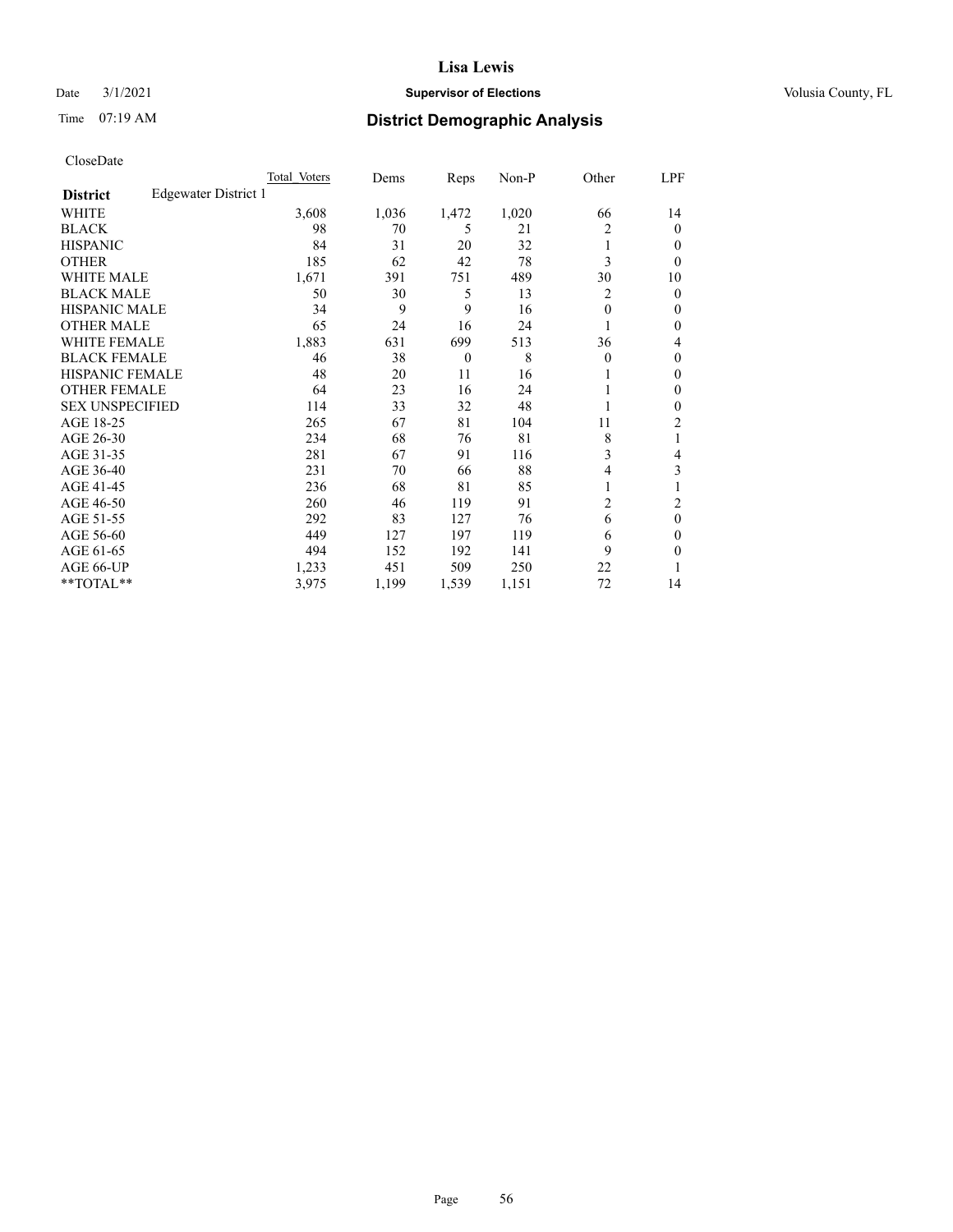**Lisa Lewis**

Date 3/1/2021 **Supervisor of Elections** Volusia County, FL

Time 07:19 AM **District Demographic Analysis**

CloseDate

| | Total Voters | Dems | Reps | Non-P | Other | LPF |
|---|---|---|---|---|---|---|
| **District** Edgewater District 1 | | | | | | |
| WHITE | 3,608 | 1,036 | 1,472 | 1,020 | 66 | 14 |
| BLACK | 98 | 70 | 5 | 21 | 2 | 0 |
| HISPANIC | 84 | 31 | 20 | 32 | 1 | 0 |
| OTHER | 185 | 62 | 42 | 78 | 3 | 0 |
| WHITE MALE | 1,671 | 391 | 751 | 489 | 30 | 10 |
| BLACK MALE | 50 | 30 | 5 | 13 | 2 | 0 |
| HISPANIC MALE | 34 | 9 | 9 | 16 | 0 | 0 |
| OTHER MALE | 65 | 24 | 16 | 24 | 1 | 0 |
| WHITE FEMALE | 1,883 | 631 | 699 | 513 | 36 | 4 |
| BLACK FEMALE | 46 | 38 | 0 | 8 | 0 | 0 |
| HISPANIC FEMALE | 48 | 20 | 11 | 16 | 1 | 0 |
| OTHER FEMALE | 64 | 23 | 16 | 24 | 1 | 0 |
| SEX UNSPECIFIED | 114 | 33 | 32 | 48 | 1 | 0 |
| AGE 18-25 | 265 | 67 | 81 | 104 | 11 | 2 |
| AGE 26-30 | 234 | 68 | 76 | 81 | 8 | 1 |
| AGE 31-35 | 281 | 67 | 91 | 116 | 3 | 4 |
| AGE 36-40 | 231 | 70 | 66 | 88 | 4 | 3 |
| AGE 41-45 | 236 | 68 | 81 | 85 | 1 | 1 |
| AGE 46-50 | 260 | 46 | 119 | 91 | 2 | 2 |
| AGE 51-55 | 292 | 83 | 127 | 76 | 6 | 0 |
| AGE 56-60 | 449 | 127 | 197 | 119 | 6 | 0 |
| AGE 61-65 | 494 | 152 | 192 | 141 | 9 | 0 |
| AGE 66-UP | 1,233 | 451 | 509 | 250 | 22 | 1 |
| **TOTAL** | 3,975 | 1,199 | 1,539 | 1,151 | 72 | 14 |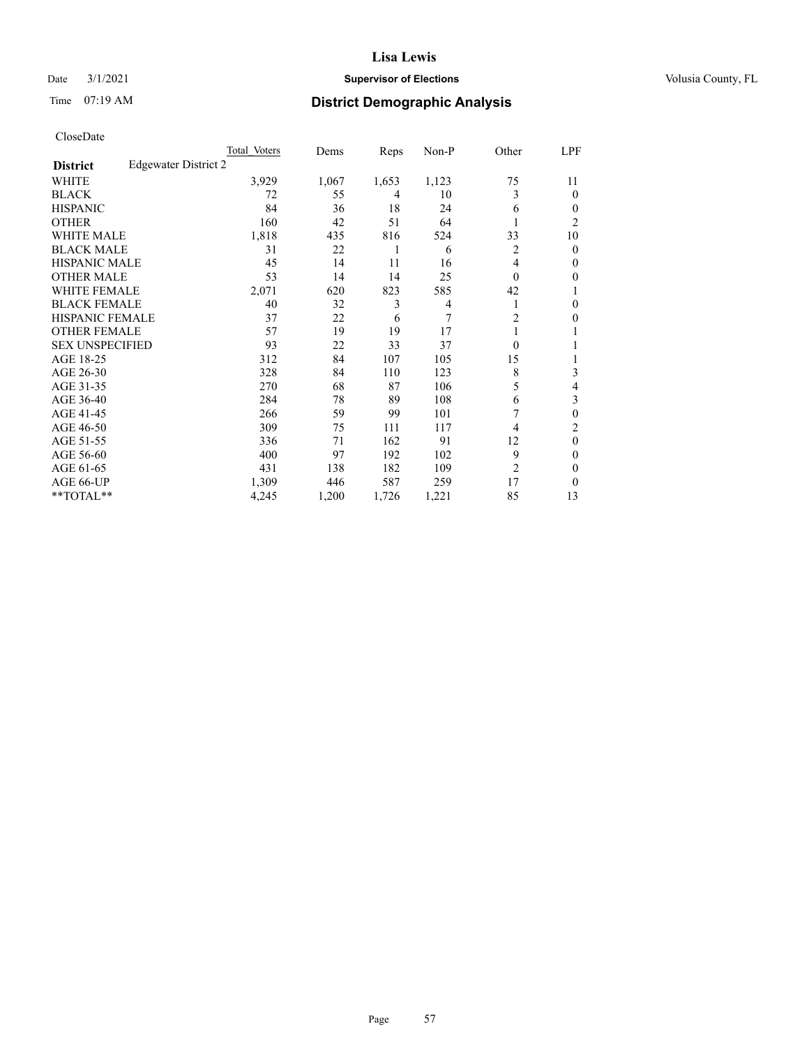Date 3/1/2021 **Supervisor of Elections** Volusia County, FL

Time 07:19 AM **District Demographic Analysis**

CloseDate

| | Total Voters | Dems | Reps | Non-P | Other | LPF |
|---|---|---|---|---|---|---|
| **District** Edgewater District 2 | | | | | | |
| WHITE | 3,929 | 1,067 | 1,653 | 1,123 | 75 | 11 |
| BLACK | 72 | 55 | 4 | 10 | 3 | 0 |
| HISPANIC | 84 | 36 | 18 | 24 | 6 | 0 |
| OTHER | 160 | 42 | 51 | 64 | 1 | 2 |
| WHITE MALE | 1,818 | 435 | 816 | 524 | 33 | 10 |
| BLACK MALE | 31 | 22 | 1 | 6 | 2 | 0 |
| HISPANIC MALE | 45 | 14 | 11 | 16 | 4 | 0 |
| OTHER MALE | 53 | 14 | 14 | 25 | 0 | 0 |
| WHITE FEMALE | 2,071 | 620 | 823 | 585 | 42 | 1 |
| BLACK FEMALE | 40 | 32 | 3 | 4 | 1 | 0 |
| HISPANIC FEMALE | 37 | 22 | 6 | 7 | 2 | 0 |
| OTHER FEMALE | 57 | 19 | 19 | 17 | 1 | 1 |
| SEX UNSPECIFIED | 93 | 22 | 33 | 37 | 0 | 1 |
| AGE 18-25 | 312 | 84 | 107 | 105 | 15 | 1 |
| AGE 26-30 | 328 | 84 | 110 | 123 | 8 | 3 |
| AGE 31-35 | 270 | 68 | 87 | 106 | 5 | 4 |
| AGE 36-40 | 284 | 78 | 89 | 108 | 6 | 3 |
| AGE 41-45 | 266 | 59 | 99 | 101 | 7 | 0 |
| AGE 46-50 | 309 | 75 | 111 | 117 | 4 | 2 |
| AGE 51-55 | 336 | 71 | 162 | 91 | 12 | 0 |
| AGE 56-60 | 400 | 97 | 192 | 102 | 9 | 0 |
| AGE 61-65 | 431 | 138 | 182 | 109 | 2 | 0 |
| AGE 66-UP | 1,309 | 446 | 587 | 259 | 17 | 0 |
| **TOTAL** | 4,245 | 1,200 | 1,726 | 1,221 | 85 | 13 |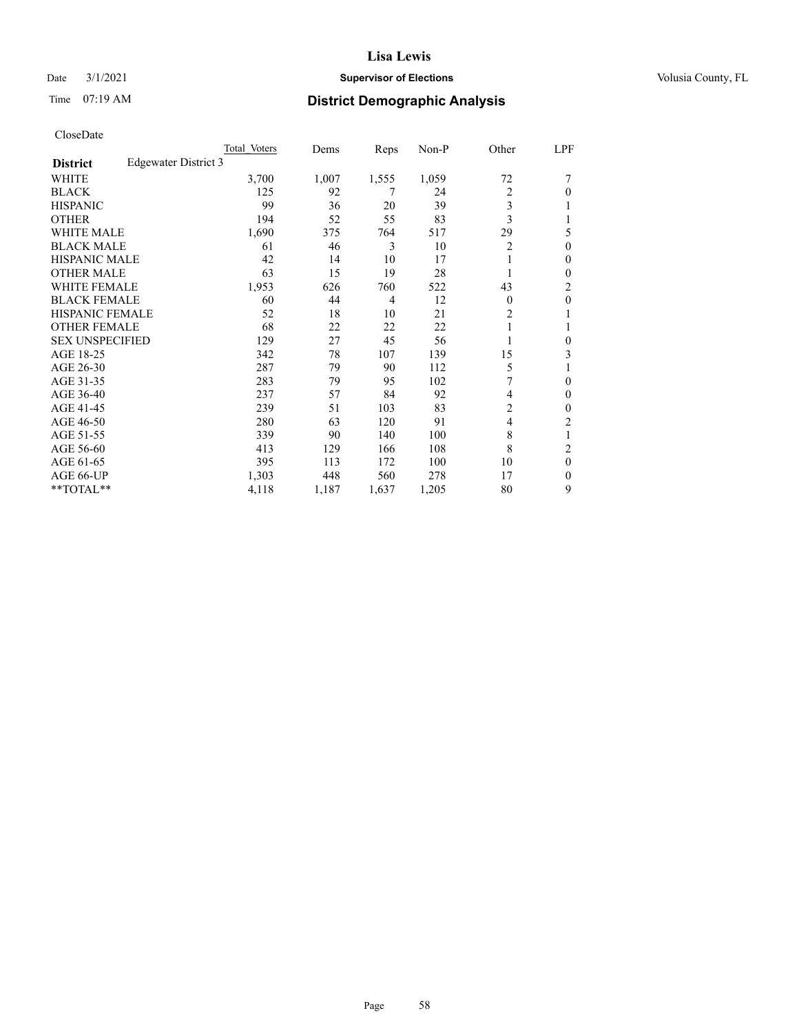CloseDate

| District | Edgewater District 3 | Total Voters | Dems | Reps | Non-P | Other | LPF |
|---|---|---|---|---|---|---|---|
| WHITE | | 3,700 | 1,007 | 1,555 | 1,059 | 72 | 7 |
| BLACK | | 125 | 92 | 7 | 24 | 2 | 0 |
| HISPANIC | | 99 | 36 | 20 | 39 | 3 | 1 |
| OTHER | | 194 | 52 | 55 | 83 | 3 | 1 |
| WHITE MALE | | 1,690 | 375 | 764 | 517 | 29 | 5 |
| BLACK MALE | | 61 | 46 | 3 | 10 | 2 | 0 |
| HISPANIC MALE | | 42 | 14 | 10 | 17 | 1 | 0 |
| OTHER MALE | | 63 | 15 | 19 | 28 | 1 | 0 |
| WHITE FEMALE | | 1,953 | 626 | 760 | 522 | 43 | 2 |
| BLACK FEMALE | | 60 | 44 | 4 | 12 | 0 | 0 |
| HISPANIC FEMALE | | 52 | 18 | 10 | 21 | 2 | 1 |
| OTHER FEMALE | | 68 | 22 | 22 | 22 | 1 | 1 |
| SEX UNSPECIFIED | | 129 | 27 | 45 | 56 | 1 | 0 |
| AGE 18-25 | | 342 | 78 | 107 | 139 | 15 | 3 |
| AGE 26-30 | | 287 | 79 | 90 | 112 | 5 | 1 |
| AGE 31-35 | | 283 | 79 | 95 | 102 | 7 | 0 |
| AGE 36-40 | | 237 | 57 | 84 | 92 | 4 | 0 |
| AGE 41-45 | | 239 | 51 | 103 | 83 | 2 | 0 |
| AGE 46-50 | | 280 | 63 | 120 | 91 | 4 | 2 |
| AGE 51-55 | | 339 | 90 | 140 | 100 | 8 | 1 |
| AGE 56-60 | | 413 | 129 | 166 | 108 | 8 | 2 |
| AGE 61-65 | | 395 | 113 | 172 | 100 | 10 | 0 |
| AGE 66-UP | | 1,303 | 448 | 560 | 278 | 17 | 0 |
| **TOTAL** | | 4,118 | 1,187 | 1,637 | 1,205 | 80 | 9 |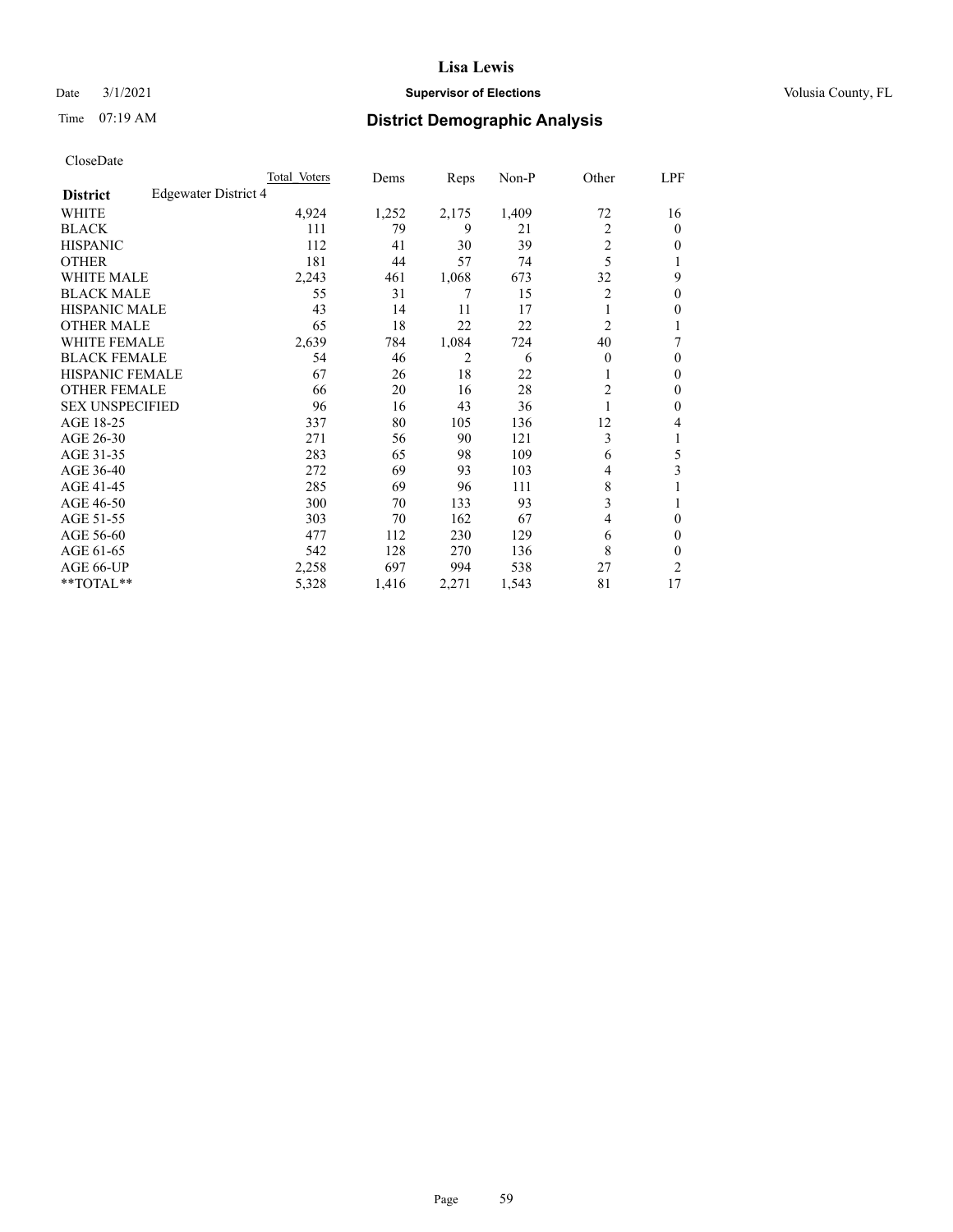# Lisa Lewis

Date 3/1/2021 **Supervisor of Elections** Volusia County, FL

Time 07:19 AM **District Demographic Analysis**

CloseDate

| | Total Voters | Dems | Reps | Non-P | Other | LPF |
|---|---|---|---|---|---|---|
| **District** Edgewater District 4 | | | | | | |
| WHITE | 4,924 | 1,252 | 2,175 | 1,409 | 72 | 16 |
| BLACK | 111 | 79 | 9 | 21 | 2 | 0 |
| HISPANIC | 112 | 41 | 30 | 39 | 2 | 0 |
| OTHER | 181 | 44 | 57 | 74 | 5 | 1 |
| WHITE MALE | 2,243 | 461 | 1,068 | 673 | 32 | 9 |
| BLACK MALE | 55 | 31 | 7 | 15 | 2 | 0 |
| HISPANIC MALE | 43 | 14 | 11 | 17 | 1 | 0 |
| OTHER MALE | 65 | 18 | 22 | 22 | 2 | 1 |
| WHITE FEMALE | 2,639 | 784 | 1,084 | 724 | 40 | 7 |
| BLACK FEMALE | 54 | 46 | 2 | 6 | 0 | 0 |
| HISPANIC FEMALE | 67 | 26 | 18 | 22 | 1 | 0 |
| OTHER FEMALE | 66 | 20 | 16 | 28 | 2 | 0 |
| SEX UNSPECIFIED | 96 | 16 | 43 | 36 | 1 | 0 |
| AGE 18-25 | 337 | 80 | 105 | 136 | 12 | 4 |
| AGE 26-30 | 271 | 56 | 90 | 121 | 3 | 1 |
| AGE 31-35 | 283 | 65 | 98 | 109 | 6 | 5 |
| AGE 36-40 | 272 | 69 | 93 | 103 | 4 | 3 |
| AGE 41-45 | 285 | 69 | 96 | 111 | 8 | 1 |
| AGE 46-50 | 300 | 70 | 133 | 93 | 3 | 1 |
| AGE 51-55 | 303 | 70 | 162 | 67 | 4 | 0 |
| AGE 56-60 | 477 | 112 | 230 | 129 | 6 | 0 |
| AGE 61-65 | 542 | 128 | 270 | 136 | 8 | 0 |
| AGE 66-UP | 2,258 | 697 | 994 | 538 | 27 | 2 |
| **TOTAL** | 5,328 | 1,416 | 2,271 | 1,543 | 81 | 17 |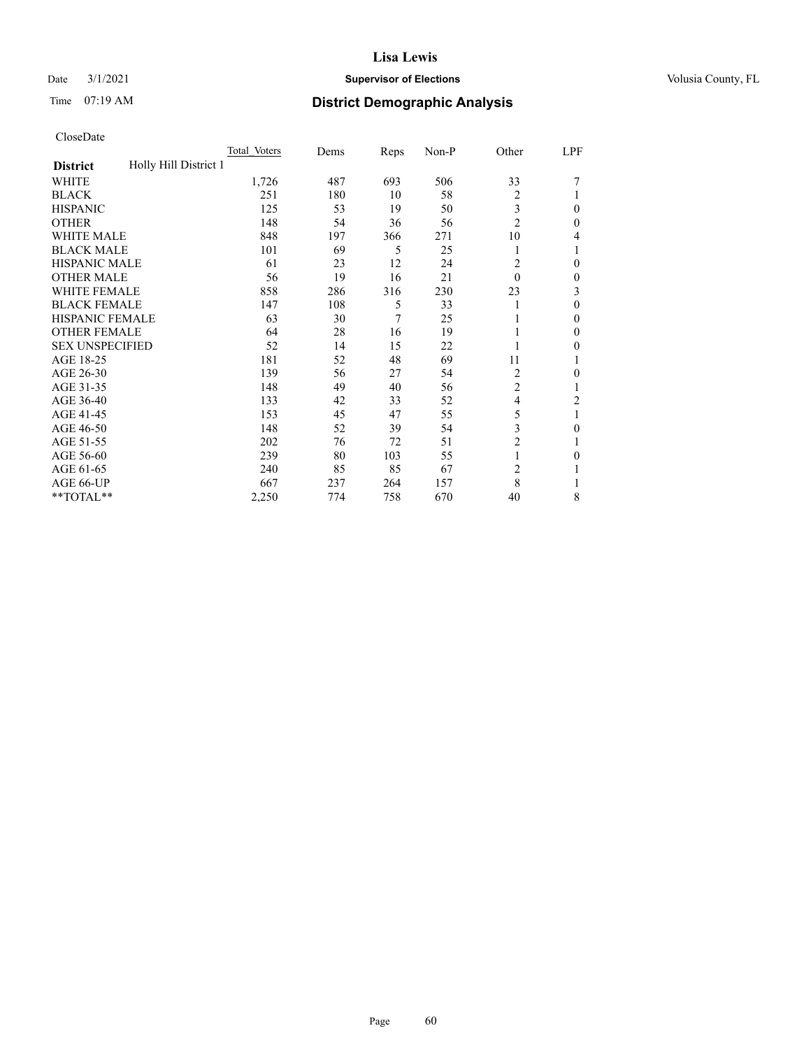# Lisa Lewis

Date 3/1/2021 **Supervisor of Elections** Volusia County, FL

Time 07:19 AM **District Demographic Analysis**

CloseDate

| **District** Holly Hill District 1 | Total Voters | Dems | Reps | Non-P | Other | LPF |
|---|---|---|---|---|---|---|
| WHITE | 1,726 | 487 | 693 | 506 | 33 | 7 |
| BLACK | 251 | 180 | 10 | 58 | 2 | 1 |
| HISPANIC | 125 | 53 | 19 | 50 | 3 | 0 |
| OTHER | 148 | 54 | 36 | 56 | 2 | 0 |
| WHITE MALE | 848 | 197 | 366 | 271 | 10 | 4 |
| BLACK MALE | 101 | 69 | 5 | 25 | 1 | 1 |
| HISPANIC MALE | 61 | 23 | 12 | 24 | 2 | 0 |
| OTHER MALE | 56 | 19 | 16 | 21 | 0 | 0 |
| WHITE FEMALE | 858 | 286 | 316 | 230 | 23 | 3 |
| BLACK FEMALE | 147 | 108 | 5 | 33 | 1 | 0 |
| HISPANIC FEMALE | 63 | 30 | 7 | 25 | 1 | 0 |
| OTHER FEMALE | 64 | 28 | 16 | 19 | 1 | 0 |
| SEX UNSPECIFIED | 52 | 14 | 15 | 22 | 1 | 0 |
| AGE 18-25 | 181 | 52 | 48 | 69 | 11 | 1 |
| AGE 26-30 | 139 | 56 | 27 | 54 | 2 | 0 |
| AGE 31-35 | 148 | 49 | 40 | 56 | 2 | 1 |
| AGE 36-40 | 133 | 42 | 33 | 52 | 4 | 2 |
| AGE 41-45 | 153 | 45 | 47 | 55 | 5 | 1 |
| AGE 46-50 | 148 | 52 | 39 | 54 | 3 | 0 |
| AGE 51-55 | 202 | 76 | 72 | 51 | 2 | 1 |
| AGE 56-60 | 239 | 80 | 103 | 55 | 1 | 0 |
| AGE 61-65 | 240 | 85 | 85 | 67 | 2 | 1 |
| AGE 66-UP | 667 | 237 | 264 | 157 | 8 | 1 |
| **TOTAL** | 2,250 | 774 | 758 | 670 | 40 | 8 |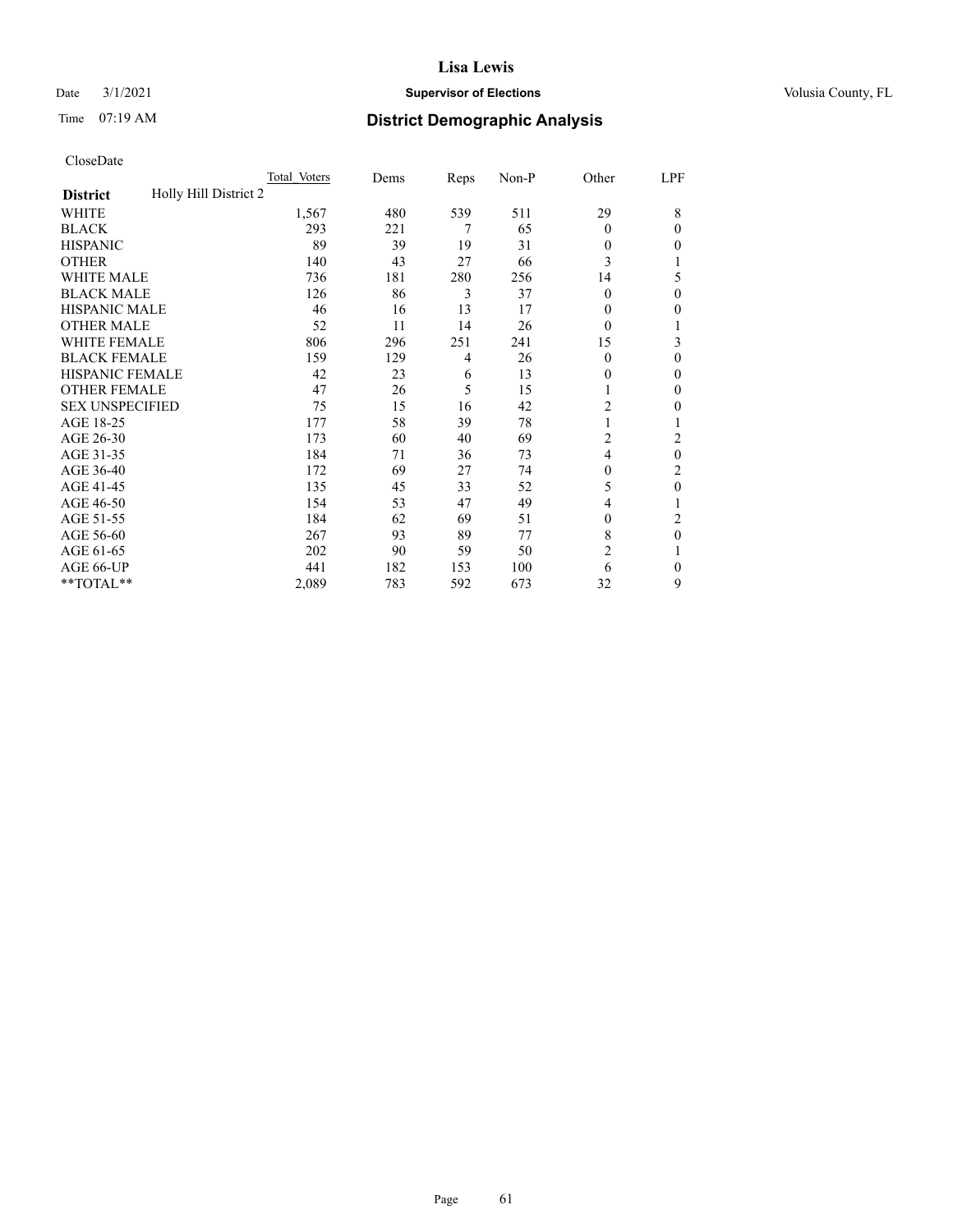# Lisa Lewis

Date 3/1/2021 **Supervisor of Elections** Volusia County, FL

Time 07:19 AM **District Demographic Analysis**

CloseDate

| | Total Voters | Dems | Reps | Non-P | Other | LPF |
|---|---|---|---|---|---|---|
| **District** Holly Hill District 2 | | | | | | |
| WHITE | 1,567 | 480 | 539 | 511 | 29 | 8 |
| BLACK | 293 | 221 | 7 | 65 | 0 | 0 |
| HISPANIC | 89 | 39 | 19 | 31 | 0 | 0 |
| OTHER | 140 | 43 | 27 | 66 | 3 | 1 |
| WHITE MALE | 736 | 181 | 280 | 256 | 14 | 5 |
| BLACK MALE | 126 | 86 | 3 | 37 | 0 | 0 |
| HISPANIC MALE | 46 | 16 | 13 | 17 | 0 | 0 |
| OTHER MALE | 52 | 11 | 14 | 26 | 0 | 1 |
| WHITE FEMALE | 806 | 296 | 251 | 241 | 15 | 3 |
| BLACK FEMALE | 159 | 129 | 4 | 26 | 0 | 0 |
| HISPANIC FEMALE | 42 | 23 | 6 | 13 | 0 | 0 |
| OTHER FEMALE | 47 | 26 | 5 | 15 | 1 | 0 |
| SEX UNSPECIFIED | 75 | 15 | 16 | 42 | 2 | 0 |
| AGE 18-25 | 177 | 58 | 39 | 78 | 1 | 1 |
| AGE 26-30 | 173 | 60 | 40 | 69 | 2 | 2 |
| AGE 31-35 | 184 | 71 | 36 | 73 | 4 | 0 |
| AGE 36-40 | 172 | 69 | 27 | 74 | 0 | 2 |
| AGE 41-45 | 135 | 45 | 33 | 52 | 5 | 0 |
| AGE 46-50 | 154 | 53 | 47 | 49 | 4 | 1 |
| AGE 51-55 | 184 | 62 | 69 | 51 | 0 | 2 |
| AGE 56-60 | 267 | 93 | 89 | 77 | 8 | 0 |
| AGE 61-65 | 202 | 90 | 59 | 50 | 2 | 1 |
| AGE 66-UP | 441 | 182 | 153 | 100 | 6 | 0 |
| **TOTAL** | 2,089 | 783 | 592 | 673 | 32 | 9 |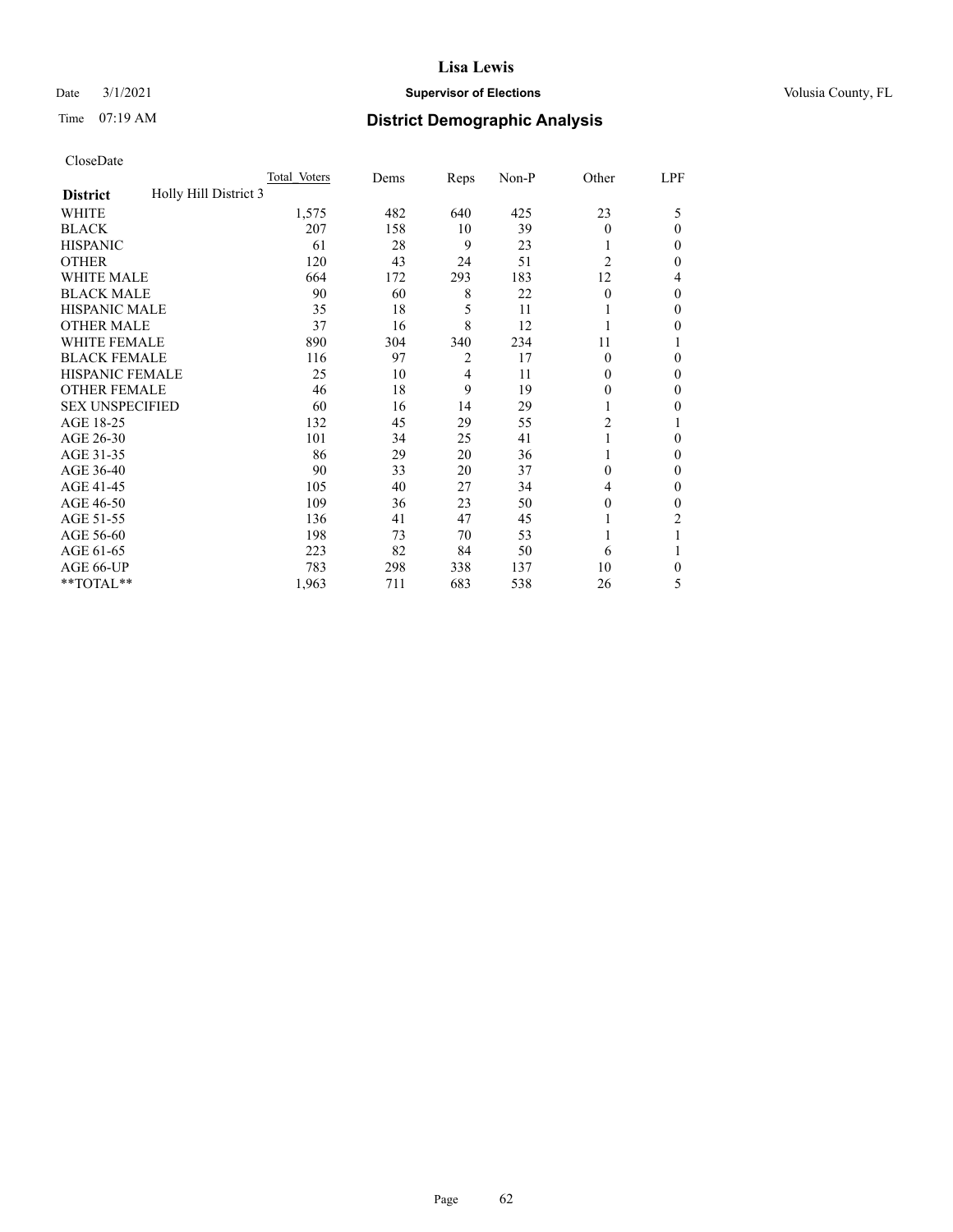Date 3/1/2021

Time 07:19 AM

# Lisa Lewis

**Supervisor of Elections**

Volusia County, FL

## District Demographic Analysis

CloseDate

| | Total Voters | Dems | Reps | Non-P | Other | LPF |
|---|---|---|---|---|---|---|
| **District** Holly Hill District 3 | | | | | | |
| WHITE | 1,575 | 482 | 640 | 425 | 23 | 5 |
| BLACK | 207 | 158 | 10 | 39 | 0 | 0 |
| HISPANIC | 61 | 28 | 9 | 23 | 1 | 0 |
| OTHER | 120 | 43 | 24 | 51 | 2 | 0 |
| WHITE MALE | 664 | 172 | 293 | 183 | 12 | 4 |
| BLACK MALE | 90 | 60 | 8 | 22 | 0 | 0 |
| HISPANIC MALE | 35 | 18 | 5 | 11 | 1 | 0 |
| OTHER MALE | 37 | 16 | 8 | 12 | 1 | 0 |
| WHITE FEMALE | 890 | 304 | 340 | 234 | 11 | 1 |
| BLACK FEMALE | 116 | 97 | 2 | 17 | 0 | 0 |
| HISPANIC FEMALE | 25 | 10 | 4 | 11 | 0 | 0 |
| OTHER FEMALE | 46 | 18 | 9 | 19 | 0 | 0 |
| SEX UNSPECIFIED | 60 | 16 | 14 | 29 | 1 | 0 |
| AGE 18-25 | 132 | 45 | 29 | 55 | 2 | 1 |
| AGE 26-30 | 101 | 34 | 25 | 41 | 1 | 0 |
| AGE 31-35 | 86 | 29 | 20 | 36 | 1 | 0 |
| AGE 36-40 | 90 | 33 | 20 | 37 | 0 | 0 |
| AGE 41-45 | 105 | 40 | 27 | 34 | 4 | 0 |
| AGE 46-50 | 109 | 36 | 23 | 50 | 0 | 0 |
| AGE 51-55 | 136 | 41 | 47 | 45 | 1 | 2 |
| AGE 56-60 | 198 | 73 | 70 | 53 | 1 | 1 |
| AGE 61-65 | 223 | 82 | 84 | 50 | 6 | 1 |
| AGE 66-UP | 783 | 298 | 338 | 137 | 10 | 0 |
| **TOTAL** | 1,963 | 711 | 683 | 538 | 26 | 5 |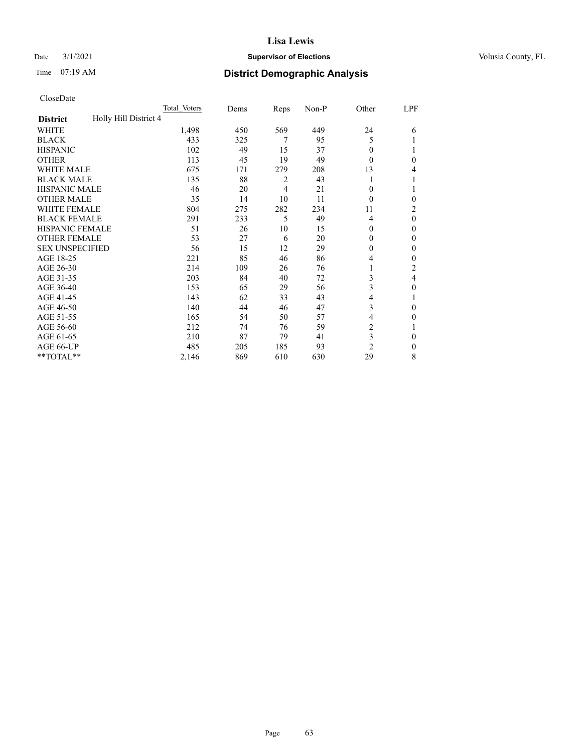# Lisa Lewis

Date 3/1/2021 **Supervisor of Elections** Volusia County, FL

Time 07:19 AM **District Demographic Analysis**

CloseDate

| | Total Voters | Dems | Reps | Non-P | Other | LPF |
|---|---|---|---|---|---|---|
| **District** Holly Hill District 4 | | | | | | |
| WHITE | 1,498 | 450 | 569 | 449 | 24 | 6 |
| BLACK | 433 | 325 | 7 | 95 | 5 | 1 |
| HISPANIC | 102 | 49 | 15 | 37 | 0 | 1 |
| OTHER | 113 | 45 | 19 | 49 | 0 | 0 |
| WHITE MALE | 675 | 171 | 279 | 208 | 13 | 4 |
| BLACK MALE | 135 | 88 | 2 | 43 | 1 | 1 |
| HISPANIC MALE | 46 | 20 | 4 | 21 | 0 | 1 |
| OTHER MALE | 35 | 14 | 10 | 11 | 0 | 0 |
| WHITE FEMALE | 804 | 275 | 282 | 234 | 11 | 2 |
| BLACK FEMALE | 291 | 233 | 5 | 49 | 4 | 0 |
| HISPANIC FEMALE | 51 | 26 | 10 | 15 | 0 | 0 |
| OTHER FEMALE | 53 | 27 | 6 | 20 | 0 | 0 |
| SEX UNSPECIFIED | 56 | 15 | 12 | 29 | 0 | 0 |
| AGE 18-25 | 221 | 85 | 46 | 86 | 4 | 0 |
| AGE 26-30 | 214 | 109 | 26 | 76 | 1 | 2 |
| AGE 31-35 | 203 | 84 | 40 | 72 | 3 | 4 |
| AGE 36-40 | 153 | 65 | 29 | 56 | 3 | 0 |
| AGE 41-45 | 143 | 62 | 33 | 43 | 4 | 1 |
| AGE 46-50 | 140 | 44 | 46 | 47 | 3 | 0 |
| AGE 51-55 | 165 | 54 | 50 | 57 | 4 | 0 |
| AGE 56-60 | 212 | 74 | 76 | 59 | 2 | 1 |
| AGE 61-65 | 210 | 87 | 79 | 41 | 3 | 0 |
| AGE 66-UP | 485 | 205 | 185 | 93 | 2 | 0 |
| **TOTAL** | 2,146 | 869 | 610 | 630 | 29 | 8 |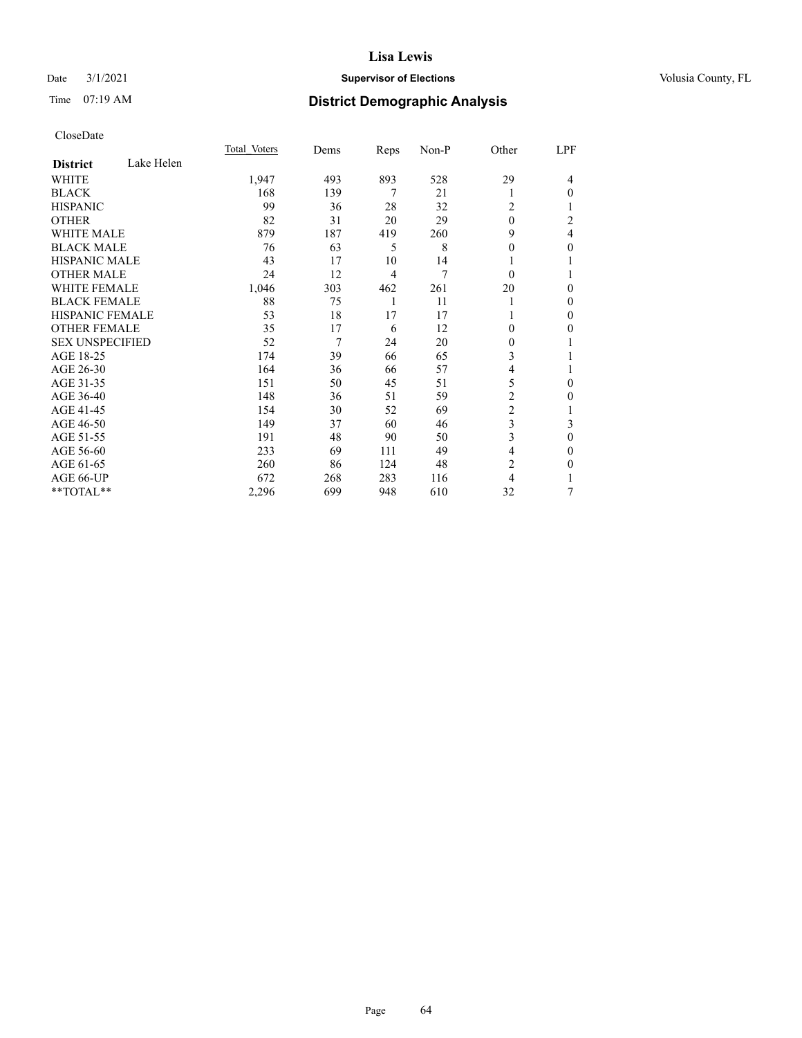CloseDate

| District | Lake Helen | Total Voters | Dems | Reps | Non-P | Other | LPF |
|---|---|---|---|---|---|---|---|
| WHITE | | 1,947 | 493 | 893 | 528 | 29 | 4 |
| BLACK | | 168 | 139 | 7 | 21 | 1 | 0 |
| HISPANIC | | 99 | 36 | 28 | 32 | 2 | 1 |
| OTHER | | 82 | 31 | 20 | 29 | 0 | 2 |
| WHITE MALE | | 879 | 187 | 419 | 260 | 9 | 4 |
| BLACK MALE | | 76 | 63 | 5 | 8 | 0 | 0 |
| HISPANIC MALE | | 43 | 17 | 10 | 14 | 1 | 1 |
| OTHER MALE | | 24 | 12 | 4 | 7 | 0 | 1 |
| WHITE FEMALE | | 1,046 | 303 | 462 | 261 | 20 | 0 |
| BLACK FEMALE | | 88 | 75 | 1 | 11 | 1 | 0 |
| HISPANIC FEMALE | | 53 | 18 | 17 | 17 | 1 | 0 |
| OTHER FEMALE | | 35 | 17 | 6 | 12 | 0 | 0 |
| SEX UNSPECIFIED | | 52 | 7 | 24 | 20 | 0 | 1 |
| AGE 18-25 | | 174 | 39 | 66 | 65 | 3 | 1 |
| AGE 26-30 | | 164 | 36 | 66 | 57 | 4 | 1 |
| AGE 31-35 | | 151 | 50 | 45 | 51 | 5 | 0 |
| AGE 36-40 | | 148 | 36 | 51 | 59 | 2 | 0 |
| AGE 41-45 | | 154 | 30 | 52 | 69 | 2 | 1 |
| AGE 46-50 | | 149 | 37 | 60 | 46 | 3 | 3 |
| AGE 51-55 | | 191 | 48 | 90 | 50 | 3 | 0 |
| AGE 56-60 | | 233 | 69 | 111 | 49 | 4 | 0 |
| AGE 61-65 | | 260 | 86 | 124 | 48 | 2 | 0 |
| AGE 66-UP | | 672 | 268 | 283 | 116 | 4 | 1 |
| **TOTAL** | | 2,296 | 699 | 948 | 610 | 32 | 7 |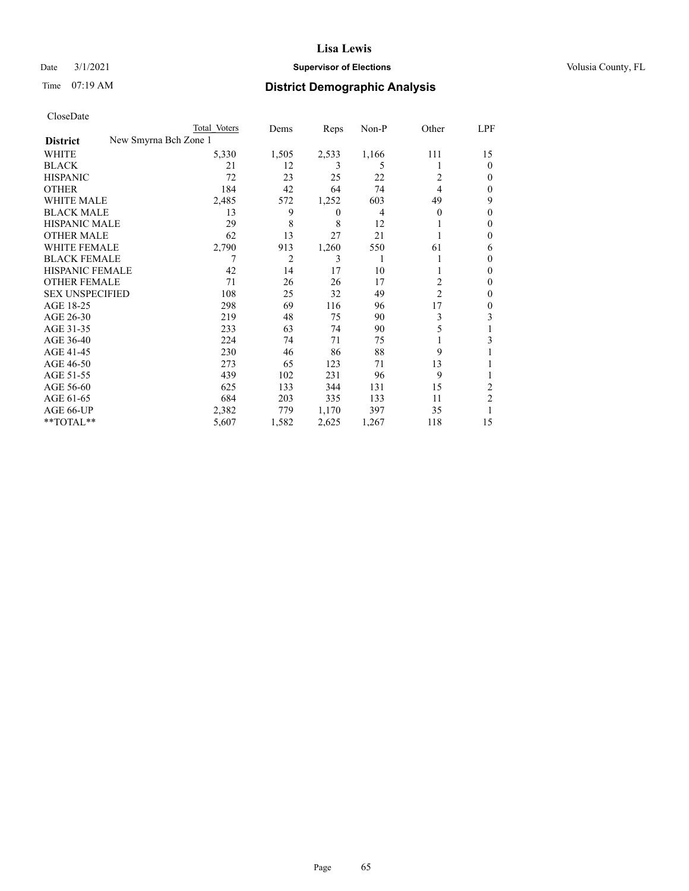# Lisa Lewis

Date 3/1/2021 **Supervisor of Elections** Volusia County, FL

Time 07:19 AM **District Demographic Analysis**

CloseDate

| District | Total Voters | Dems | Reps | Non-P | Other | LPF |
|---|---|---|---|---|---|---|
| **District** New Smyrna Bch Zone 1 | | | | | | |
| WHITE | 5,330 | 1,505 | 2,533 | 1,166 | 111 | 15 |
| BLACK | 21 | 12 | 3 | 5 | 1 | 0 |
| HISPANIC | 72 | 23 | 25 | 22 | 2 | 0 |
| OTHER | 184 | 42 | 64 | 74 | 4 | 0 |
| WHITE MALE | 2,485 | 572 | 1,252 | 603 | 49 | 9 |
| BLACK MALE | 13 | 9 | 0 | 4 | 0 | 0 |
| HISPANIC MALE | 29 | 8 | 8 | 12 | 1 | 0 |
| OTHER MALE | 62 | 13 | 27 | 21 | 1 | 0 |
| WHITE FEMALE | 2,790 | 913 | 1,260 | 550 | 61 | 6 |
| BLACK FEMALE | 7 | 2 | 3 | 1 | 1 | 0 |
| HISPANIC FEMALE | 42 | 14 | 17 | 10 | 1 | 0 |
| OTHER FEMALE | 71 | 26 | 26 | 17 | 2 | 0 |
| SEX UNSPECIFIED | 108 | 25 | 32 | 49 | 2 | 0 |
| AGE 18-25 | 298 | 69 | 116 | 96 | 17 | 0 |
| AGE 26-30 | 219 | 48 | 75 | 90 | 3 | 3 |
| AGE 31-35 | 233 | 63 | 74 | 90 | 5 | 1 |
| AGE 36-40 | 224 | 74 | 71 | 75 | 1 | 3 |
| AGE 41-45 | 230 | 46 | 86 | 88 | 9 | 1 |
| AGE 46-50 | 273 | 65 | 123 | 71 | 13 | 1 |
| AGE 51-55 | 439 | 102 | 231 | 96 | 9 | 1 |
| AGE 56-60 | 625 | 133 | 344 | 131 | 15 | 2 |
| AGE 61-65 | 684 | 203 | 335 | 133 | 11 | 2 |
| AGE 66-UP | 2,382 | 779 | 1,170 | 397 | 35 | 1 |
| **TOTAL** | 5,607 | 1,582 | 2,625 | 1,267 | 118 | 15 |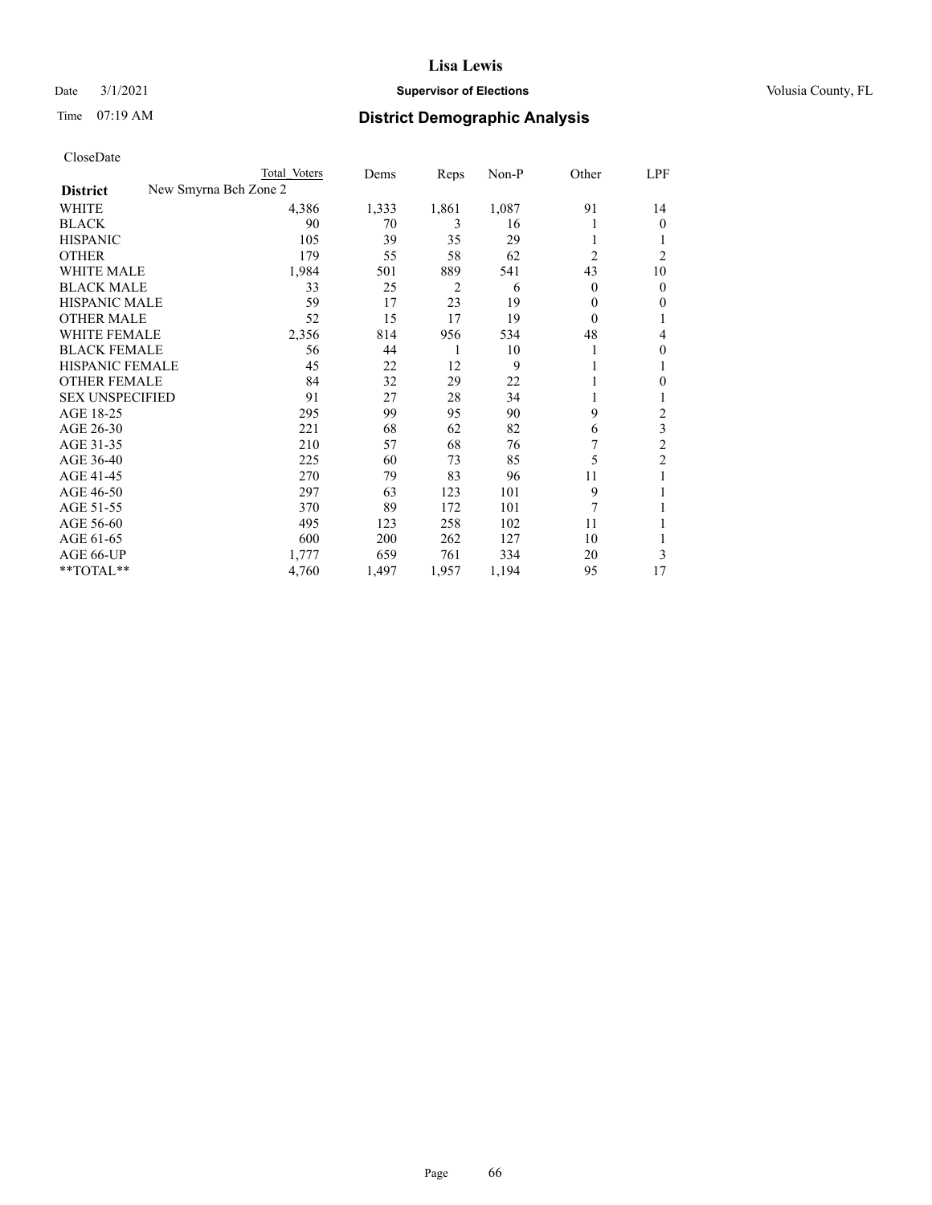CloseDate

| | Total Voters | Dems | Reps | Non-P | Other | LPF |
|---|---|---|---|---|---|---|
| **District** New Smyrna Bch Zone 2 | | | | | | |
| WHITE | 4,386 | 1,333 | 1,861 | 1,087 | 91 | 14 |
| BLACK | 90 | 70 | 3 | 16 | 1 | 0 |
| HISPANIC | 105 | 39 | 35 | 29 | 1 | 1 |
| OTHER | 179 | 55 | 58 | 62 | 2 | 2 |
| WHITE MALE | 1,984 | 501 | 889 | 541 | 43 | 10 |
| BLACK MALE | 33 | 25 | 2 | 6 | 0 | 0 |
| HISPANIC MALE | 59 | 17 | 23 | 19 | 0 | 0 |
| OTHER MALE | 52 | 15 | 17 | 19 | 0 | 1 |
| WHITE FEMALE | 2,356 | 814 | 956 | 534 | 48 | 4 |
| BLACK FEMALE | 56 | 44 | 1 | 10 | 1 | 0 |
| HISPANIC FEMALE | 45 | 22 | 12 | 9 | 1 | 1 |
| OTHER FEMALE | 84 | 32 | 29 | 22 | 1 | 0 |
| SEX UNSPECIFIED | 91 | 27 | 28 | 34 | 1 | 1 |
| AGE 18-25 | 295 | 99 | 95 | 90 | 9 | 2 |
| AGE 26-30 | 221 | 68 | 62 | 82 | 6 | 3 |
| AGE 31-35 | 210 | 57 | 68 | 76 | 7 | 2 |
| AGE 36-40 | 225 | 60 | 73 | 85 | 5 | 2 |
| AGE 41-45 | 270 | 79 | 83 | 96 | 11 | 1 |
| AGE 46-50 | 297 | 63 | 123 | 101 | 9 | 1 |
| AGE 51-55 | 370 | 89 | 172 | 101 | 7 | 1 |
| AGE 56-60 | 495 | 123 | 258 | 102 | 11 | 1 |
| AGE 61-65 | 600 | 200 | 262 | 127 | 10 | 1 |
| AGE 66-UP | 1,777 | 659 | 761 | 334 | 20 | 3 |
| **TOTAL** | 4,760 | 1,497 | 1,957 | 1,194 | 95 | 17 |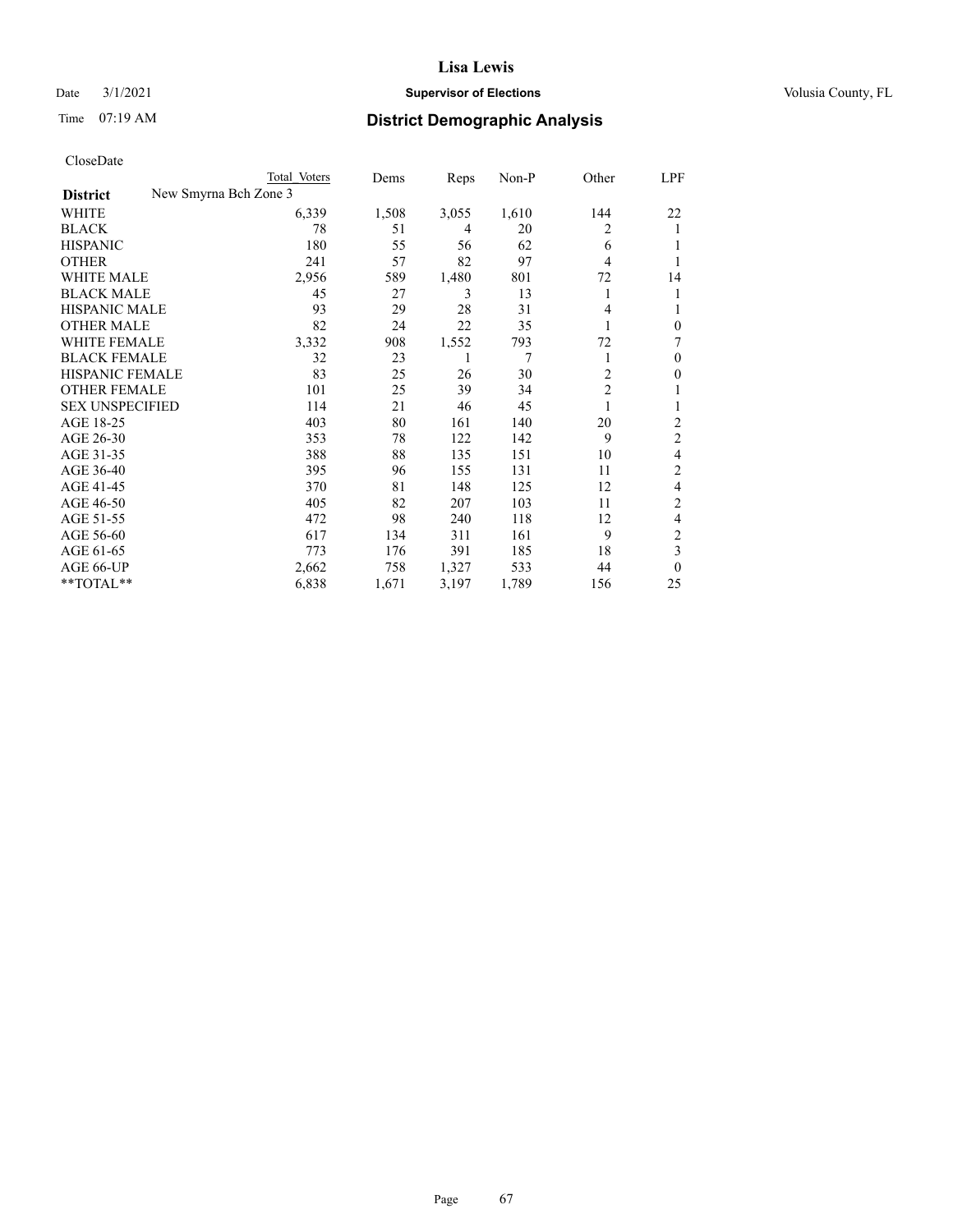# Lisa Lewis

Date 3/1/2021 **Supervisor of Elections** Volusia County, FL

Time 07:19 AM **District Demographic Analysis**

CloseDate

| District | New Smyrna Bch Zone 3 | Total Voters | Dems | Reps | Non-P | Other | LPF |
|---|---|---|---|---|---|---|---|
| WHITE | | 6,339 | 1,508 | 3,055 | 1,610 | 144 | 22 |
| BLACK | | 78 | 51 | 4 | 20 | 2 | 1 |
| HISPANIC | | 180 | 55 | 56 | 62 | 6 | 1 |
| OTHER | | 241 | 57 | 82 | 97 | 4 | 1 |
| WHITE MALE | | 2,956 | 589 | 1,480 | 801 | 72 | 14 |
| BLACK MALE | | 45 | 27 | 3 | 13 | 1 | 1 |
| HISPANIC MALE | | 93 | 29 | 28 | 31 | 4 | 1 |
| OTHER MALE | | 82 | 24 | 22 | 35 | 1 | 0 |
| WHITE FEMALE | | 3,332 | 908 | 1,552 | 793 | 72 | 7 |
| BLACK FEMALE | | 32 | 23 | 1 | 7 | 1 | 0 |
| HISPANIC FEMALE | | 83 | 25 | 26 | 30 | 2 | 0 |
| OTHER FEMALE | | 101 | 25 | 39 | 34 | 2 | 1 |
| SEX UNSPECIFIED | | 114 | 21 | 46 | 45 | 1 | 1 |
| AGE 18-25 | | 403 | 80 | 161 | 140 | 20 | 2 |
| AGE 26-30 | | 353 | 78 | 122 | 142 | 9 | 2 |
| AGE 31-35 | | 388 | 88 | 135 | 151 | 10 | 4 |
| AGE 36-40 | | 395 | 96 | 155 | 131 | 11 | 2 |
| AGE 41-45 | | 370 | 81 | 148 | 125 | 12 | 4 |
| AGE 46-50 | | 405 | 82 | 207 | 103 | 11 | 2 |
| AGE 51-55 | | 472 | 98 | 240 | 118 | 12 | 4 |
| AGE 56-60 | | 617 | 134 | 311 | 161 | 9 | 2 |
| AGE 61-65 | | 773 | 176 | 391 | 185 | 18 | 3 |
| AGE 66-UP | | 2,662 | 758 | 1,327 | 533 | 44 | 0 |
| **TOTAL** | | 6,838 | 1,671 | 3,197 | 1,789 | 156 | 25 |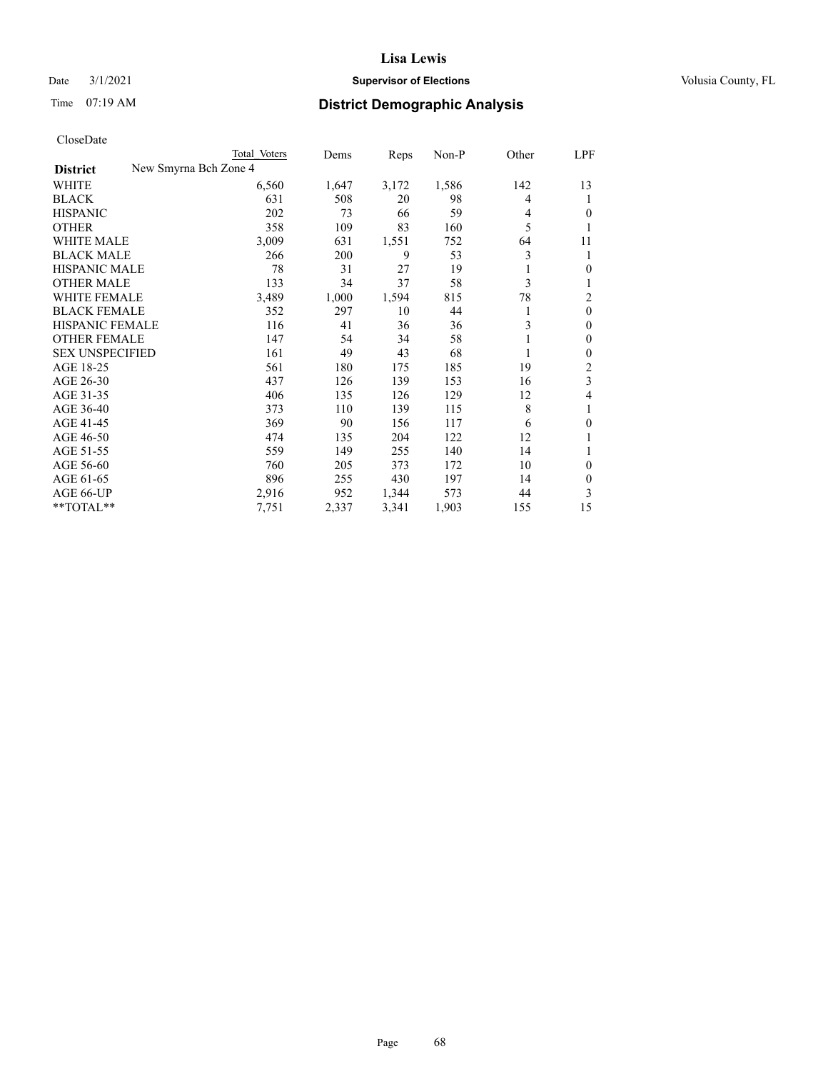# Lisa Lewis

Date 3/1/2021 **Supervisor of Elections** Volusia County, FL

Time 07:19 AM **District Demographic Analysis**

CloseDate

| **District** New Smyrna Bch Zone 4 | Total Voters | Dems | Reps | Non-P | Other | LPF |
|---|---|---|---|---|---|---|
| WHITE | 6,560 | 1,647 | 3,172 | 1,586 | 142 | 13 |
| BLACK | 631 | 508 | 20 | 98 | 4 | 1 |
| HISPANIC | 202 | 73 | 66 | 59 | 4 | 0 |
| OTHER | 358 | 109 | 83 | 160 | 5 | 1 |
| WHITE MALE | 3,009 | 631 | 1,551 | 752 | 64 | 11 |
| BLACK MALE | 266 | 200 | 9 | 53 | 3 | 1 |
| HISPANIC MALE | 78 | 31 | 27 | 19 | 1 | 0 |
| OTHER MALE | 133 | 34 | 37 | 58 | 3 | 1 |
| WHITE FEMALE | 3,489 | 1,000 | 1,594 | 815 | 78 | 2 |
| BLACK FEMALE | 352 | 297 | 10 | 44 | 1 | 0 |
| HISPANIC FEMALE | 116 | 41 | 36 | 36 | 3 | 0 |
| OTHER FEMALE | 147 | 54 | 34 | 58 | 1 | 0 |
| SEX UNSPECIFIED | 161 | 49 | 43 | 68 | 1 | 0 |
| AGE 18-25 | 561 | 180 | 175 | 185 | 19 | 2 |
| AGE 26-30 | 437 | 126 | 139 | 153 | 16 | 3 |
| AGE 31-35 | 406 | 135 | 126 | 129 | 12 | 4 |
| AGE 36-40 | 373 | 110 | 139 | 115 | 8 | 1 |
| AGE 41-45 | 369 | 90 | 156 | 117 | 6 | 0 |
| AGE 46-50 | 474 | 135 | 204 | 122 | 12 | 1 |
| AGE 51-55 | 559 | 149 | 255 | 140 | 14 | 1 |
| AGE 56-60 | 760 | 205 | 373 | 172 | 10 | 0 |
| AGE 61-65 | 896 | 255 | 430 | 197 | 14 | 0 |
| AGE 66-UP | 2,916 | 952 | 1,344 | 573 | 44 | 3 |
| **TOTAL** | 7,751 | 2,337 | 3,341 | 1,903 | 155 | 15 |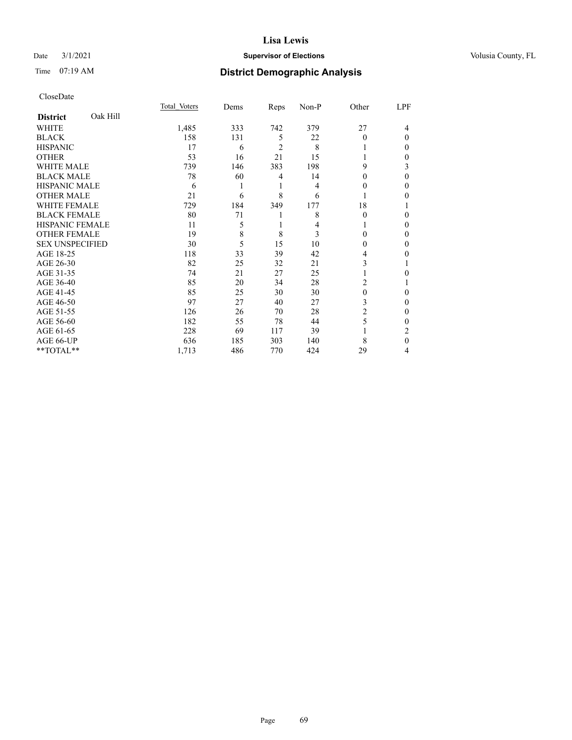# Lisa Lewis

Date 3/1/2021 **Supervisor of Elections** Volusia County, FL

Time 07:19 AM **District Demographic Analysis**

CloseDate

| **District** Oak Hill | Total Voters | Dems | Reps | Non-P | Other | LPF |
|---|---|---|---|---|---|---|
| WHITE | 1,485 | 333 | 742 | 379 | 27 | 4 |
| BLACK | 158 | 131 | 5 | 22 | 0 | 0 |
| HISPANIC | 17 | 6 | 2 | 8 | 1 | 0 |
| OTHER | 53 | 16 | 21 | 15 | 1 | 0 |
| WHITE MALE | 739 | 146 | 383 | 198 | 9 | 3 |
| BLACK MALE | 78 | 60 | 4 | 14 | 0 | 0 |
| HISPANIC MALE | 6 | 1 | 1 | 4 | 0 | 0 |
| OTHER MALE | 21 | 6 | 8 | 6 | 1 | 0 |
| WHITE FEMALE | 729 | 184 | 349 | 177 | 18 | 1 |
| BLACK FEMALE | 80 | 71 | 1 | 8 | 0 | 0 |
| HISPANIC FEMALE | 11 | 5 | 1 | 4 | 1 | 0 |
| OTHER FEMALE | 19 | 8 | 8 | 3 | 0 | 0 |
| SEX UNSPECIFIED | 30 | 5 | 15 | 10 | 0 | 0 |
| AGE 18-25 | 118 | 33 | 39 | 42 | 4 | 0 |
| AGE 26-30 | 82 | 25 | 32 | 21 | 3 | 1 |
| AGE 31-35 | 74 | 21 | 27 | 25 | 1 | 0 |
| AGE 36-40 | 85 | 20 | 34 | 28 | 2 | 1 |
| AGE 41-45 | 85 | 25 | 30 | 30 | 0 | 0 |
| AGE 46-50 | 97 | 27 | 40 | 27 | 3 | 0 |
| AGE 51-55 | 126 | 26 | 70 | 28 | 2 | 0 |
| AGE 56-60 | 182 | 55 | 78 | 44 | 5 | 0 |
| AGE 61-65 | 228 | 69 | 117 | 39 | 1 | 2 |
| AGE 66-UP | 636 | 185 | 303 | 140 | 8 | 0 |
| **TOTAL** | 1,713 | 486 | 770 | 424 | 29 | 4 |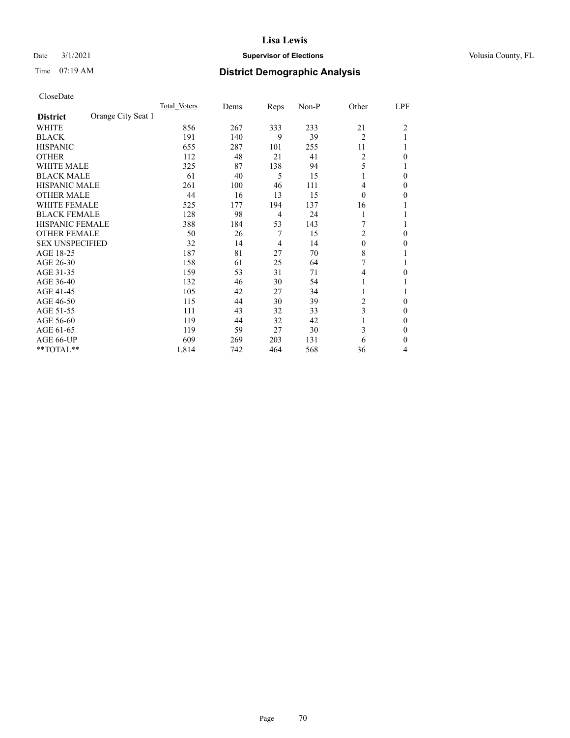# Lisa Lewis

Date 3/1/2021 **Supervisor of Elections** Volusia County, FL

Time 07:19 AM **District Demographic Analysis**

CloseDate

| **District** Orange City Seat 1 | Total Voters | Dems | Reps | Non-P | Other | LPF |
|---|---|---|---|---|---|---|
| WHITE | 856 | 267 | 333 | 233 | 21 | 2 |
| BLACK | 191 | 140 | 9 | 39 | 2 | 1 |
| HISPANIC | 655 | 287 | 101 | 255 | 11 | 1 |
| OTHER | 112 | 48 | 21 | 41 | 2 | 0 |
| WHITE MALE | 325 | 87 | 138 | 94 | 5 | 1 |
| BLACK MALE | 61 | 40 | 5 | 15 | 1 | 0 |
| HISPANIC MALE | 261 | 100 | 46 | 111 | 4 | 0 |
| OTHER MALE | 44 | 16 | 13 | 15 | 0 | 0 |
| WHITE FEMALE | 525 | 177 | 194 | 137 | 16 | 1 |
| BLACK FEMALE | 128 | 98 | 4 | 24 | 1 | 1 |
| HISPANIC FEMALE | 388 | 184 | 53 | 143 | 7 | 1 |
| OTHER FEMALE | 50 | 26 | 7 | 15 | 2 | 0 |
| SEX UNSPECIFIED | 32 | 14 | 4 | 14 | 0 | 0 |
| AGE 18-25 | 187 | 81 | 27 | 70 | 8 | 1 |
| AGE 26-30 | 158 | 61 | 25 | 64 | 7 | 1 |
| AGE 31-35 | 159 | 53 | 31 | 71 | 4 | 0 |
| AGE 36-40 | 132 | 46 | 30 | 54 | 1 | 1 |
| AGE 41-45 | 105 | 42 | 27 | 34 | 1 | 1 |
| AGE 46-50 | 115 | 44 | 30 | 39 | 2 | 0 |
| AGE 51-55 | 111 | 43 | 32 | 33 | 3 | 0 |
| AGE 56-60 | 119 | 44 | 32 | 42 | 1 | 0 |
| AGE 61-65 | 119 | 59 | 27 | 30 | 3 | 0 |
| AGE 66-UP | 609 | 269 | 203 | 131 | 6 | 0 |
| **TOTAL** | 1,814 | 742 | 464 | 568 | 36 | 4 |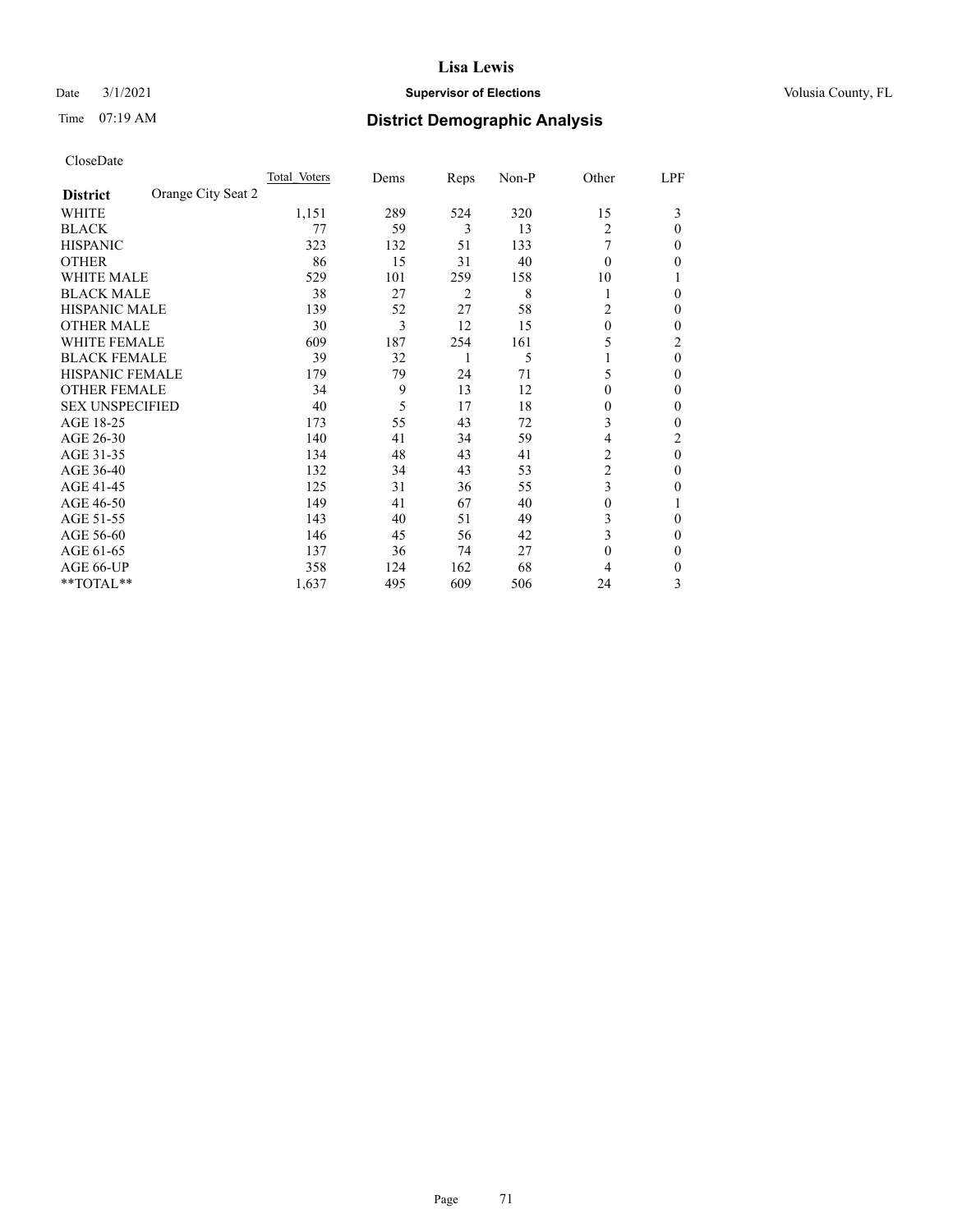Date 3/1/2021 **Supervisor of Elections** Volusia County, FL

Time 07:19 AM

# Lisa Lewis

## District Demographic Analysis

CloseDate

| | Total Voters | Dems | Reps | Non-P | Other | LPF |
|---|---|---|---|---|---|---|
| **District** Orange City Seat 2 | | | | | | |
| WHITE | 1,151 | 289 | 524 | 320 | 15 | 3 |
| BLACK | 77 | 59 | 3 | 13 | 2 | 0 |
| HISPANIC | 323 | 132 | 51 | 133 | 7 | 0 |
| OTHER | 86 | 15 | 31 | 40 | 0 | 0 |
| WHITE MALE | 529 | 101 | 259 | 158 | 10 | 1 |
| BLACK MALE | 38 | 27 | 2 | 8 | 1 | 0 |
| HISPANIC MALE | 139 | 52 | 27 | 58 | 2 | 0 |
| OTHER MALE | 30 | 3 | 12 | 15 | 0 | 0 |
| WHITE FEMALE | 609 | 187 | 254 | 161 | 5 | 2 |
| BLACK FEMALE | 39 | 32 | 1 | 5 | 1 | 0 |
| HISPANIC FEMALE | 179 | 79 | 24 | 71 | 5 | 0 |
| OTHER FEMALE | 34 | 9 | 13 | 12 | 0 | 0 |
| SEX UNSPECIFIED | 40 | 5 | 17 | 18 | 0 | 0 |
| AGE 18-25 | 173 | 55 | 43 | 72 | 3 | 0 |
| AGE 26-30 | 140 | 41 | 34 | 59 | 4 | 2 |
| AGE 31-35 | 134 | 48 | 43 | 41 | 2 | 0 |
| AGE 36-40 | 132 | 34 | 43 | 53 | 2 | 0 |
| AGE 41-45 | 125 | 31 | 36 | 55 | 3 | 0 |
| AGE 46-50 | 149 | 41 | 67 | 40 | 0 | 1 |
| AGE 51-55 | 143 | 40 | 51 | 49 | 3 | 0 |
| AGE 56-60 | 146 | 45 | 56 | 42 | 3 | 0 |
| AGE 61-65 | 137 | 36 | 74 | 27 | 0 | 0 |
| AGE 66-UP | 358 | 124 | 162 | 68 | 4 | 0 |
| **TOTAL** | 1,637 | 495 | 609 | 506 | 24 | 3 |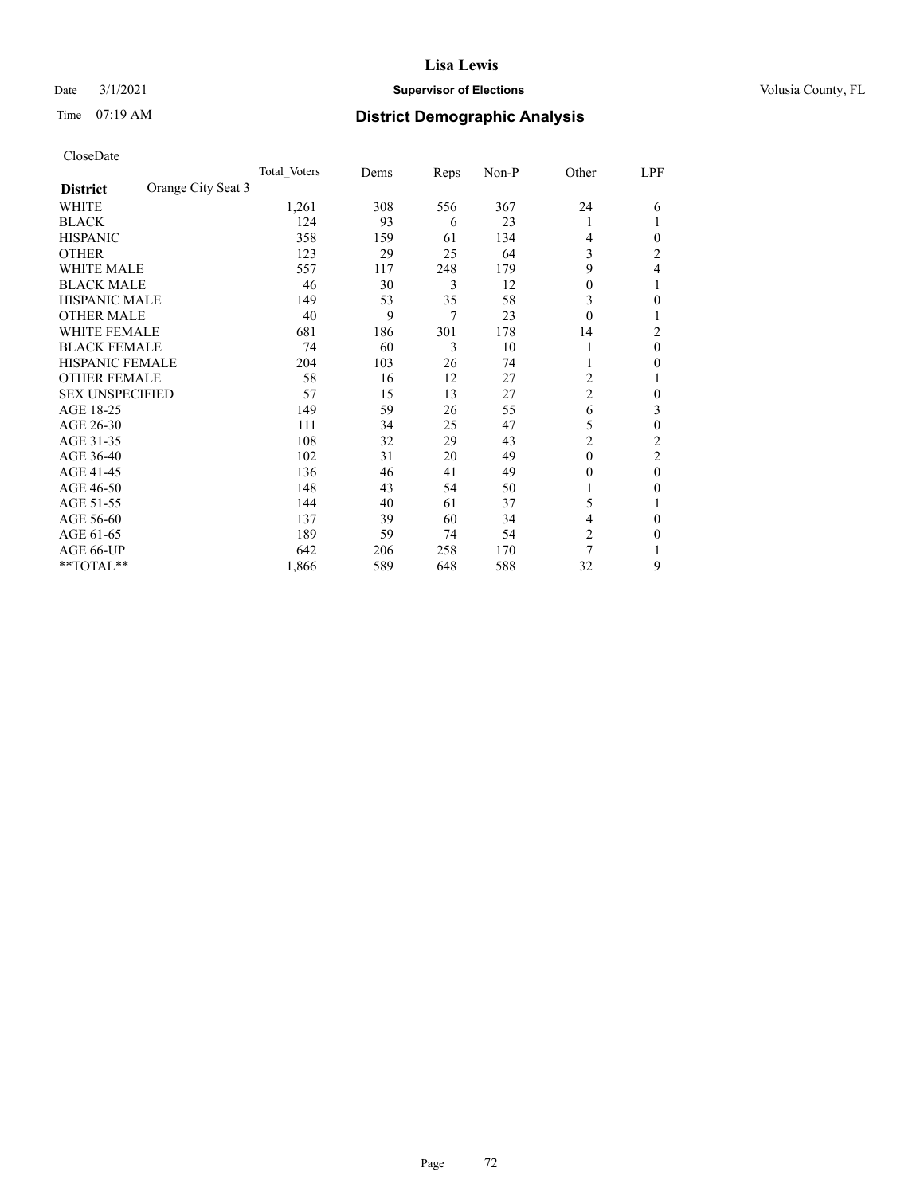# Lisa Lewis

Date 3/1/2021 **Supervisor of Elections** Volusia County, FL

Time 07:19 AM **District Demographic Analysis**

CloseDate

| **District** Orange City Seat 3 | Total Voters | Dems | Reps | Non-P | Other | LPF |
|---|---|---|---|---|---|---|
| WHITE | 1,261 | 308 | 556 | 367 | 24 | 6 |
| BLACK | 124 | 93 | 6 | 23 | 1 | 1 |
| HISPANIC | 358 | 159 | 61 | 134 | 4 | 0 |
| OTHER | 123 | 29 | 25 | 64 | 3 | 2 |
| WHITE MALE | 557 | 117 | 248 | 179 | 9 | 4 |
| BLACK MALE | 46 | 30 | 3 | 12 | 0 | 1 |
| HISPANIC MALE | 149 | 53 | 35 | 58 | 3 | 0 |
| OTHER MALE | 40 | 9 | 7 | 23 | 0 | 1 |
| WHITE FEMALE | 681 | 186 | 301 | 178 | 14 | 2 |
| BLACK FEMALE | 74 | 60 | 3 | 10 | 1 | 0 |
| HISPANIC FEMALE | 204 | 103 | 26 | 74 | 1 | 0 |
| OTHER FEMALE | 58 | 16 | 12 | 27 | 2 | 1 |
| SEX UNSPECIFIED | 57 | 15 | 13 | 27 | 2 | 0 |
| AGE 18-25 | 149 | 59 | 26 | 55 | 6 | 3 |
| AGE 26-30 | 111 | 34 | 25 | 47 | 5 | 0 |
| AGE 31-35 | 108 | 32 | 29 | 43 | 2 | 2 |
| AGE 36-40 | 102 | 31 | 20 | 49 | 0 | 2 |
| AGE 41-45 | 136 | 46 | 41 | 49 | 0 | 0 |
| AGE 46-50 | 148 | 43 | 54 | 50 | 1 | 0 |
| AGE 51-55 | 144 | 40 | 61 | 37 | 5 | 1 |
| AGE 56-60 | 137 | 39 | 60 | 34 | 4 | 0 |
| AGE 61-65 | 189 | 59 | 74 | 54 | 2 | 0 |
| AGE 66-UP | 642 | 206 | 258 | 170 | 7 | 1 |
| **TOTAL** | 1,866 | 589 | 648 | 588 | 32 | 9 |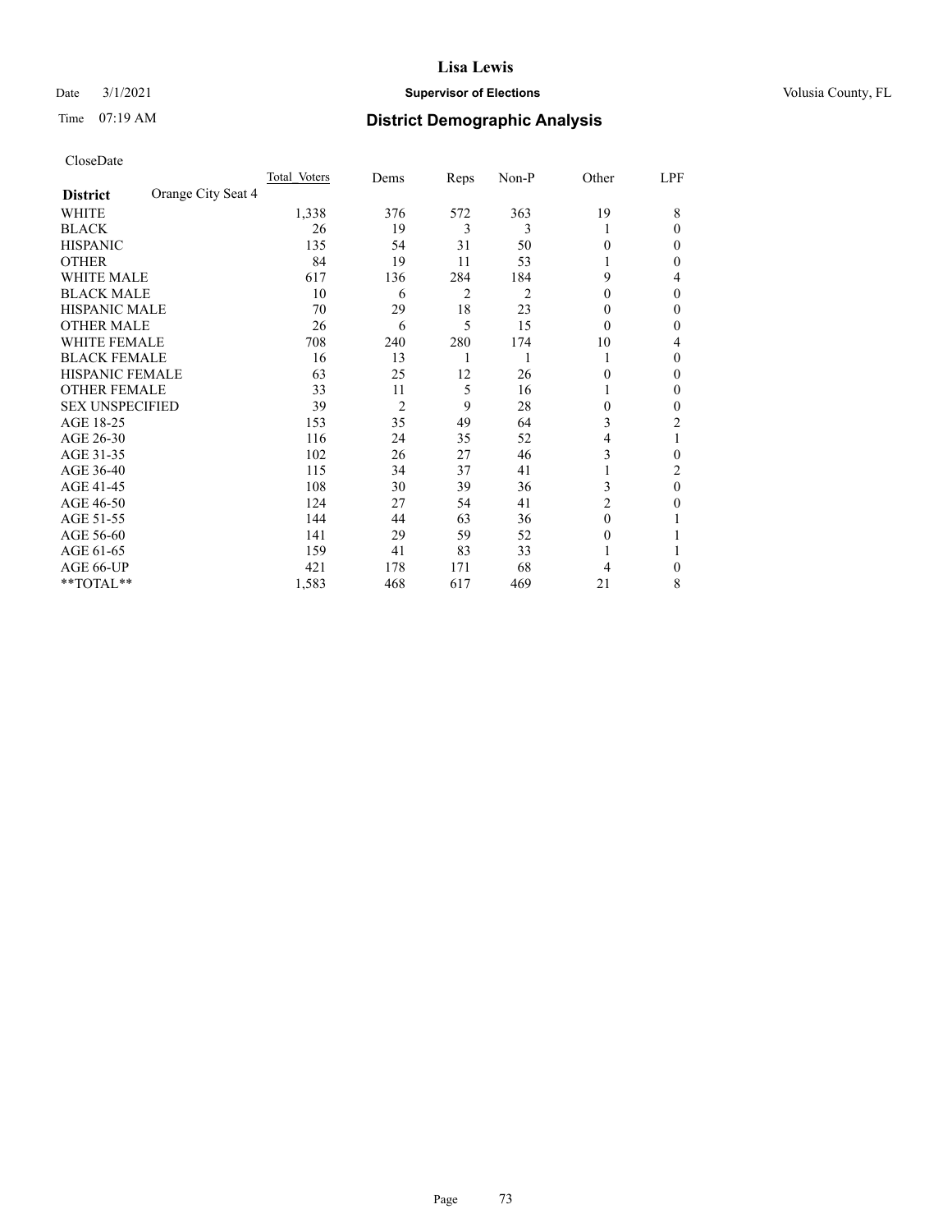# Lisa Lewis

Date 3/1/2021 **Supervisor of Elections** Volusia County, FL

Time 07:19 AM **District Demographic Analysis**

CloseDate

| **District** Orange City Seat 4 | Total Voters | Dems | Reps | Non-P | Other | LPF |
|---|---|---|---|---|---|---|
| WHITE | 1,338 | 376 | 572 | 363 | 19 | 8 |
| BLACK | 26 | 19 | 3 | 3 | 1 | 0 |
| HISPANIC | 135 | 54 | 31 | 50 | 0 | 0 |
| OTHER | 84 | 19 | 11 | 53 | 1 | 0 |
| WHITE MALE | 617 | 136 | 284 | 184 | 9 | 4 |
| BLACK MALE | 10 | 6 | 2 | 2 | 0 | 0 |
| HISPANIC MALE | 70 | 29 | 18 | 23 | 0 | 0 |
| OTHER MALE | 26 | 6 | 5 | 15 | 0 | 0 |
| WHITE FEMALE | 708 | 240 | 280 | 174 | 10 | 4 |
| BLACK FEMALE | 16 | 13 | 1 | 1 | 1 | 0 |
| HISPANIC FEMALE | 63 | 25 | 12 | 26 | 0 | 0 |
| OTHER FEMALE | 33 | 11 | 5 | 16 | 1 | 0 |
| SEX UNSPECIFIED | 39 | 2 | 9 | 28 | 0 | 0 |
| AGE 18-25 | 153 | 35 | 49 | 64 | 3 | 2 |
| AGE 26-30 | 116 | 24 | 35 | 52 | 4 | 1 |
| AGE 31-35 | 102 | 26 | 27 | 46 | 3 | 0 |
| AGE 36-40 | 115 | 34 | 37 | 41 | 1 | 2 |
| AGE 41-45 | 108 | 30 | 39 | 36 | 3 | 0 |
| AGE 46-50 | 124 | 27 | 54 | 41 | 2 | 0 |
| AGE 51-55 | 144 | 44 | 63 | 36 | 0 | 1 |
| AGE 56-60 | 141 | 29 | 59 | 52 | 0 | 1 |
| AGE 61-65 | 159 | 41 | 83 | 33 | 1 | 1 |
| AGE 66-UP | 421 | 178 | 171 | 68 | 4 | 0 |
| **TOTAL** | 1,583 | 468 | 617 | 469 | 21 | 8 |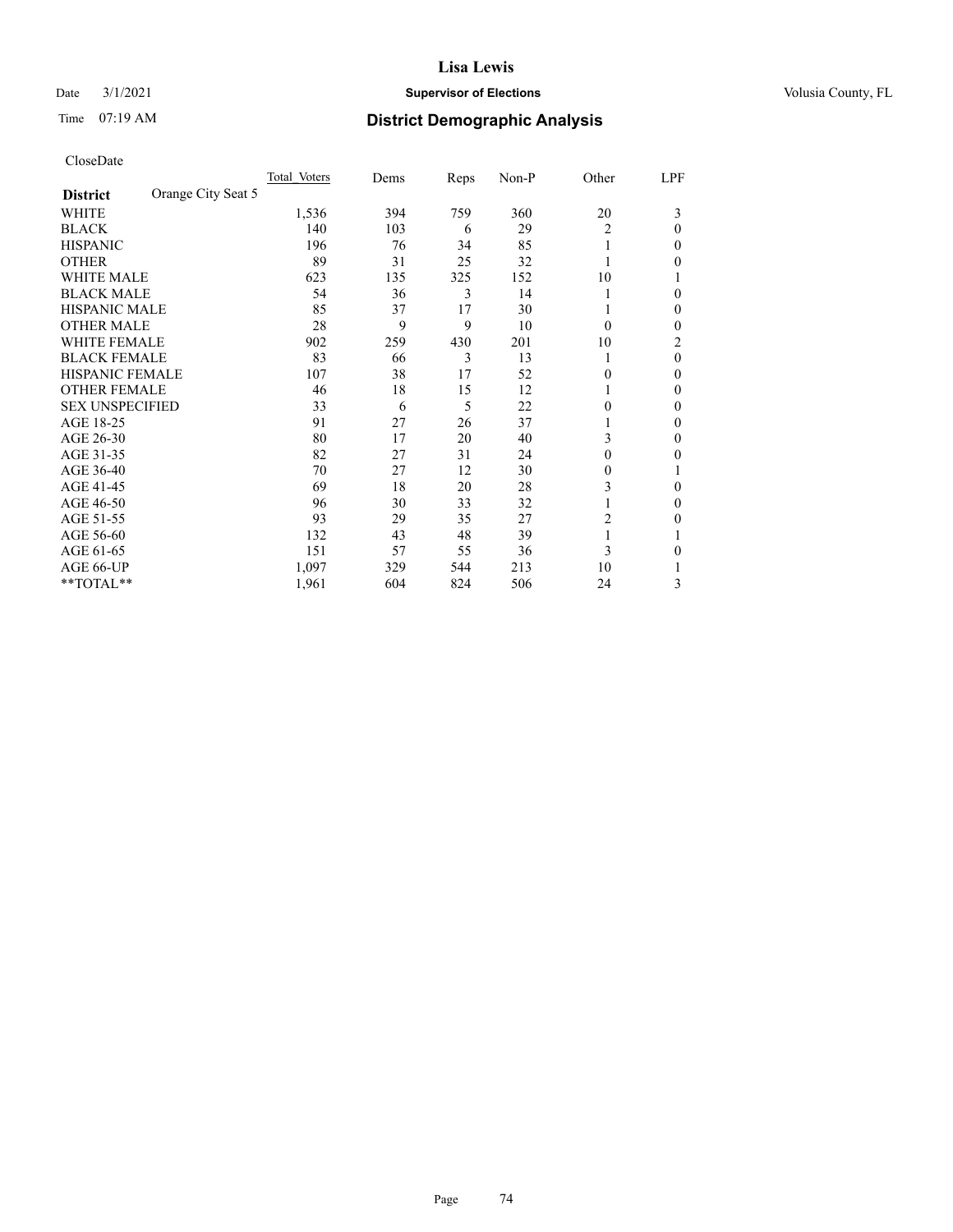# Lisa Lewis

Date 3/1/2021 **Supervisor of Elections** Volusia County, FL

Time 07:19 AM **District Demographic Analysis**

CloseDate

| **District** Orange City Seat 5 | Total Voters | Dems | Reps | Non-P | Other | LPF |
|---|---|---|---|---|---|---|
| WHITE | 1,536 | 394 | 759 | 360 | 20 | 3 |
| BLACK | 140 | 103 | 6 | 29 | 2 | 0 |
| HISPANIC | 196 | 76 | 34 | 85 | 1 | 0 |
| OTHER | 89 | 31 | 25 | 32 | 1 | 0 |
| WHITE MALE | 623 | 135 | 325 | 152 | 10 | 1 |
| BLACK MALE | 54 | 36 | 3 | 14 | 1 | 0 |
| HISPANIC MALE | 85 | 37 | 17 | 30 | 1 | 0 |
| OTHER MALE | 28 | 9 | 9 | 10 | 0 | 0 |
| WHITE FEMALE | 902 | 259 | 430 | 201 | 10 | 2 |
| BLACK FEMALE | 83 | 66 | 3 | 13 | 1 | 0 |
| HISPANIC FEMALE | 107 | 38 | 17 | 52 | 0 | 0 |
| OTHER FEMALE | 46 | 18 | 15 | 12 | 1 | 0 |
| SEX UNSPECIFIED | 33 | 6 | 5 | 22 | 0 | 0 |
| AGE 18-25 | 91 | 27 | 26 | 37 | 1 | 0 |
| AGE 26-30 | 80 | 17 | 20 | 40 | 3 | 0 |
| AGE 31-35 | 82 | 27 | 31 | 24 | 0 | 0 |
| AGE 36-40 | 70 | 27 | 12 | 30 | 0 | 1 |
| AGE 41-45 | 69 | 18 | 20 | 28 | 3 | 0 |
| AGE 46-50 | 96 | 30 | 33 | 32 | 1 | 0 |
| AGE 51-55 | 93 | 29 | 35 | 27 | 2 | 0 |
| AGE 56-60 | 132 | 43 | 48 | 39 | 1 | 1 |
| AGE 61-65 | 151 | 57 | 55 | 36 | 3 | 0 |
| AGE 66-UP | 1,097 | 329 | 544 | 213 | 10 | 1 |
| **TOTAL** | 1,961 | 604 | 824 | 506 | 24 | 3 |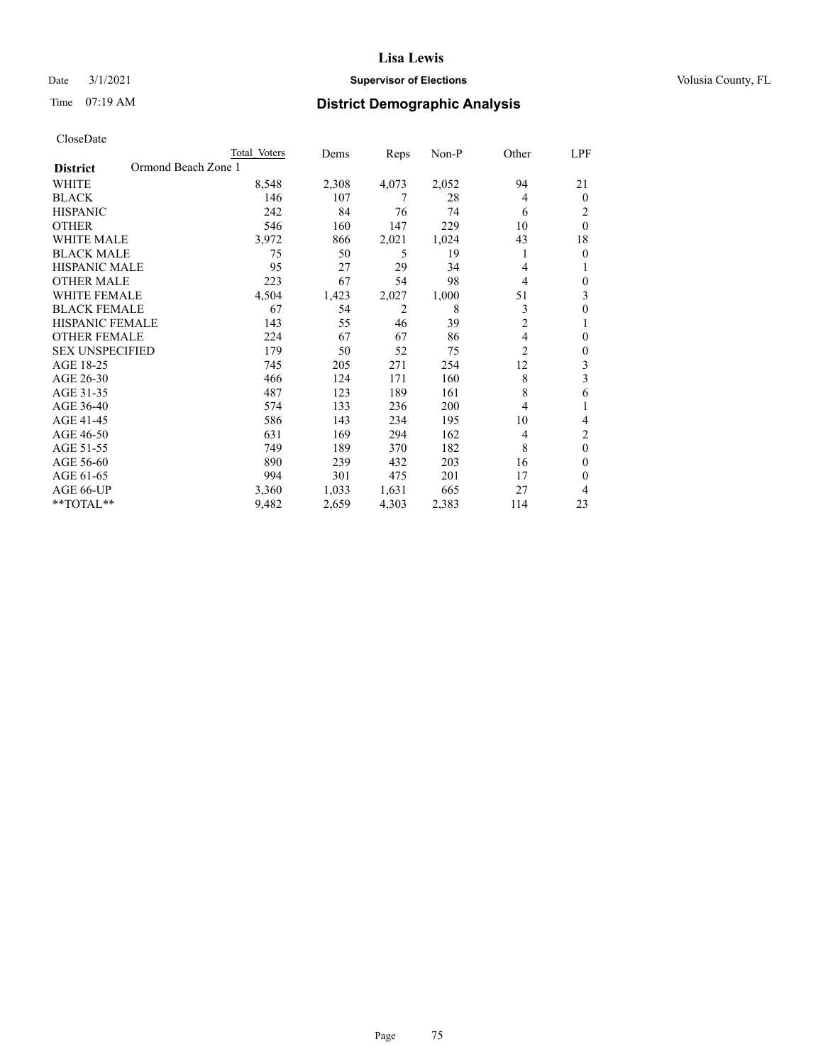# Lisa Lewis

Date 3/1/2021 **Supervisor of Elections** Volusia County, FL

Time 07:19 AM **District Demographic Analysis**

CloseDate

| | Total Voters | Dems | Reps | Non-P | Other | LPF |
|---|---|---|---|---|---|---|
| **District** Ormond Beach Zone 1 | | | | | | |
| WHITE | 8,548 | 2,308 | 4,073 | 2,052 | 94 | 21 |
| BLACK | 146 | 107 | 7 | 28 | 4 | 0 |
| HISPANIC | 242 | 84 | 76 | 74 | 6 | 2 |
| OTHER | 546 | 160 | 147 | 229 | 10 | 0 |
| WHITE MALE | 3,972 | 866 | 2,021 | 1,024 | 43 | 18 |
| BLACK MALE | 75 | 50 | 5 | 19 | 1 | 0 |
| HISPANIC MALE | 95 | 27 | 29 | 34 | 4 | 1 |
| OTHER MALE | 223 | 67 | 54 | 98 | 4 | 0 |
| WHITE FEMALE | 4,504 | 1,423 | 2,027 | 1,000 | 51 | 3 |
| BLACK FEMALE | 67 | 54 | 2 | 8 | 3 | 0 |
| HISPANIC FEMALE | 143 | 55 | 46 | 39 | 2 | 1 |
| OTHER FEMALE | 224 | 67 | 67 | 86 | 4 | 0 |
| SEX UNSPECIFIED | 179 | 50 | 52 | 75 | 2 | 0 |
| AGE 18-25 | 745 | 205 | 271 | 254 | 12 | 3 |
| AGE 26-30 | 466 | 124 | 171 | 160 | 8 | 3 |
| AGE 31-35 | 487 | 123 | 189 | 161 | 8 | 6 |
| AGE 36-40 | 574 | 133 | 236 | 200 | 4 | 1 |
| AGE 41-45 | 586 | 143 | 234 | 195 | 10 | 4 |
| AGE 46-50 | 631 | 169 | 294 | 162 | 4 | 2 |
| AGE 51-55 | 749 | 189 | 370 | 182 | 8 | 0 |
| AGE 56-60 | 890 | 239 | 432 | 203 | 16 | 0 |
| AGE 61-65 | 994 | 301 | 475 | 201 | 17 | 0 |
| AGE 66-UP | 3,360 | 1,033 | 1,631 | 665 | 27 | 4 |
| **TOTAL** | 9,482 | 2,659 | 4,303 | 2,383 | 114 | 23 |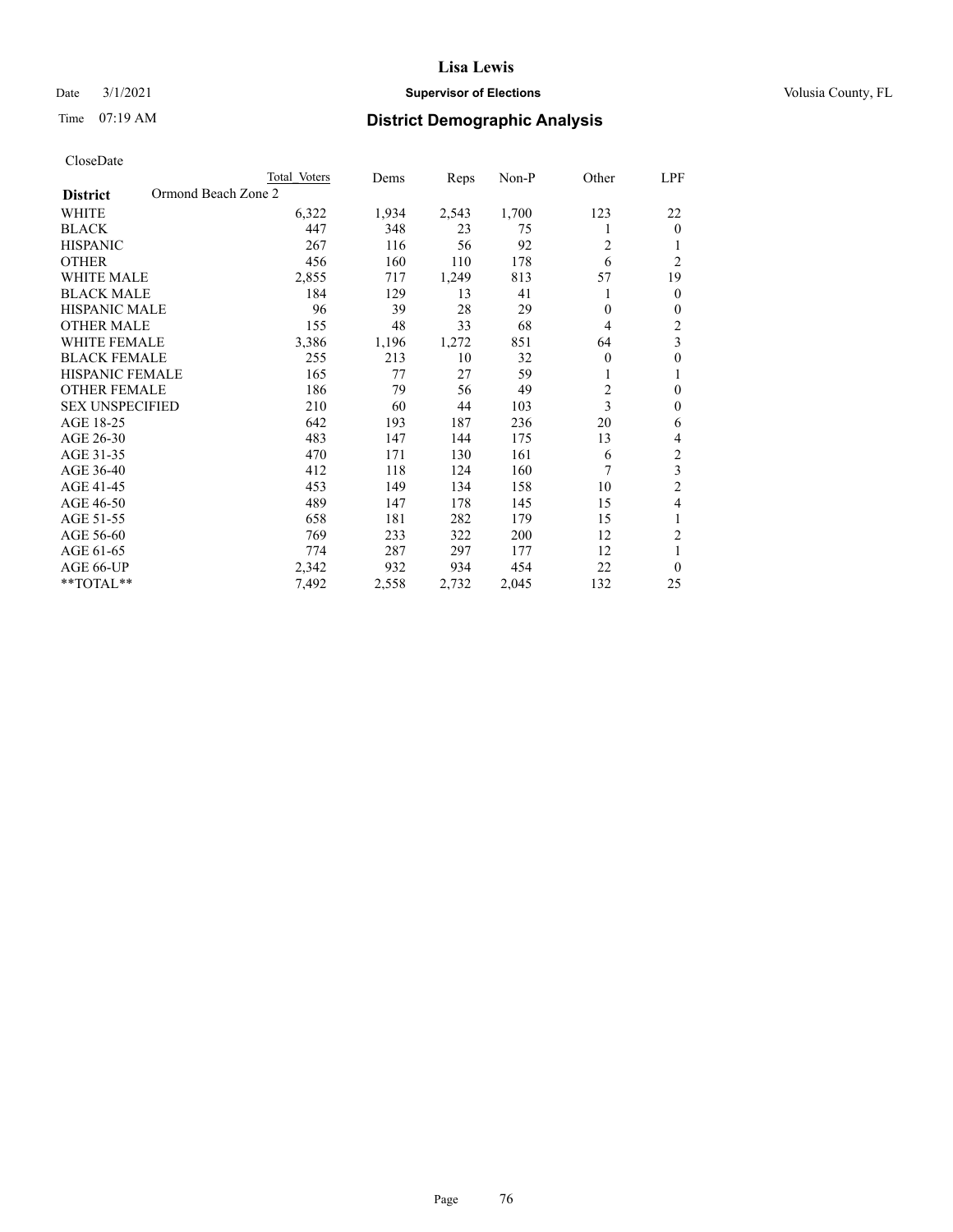# Lisa Lewis

Date 3/1/2021 **Supervisor of Elections** Volusia County, FL

Time 07:19 AM **District Demographic Analysis**

CloseDate

| **District** Ormond Beach Zone 2 | Total Voters | Dems | Reps | Non-P | Other | LPF |
|---|---|---|---|---|---|---|
| WHITE | 6,322 | 1,934 | 2,543 | 1,700 | 123 | 22 |
| BLACK | 447 | 348 | 23 | 75 | 1 | 0 |
| HISPANIC | 267 | 116 | 56 | 92 | 2 | 1 |
| OTHER | 456 | 160 | 110 | 178 | 6 | 2 |
| WHITE MALE | 2,855 | 717 | 1,249 | 813 | 57 | 19 |
| BLACK MALE | 184 | 129 | 13 | 41 | 1 | 0 |
| HISPANIC MALE | 96 | 39 | 28 | 29 | 0 | 0 |
| OTHER MALE | 155 | 48 | 33 | 68 | 4 | 2 |
| WHITE FEMALE | 3,386 | 1,196 | 1,272 | 851 | 64 | 3 |
| BLACK FEMALE | 255 | 213 | 10 | 32 | 0 | 0 |
| HISPANIC FEMALE | 165 | 77 | 27 | 59 | 1 | 1 |
| OTHER FEMALE | 186 | 79 | 56 | 49 | 2 | 0 |
| SEX UNSPECIFIED | 210 | 60 | 44 | 103 | 3 | 0 |
| AGE 18-25 | 642 | 193 | 187 | 236 | 20 | 6 |
| AGE 26-30 | 483 | 147 | 144 | 175 | 13 | 4 |
| AGE 31-35 | 470 | 171 | 130 | 161 | 6 | 2 |
| AGE 36-40 | 412 | 118 | 124 | 160 | 7 | 3 |
| AGE 41-45 | 453 | 149 | 134 | 158 | 10 | 2 |
| AGE 46-50 | 489 | 147 | 178 | 145 | 15 | 4 |
| AGE 51-55 | 658 | 181 | 282 | 179 | 15 | 1 |
| AGE 56-60 | 769 | 233 | 322 | 200 | 12 | 2 |
| AGE 61-65 | 774 | 287 | 297 | 177 | 12 | 1 |
| AGE 66-UP | 2,342 | 932 | 934 | 454 | 22 | 0 |
| **TOTAL** | 7,492 | 2,558 | 2,732 | 2,045 | 132 | 25 |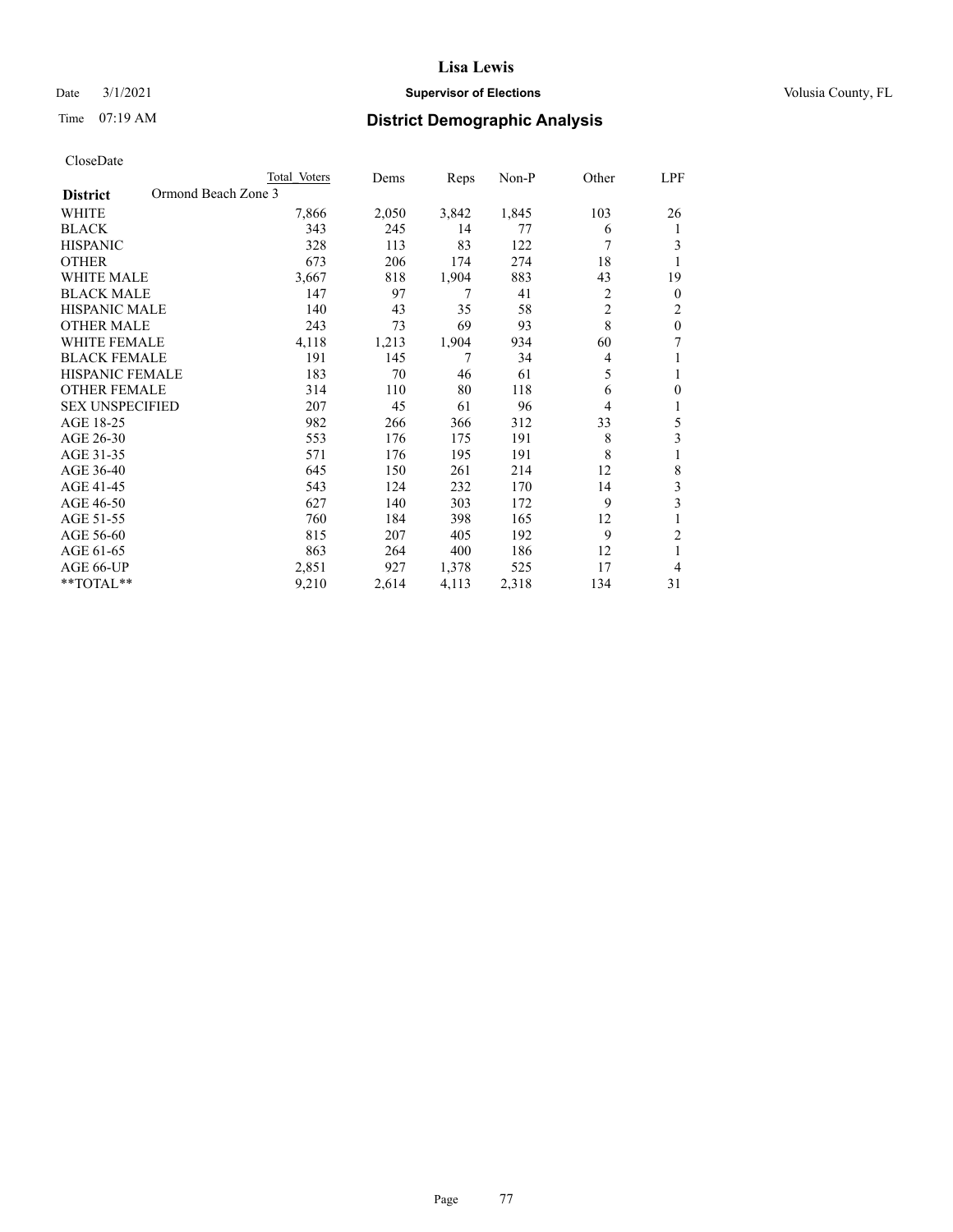# Lisa Lewis

Date 3/1/2021 **Supervisor of Elections** Volusia County, FL

Time 07:19 AM **District Demographic Analysis**

CloseDate

| District | Ormond Beach Zone 3 | Total Voters | Dems | Reps | Non-P | Other | LPF |
|---|---|---|---|---|---|---|---|
| WHITE | | 7,866 | 2,050 | 3,842 | 1,845 | 103 | 26 |
| BLACK | | 343 | 245 | 14 | 77 | 6 | 1 |
| HISPANIC | | 328 | 113 | 83 | 122 | 7 | 3 |
| OTHER | | 673 | 206 | 174 | 274 | 18 | 1 |
| WHITE MALE | | 3,667 | 818 | 1,904 | 883 | 43 | 19 |
| BLACK MALE | | 147 | 97 | 7 | 41 | 2 | 0 |
| HISPANIC MALE | | 140 | 43 | 35 | 58 | 2 | 2 |
| OTHER MALE | | 243 | 73 | 69 | 93 | 8 | 0 |
| WHITE FEMALE | | 4,118 | 1,213 | 1,904 | 934 | 60 | 7 |
| BLACK FEMALE | | 191 | 145 | 7 | 34 | 4 | 1 |
| HISPANIC FEMALE | | 183 | 70 | 46 | 61 | 5 | 1 |
| OTHER FEMALE | | 314 | 110 | 80 | 118 | 6 | 0 |
| SEX UNSPECIFIED | | 207 | 45 | 61 | 96 | 4 | 1 |
| AGE 18-25 | | 982 | 266 | 366 | 312 | 33 | 5 |
| AGE 26-30 | | 553 | 176 | 175 | 191 | 8 | 3 |
| AGE 31-35 | | 571 | 176 | 195 | 191 | 8 | 1 |
| AGE 36-40 | | 645 | 150 | 261 | 214 | 12 | 8 |
| AGE 41-45 | | 543 | 124 | 232 | 170 | 14 | 3 |
| AGE 46-50 | | 627 | 140 | 303 | 172 | 9 | 3 |
| AGE 51-55 | | 760 | 184 | 398 | 165 | 12 | 1 |
| AGE 56-60 | | 815 | 207 | 405 | 192 | 9 | 2 |
| AGE 61-65 | | 863 | 264 | 400 | 186 | 12 | 1 |
| AGE 66-UP | | 2,851 | 927 | 1,378 | 525 | 17 | 4 |
| **TOTAL** | | 9,210 | 2,614 | 4,113 | 2,318 | 134 | 31 |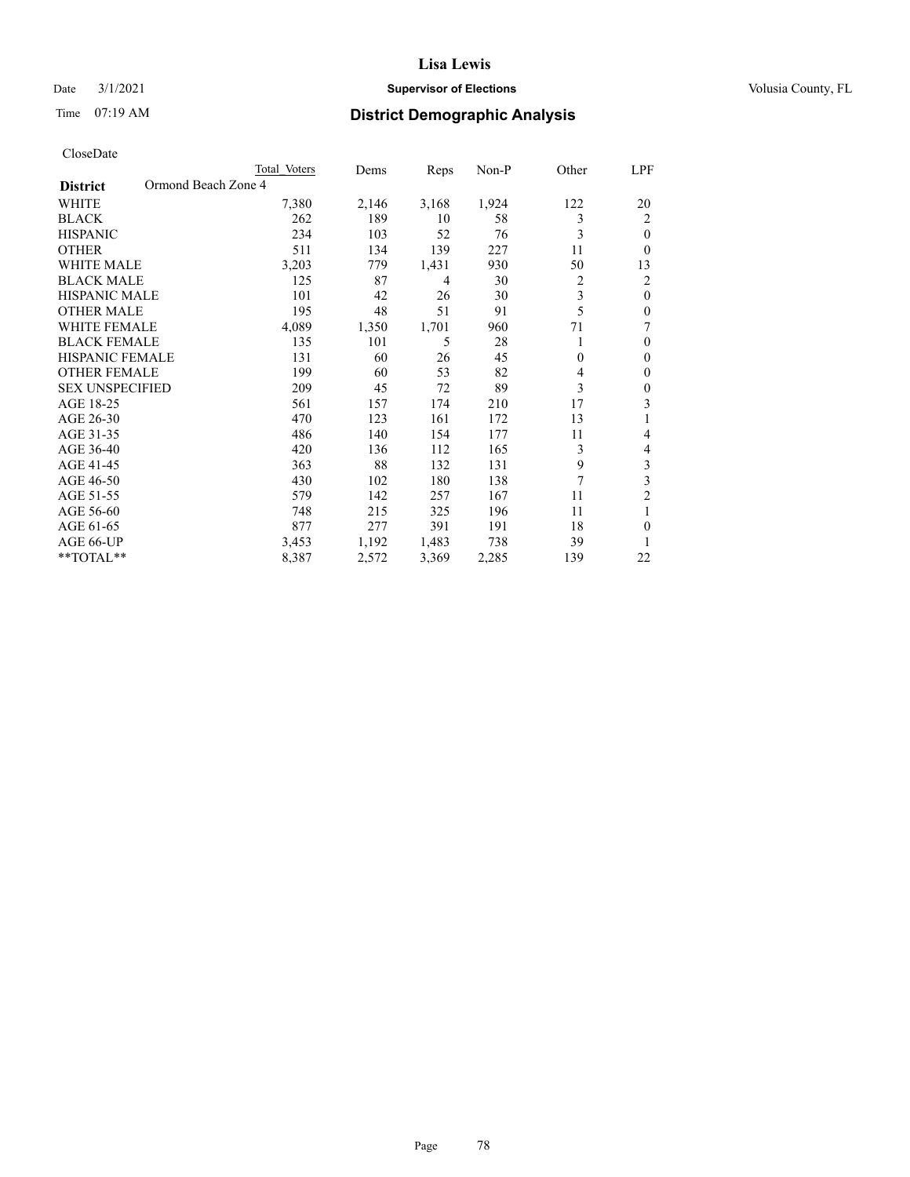CloseDate

| District | Ormond Beach Zone 4 | Total Voters | Dems | Reps | Non-P | Other | LPF |
|---|---|---|---|---|---|---|---|
| WHITE | | 7,380 | 2,146 | 3,168 | 1,924 | 122 | 20 |
| BLACK | | 262 | 189 | 10 | 58 | 3 | 2 |
| HISPANIC | | 234 | 103 | 52 | 76 | 3 | 0 |
| OTHER | | 511 | 134 | 139 | 227 | 11 | 0 |
| WHITE MALE | | 3,203 | 779 | 1,431 | 930 | 50 | 13 |
| BLACK MALE | | 125 | 87 | 4 | 30 | 2 | 2 |
| HISPANIC MALE | | 101 | 42 | 26 | 30 | 3 | 0 |
| OTHER MALE | | 195 | 48 | 51 | 91 | 5 | 0 |
| WHITE FEMALE | | 4,089 | 1,350 | 1,701 | 960 | 71 | 7 |
| BLACK FEMALE | | 135 | 101 | 5 | 28 | 1 | 0 |
| HISPANIC FEMALE | | 131 | 60 | 26 | 45 | 0 | 0 |
| OTHER FEMALE | | 199 | 60 | 53 | 82 | 4 | 0 |
| SEX UNSPECIFIED | | 209 | 45 | 72 | 89 | 3 | 0 |
| AGE 18-25 | | 561 | 157 | 174 | 210 | 17 | 3 |
| AGE 26-30 | | 470 | 123 | 161 | 172 | 13 | 1 |
| AGE 31-35 | | 486 | 140 | 154 | 177 | 11 | 4 |
| AGE 36-40 | | 420 | 136 | 112 | 165 | 3 | 4 |
| AGE 41-45 | | 363 | 88 | 132 | 131 | 9 | 3 |
| AGE 46-50 | | 430 | 102 | 180 | 138 | 7 | 3 |
| AGE 51-55 | | 579 | 142 | 257 | 167 | 11 | 2 |
| AGE 56-60 | | 748 | 215 | 325 | 196 | 11 | 1 |
| AGE 61-65 | | 877 | 277 | 391 | 191 | 18 | 0 |
| AGE 66-UP | | 3,453 | 1,192 | 1,483 | 738 | 39 | 1 |
| **TOTAL** | | 8,387 | 2,572 | 3,369 | 2,285 | 139 | 22 |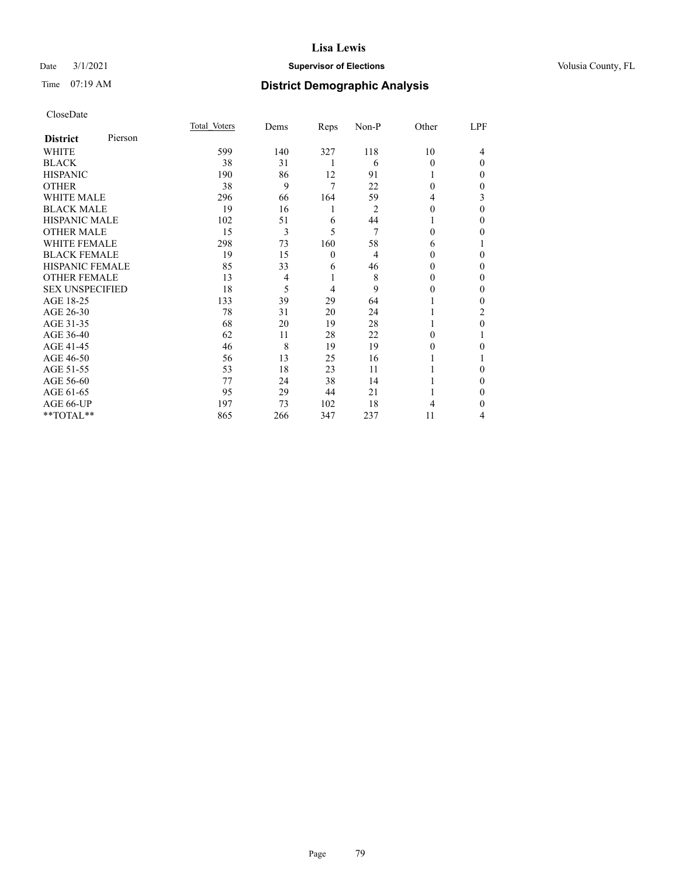# Lisa Lewis

Date 3/1/2021 **Supervisor of Elections** Volusia County, FL

Time 07:19 AM **District Demographic Analysis**

CloseDate

| **District** Pierson | Total Voters | Dems | Reps | Non-P | Other | LPF |
|---|---|---|---|---|---|---|
| WHITE | 599 | 140 | 327 | 118 | 10 | 4 |
| BLACK | 38 | 31 | 1 | 6 | 0 | 0 |
| HISPANIC | 190 | 86 | 12 | 91 | 1 | 0 |
| OTHER | 38 | 9 | 7 | 22 | 0 | 0 |
| WHITE MALE | 296 | 66 | 164 | 59 | 4 | 3 |
| BLACK MALE | 19 | 16 | 1 | 2 | 0 | 0 |
| HISPANIC MALE | 102 | 51 | 6 | 44 | 1 | 0 |
| OTHER MALE | 15 | 3 | 5 | 7 | 0 | 0 |
| WHITE FEMALE | 298 | 73 | 160 | 58 | 6 | 1 |
| BLACK FEMALE | 19 | 15 | 0 | 4 | 0 | 0 |
| HISPANIC FEMALE | 85 | 33 | 6 | 46 | 0 | 0 |
| OTHER FEMALE | 13 | 4 | 1 | 8 | 0 | 0 |
| SEX UNSPECIFIED | 18 | 5 | 4 | 9 | 0 | 0 |
| AGE 18-25 | 133 | 39 | 29 | 64 | 1 | 0 |
| AGE 26-30 | 78 | 31 | 20 | 24 | 1 | 2 |
| AGE 31-35 | 68 | 20 | 19 | 28 | 1 | 0 |
| AGE 36-40 | 62 | 11 | 28 | 22 | 0 | 1 |
| AGE 41-45 | 46 | 8 | 19 | 19 | 0 | 0 |
| AGE 46-50 | 56 | 13 | 25 | 16 | 1 | 1 |
| AGE 51-55 | 53 | 18 | 23 | 11 | 1 | 0 |
| AGE 56-60 | 77 | 24 | 38 | 14 | 1 | 0 |
| AGE 61-65 | 95 | 29 | 44 | 21 | 1 | 0 |
| AGE 66-UP | 197 | 73 | 102 | 18 | 4 | 0 |
| **TOTAL** | 865 | 266 | 347 | 237 | 11 | 4 |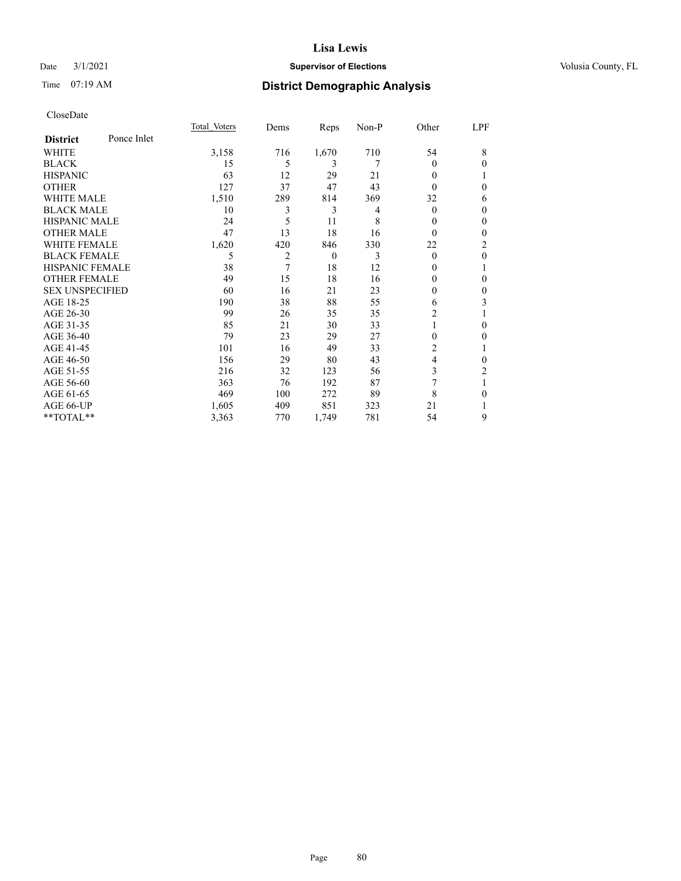# Lisa Lewis

Date 3/1/2021 **Supervisor of Elections** Volusia County, FL

Time 07:19 AM **District Demographic Analysis**

CloseDate

| District: Ponce Inlet | Total Voters | Dems | Reps | Non-P | Other | LPF |
|---|---|---|---|---|---|---|
| WHITE | 3,158 | 716 | 1,670 | 710 | 54 | 8 |
| BLACK | 15 | 5 | 3 | 7 | 0 | 0 |
| HISPANIC | 63 | 12 | 29 | 21 | 0 | 1 |
| OTHER | 127 | 37 | 47 | 43 | 0 | 0 |
| WHITE MALE | 1,510 | 289 | 814 | 369 | 32 | 6 |
| BLACK MALE | 10 | 3 | 3 | 4 | 0 | 0 |
| HISPANIC MALE | 24 | 5 | 11 | 8 | 0 | 0 |
| OTHER MALE | 47 | 13 | 18 | 16 | 0 | 0 |
| WHITE FEMALE | 1,620 | 420 | 846 | 330 | 22 | 2 |
| BLACK FEMALE | 5 | 2 | 0 | 3 | 0 | 0 |
| HISPANIC FEMALE | 38 | 7 | 18 | 12 | 0 | 1 |
| OTHER FEMALE | 49 | 15 | 18 | 16 | 0 | 0 |
| SEX UNSPECIFIED | 60 | 16 | 21 | 23 | 0 | 0 |
| AGE 18-25 | 190 | 38 | 88 | 55 | 6 | 3 |
| AGE 26-30 | 99 | 26 | 35 | 35 | 2 | 1 |
| AGE 31-35 | 85 | 21 | 30 | 33 | 1 | 0 |
| AGE 36-40 | 79 | 23 | 29 | 27 | 0 | 0 |
| AGE 41-45 | 101 | 16 | 49 | 33 | 2 | 1 |
| AGE 46-50 | 156 | 29 | 80 | 43 | 4 | 0 |
| AGE 51-55 | 216 | 32 | 123 | 56 | 3 | 2 |
| AGE 56-60 | 363 | 76 | 192 | 87 | 7 | 1 |
| AGE 61-65 | 469 | 100 | 272 | 89 | 8 | 0 |
| AGE 66-UP | 1,605 | 409 | 851 | 323 | 21 | 1 |
| **TOTAL** | 3,363 | 770 | 1,749 | 781 | 54 | 9 |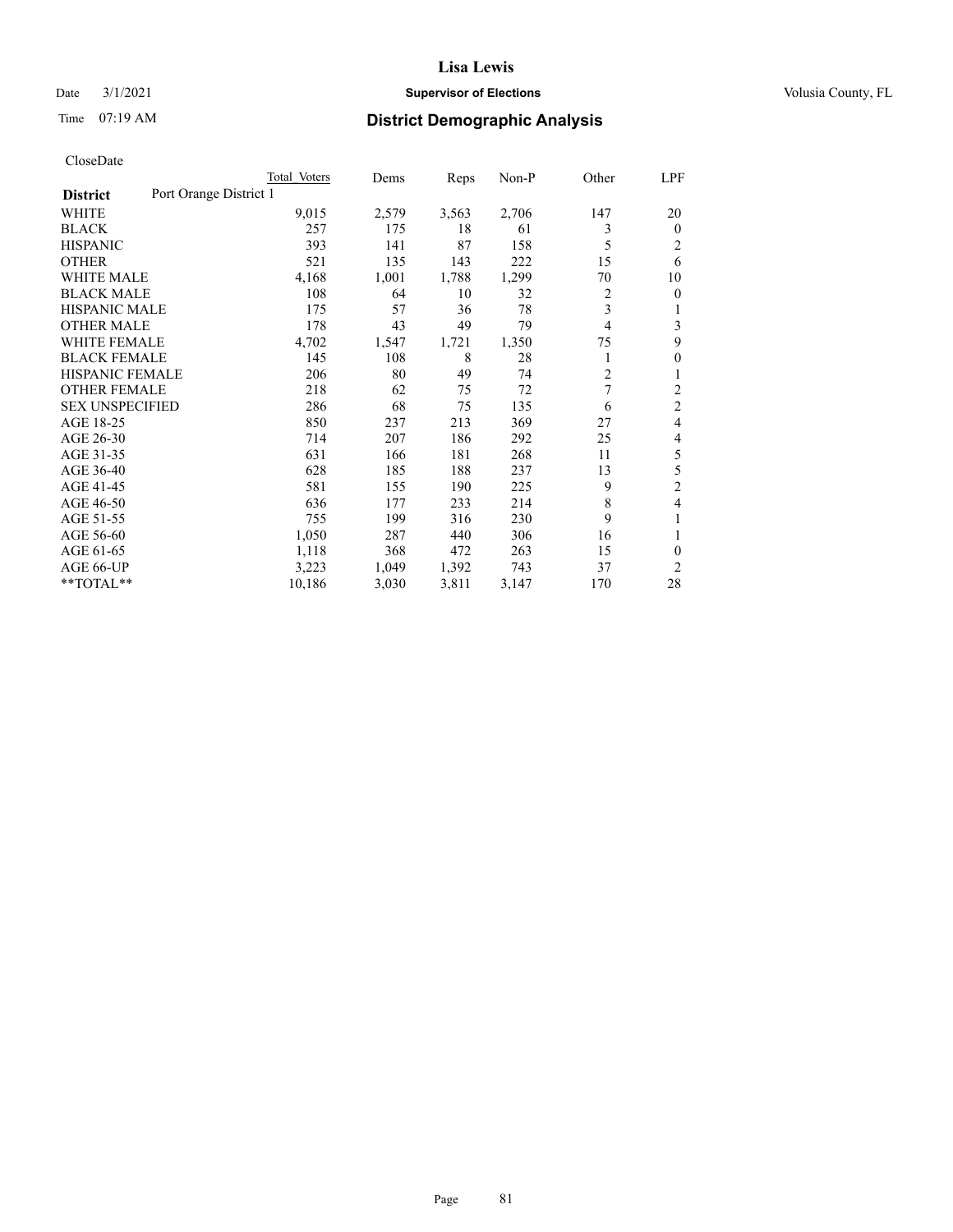# Lisa Lewis

Date 3/1/2021 **Supervisor of Elections** Volusia County, FL

Time 07:19 AM **District Demographic Analysis**

CloseDate

| | Total Voters | Dems | Reps | Non-P | Other | LPF |
|---|---|---|---|---|---|---|
| **District** Port Orange District 1 | | | | | | |
| WHITE | 9,015 | 2,579 | 3,563 | 2,706 | 147 | 20 |
| BLACK | 257 | 175 | 18 | 61 | 3 | 0 |
| HISPANIC | 393 | 141 | 87 | 158 | 5 | 2 |
| OTHER | 521 | 135 | 143 | 222 | 15 | 6 |
| WHITE MALE | 4,168 | 1,001 | 1,788 | 1,299 | 70 | 10 |
| BLACK MALE | 108 | 64 | 10 | 32 | 2 | 0 |
| HISPANIC MALE | 175 | 57 | 36 | 78 | 3 | 1 |
| OTHER MALE | 178 | 43 | 49 | 79 | 4 | 3 |
| WHITE FEMALE | 4,702 | 1,547 | 1,721 | 1,350 | 75 | 9 |
| BLACK FEMALE | 145 | 108 | 8 | 28 | 1 | 0 |
| HISPANIC FEMALE | 206 | 80 | 49 | 74 | 2 | 1 |
| OTHER FEMALE | 218 | 62 | 75 | 72 | 7 | 2 |
| SEX UNSPECIFIED | 286 | 68 | 75 | 135 | 6 | 2 |
| AGE 18-25 | 850 | 237 | 213 | 369 | 27 | 4 |
| AGE 26-30 | 714 | 207 | 186 | 292 | 25 | 4 |
| AGE 31-35 | 631 | 166 | 181 | 268 | 11 | 5 |
| AGE 36-40 | 628 | 185 | 188 | 237 | 13 | 5 |
| AGE 41-45 | 581 | 155 | 190 | 225 | 9 | 2 |
| AGE 46-50 | 636 | 177 | 233 | 214 | 8 | 4 |
| AGE 51-55 | 755 | 199 | 316 | 230 | 9 | 1 |
| AGE 56-60 | 1,050 | 287 | 440 | 306 | 16 | 1 |
| AGE 61-65 | 1,118 | 368 | 472 | 263 | 15 | 0 |
| AGE 66-UP | 3,223 | 1,049 | 1,392 | 743 | 37 | 2 |
| **TOTAL** | 10,186 | 3,030 | 3,811 | 3,147 | 170 | 28 |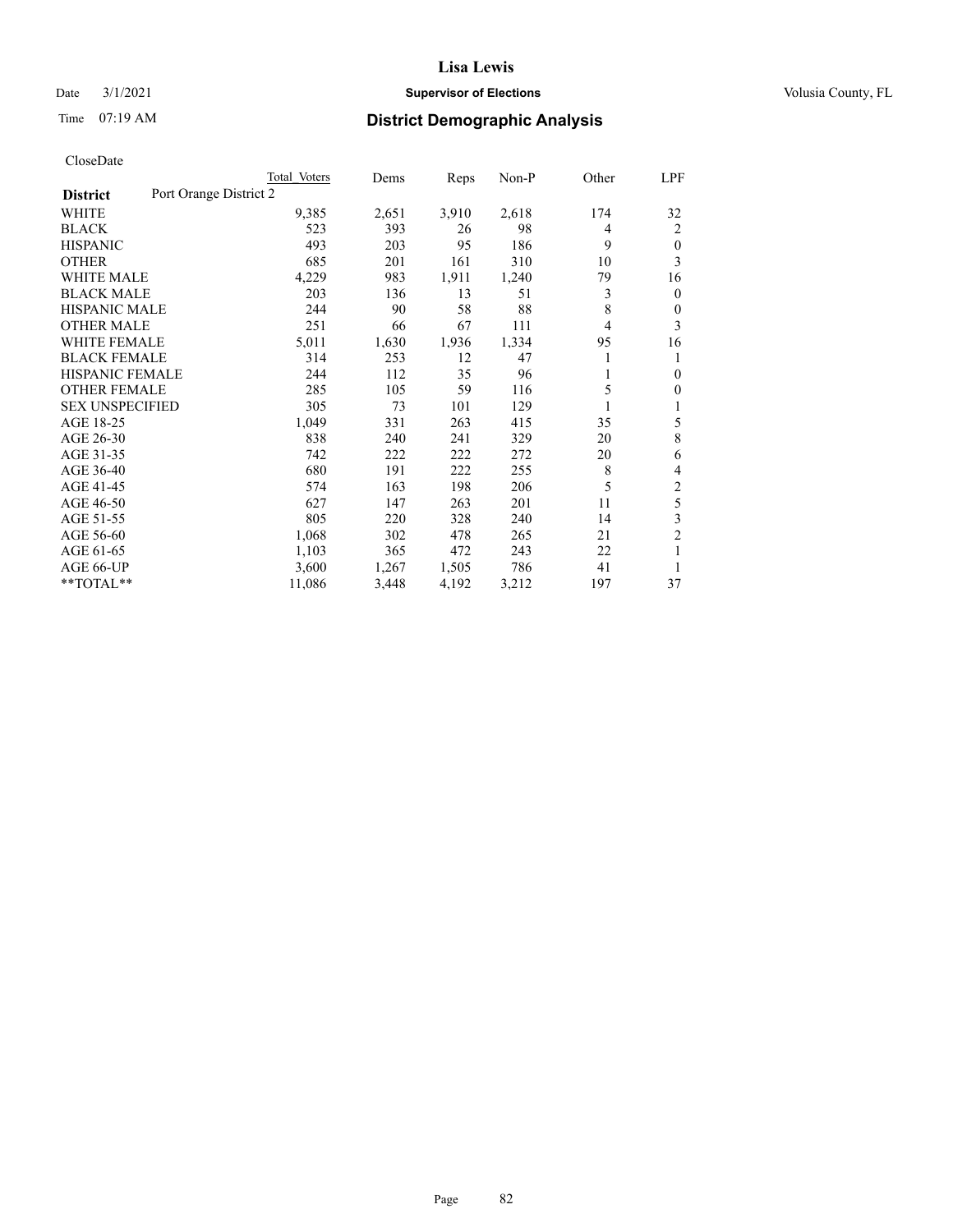# Lisa Lewis

Date 3/1/2021 **Supervisor of Elections** Volusia County, FL

Time 07:19 AM **District Demographic Analysis**

CloseDate

| | Total Voters | Dems | Reps | Non-P | Other | LPF |
|---|---|---|---|---|---|---|
| **District** Port Orange District 2 | | | | | | |
| WHITE | 9,385 | 2,651 | 3,910 | 2,618 | 174 | 32 |
| BLACK | 523 | 393 | 26 | 98 | 4 | 2 |
| HISPANIC | 493 | 203 | 95 | 186 | 9 | 0 |
| OTHER | 685 | 201 | 161 | 310 | 10 | 3 |
| WHITE MALE | 4,229 | 983 | 1,911 | 1,240 | 79 | 16 |
| BLACK MALE | 203 | 136 | 13 | 51 | 3 | 0 |
| HISPANIC MALE | 244 | 90 | 58 | 88 | 8 | 0 |
| OTHER MALE | 251 | 66 | 67 | 111 | 4 | 3 |
| WHITE FEMALE | 5,011 | 1,630 | 1,936 | 1,334 | 95 | 16 |
| BLACK FEMALE | 314 | 253 | 12 | 47 | 1 | 1 |
| HISPANIC FEMALE | 244 | 112 | 35 | 96 | 1 | 0 |
| OTHER FEMALE | 285 | 105 | 59 | 116 | 5 | 0 |
| SEX UNSPECIFIED | 305 | 73 | 101 | 129 | 1 | 1 |
| AGE 18-25 | 1,049 | 331 | 263 | 415 | 35 | 5 |
| AGE 26-30 | 838 | 240 | 241 | 329 | 20 | 8 |
| AGE 31-35 | 742 | 222 | 222 | 272 | 20 | 6 |
| AGE 36-40 | 680 | 191 | 222 | 255 | 8 | 4 |
| AGE 41-45 | 574 | 163 | 198 | 206 | 5 | 2 |
| AGE 46-50 | 627 | 147 | 263 | 201 | 11 | 5 |
| AGE 51-55 | 805 | 220 | 328 | 240 | 14 | 3 |
| AGE 56-60 | 1,068 | 302 | 478 | 265 | 21 | 2 |
| AGE 61-65 | 1,103 | 365 | 472 | 243 | 22 | 1 |
| AGE 66-UP | 3,600 | 1,267 | 1,505 | 786 | 41 | 1 |
| **TOTAL** | 11,086 | 3,448 | 4,192 | 3,212 | 197 | 37 |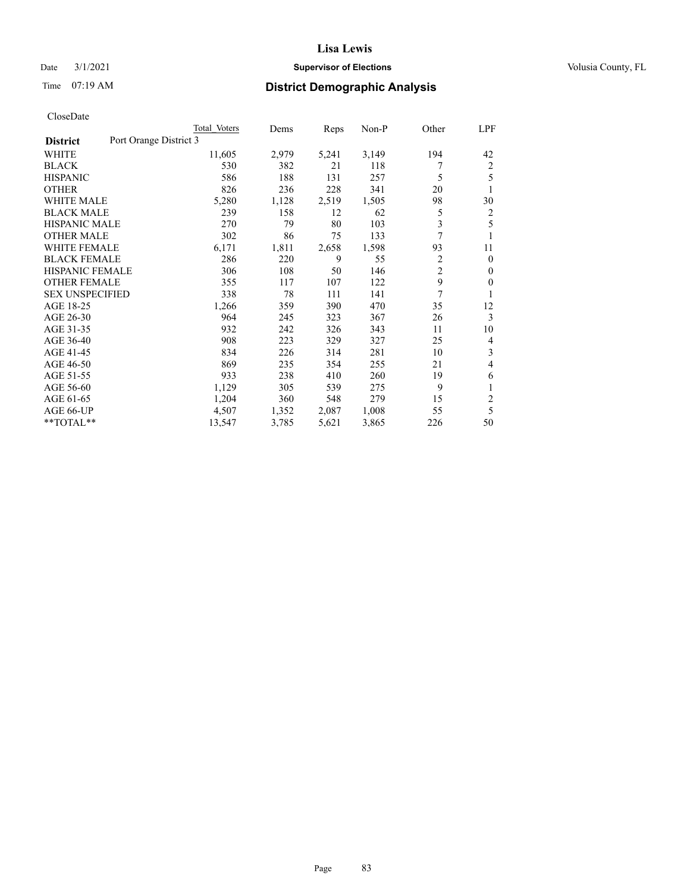# Lisa Lewis

Date 3/1/2021 **Supervisor of Elections** Volusia County, FL

Time 07:19 AM **District Demographic Analysis**

CloseDate

| **District** Port Orange District 3 | Total Voters | Dems | Reps | Non-P | Other | LPF |
|---|---|---|---|---|---|---|
| WHITE | 11,605 | 2,979 | 5,241 | 3,149 | 194 | 42 |
| BLACK | 530 | 382 | 21 | 118 | 7 | 2 |
| HISPANIC | 586 | 188 | 131 | 257 | 5 | 5 |
| OTHER | 826 | 236 | 228 | 341 | 20 | 1 |
| WHITE MALE | 5,280 | 1,128 | 2,519 | 1,505 | 98 | 30 |
| BLACK MALE | 239 | 158 | 12 | 62 | 5 | 2 |
| HISPANIC MALE | 270 | 79 | 80 | 103 | 3 | 5 |
| OTHER MALE | 302 | 86 | 75 | 133 | 7 | 1 |
| WHITE FEMALE | 6,171 | 1,811 | 2,658 | 1,598 | 93 | 11 |
| BLACK FEMALE | 286 | 220 | 9 | 55 | 2 | 0 |
| HISPANIC FEMALE | 306 | 108 | 50 | 146 | 2 | 0 |
| OTHER FEMALE | 355 | 117 | 107 | 122 | 9 | 0 |
| SEX UNSPECIFIED | 338 | 78 | 111 | 141 | 7 | 1 |
| AGE 18-25 | 1,266 | 359 | 390 | 470 | 35 | 12 |
| AGE 26-30 | 964 | 245 | 323 | 367 | 26 | 3 |
| AGE 31-35 | 932 | 242 | 326 | 343 | 11 | 10 |
| AGE 36-40 | 908 | 223 | 329 | 327 | 25 | 4 |
| AGE 41-45 | 834 | 226 | 314 | 281 | 10 | 3 |
| AGE 46-50 | 869 | 235 | 354 | 255 | 21 | 4 |
| AGE 51-55 | 933 | 238 | 410 | 260 | 19 | 6 |
| AGE 56-60 | 1,129 | 305 | 539 | 275 | 9 | 1 |
| AGE 61-65 | 1,204 | 360 | 548 | 279 | 15 | 2 |
| AGE 66-UP | 4,507 | 1,352 | 2,087 | 1,008 | 55 | 5 |
| **TOTAL** | 13,547 | 3,785 | 5,621 | 3,865 | 226 | 50 |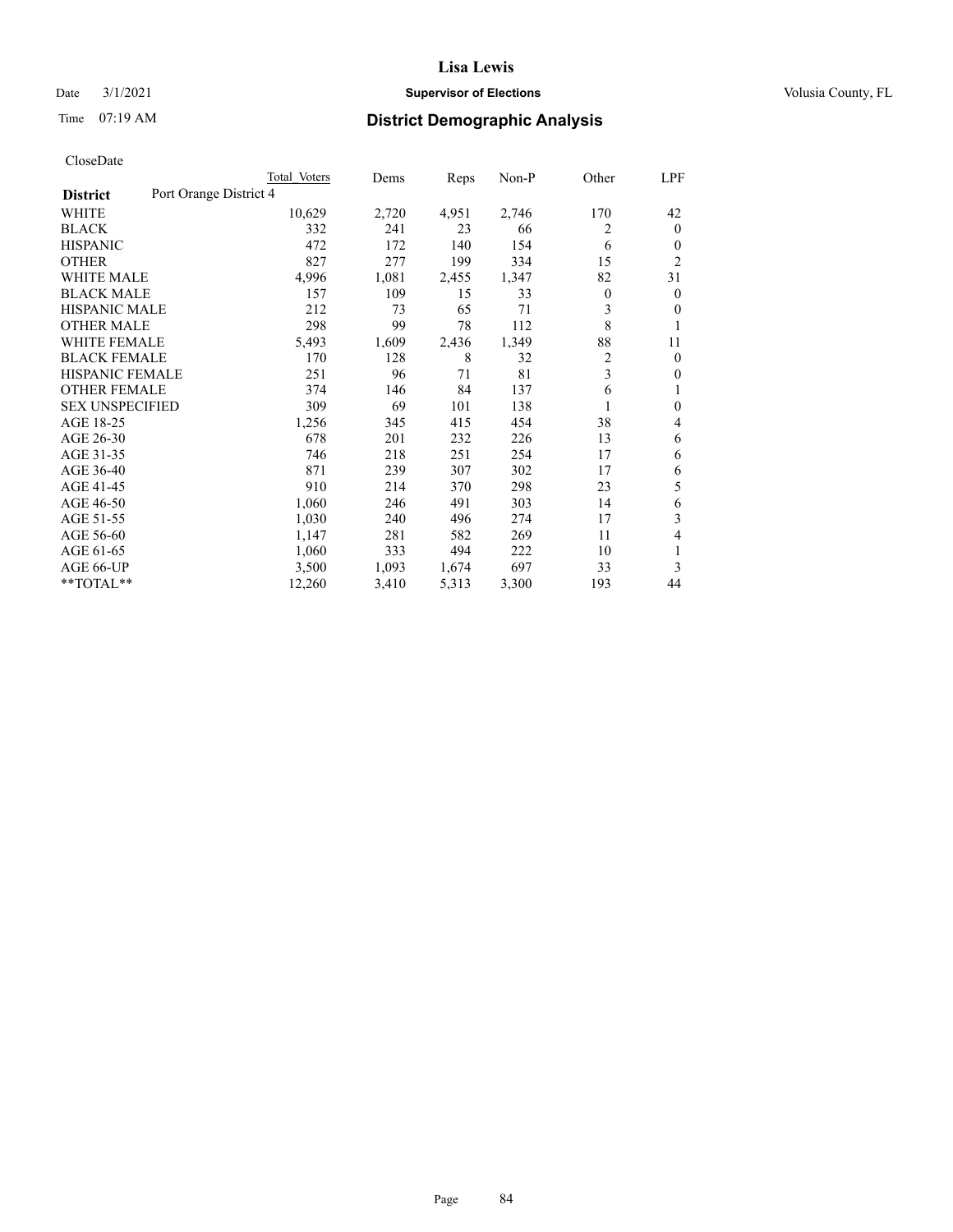CloseDate

| District | Port Orange District 4 | Total Voters | Dems | Reps | Non-P | Other | LPF |
|---|---|---|---|---|---|---|---|
| WHITE | | 10,629 | 2,720 | 4,951 | 2,746 | 170 | 42 |
| BLACK | | 332 | 241 | 23 | 66 | 2 | 0 |
| HISPANIC | | 472 | 172 | 140 | 154 | 6 | 0 |
| OTHER | | 827 | 277 | 199 | 334 | 15 | 2 |
| WHITE MALE | | 4,996 | 1,081 | 2,455 | 1,347 | 82 | 31 |
| BLACK MALE | | 157 | 109 | 15 | 33 | 0 | 0 |
| HISPANIC MALE | | 212 | 73 | 65 | 71 | 3 | 0 |
| OTHER MALE | | 298 | 99 | 78 | 112 | 8 | 1 |
| WHITE FEMALE | | 5,493 | 1,609 | 2,436 | 1,349 | 88 | 11 |
| BLACK FEMALE | | 170 | 128 | 8 | 32 | 2 | 0 |
| HISPANIC FEMALE | | 251 | 96 | 71 | 81 | 3 | 0 |
| OTHER FEMALE | | 374 | 146 | 84 | 137 | 6 | 1 |
| SEX UNSPECIFIED | | 309 | 69 | 101 | 138 | 1 | 0 |
| AGE 18-25 | | 1,256 | 345 | 415 | 454 | 38 | 4 |
| AGE 26-30 | | 678 | 201 | 232 | 226 | 13 | 6 |
| AGE 31-35 | | 746 | 218 | 251 | 254 | 17 | 6 |
| AGE 36-40 | | 871 | 239 | 307 | 302 | 17 | 6 |
| AGE 41-45 | | 910 | 214 | 370 | 298 | 23 | 5 |
| AGE 46-50 | | 1,060 | 246 | 491 | 303 | 14 | 6 |
| AGE 51-55 | | 1,030 | 240 | 496 | 274 | 17 | 3 |
| AGE 56-60 | | 1,147 | 281 | 582 | 269 | 11 | 4 |
| AGE 61-65 | | 1,060 | 333 | 494 | 222 | 10 | 1 |
| AGE 66-UP | | 3,500 | 1,093 | 1,674 | 697 | 33 | 3 |
| **TOTAL** | | 12,260 | 3,410 | 5,313 | 3,300 | 193 | 44 |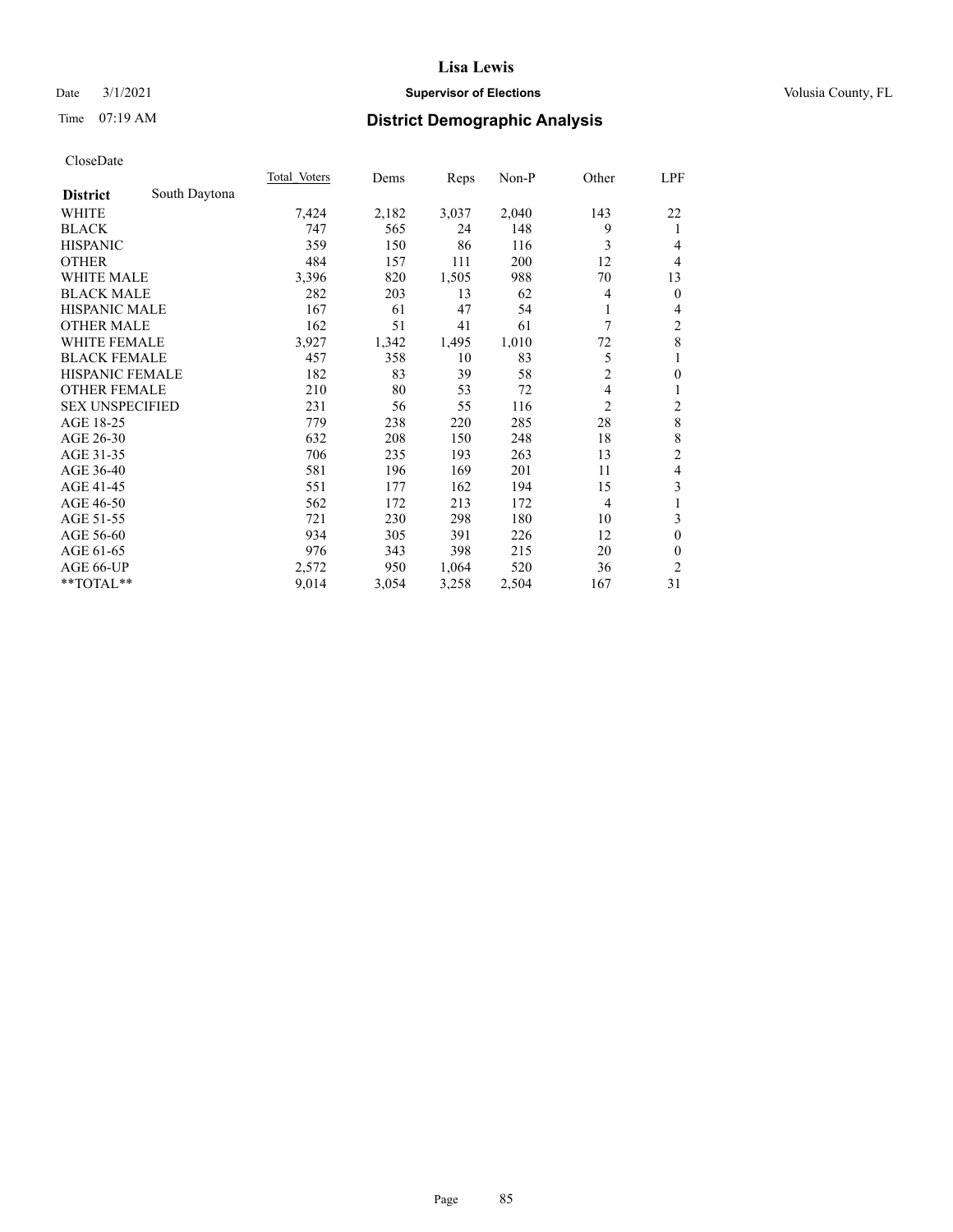# Lisa Lewis

Date 3/1/2021 **Supervisor of Elections** Volusia County, FL

Time 07:19 AM **District Demographic Analysis**

CloseDate

| **District** South Daytona | Total Voters | Dems | Reps | Non-P | Other | LPF |
|---|---|---|---|---|---|---|
| WHITE | 7,424 | 2,182 | 3,037 | 2,040 | 143 | 22 |
| BLACK | 747 | 565 | 24 | 148 | 9 | 1 |
| HISPANIC | 359 | 150 | 86 | 116 | 3 | 4 |
| OTHER | 484 | 157 | 111 | 200 | 12 | 4 |
| WHITE MALE | 3,396 | 820 | 1,505 | 988 | 70 | 13 |
| BLACK MALE | 282 | 203 | 13 | 62 | 4 | 0 |
| HISPANIC MALE | 167 | 61 | 47 | 54 | 1 | 4 |
| OTHER MALE | 162 | 51 | 41 | 61 | 7 | 2 |
| WHITE FEMALE | 3,927 | 1,342 | 1,495 | 1,010 | 72 | 8 |
| BLACK FEMALE | 457 | 358 | 10 | 83 | 5 | 1 |
| HISPANIC FEMALE | 182 | 83 | 39 | 58 | 2 | 0 |
| OTHER FEMALE | 210 | 80 | 53 | 72 | 4 | 1 |
| SEX UNSPECIFIED | 231 | 56 | 55 | 116 | 2 | 2 |
| AGE 18-25 | 779 | 238 | 220 | 285 | 28 | 8 |
| AGE 26-30 | 632 | 208 | 150 | 248 | 18 | 8 |
| AGE 31-35 | 706 | 235 | 193 | 263 | 13 | 2 |
| AGE 36-40 | 581 | 196 | 169 | 201 | 11 | 4 |
| AGE 41-45 | 551 | 177 | 162 | 194 | 15 | 3 |
| AGE 46-50 | 562 | 172 | 213 | 172 | 4 | 1 |
| AGE 51-55 | 721 | 230 | 298 | 180 | 10 | 3 |
| AGE 56-60 | 934 | 305 | 391 | 226 | 12 | 0 |
| AGE 61-65 | 976 | 343 | 398 | 215 | 20 | 0 |
| AGE 66-UP | 2,572 | 950 | 1,064 | 520 | 36 | 2 |
| **TOTAL** | 9,014 | 3,054 | 3,258 | 2,504 | 167 | 31 |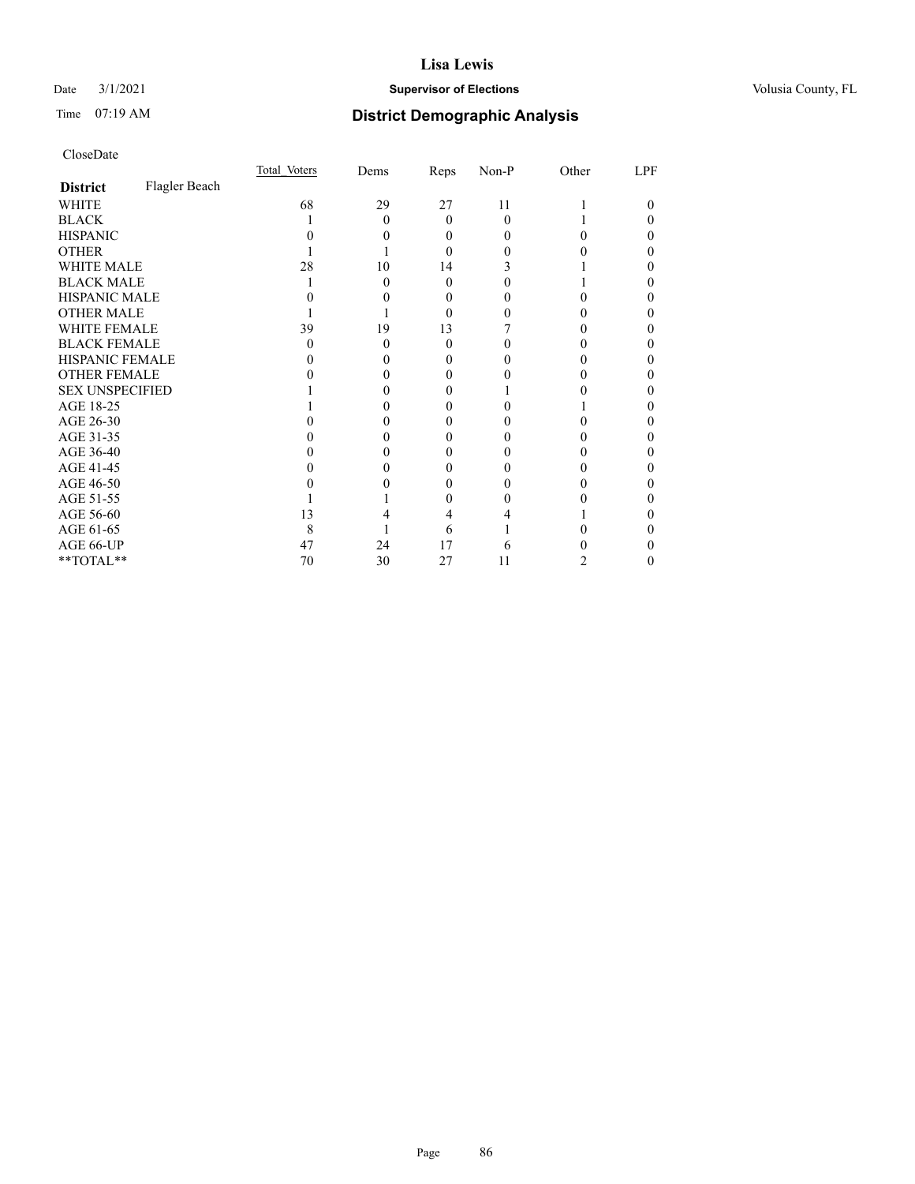# Lisa Lewis

Date 3/1/2021 **Supervisor of Elections** Volusia County, FL

Time 07:19 AM **District Demographic Analysis**

CloseDate

| **District** Flagler Beach | Total Voters | Dems | Reps | Non-P | Other | LPF |
|---|---|---|---|---|---|---|
| WHITE | 68 | 29 | 27 | 11 | 1 | 0 |
| BLACK | 1 | 0 | 0 | 0 | 1 | 0 |
| HISPANIC | 0 | 0 | 0 | 0 | 0 | 0 |
| OTHER | 1 | 1 | 0 | 0 | 0 | 0 |
| WHITE MALE | 28 | 10 | 14 | 3 | 1 | 0 |
| BLACK MALE | 1 | 0 | 0 | 0 | 1 | 0 |
| HISPANIC MALE | 0 | 0 | 0 | 0 | 0 | 0 |
| OTHER MALE | 1 | 1 | 0 | 0 | 0 | 0 |
| WHITE FEMALE | 39 | 19 | 13 | 7 | 0 | 0 |
| BLACK FEMALE | 0 | 0 | 0 | 0 | 0 | 0 |
| HISPANIC FEMALE | 0 | 0 | 0 | 0 | 0 | 0 |
| OTHER FEMALE | 0 | 0 | 0 | 0 | 0 | 0 |
| SEX UNSPECIFIED | 1 | 0 | 0 | 1 | 0 | 0 |
| AGE 18-25 | 1 | 0 | 0 | 0 | 1 | 0 |
| AGE 26-30 | 0 | 0 | 0 | 0 | 0 | 0 |
| AGE 31-35 | 0 | 0 | 0 | 0 | 0 | 0 |
| AGE 36-40 | 0 | 0 | 0 | 0 | 0 | 0 |
| AGE 41-45 | 0 | 0 | 0 | 0 | 0 | 0 |
| AGE 46-50 | 0 | 0 | 0 | 0 | 0 | 0 |
| AGE 51-55 | 1 | 1 | 0 | 0 | 0 | 0 |
| AGE 56-60 | 13 | 4 | 4 | 4 | 1 | 0 |
| AGE 61-65 | 8 | 1 | 6 | 1 | 0 | 0 |
| AGE 66-UP | 47 | 24 | 17 | 6 | 0 | 0 |
| **TOTAL** | 70 | 30 | 27 | 11 | 2 | 0 |